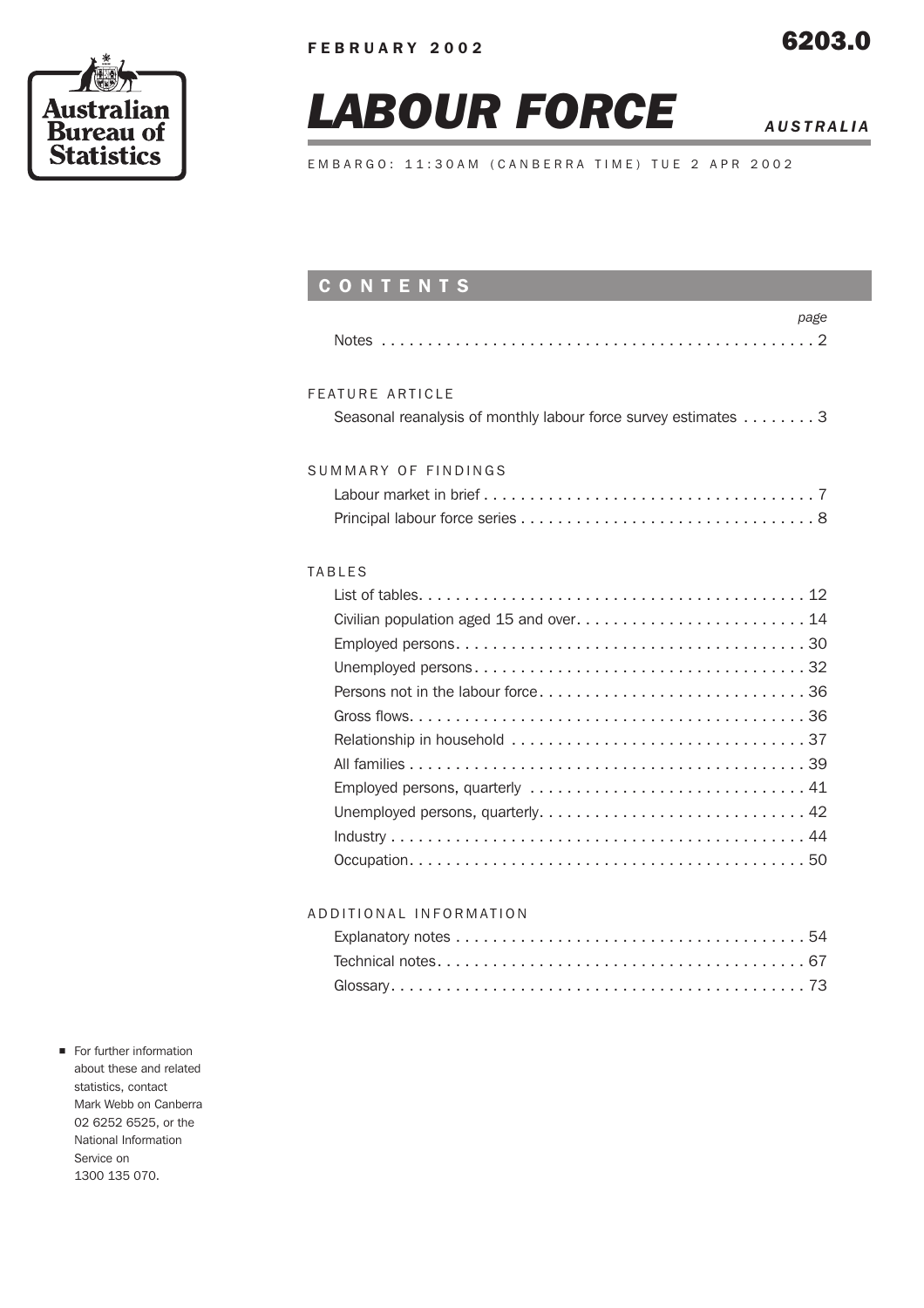Australian Bureau of Statistics

FEBRUARY 2002

6203.0

# LABOUR FORCE

*AUSTRALIA*

EMBARGO: 11:30AM (CANBERRA TIME) TUE 2 APR 2002

## CONTENTS

| | page |
|---|---|
| Notes | 2 |
| **FEATURE ARTICLE** | |
| Seasonal reanalysis of monthly labour force survey estimates | 3 |
| **SUMMARY OF FINDINGS** | |
| Labour market in brief | 7 |
| Principal labour force series | 8 |
| **TABLES** | |
| List of tables | 12 |
| Civilian population aged 15 and over | 14 |
| Employed persons | 30 |
| Unemployed persons | 32 |
| Persons not in the labour force | 36 |
| Gross flows | 36 |
| Relationship in household | 37 |
| All families | 39 |
| Employed persons, quarterly | 41 |
| Unemployed persons, quarterly | 42 |
| Industry | 44 |
| Occupation | 50 |
| **ADDITIONAL INFORMATION** | |
| Explanatory notes | 54 |
| Technical notes | 67 |
| Glossary | 73 |

- For further information about these and related statistics, contact Mark Webb on Canberra 02 6252 6525, or the National Information Service on 1300 135 070.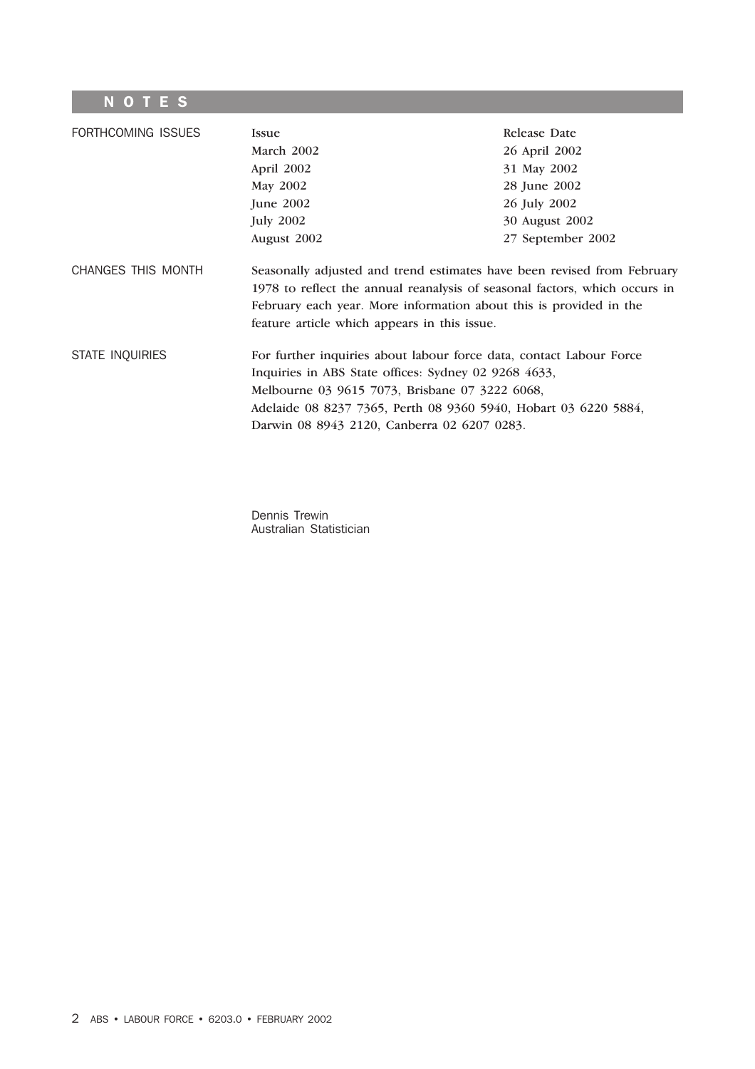# NOTES

## FORTHCOMING ISSUES

| Issue | Release Date |
| --- | --- |
| March 2002 | 26 April 2002 |
| April 2002 | 31 May 2002 |
| May 2002 | 28 June 2002 |
| June 2002 | 26 July 2002 |
| July 2002 | 30 August 2002 |
| August 2002 | 27 September 2002 |

## CHANGES THIS MONTH

Seasonally adjusted and trend estimates have been revised from February 1978 to reflect the annual reanalysis of seasonal factors, which occurs in February each year. More information about this is provided in the feature article which appears in this issue.

## STATE INQUIRIES

For further inquiries about labour force data, contact Labour Force Inquiries in ABS State offices: Sydney 02 9268 4633, Melbourne 03 9615 7073, Brisbane 07 3222 6068, Adelaide 08 8237 7365, Perth 08 9360 5940, Hobart 03 6220 5884, Darwin 08 8943 2120, Canberra 02 6207 0283.

Dennis Trewin
Australian Statistician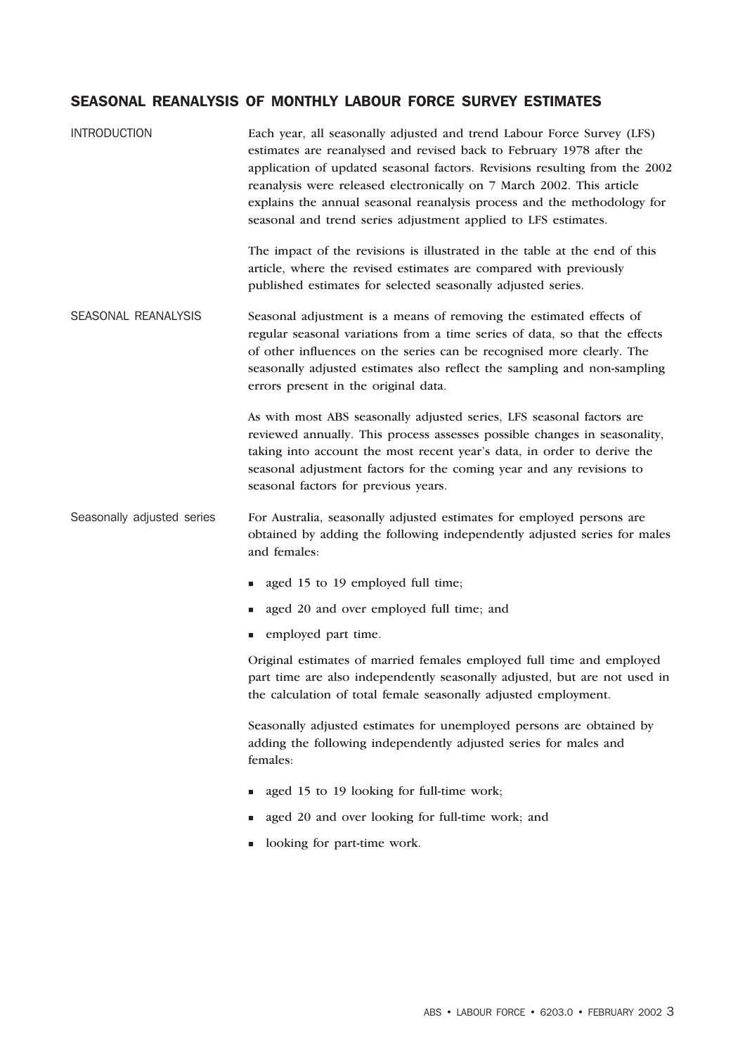## SEASONAL REANALYSIS OF MONTHLY LABOUR FORCE SURVEY ESTIMATES

### INTRODUCTION

Each year, all seasonally adjusted and trend Labour Force Survey (LFS) estimates are reanalysed and revised back to February 1978 after the application of updated seasonal factors. Revisions resulting from the 2002 reanalysis were released electronically on 7 March 2002. This article explains the annual seasonal reanalysis process and the methodology for seasonal and trend series adjustment applied to LFS estimates.

The impact of the revisions is illustrated in the table at the end of this article, where the revised estimates are compared with previously published estimates for selected seasonally adjusted series.

### SEASONAL REANALYSIS

Seasonal adjustment is a means of removing the estimated effects of regular seasonal variations from a time series of data, so that the effects of other influences on the series can be recognised more clearly. The seasonally adjusted estimates also reflect the sampling and non-sampling errors present in the original data.

As with most ABS seasonally adjusted series, LFS seasonal factors are reviewed annually. This process assesses possible changes in seasonality, taking into account the most recent year's data, in order to derive the seasonal adjustment factors for the coming year and any revisions to seasonal factors for previous years.

#### Seasonally adjusted series

For Australia, seasonally adjusted estimates for employed persons are obtained by adding the following independently adjusted series for males and females:

- aged 15 to 19 employed full time;
- aged 20 and over employed full time; and
- employed part time.

Original estimates of married females employed full time and employed part time are also independently seasonally adjusted, but are not used in the calculation of total female seasonally adjusted employment.

Seasonally adjusted estimates for unemployed persons are obtained by adding the following independently adjusted series for males and females:

- aged 15 to 19 looking for full-time work;
- aged 20 and over looking for full-time work; and
- looking for part-time work.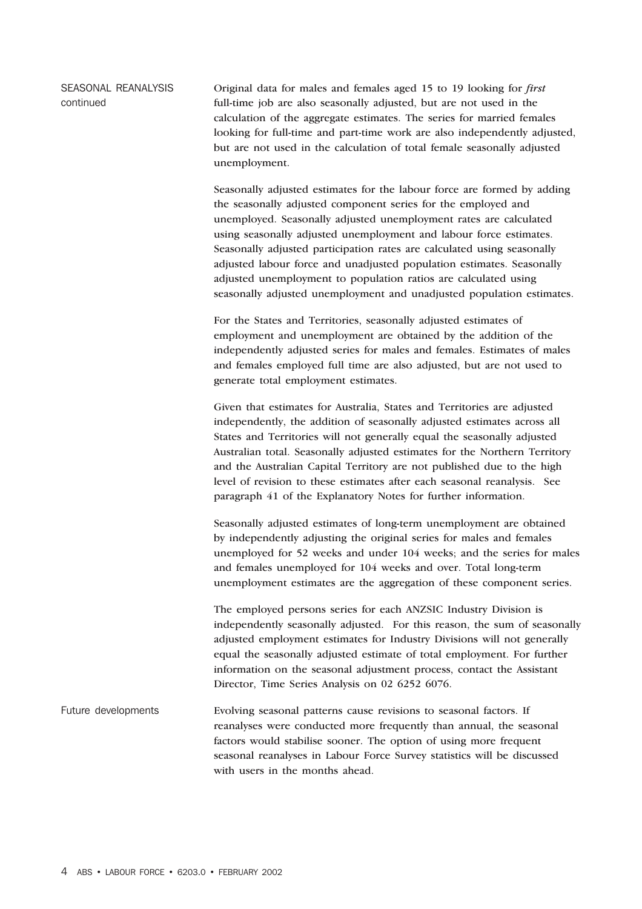## SEASONAL REANALYSIS continued

Original data for males and females aged 15 to 19 looking for *first* full-time job are also seasonally adjusted, but are not used in the calculation of the aggregate estimates. The series for married females looking for full-time and part-time work are also independently adjusted, but are not used in the calculation of total female seasonally adjusted unemployment.

Seasonally adjusted estimates for the labour force are formed by adding the seasonally adjusted component series for the employed and unemployed. Seasonally adjusted unemployment rates are calculated using seasonally adjusted unemployment and labour force estimates. Seasonally adjusted participation rates are calculated using seasonally adjusted labour force and unadjusted population estimates. Seasonally adjusted unemployment to population ratios are calculated using seasonally adjusted unemployment and unadjusted population estimates.

For the States and Territories, seasonally adjusted estimates of employment and unemployment are obtained by the addition of the independently adjusted series for males and females. Estimates of males and females employed full time are also adjusted, but are not used to generate total employment estimates.

Given that estimates for Australia, States and Territories are adjusted independently, the addition of seasonally adjusted estimates across all States and Territories will not generally equal the seasonally adjusted Australian total. Seasonally adjusted estimates for the Northern Territory and the Australian Capital Territory are not published due to the high level of revision to these estimates after each seasonal reanalysis. See paragraph 41 of the Explanatory Notes for further information.

Seasonally adjusted estimates of long-term unemployment are obtained by independently adjusting the original series for males and females unemployed for 52 weeks and under 104 weeks; and the series for males and females unemployed for 104 weeks and over. Total long-term unemployment estimates are the aggregation of these component series.

The employed persons series for each ANZSIC Industry Division is independently seasonally adjusted. For this reason, the sum of seasonally adjusted employment estimates for Industry Divisions will not generally equal the seasonally adjusted estimate of total employment. For further information on the seasonal adjustment process, contact the Assistant Director, Time Series Analysis on 02 6252 6076.

## Future developments

Evolving seasonal patterns cause revisions to seasonal factors. If reanalyses were conducted more frequently than annual, the seasonal factors would stabilise sooner. The option of using more frequent seasonal reanalyses in Labour Force Survey statistics will be discussed with users in the months ahead.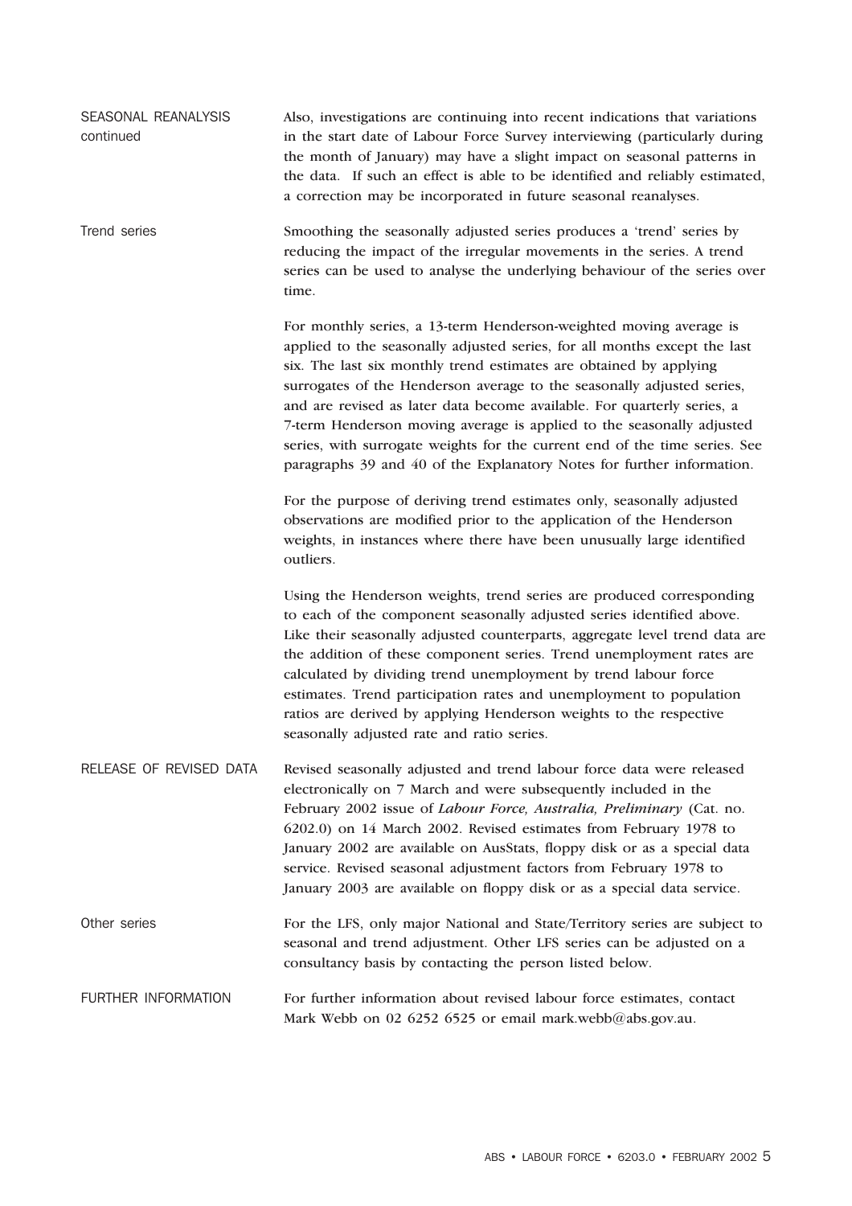## SEASONAL REANALYSIS continued

Also, investigations are continuing into recent indications that variations in the start date of Labour Force Survey interviewing (particularly during the month of January) may have a slight impact on seasonal patterns in the data. If such an effect is able to be identified and reliably estimated, a correction may be incorporated in future seasonal reanalyses.

### Trend series

Smoothing the seasonally adjusted series produces a 'trend' series by reducing the impact of the irregular movements in the series. A trend series can be used to analyse the underlying behaviour of the series over time.

For monthly series, a 13-term Henderson-weighted moving average is applied to the seasonally adjusted series, for all months except the last six. The last six monthly trend estimates are obtained by applying surrogates of the Henderson average to the seasonally adjusted series, and are revised as later data become available. For quarterly series, a 7-term Henderson moving average is applied to the seasonally adjusted series, with surrogate weights for the current end of the time series. See paragraphs 39 and 40 of the Explanatory Notes for further information.

For the purpose of deriving trend estimates only, seasonally adjusted observations are modified prior to the application of the Henderson weights, in instances where there have been unusually large identified outliers.

Using the Henderson weights, trend series are produced corresponding to each of the component seasonally adjusted series identified above. Like their seasonally adjusted counterparts, aggregate level trend data are the addition of these component series. Trend unemployment rates are calculated by dividing trend unemployment by trend labour force estimates. Trend participation rates and unemployment to population ratios are derived by applying Henderson weights to the respective seasonally adjusted rate and ratio series.

## RELEASE OF REVISED DATA

Revised seasonally adjusted and trend labour force data were released electronically on 7 March and were subsequently included in the February 2002 issue of *Labour Force, Australia, Preliminary* (Cat. no. 6202.0) on 14 March 2002. Revised estimates from February 1978 to January 2002 are available on AusStats, floppy disk or as a special data service. Revised seasonal adjustment factors from February 1978 to January 2003 are available on floppy disk or as a special data service.

### Other series

For the LFS, only major National and State/Territory series are subject to seasonal and trend adjustment. Other LFS series can be adjusted on a consultancy basis by contacting the person listed below.

## FURTHER INFORMATION

For further information about revised labour force estimates, contact Mark Webb on 02 6252 6525 or email mark.webb@abs.gov.au.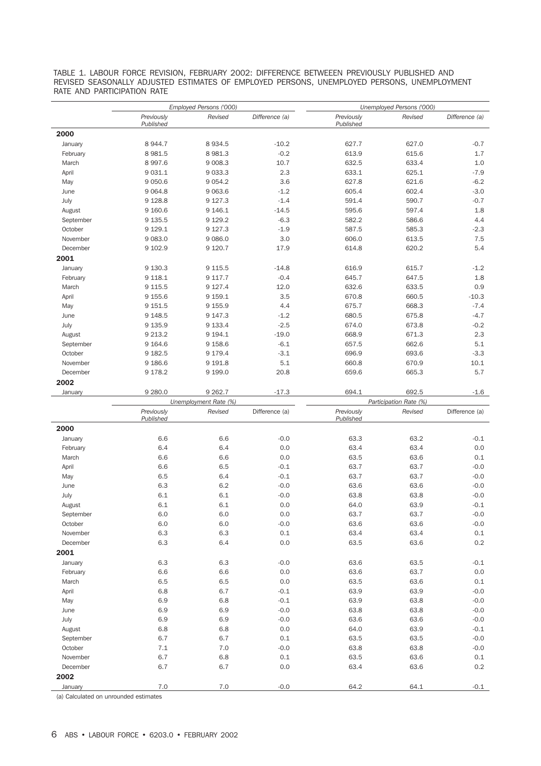TABLE 1. LABOUR FORCE REVISION, FEBRUARY 2002: DIFFERENCE BETWEEEN PREVIOUSLY PUBLISHED AND REVISED SEASONALLY ADJUSTED ESTIMATES OF EMPLOYED PERSONS, UNEMPLOYED PERSONS, UNEMPLOYMENT RATE AND PARTICIPATION RATE

| | *Employed Persons ('000)* | | | *Unemployed Persons ('000)* | | |
|---|---|---|---|---|---|---|
| | *Previously Published* | *Revised* | *Difference (a)* | *Previously Published* | *Revised* | *Difference (a)* |
| **2000** | | | | | | |
| January | 8 944.7 | 8 934.5 | -10.2 | 627.7 | 627.0 | -0.7 |
| February | 8 981.5 | 8 981.3 | -0.2 | 613.9 | 615.6 | 1.7 |
| March | 8 997.6 | 9 008.3 | 10.7 | 632.5 | 633.4 | 1.0 |
| April | 9 031.1 | 9 033.3 | 2.3 | 633.1 | 625.1 | -7.9 |
| May | 9 050.6 | 9 054.2 | 3.6 | 627.8 | 621.6 | -6.2 |
| June | 9 064.8 | 9 063.6 | -1.2 | 605.4 | 602.4 | -3.0 |
| July | 9 128.8 | 9 127.3 | -1.4 | 591.4 | 590.7 | -0.7 |
| August | 9 160.6 | 9 146.1 | -14.5 | 595.6 | 597.4 | 1.8 |
| September | 9 135.5 | 9 129.2 | -6.3 | 582.2 | 586.6 | 4.4 |
| October | 9 129.1 | 9 127.3 | -1.9 | 587.5 | 585.3 | -2.3 |
| November | 9 083.0 | 9 086.0 | 3.0 | 606.0 | 613.5 | 7.5 |
| December | 9 102.9 | 9 120.7 | 17.9 | 614.8 | 620.2 | 5.4 |
| **2001** | | | | | | |
| January | 9 130.3 | 9 115.5 | -14.8 | 616.9 | 615.7 | -1.2 |
| February | 9 118.1 | 9 117.7 | -0.4 | 645.7 | 647.5 | 1.8 |
| March | 9 115.5 | 9 127.4 | 12.0 | 632.6 | 633.5 | 0.9 |
| April | 9 155.6 | 9 159.1 | 3.5 | 670.8 | 660.5 | -10.3 |
| May | 9 151.5 | 9 155.9 | 4.4 | 675.7 | 668.3 | -7.4 |
| June | 9 148.5 | 9 147.3 | -1.2 | 680.5 | 675.8 | -4.7 |
| July | 9 135.9 | 9 133.4 | -2.5 | 674.0 | 673.8 | -0.2 |
| August | 9 213.2 | 9 194.1 | -19.0 | 668.9 | 671.3 | 2.3 |
| September | 9 164.6 | 9 158.6 | -6.1 | 657.5 | 662.6 | 5.1 |
| October | 9 182.5 | 9 179.4 | -3.1 | 696.9 | 693.6 | -3.3 |
| November | 9 186.6 | 9 191.8 | 5.1 | 660.8 | 670.9 | 10.1 |
| December | 9 178.2 | 9 199.0 | 20.8 | 659.6 | 665.3 | 5.7 |
| **2002** | | | | | | |
| January | 9 280.0 | 9 262.7 | -17.3 | 694.1 | 692.5 | -1.6 |

| | *Unemployment Rate (%)* | | | *Participation Rate (%)* | | |
|---|---|---|---|---|---|---|
| | *Previously Published* | *Revised* | Difference (a) | *Previously Published* | *Revised* | Difference (a) |
| **2000** | | | | | | |
| January | 6.6 | 6.6 | -0.0 | 63.3 | 63.2 | -0.1 |
| February | 6.4 | 6.4 | 0.0 | 63.4 | 63.4 | 0.0 |
| March | 6.6 | 6.6 | 0.0 | 63.5 | 63.6 | 0.1 |
| April | 6.6 | 6.5 | -0.1 | 63.7 | 63.7 | -0.0 |
| May | 6.5 | 6.4 | -0.1 | 63.7 | 63.7 | -0.0 |
| June | 6.3 | 6.2 | -0.0 | 63.6 | 63.6 | -0.0 |
| July | 6.1 | 6.1 | -0.0 | 63.8 | 63.8 | -0.0 |
| August | 6.1 | 6.1 | 0.0 | 64.0 | 63.9 | -0.1 |
| September | 6.0 | 6.0 | 0.0 | 63.7 | 63.7 | -0.0 |
| October | 6.0 | 6.0 | -0.0 | 63.6 | 63.6 | -0.0 |
| November | 6.3 | 6.3 | 0.1 | 63.4 | 63.4 | 0.1 |
| December | 6.3 | 6.4 | 0.0 | 63.5 | 63.6 | 0.2 |
| **2001** | | | | | | |
| January | 6.3 | 6.3 | -0.0 | 63.6 | 63.5 | -0.1 |
| February | 6.6 | 6.6 | 0.0 | 63.6 | 63.7 | 0.0 |
| March | 6.5 | 6.5 | 0.0 | 63.5 | 63.6 | 0.1 |
| April | 6.8 | 6.7 | -0.1 | 63.9 | 63.9 | -0.0 |
| May | 6.9 | 6.8 | -0.1 | 63.9 | 63.8 | -0.0 |
| June | 6.9 | 6.9 | -0.0 | 63.8 | 63.8 | -0.0 |
| July | 6.9 | 6.9 | -0.0 | 63.6 | 63.6 | -0.0 |
| August | 6.8 | 6.8 | 0.0 | 64.0 | 63.9 | -0.1 |
| September | 6.7 | 6.7 | 0.1 | 63.5 | 63.5 | -0.0 |
| October | 7.1 | 7.0 | -0.0 | 63.8 | 63.8 | -0.0 |
| November | 6.7 | 6.8 | 0.1 | 63.5 | 63.6 | 0.1 |
| December | 6.7 | 6.7 | 0.0 | 63.4 | 63.6 | 0.2 |
| **2002** | | | | | | |
| January | 7.0 | 7.0 | -0.0 | 64.2 | 64.1 | -0.1 |

(a) Calculated on unrounded estimates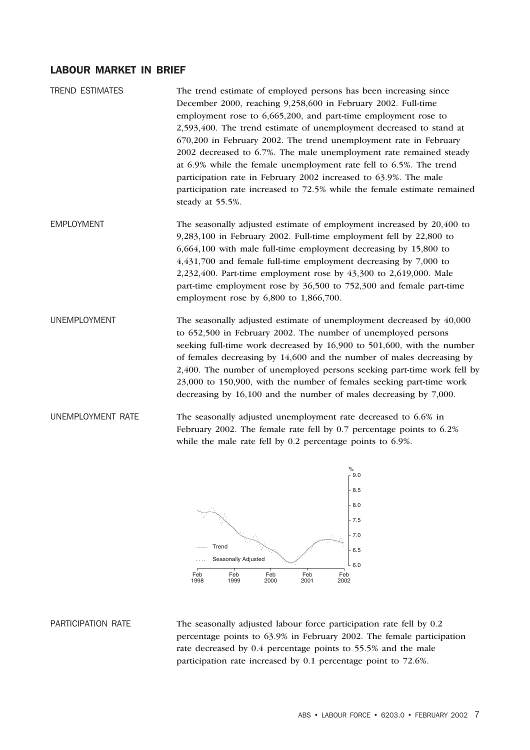## LABOUR MARKET IN BRIEF

**TREND ESTIMATES**

The trend estimate of employed persons has been increasing since December 2000, reaching 9,258,600 in February 2002. Full-time employment rose to 6,665,200, and part-time employment rose to 2,593,400. The trend estimate of unemployment decreased to stand at 670,200 in February 2002. The trend unemployment rate in February 2002 decreased to 6.7%. The male unemployment rate remained steady at 6.9% while the female unemployment rate fell to 6.5%. The trend participation rate in February 2002 increased to 63.9%. The male participation rate increased to 72.5% while the female estimate remained steady at 55.5%.

**EMPLOYMENT**

The seasonally adjusted estimate of employment increased by 20,400 to 9,283,100 in February 2002. Full-time employment fell by 22,800 to 6,664,100 with male full-time employment decreasing by 15,800 to 4,431,700 and female full-time employment decreasing by 7,000 to 2,232,400. Part-time employment rose by 43,300 to 2,619,000. Male part-time employment rose by 36,500 to 752,300 and female part-time employment rose by 6,800 to 1,866,700.

**UNEMPLOYMENT**

The seasonally adjusted estimate of unemployment decreased by 40,000 to 652,500 in February 2002. The number of unemployed persons seeking full-time work decreased by 16,900 to 501,600, with the number of females decreasing by 14,600 and the number of males decreasing by 2,400. The number of unemployed persons seeking part-time work fell by 23,000 to 150,900, with the number of females seeking part-time work decreasing by 16,100 and the number of males decreasing by 7,000.

**UNEMPLOYMENT RATE**

The seasonally adjusted unemployment rate decreased to 6.6% in February 2002. The female rate fell by 0.7 percentage points to 6.2% while the male rate fell by 0.2 percentage points to 6.9%.

**PARTICIPATION RATE**

The seasonally adjusted labour force participation rate fell by 0.2 percentage points to 63.9% in February 2002. The female participation rate decreased by 0.4 percentage points to 55.5% and the male participation rate increased by 0.1 percentage point to 72.6%.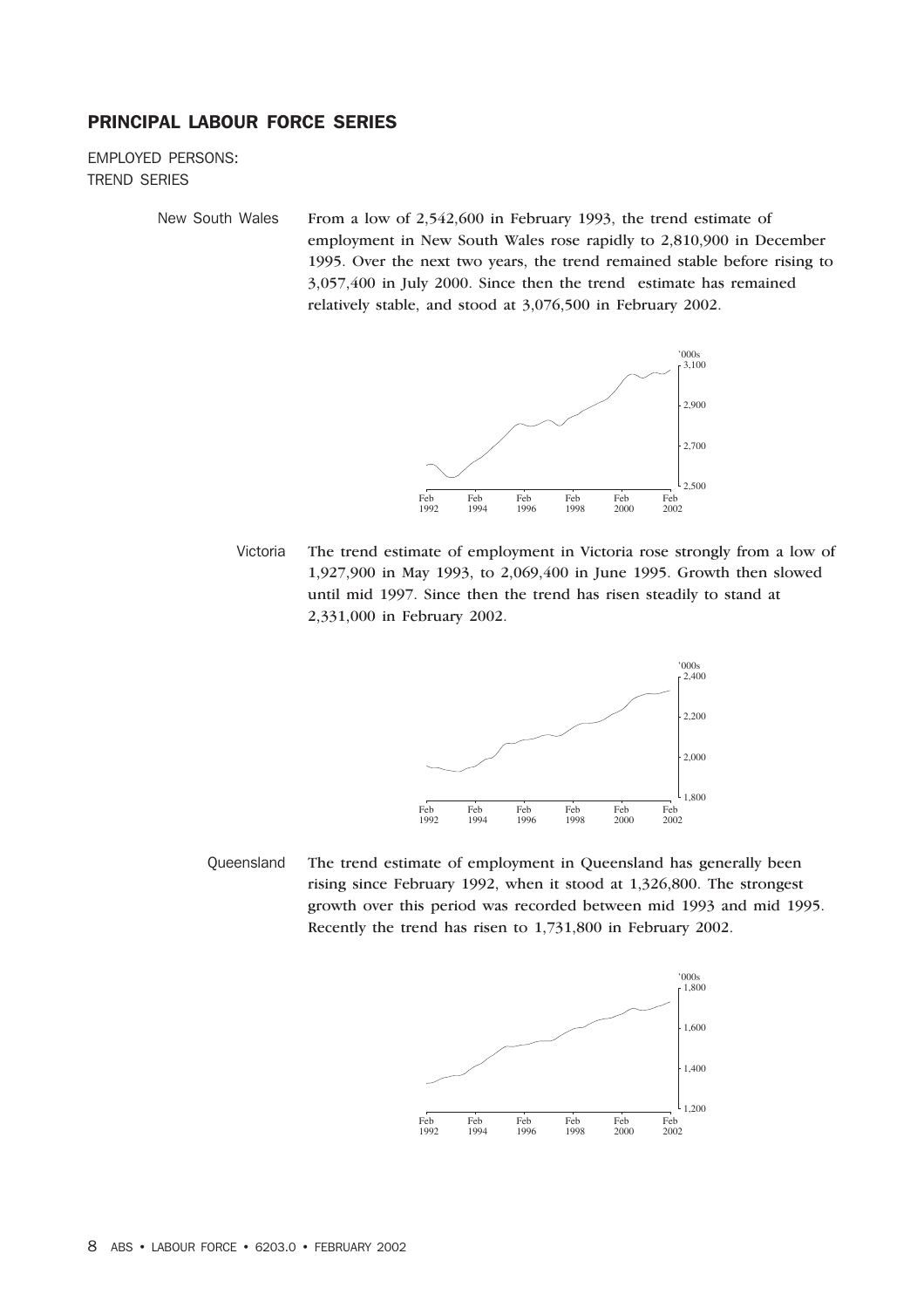## PRINCIPAL LABOUR FORCE SERIES

EMPLOYED PERSONS:
TREND SERIES

New South Wales

From a low of 2,542,600 in February 1993, the trend estimate of employment in New South Wales rose rapidly to 2,810,900 in December 1995. Over the next two years, the trend remained stable before rising to 3,057,400 in July 2000. Since then the trend estimate has remained relatively stable, and stood at 3,076,500 in February 2002.

Victoria

The trend estimate of employment in Victoria rose strongly from a low of 1,927,900 in May 1993, to 2,069,400 in June 1995. Growth then slowed until mid 1997. Since then the trend has risen steadily to stand at 2,331,000 in February 2002.

Queensland

The trend estimate of employment in Queensland has generally been rising since February 1992, when it stood at 1,326,800. The strongest growth over this period was recorded between mid 1993 and mid 1995. Recently the trend has risen to 1,731,800 in February 2002.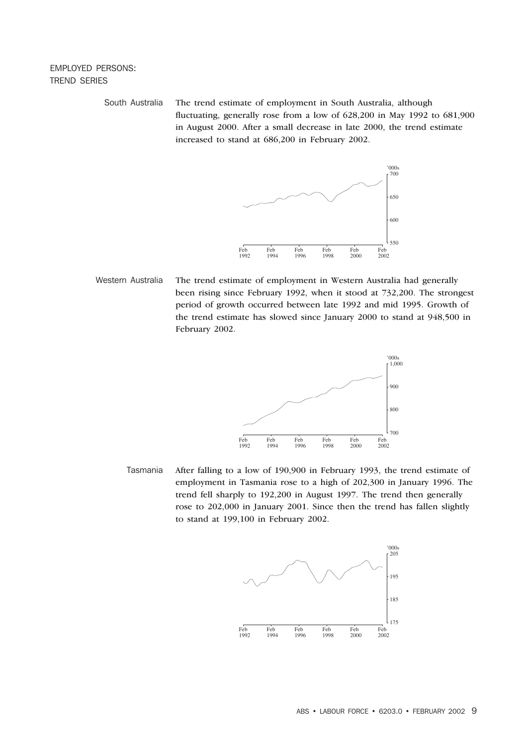## EMPLOYED PERSONS: TREND SERIES

### South Australia

The trend estimate of employment in South Australia, although fluctuating, generally rose from a low of 628,200 in May 1992 to 681,900 in August 2000. After a small decrease in late 2000, the trend estimate increased to stand at 686,200 in February 2002.

### Western Australia

The trend estimate of employment in Western Australia had generally been rising since February 1992, when it stood at 732,200. The strongest period of growth occurred between late 1992 and mid 1995. Growth of the trend estimate has slowed since January 2000 to stand at 948,500 in February 2002.

### Tasmania

After falling to a low of 190,900 in February 1993, the trend estimate of employment in Tasmania rose to a high of 202,300 in January 1996. The trend fell sharply to 192,200 in August 1997. The trend then generally rose to 202,000 in January 2001. Since then the trend has fallen slightly to stand at 199,100 in February 2002.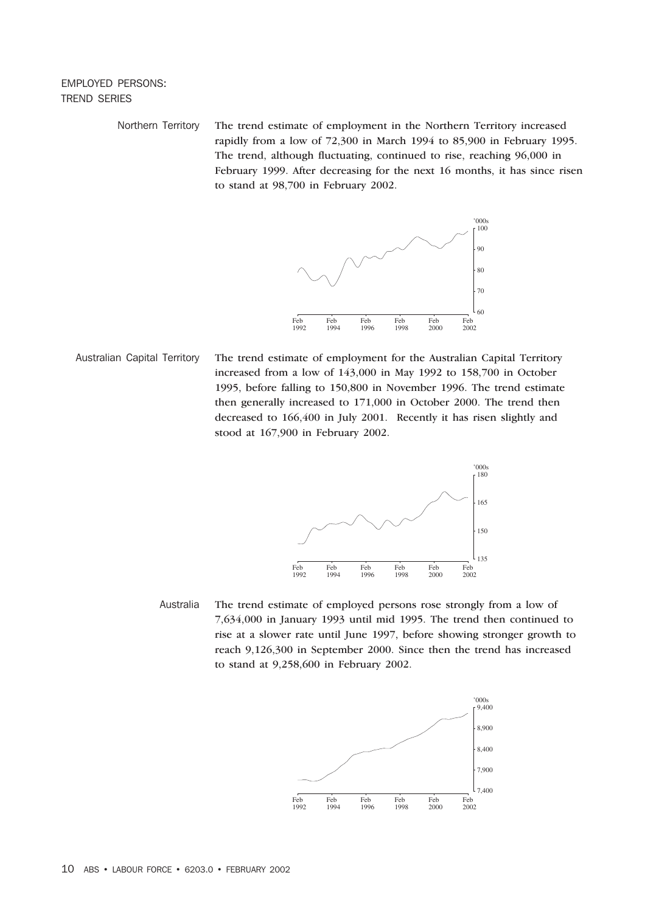## EMPLOYED PERSONS: TREND SERIES

### Northern Territory

The trend estimate of employment in the Northern Territory increased rapidly from a low of 72,300 in March 1994 to 85,900 in February 1995. The trend, although fluctuating, continued to rise, reaching 96,000 in February 1999. After decreasing for the next 16 months, it has since risen to stand at 98,700 in February 2002.

### Australian Capital Territory

The trend estimate of employment for the Australian Capital Territory increased from a low of 143,000 in May 1992 to 158,700 in October 1995, before falling to 150,800 in November 1996. The trend estimate then generally increased to 171,000 in October 2000. The trend then decreased to 166,400 in July 2001. Recently it has risen slightly and stood at 167,900 in February 2002.

### Australia

The trend estimate of employed persons rose strongly from a low of 7,634,000 in January 1993 until mid 1995. The trend then continued to rise at a slower rate until June 1997, before showing stronger growth to reach 9,126,300 in September 2000. Since then the trend has increased to stand at 9,258,600 in February 2002.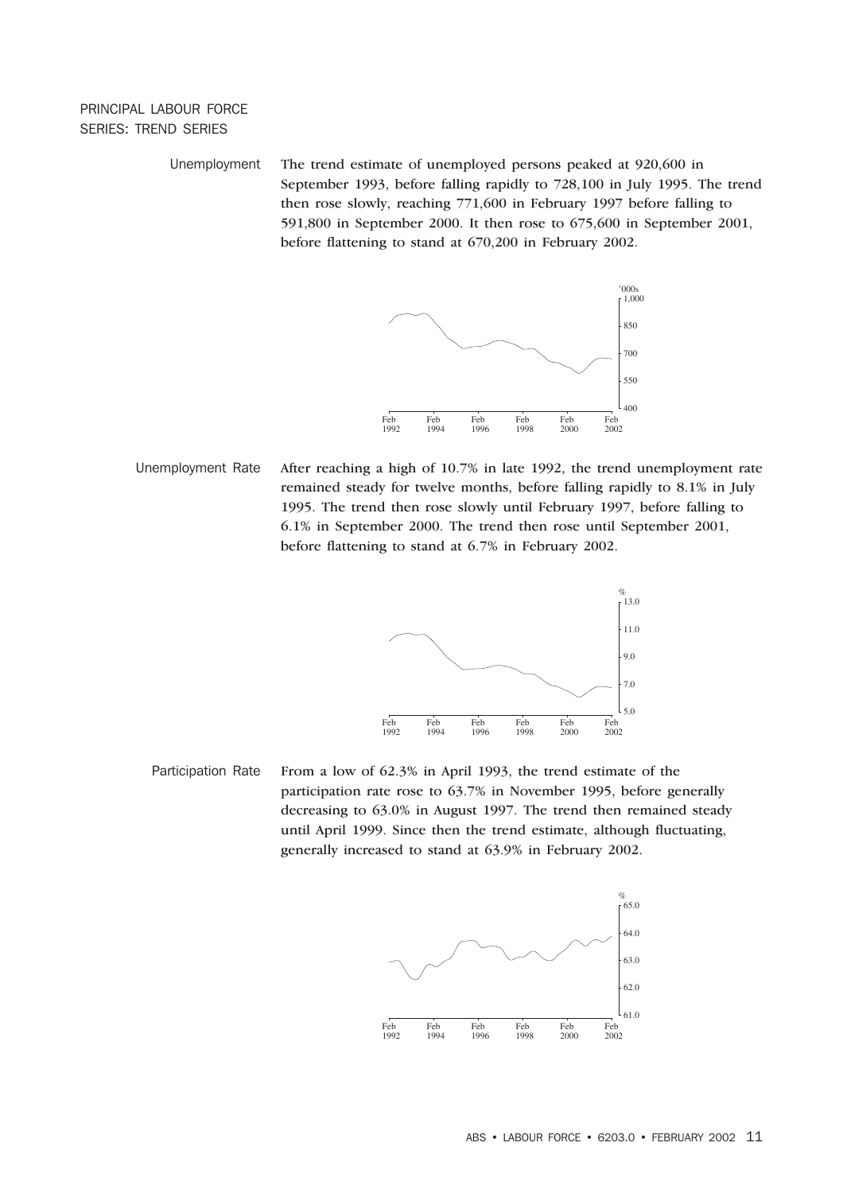## PRINCIPAL LABOUR FORCE SERIES: TREND SERIES

### Unemployment

The trend estimate of unemployed persons peaked at 920,600 in September 1993, before falling rapidly to 728,100 in July 1995. The trend then rose slowly, reaching 771,600 in February 1997 before falling to 591,800 in September 2000. It then rose to 675,600 in September 2001, before flattening to stand at 670,200 in February 2002.

### Unemployment Rate

After reaching a high of 10.7% in late 1992, the trend unemployment rate remained steady for twelve months, before falling rapidly to 8.1% in July 1995. The trend then rose slowly until February 1997, before falling to 6.1% in September 2000. The trend then rose until September 2001, before flattening to stand at 6.7% in February 2002.

### Participation Rate

From a low of 62.3% in April 1993, the trend estimate of the participation rate rose to 63.7% in November 1995, before generally decreasing to 63.0% in August 1997. The trend then remained steady until April 1999. Since then the trend estimate, although fluctuating, generally increased to stand at 63.9% in February 2002.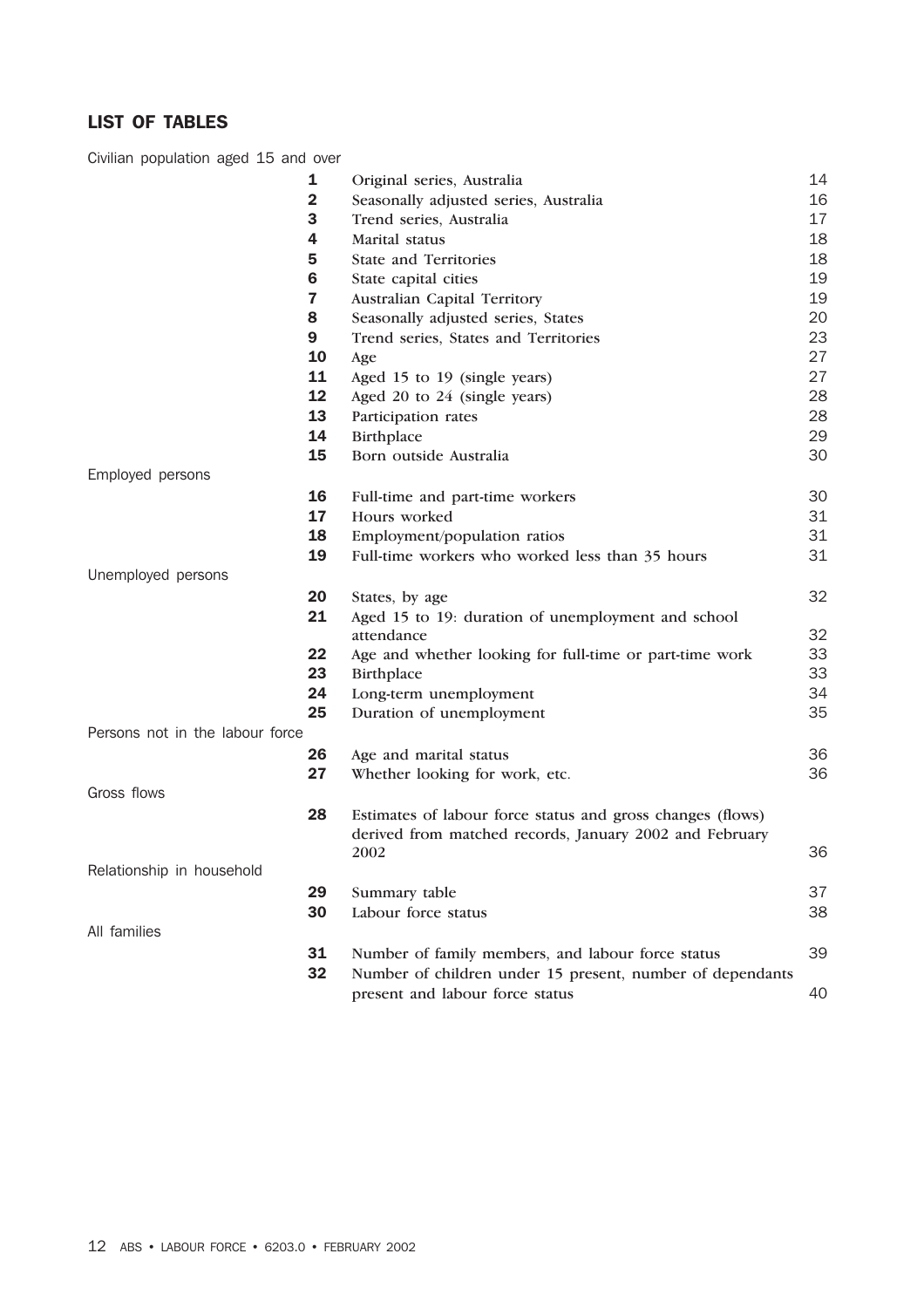## LIST OF TABLES

| | | | |
|---|---|---|---|
| Civilian population aged 15 and over | | | |
| | **1** | Original series, Australia | 14 |
| | **2** | Seasonally adjusted series, Australia | 16 |
| | **3** | Trend series, Australia | 17 |
| | **4** | Marital status | 18 |
| | **5** | State and Territories | 18 |
| | **6** | State capital cities | 19 |
| | **7** | Australian Capital Territory | 19 |
| | **8** | Seasonally adjusted series, States | 20 |
| | **9** | Trend series, States and Territories | 23 |
| | **10** | Age | 27 |
| | **11** | Aged 15 to 19 (single years) | 27 |
| | **12** | Aged 20 to 24 (single years) | 28 |
| | **13** | Participation rates | 28 |
| | **14** | Birthplace | 29 |
| | **15** | Born outside Australia | 30 |
| Employed persons | | | |
| | **16** | Full-time and part-time workers | 30 |
| | **17** | Hours worked | 31 |
| | **18** | Employment/population ratios | 31 |
| | **19** | Full-time workers who worked less than 35 hours | 31 |
| Unemployed persons | | | |
| | **20** | States, by age | 32 |
| | **21** | Aged 15 to 19: duration of unemployment and school attendance | 32 |
| | **22** | Age and whether looking for full-time or part-time work | 33 |
| | **23** | Birthplace | 33 |
| | **24** | Long-term unemployment | 34 |
| | **25** | Duration of unemployment | 35 |
| Persons not in the labour force | | | |
| | **26** | Age and marital status | 36 |
| | **27** | Whether looking for work, etc. | 36 |
| Gross flows | | | |
| | **28** | Estimates of labour force status and gross changes (flows) derived from matched records, January 2002 and February 2002 | 36 |
| Relationship in household | | | |
| | **29** | Summary table | 37 |
| | **30** | Labour force status | 38 |
| All families | | | |
| | **31** | Number of family members, and labour force status | 39 |
| | **32** | Number of children under 15 present, number of dependants present and labour force status | 40 |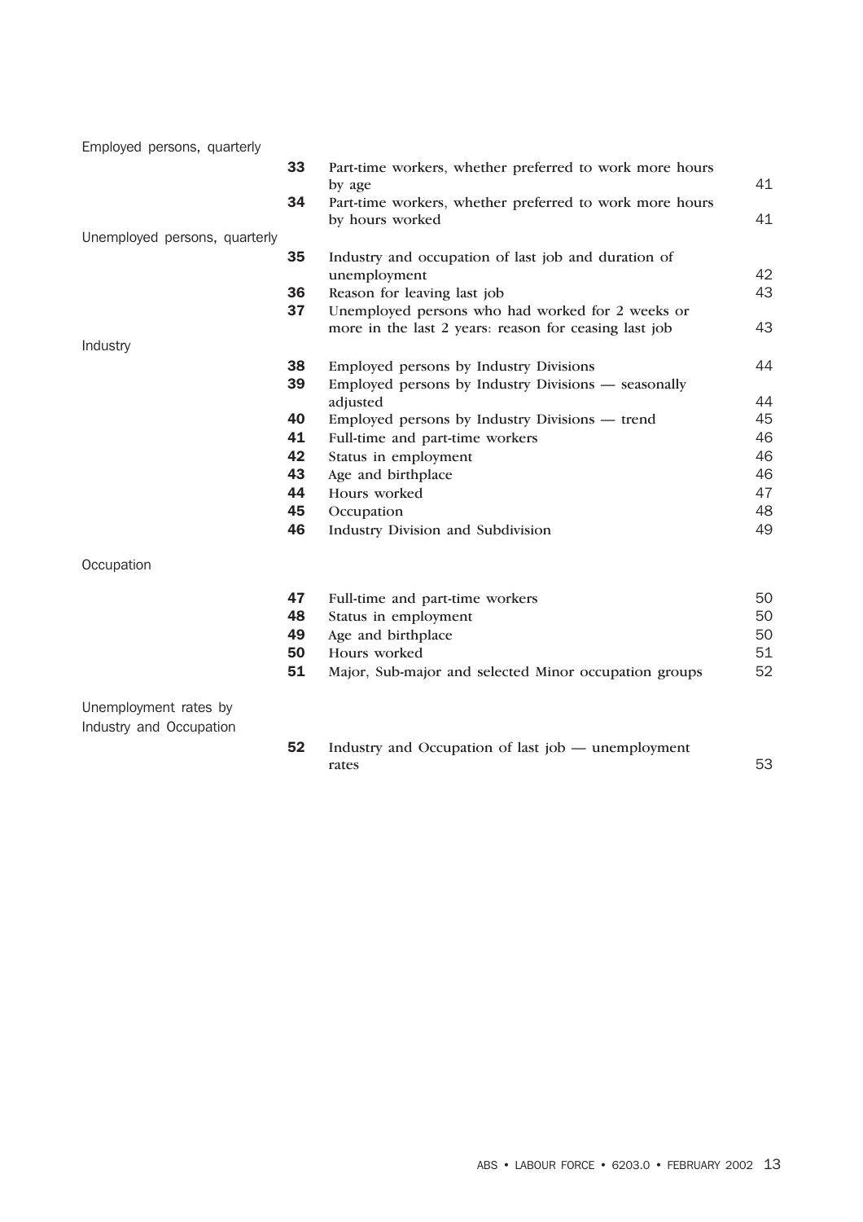| | | | |
|---|---|---|---|
| Employed persons, quarterly | | | |
| | **33** | Part-time workers, whether preferred to work more hours by age | 41 |
| | **34** | Part-time workers, whether preferred to work more hours by hours worked | 41 |
| Unemployed persons, quarterly | | | |
| | **35** | Industry and occupation of last job and duration of unemployment | 42 |
| | **36** | Reason for leaving last job | 43 |
| | **37** | Unemployed persons who had worked for 2 weeks or more in the last 2 years: reason for ceasing last job | 43 |
| Industry | | | |
| | **38** | Employed persons by Industry Divisions | 44 |
| | **39** | Employed persons by Industry Divisions — seasonally adjusted | 44 |
| | **40** | Employed persons by Industry Divisions — trend | 45 |
| | **41** | Full-time and part-time workers | 46 |
| | **42** | Status in employment | 46 |
| | **43** | Age and birthplace | 46 |
| | **44** | Hours worked | 47 |
| | **45** | Occupation | 48 |
| | **46** | Industry Division and Subdivision | 49 |
| Occupation | | | |
| | **47** | Full-time and part-time workers | 50 |
| | **48** | Status in employment | 50 |
| | **49** | Age and birthplace | 50 |
| | **50** | Hours worked | 51 |
| | **51** | Major, Sub-major and selected Minor occupation groups | 52 |
| Unemployment rates by Industry and Occupation | | | |
| | **52** | Industry and Occupation of last job — unemployment rates | 53 |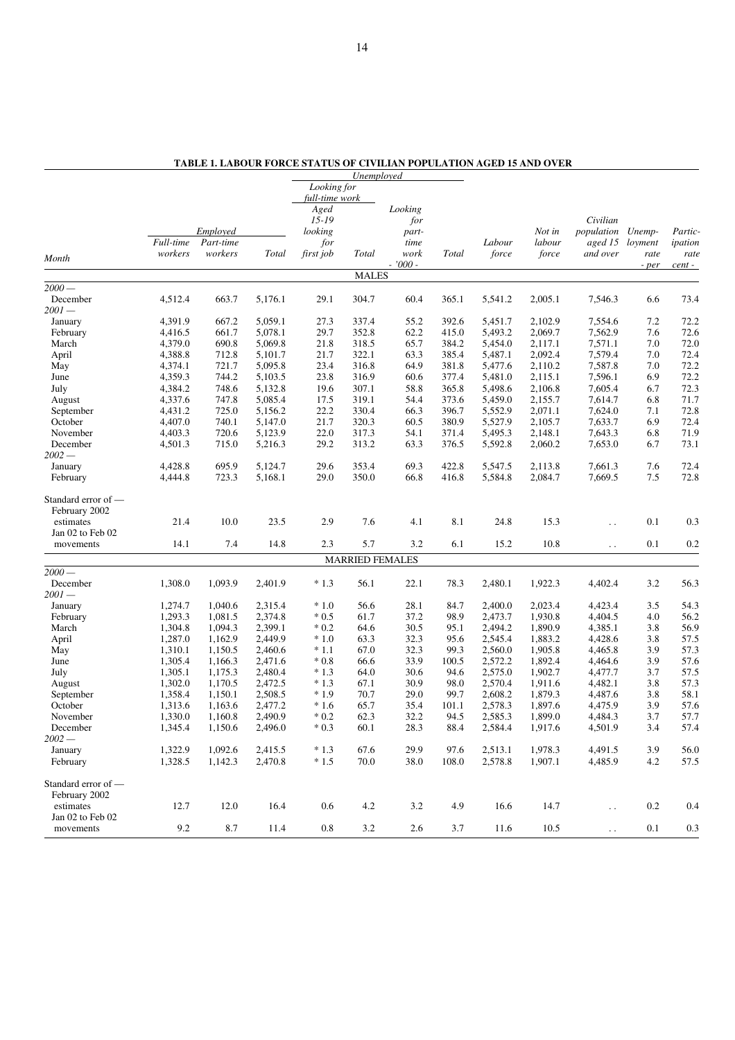**TABLE 1. LABOUR FORCE STATUS OF CIVILIAN POPULATION AGED 15 AND OVER**

| Month | Employed | | | Unemployed | | | | | | | | |
|---|---|---|---|---|---|---|---|---|---|---|---|---|
| | | | | Looking for full-time work | | | | | | | | |
| | Full-time workers | Part-time workers | Total | Aged 15-19 looking for first job | Total | Looking for part-time work | Total | Labour force | Not in labour force | Civilian population aged 15 and over | Unemployment rate | Participation rate |
| | - '000 - | | | | | | | | | | - per cent - | |
| **MALES** | | | | | | | | | | | | |
| *2000 —* | | | | | | | | | | | | |
| December | 4,512.4 | 663.7 | 5,176.1 | 29.1 | 304.7 | 60.4 | 365.1 | 5,541.2 | 2,005.1 | 7,546.3 | 6.6 | 73.4 |
| *2001 —* | | | | | | | | | | | | |
| January | 4,391.9 | 667.2 | 5,059.1 | 27.3 | 337.4 | 55.2 | 392.6 | 5,451.7 | 2,102.9 | 7,554.6 | 7.2 | 72.2 |
| February | 4,416.5 | 661.7 | 5,078.1 | 29.7 | 352.8 | 62.2 | 415.0 | 5,493.2 | 2,069.7 | 7,562.9 | 7.6 | 72.6 |
| March | 4,379.0 | 690.8 | 5,069.8 | 21.8 | 318.5 | 65.7 | 384.2 | 5,454.0 | 2,117.1 | 7,571.1 | 7.0 | 72.0 |
| April | 4,388.8 | 712.8 | 5,101.7 | 21.7 | 322.1 | 63.3 | 385.4 | 5,487.1 | 2,092.4 | 7,579.4 | 7.0 | 72.4 |
| May | 4,374.1 | 721.7 | 5,095.8 | 23.4 | 316.8 | 64.9 | 381.8 | 5,477.6 | 2,110.2 | 7,587.8 | 7.0 | 72.2 |
| June | 4,359.3 | 744.2 | 5,103.5 | 23.8 | 316.9 | 60.6 | 377.4 | 5,481.0 | 2,115.1 | 7,596.1 | 6.9 | 72.2 |
| July | 4,384.2 | 748.6 | 5,132.8 | 19.6 | 307.1 | 58.8 | 365.8 | 5,498.6 | 2,106.8 | 7,605.4 | 6.7 | 72.3 |
| August | 4,337.6 | 747.8 | 5,085.4 | 17.5 | 319.1 | 54.4 | 373.6 | 5,459.0 | 2,155.7 | 7,614.7 | 6.8 | 71.7 |
| September | 4,431.2 | 725.0 | 5,156.2 | 22.2 | 330.4 | 66.3 | 396.7 | 5,552.9 | 2,071.1 | 7,624.0 | 7.1 | 72.8 |
| October | 4,407.0 | 740.1 | 5,147.0 | 21.7 | 320.3 | 60.5 | 380.9 | 5,527.9 | 2,105.7 | 7,633.7 | 6.9 | 72.4 |
| November | 4,403.3 | 720.6 | 5,123.9 | 22.0 | 317.3 | 54.1 | 371.4 | 5,495.3 | 2,148.1 | 7,643.3 | 6.8 | 71.9 |
| December | 4,501.3 | 715.0 | 5,216.3 | 29.2 | 313.2 | 63.3 | 376.5 | 5,592.8 | 2,060.2 | 7,653.0 | 6.7 | 73.1 |
| *2002 —* | | | | | | | | | | | | |
| January | 4,428.8 | 695.9 | 5,124.7 | 29.6 | 353.4 | 69.3 | 422.8 | 5,547.5 | 2,113.8 | 7,661.3 | 7.6 | 72.4 |
| February | 4,444.8 | 723.3 | 5,168.1 | 29.0 | 350.0 | 66.8 | 416.8 | 5,584.8 | 2,084.7 | 7,669.5 | 7.5 | 72.8 |
| Standard error of — February 2002 estimates | 21.4 | 10.0 | 23.5 | 2.9 | 7.6 | 4.1 | 8.1 | 24.8 | 15.3 | . . | 0.1 | 0.3 |
| Jan 02 to Feb 02 movements | 14.1 | 7.4 | 14.8 | 2.3 | 5.7 | 3.2 | 6.1 | 15.2 | 10.8 | . . | 0.1 | 0.2 |
| **MARRIED FEMALES** | | | | | | | | | | | | |
| *2000 —* | | | | | | | | | | | | |
| December | 1,308.0 | 1,093.9 | 2,401.9 | * 1.3 | 56.1 | 22.1 | 78.3 | 2,480.1 | 1,922.3 | 4,402.4 | 3.2 | 56.3 |
| *2001 —* | | | | | | | | | | | | |
| January | 1,274.7 | 1,040.6 | 2,315.4 | * 1.0 | 56.6 | 28.1 | 84.7 | 2,400.0 | 2,023.4 | 4,423.4 | 3.5 | 54.3 |
| February | 1,293.3 | 1,081.5 | 2,374.8 | * 0.5 | 61.7 | 37.2 | 98.9 | 2,473.7 | 1,930.8 | 4,404.5 | 4.0 | 56.2 |
| March | 1,304.8 | 1,094.3 | 2,399.1 | * 0.2 | 64.6 | 30.5 | 95.1 | 2,494.2 | 1,890.9 | 4,385.1 | 3.8 | 56.9 |
| April | 1,287.0 | 1,162.9 | 2,449.9 | * 1.0 | 63.3 | 32.3 | 95.6 | 2,545.4 | 1,883.2 | 4,428.6 | 3.8 | 57.5 |
| May | 1,310.1 | 1,150.5 | 2,460.6 | * 1.1 | 67.0 | 32.3 | 99.3 | 2,560.0 | 1,905.8 | 4,465.8 | 3.9 | 57.3 |
| June | 1,305.4 | 1,166.3 | 2,471.6 | * 0.8 | 66.6 | 33.9 | 100.5 | 2,572.2 | 1,892.4 | 4,464.6 | 3.9 | 57.6 |
| July | 1,305.1 | 1,175.3 | 2,480.4 | * 1.3 | 64.0 | 30.6 | 94.6 | 2,575.0 | 1,902.7 | 4,477.7 | 3.7 | 57.5 |
| August | 1,302.0 | 1,170.5 | 2,472.5 | * 1.3 | 67.1 | 30.9 | 98.0 | 2,570.4 | 1,911.6 | 4,482.1 | 3.8 | 57.3 |
| September | 1,358.4 | 1,150.1 | 2,508.5 | * 1.9 | 70.7 | 29.0 | 99.7 | 2,608.2 | 1,879.3 | 4,487.6 | 3.8 | 58.1 |
| October | 1,313.6 | 1,163.6 | 2,477.2 | * 1.6 | 65.7 | 35.4 | 101.1 | 2,578.3 | 1,897.6 | 4,475.9 | 3.9 | 57.6 |
| November | 1,330.0 | 1,160.8 | 2,490.9 | * 0.2 | 62.3 | 32.2 | 94.5 | 2,585.3 | 1,899.0 | 4,484.3 | 3.7 | 57.7 |
| December | 1,345.4 | 1,150.6 | 2,496.0 | * 0.3 | 60.1 | 28.3 | 88.4 | 2,584.4 | 1,917.6 | 4,501.9 | 3.4 | 57.4 |
| *2002 —* | | | | | | | | | | | | |
| January | 1,322.9 | 1,092.6 | 2,415.5 | * 1.3 | 67.6 | 29.9 | 97.6 | 2,513.1 | 1,978.3 | 4,491.5 | 3.9 | 56.0 |
| February | 1,328.5 | 1,142.3 | 2,470.8 | * 1.5 | 70.0 | 38.0 | 108.0 | 2,578.8 | 1,907.1 | 4,485.9 | 4.2 | 57.5 |
| Standard error of — February 2002 estimates | 12.7 | 12.0 | 16.4 | 0.6 | 4.2 | 3.2 | 4.9 | 16.6 | 14.7 | . . | 0.2 | 0.4 |
| Jan 02 to Feb 02 movements | 9.2 | 8.7 | 11.4 | 0.8 | 3.2 | 2.6 | 3.7 | 11.6 | 10.5 | . . | 0.1 | 0.3 |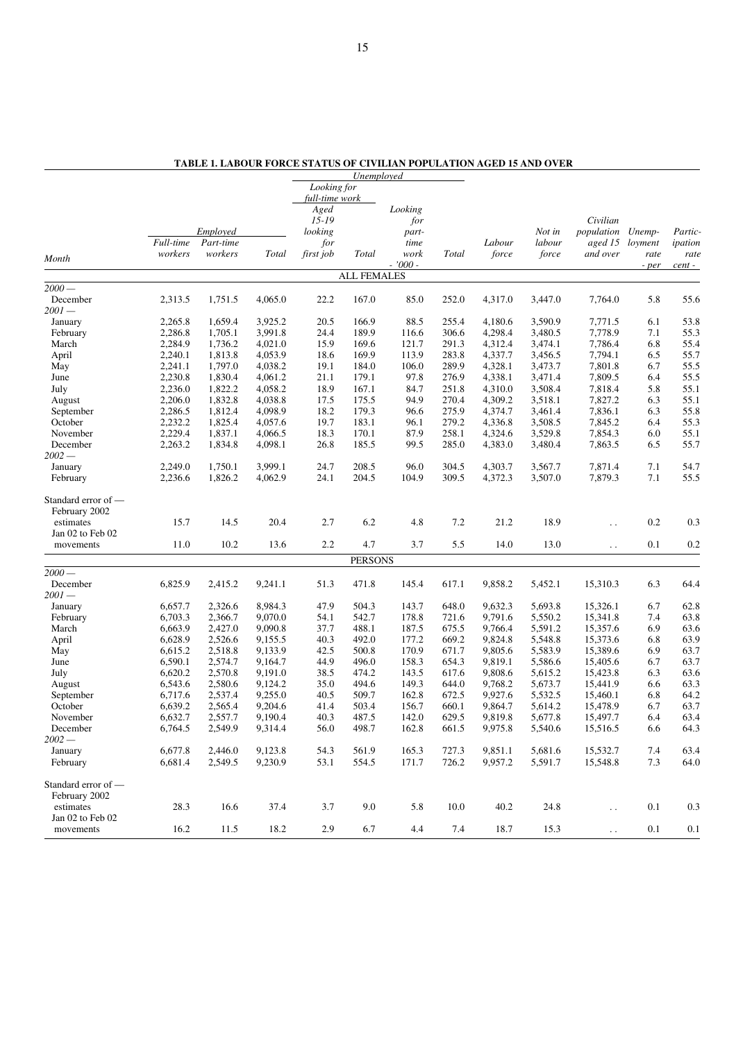**TABLE 1. LABOUR FORCE STATUS OF CIVILIAN POPULATION AGED 15 AND OVER**

| Month | Employed | | | Unemployed | | | | Labour force | Not in labour force | Civilian population aged 15 and over | Unemployment rate | Participation rate |
|---|---|---|---|---|---|---|---|---|---|---|---|---|
| | | | | Looking for full-time work | | | | | | | | |
| | Full-time workers | Part-time workers | Total | Aged 15-19 looking for first job | Total | Looking for part-time work | Total | | | | | |
| | - '000 - | | | | | | | | | | - per cent - | |
| **ALL FEMALES** | | | | | | | | | | | | |
| *2000 —* | | | | | | | | | | | | |
| December | 2,313.5 | 1,751.5 | 4,065.0 | 22.2 | 167.0 | 85.0 | 252.0 | 4,317.0 | 3,447.0 | 7,764.0 | 5.8 | 55.6 |
| *2001 —* | | | | | | | | | | | | |
| January | 2,265.8 | 1,659.4 | 3,925.2 | 20.5 | 166.9 | 88.5 | 255.4 | 4,180.6 | 3,590.9 | 7,771.5 | 6.1 | 53.8 |
| February | 2,286.8 | 1,705.1 | 3,991.8 | 24.4 | 189.9 | 116.6 | 306.6 | 4,298.4 | 3,480.5 | 7,778.9 | 7.1 | 55.3 |
| March | 2,284.9 | 1,736.2 | 4,021.0 | 15.9 | 169.6 | 121.7 | 291.3 | 4,312.4 | 3,474.1 | 7,786.4 | 6.8 | 55.4 |
| April | 2,240.1 | 1,813.8 | 4,053.9 | 18.6 | 169.9 | 113.9 | 283.8 | 4,337.7 | 3,456.5 | 7,794.1 | 6.5 | 55.7 |
| May | 2,241.1 | 1,797.0 | 4,038.2 | 19.1 | 184.0 | 106.0 | 289.9 | 4,328.1 | 3,473.7 | 7,801.8 | 6.7 | 55.5 |
| June | 2,230.8 | 1,830.4 | 4,061.2 | 21.1 | 179.1 | 97.8 | 276.9 | 4,338.1 | 3,471.4 | 7,809.5 | 6.4 | 55.5 |
| July | 2,236.0 | 1,822.2 | 4,058.2 | 18.9 | 167.1 | 84.7 | 251.8 | 4,310.0 | 3,508.4 | 7,818.4 | 5.8 | 55.1 |
| August | 2,206.0 | 1,832.8 | 4,038.8 | 17.5 | 175.5 | 94.9 | 270.4 | 4,309.2 | 3,518.1 | 7,827.2 | 6.3 | 55.1 |
| September | 2,286.5 | 1,812.4 | 4,098.9 | 18.2 | 179.3 | 96.6 | 275.9 | 4,374.7 | 3,461.4 | 7,836.1 | 6.3 | 55.8 |
| October | 2,232.2 | 1,825.4 | 4,057.6 | 19.7 | 183.1 | 96.1 | 279.2 | 4,336.8 | 3,508.5 | 7,845.2 | 6.4 | 55.3 |
| November | 2,229.4 | 1,837.1 | 4,066.5 | 18.3 | 170.1 | 87.9 | 258.1 | 4,324.6 | 3,529.8 | 7,854.3 | 6.0 | 55.1 |
| December | 2,263.2 | 1,834.8 | 4,098.1 | 26.8 | 185.5 | 99.5 | 285.0 | 4,383.0 | 3,480.4 | 7,863.5 | 6.5 | 55.7 |
| *2002 —* | | | | | | | | | | | | |
| January | 2,249.0 | 1,750.1 | 3,999.1 | 24.7 | 208.5 | 96.0 | 304.5 | 4,303.7 | 3,567.7 | 7,871.4 | 7.1 | 54.7 |
| February | 2,236.6 | 1,826.2 | 4,062.9 | 24.1 | 204.5 | 104.9 | 309.5 | 4,372.3 | 3,507.0 | 7,879.3 | 7.1 | 55.5 |
| Standard error of — | | | | | | | | | | | | |
| February 2002 estimates | 15.7 | 14.5 | 20.4 | 2.7 | 6.2 | 4.8 | 7.2 | 21.2 | 18.9 | . . | 0.2 | 0.3 |
| Jan 02 to Feb 02 movements | 11.0 | 10.2 | 13.6 | 2.2 | 4.7 | 3.7 | 5.5 | 14.0 | 13.0 | . . | 0.1 | 0.2 |
| **PERSONS** | | | | | | | | | | | | |
| *2000 —* | | | | | | | | | | | | |
| December | 6,825.9 | 2,415.2 | 9,241.1 | 51.3 | 471.8 | 145.4 | 617.1 | 9,858.2 | 5,452.1 | 15,310.3 | 6.3 | 64.4 |
| *2001 —* | | | | | | | | | | | | |
| January | 6,657.7 | 2,326.6 | 8,984.3 | 47.9 | 504.3 | 143.7 | 648.0 | 9,632.3 | 5,693.8 | 15,326.1 | 6.7 | 62.8 |
| February | 6,703.3 | 2,366.7 | 9,070.0 | 54.1 | 542.7 | 178.8 | 721.6 | 9,791.6 | 5,550.2 | 15,341.8 | 7.4 | 63.8 |
| March | 6,663.9 | 2,427.0 | 9,090.8 | 37.7 | 488.1 | 187.5 | 675.5 | 9,766.4 | 5,591.2 | 15,357.6 | 6.9 | 63.6 |
| April | 6,628.9 | 2,526.6 | 9,155.5 | 40.3 | 492.0 | 177.2 | 669.2 | 9,824.8 | 5,548.8 | 15,373.6 | 6.8 | 63.9 |
| May | 6,615.2 | 2,518.8 | 9,133.9 | 42.5 | 500.8 | 170.9 | 671.7 | 9,805.6 | 5,583.9 | 15,389.6 | 6.9 | 63.7 |
| June | 6,590.1 | 2,574.7 | 9,164.7 | 44.9 | 496.0 | 158.3 | 654.3 | 9,819.1 | 5,586.6 | 15,405.6 | 6.7 | 63.7 |
| July | 6,620.2 | 2,570.8 | 9,191.0 | 38.5 | 474.2 | 143.5 | 617.6 | 9,808.6 | 5,615.2 | 15,423.8 | 6.3 | 63.6 |
| August | 6,543.6 | 2,580.6 | 9,124.2 | 35.0 | 494.6 | 149.3 | 644.0 | 9,768.2 | 5,673.7 | 15,441.9 | 6.6 | 63.3 |
| September | 6,717.6 | 2,537.4 | 9,255.0 | 40.5 | 509.7 | 162.8 | 672.5 | 9,927.6 | 5,532.5 | 15,460.1 | 6.8 | 64.2 |
| October | 6,639.2 | 2,565.4 | 9,204.6 | 41.4 | 503.4 | 156.7 | 660.1 | 9,864.7 | 5,614.2 | 15,478.9 | 6.7 | 63.7 |
| November | 6,632.7 | 2,557.7 | 9,190.4 | 40.3 | 487.5 | 142.0 | 629.5 | 9,819.8 | 5,677.8 | 15,497.7 | 6.4 | 63.4 |
| December | 6,764.5 | 2,549.9 | 9,314.4 | 56.0 | 498.7 | 162.8 | 661.5 | 9,975.8 | 5,540.6 | 15,516.5 | 6.6 | 64.3 |
| *2002 —* | | | | | | | | | | | | |
| January | 6,677.8 | 2,446.0 | 9,123.8 | 54.3 | 561.9 | 165.3 | 727.3 | 9,851.1 | 5,681.6 | 15,532.7 | 7.4 | 63.4 |
| February | 6,681.4 | 2,549.5 | 9,230.9 | 53.1 | 554.5 | 171.7 | 726.2 | 9,957.2 | 5,591.7 | 15,548.8 | 7.3 | 64.0 |
| Standard error of — | | | | | | | | | | | | |
| February 2002 estimates | 28.3 | 16.6 | 37.4 | 3.7 | 9.0 | 5.8 | 10.0 | 40.2 | 24.8 | . . | 0.1 | 0.3 |
| Jan 02 to Feb 02 movements | 16.2 | 11.5 | 18.2 | 2.9 | 6.7 | 4.4 | 7.4 | 18.7 | 15.3 | . . | 0.1 | 0.1 |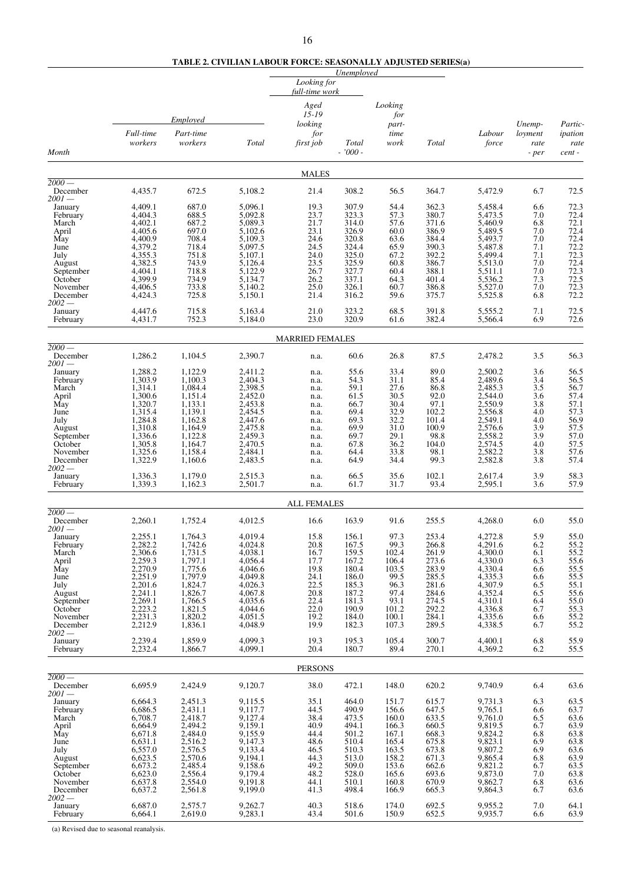**TABLE 2. CIVILIAN LABOUR FORCE: SEASONALLY ADJUSTED SERIES(a)**

| Month | Employed | | | Unemployed | | | | | | |
|---|---|---|---|---|---|---|---|---|---|---|
| | | | | Looking for full-time work | | | | | | |
| | Full-time workers | Part-time workers | Total | Aged 15-19 looking for first job | Total | Looking for part-time work | Total | Labour force | Unemp-loyment rate | Partic-ipation rate |
| | - '000 - | | | | | | | | - per cent - | |
| **MALES** | | | | | | | | | | |
| 2000 — | | | | | | | | | | |
| December | 4,435.7 | 672.5 | 5,108.2 | 21.4 | 308.2 | 56.5 | 364.7 | 5,472.9 | 6.7 | 72.5 |
| 2001 — | | | | | | | | | | |
| January | 4,409.1 | 687.0 | 5,096.1 | 19.3 | 307.9 | 54.4 | 362.3 | 5,458.4 | 6.6 | 72.3 |
| February | 4,404.3 | 688.5 | 5,092.8 | 23.7 | 323.3 | 57.3 | 380.7 | 5,473.5 | 7.0 | 72.4 |
| March | 4,402.1 | 687.2 | 5,089.3 | 21.7 | 314.0 | 57.6 | 371.6 | 5,460.9 | 6.8 | 72.1 |
| April | 4,405.6 | 697.0 | 5,102.6 | 23.1 | 326.9 | 60.0 | 386.9 | 5,489.5 | 7.0 | 72.4 |
| May | 4,400.9 | 708.4 | 5,109.3 | 24.6 | 320.8 | 63.6 | 384.4 | 5,493.7 | 7.0 | 72.4 |
| June | 4,379.2 | 718.4 | 5,097.5 | 24.5 | 324.4 | 65.9 | 390.3 | 5,487.8 | 7.1 | 72.2 |
| July | 4,355.3 | 751.8 | 5,107.1 | 24.0 | 325.0 | 67.2 | 392.2 | 5,499.4 | 7.1 | 72.3 |
| August | 4,382.5 | 743.9 | 5,126.4 | 23.5 | 325.9 | 60.8 | 386.7 | 5,513.0 | 7.0 | 72.4 |
| September | 4,404.1 | 718.8 | 5,122.9 | 26.7 | 327.7 | 60.4 | 388.1 | 5,511.1 | 7.0 | 72.3 |
| October | 4,399.9 | 734.9 | 5,134.7 | 26.2 | 337.1 | 64.3 | 401.4 | 5,536.2 | 7.3 | 72.5 |
| November | 4,406.5 | 733.8 | 5,140.2 | 25.0 | 326.1 | 60.7 | 386.8 | 5,527.0 | 7.0 | 72.3 |
| December | 4,424.3 | 725.8 | 5,150.1 | 21.4 | 316.2 | 59.6 | 375.7 | 5,525.8 | 6.8 | 72.2 |
| 2002 — | | | | | | | | | | |
| January | 4,447.6 | 715.8 | 5,163.4 | 21.0 | 323.2 | 68.5 | 391.8 | 5,555.2 | 7.1 | 72.5 |
| February | 4,431.7 | 752.3 | 5,184.0 | 23.0 | 320.9 | 61.6 | 382.4 | 5,566.4 | 6.9 | 72.6 |
| **MARRIED FEMALES** | | | | | | | | | | |
| 2000 — | | | | | | | | | | |
| December | 1,286.2 | 1,104.5 | 2,390.7 | n.a. | 60.6 | 26.8 | 87.5 | 2,478.2 | 3.5 | 56.3 |
| 2001 — | | | | | | | | | | |
| January | 1,288.2 | 1,122.9 | 2,411.2 | n.a. | 55.6 | 33.4 | 89.0 | 2,500.2 | 3.6 | 56.5 |
| February | 1,303.9 | 1,100.3 | 2,404.3 | n.a. | 54.3 | 31.1 | 85.4 | 2,489.6 | 3.4 | 56.5 |
| March | 1,314.1 | 1,084.4 | 2,398.5 | n.a. | 59.1 | 27.6 | 86.8 | 2,485.3 | 3.5 | 56.7 |
| April | 1,300.6 | 1,151.4 | 2,452.0 | n.a. | 61.5 | 30.5 | 92.0 | 2,544.0 | 3.6 | 57.4 |
| May | 1,320.7 | 1,133.1 | 2,453.8 | n.a. | 66.7 | 30.4 | 97.1 | 2,550.9 | 3.8 | 57.1 |
| June | 1,315.4 | 1,139.1 | 2,454.5 | n.a. | 69.4 | 32.9 | 102.2 | 2,556.8 | 4.0 | 57.3 |
| July | 1,284.8 | 1,162.8 | 2,447.6 | n.a. | 69.3 | 32.2 | 101.4 | 2,549.1 | 4.0 | 56.9 |
| August | 1,310.8 | 1,164.9 | 2,475.8 | n.a. | 69.9 | 31.0 | 100.9 | 2,576.6 | 3.9 | 57.5 |
| September | 1,336.6 | 1,122.8 | 2,459.3 | n.a. | 69.7 | 29.1 | 98.8 | 2,558.2 | 3.9 | 57.0 |
| October | 1,305.8 | 1,164.7 | 2,470.5 | n.a. | 67.8 | 36.2 | 104.0 | 2,574.5 | 4.0 | 57.5 |
| November | 1,325.6 | 1,158.4 | 2,484.1 | n.a. | 64.4 | 33.8 | 98.1 | 2,582.2 | 3.8 | 57.6 |
| December | 1,322.9 | 1,160.6 | 2,483.5 | n.a. | 64.9 | 34.4 | 99.3 | 2,582.8 | 3.8 | 57.4 |
| 2002 — | | | | | | | | | | |
| January | 1,336.3 | 1,179.0 | 2,515.3 | n.a. | 66.5 | 35.6 | 102.1 | 2,617.4 | 3.9 | 58.3 |
| February | 1,339.3 | 1,162.3 | 2,501.7 | n.a. | 61.7 | 31.7 | 93.4 | 2,595.1 | 3.6 | 57.9 |
| **ALL FEMALES** | | | | | | | | | | |
| 2000 — | | | | | | | | | | |
| December | 2,260.1 | 1,752.4 | 4,012.5 | 16.6 | 163.9 | 91.6 | 255.5 | 4,268.0 | 6.0 | 55.0 |
| 2001 — | | | | | | | | | | |
| January | 2,255.1 | 1,764.3 | 4,019.4 | 15.8 | 156.1 | 97.3 | 253.4 | 4,272.8 | 5.9 | 55.0 |
| February | 2,282.2 | 1,742.6 | 4,024.8 | 20.8 | 167.5 | 99.3 | 266.8 | 4,291.6 | 6.2 | 55.2 |
| March | 2,306.6 | 1,731.5 | 4,038.1 | 16.7 | 159.5 | 102.4 | 261.9 | 4,300.0 | 6.1 | 55.2 |
| April | 2,259.3 | 1,797.1 | 4,056.4 | 17.7 | 167.2 | 106.4 | 273.6 | 4,330.0 | 6.3 | 55.6 |
| May | 2,270.9 | 1,775.6 | 4,046.6 | 19.8 | 180.4 | 103.5 | 283.9 | 4,330.4 | 6.6 | 55.5 |
| June | 2,251.9 | 1,797.9 | 4,049.8 | 24.1 | 186.0 | 99.5 | 285.5 | 4,335.3 | 6.6 | 55.5 |
| July | 2,201.6 | 1,824.7 | 4,026.3 | 22.5 | 185.3 | 96.3 | 281.6 | 4,307.9 | 6.5 | 55.1 |
| August | 2,241.1 | 1,826.7 | 4,067.8 | 20.8 | 187.2 | 97.4 | 284.6 | 4,352.4 | 6.5 | 55.6 |
| September | 2,269.1 | 1,766.5 | 4,035.6 | 22.4 | 181.3 | 93.1 | 274.5 | 4,310.1 | 6.4 | 55.0 |
| October | 2,223.2 | 1,821.5 | 4,044.6 | 22.0 | 190.9 | 101.2 | 292.2 | 4,336.8 | 6.7 | 55.3 |
| November | 2,231.3 | 1,820.2 | 4,051.5 | 19.2 | 184.0 | 100.1 | 284.1 | 4,335.6 | 6.6 | 55.2 |
| December | 2,212.9 | 1,836.1 | 4,048.9 | 19.9 | 182.3 | 107.3 | 289.5 | 4,338.5 | 6.7 | 55.2 |
| 2002 — | | | | | | | | | | |
| January | 2,239.4 | 1,859.9 | 4,099.3 | 19.3 | 195.3 | 105.4 | 300.7 | 4,400.1 | 6.8 | 55.9 |
| February | 2,232.4 | 1,866.7 | 4,099.1 | 20.4 | 180.7 | 89.4 | 270.1 | 4,369.2 | 6.2 | 55.5 |
| **PERSONS** | | | | | | | | | | |
| 2000 — | | | | | | | | | | |
| December | 6,695.9 | 2,424.9 | 9,120.7 | 38.0 | 472.1 | 148.0 | 620.2 | 9,740.9 | 6.4 | 63.6 |
| 2001 — | | | | | | | | | | |
| January | 6,664.3 | 2,451.3 | 9,115.5 | 35.1 | 464.0 | 151.7 | 615.7 | 9,731.3 | 6.3 | 63.5 |
| February | 6,686.5 | 2,431.1 | 9,117.7 | 44.5 | 490.9 | 156.6 | 647.5 | 9,765.1 | 6.6 | 63.7 |
| March | 6,708.7 | 2,418.7 | 9,127.4 | 38.4 | 473.5 | 160.0 | 633.5 | 9,761.0 | 6.5 | 63.6 |
| April | 6,664.9 | 2,494.2 | 9,159.1 | 40.9 | 494.1 | 166.3 | 660.5 | 9,819.5 | 6.7 | 63.9 |
| May | 6,671.8 | 2,484.0 | 9,155.9 | 44.4 | 501.2 | 167.1 | 668.3 | 9,824.2 | 6.8 | 63.8 |
| June | 6,631.1 | 2,516.2 | 9,147.3 | 48.6 | 510.4 | 165.4 | 675.8 | 9,823.1 | 6.9 | 63.8 |
| July | 6,557.0 | 2,576.5 | 9,133.4 | 46.5 | 510.3 | 163.5 | 673.8 | 9,807.2 | 6.9 | 63.6 |
| August | 6,623.5 | 2,570.6 | 9,194.1 | 44.3 | 513.0 | 158.2 | 671.3 | 9,865.4 | 6.8 | 63.9 |
| September | 6,673.2 | 2,485.4 | 9,158.6 | 49.2 | 509.0 | 153.6 | 662.6 | 9,821.2 | 6.7 | 63.5 |
| October | 6,623.0 | 2,556.4 | 9,179.4 | 48.2 | 528.0 | 165.6 | 693.6 | 9,873.0 | 7.0 | 63.8 |
| November | 6,637.8 | 2,554.0 | 9,191.8 | 44.1 | 510.1 | 160.8 | 670.9 | 9,862.7 | 6.8 | 63.6 |
| December | 6,637.2 | 2,561.8 | 9,199.0 | 41.3 | 498.4 | 166.9 | 665.3 | 9,864.3 | 6.7 | 63.6 |
| 2002 — | | | | | | | | | | |
| January | 6,687.0 | 2,575.7 | 9,262.7 | 40.3 | 518.6 | 174.0 | 692.5 | 9,955.2 | 7.0 | 64.1 |
| February | 6,664.1 | 2,619.0 | 9,283.1 | 43.4 | 501.6 | 150.9 | 652.5 | 9,935.7 | 6.6 | 63.9 |

(a) Revised due to seasonal reanalysis.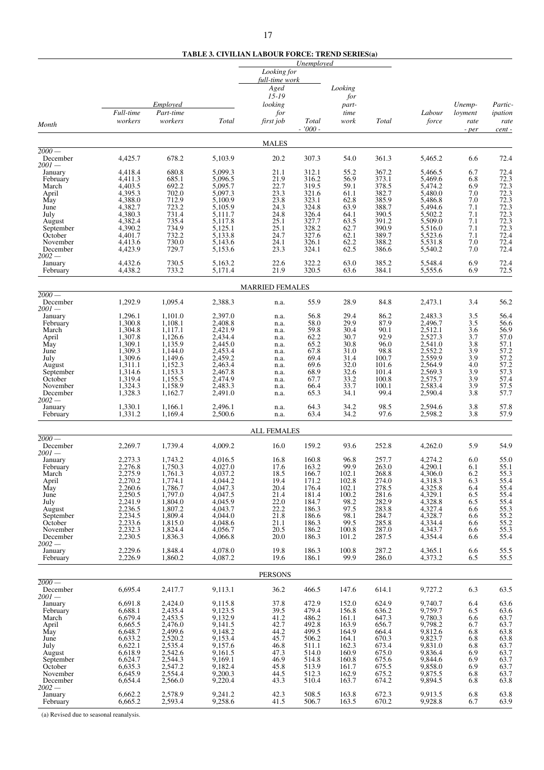**TABLE 3. CIVILIAN LABOUR FORCE: TREND SERIES(a)**

| Month | Employed | | | Unemployed | | | | Labour force | Unemployment rate | Participation rate |
|---|---|---|---|---|---|---|---|---|---|---|
| | Full-time workers | Part-time workers | Total | Looking for full-time work: Aged 15-19 looking for first job | Looking for full-time work: Total | Looking for part-time work | Total | | | |
| | - '000 - | | | | | | | | - per cent - | |
| **MALES** | | | | | | | | | | |
| *2000 —* | | | | | | | | | | |
| December | 4,425.7 | 678.2 | 5,103.9 | 20.2 | 307.3 | 54.0 | 361.3 | 5,465.2 | 6.6 | 72.4 |
| *2001 —* | | | | | | | | | | |
| January | 4,418.4 | 680.8 | 5,099.3 | 21.1 | 312.1 | 55.2 | 367.2 | 5,466.5 | 6.7 | 72.4 |
| February | 4,411.3 | 685.1 | 5,096.5 | 21.9 | 316.2 | 56.9 | 373.1 | 5,469.6 | 6.8 | 72.3 |
| March | 4,403.5 | 692.2 | 5,095.7 | 22.7 | 319.5 | 59.1 | 378.5 | 5,474.2 | 6.9 | 72.3 |
| April | 4,395.3 | 702.0 | 5,097.3 | 23.3 | 321.6 | 61.1 | 382.7 | 5,480.0 | 7.0 | 72.3 |
| May | 4,388.0 | 712.9 | 5,100.9 | 23.8 | 323.1 | 62.8 | 385.9 | 5,486.8 | 7.0 | 72.3 |
| June | 4,382.7 | 723.2 | 5,105.9 | 24.3 | 324.8 | 63.9 | 388.7 | 5,494.6 | 7.1 | 72.3 |
| July | 4,380.3 | 731.4 | 5,111.7 | 24.8 | 326.4 | 64.1 | 390.5 | 5,502.2 | 7.1 | 72.3 |
| August | 4,382.4 | 735.4 | 5,117.8 | 25.1 | 327.7 | 63.5 | 391.2 | 5,509.0 | 7.1 | 72.3 |
| September | 4,390.2 | 734.9 | 5,125.1 | 25.1 | 328.2 | 62.7 | 390.9 | 5,516.0 | 7.1 | 72.3 |
| October | 4,401.7 | 732.2 | 5,133.8 | 24.7 | 327.6 | 62.1 | 389.7 | 5,523.6 | 7.1 | 72.4 |
| November | 4,413.6 | 730.0 | 5,143.6 | 24.1 | 326.1 | 62.2 | 388.2 | 5,531.8 | 7.0 | 72.4 |
| December | 4,423.9 | 729.7 | 5,153.6 | 23.3 | 324.1 | 62.5 | 386.6 | 5,540.2 | 7.0 | 72.4 |
| *2002 —* | | | | | | | | | | |
| January | 4,432.6 | 730.5 | 5,163.2 | 22.6 | 322.2 | 63.0 | 385.2 | 5,548.4 | 6.9 | 72.4 |
| February | 4,438.2 | 733.2 | 5,171.4 | 21.9 | 320.5 | 63.6 | 384.1 | 5,555.6 | 6.9 | 72.5 |
| **MARRIED FEMALES** | | | | | | | | | | |
| *2000 —* | | | | | | | | | | |
| December | 1,292.9 | 1,095.4 | 2,388.3 | n.a. | 55.9 | 28.9 | 84.8 | 2,473.1 | 3.4 | 56.2 |
| *2001 —* | | | | | | | | | | |
| January | 1,296.1 | 1,101.0 | 2,397.0 | n.a. | 56.8 | 29.4 | 86.2 | 2,483.3 | 3.5 | 56.4 |
| February | 1,300.8 | 1,108.1 | 2,408.8 | n.a. | 58.0 | 29.9 | 87.9 | 2,496.7 | 3.5 | 56.6 |
| March | 1,304.8 | 1,117.1 | 2,421.9 | n.a. | 59.8 | 30.4 | 90.1 | 2,512.1 | 3.6 | 56.9 |
| April | 1,307.8 | 1,126.6 | 2,434.4 | n.a. | 62.2 | 30.7 | 92.9 | 2,527.3 | 3.7 | 57.0 |
| May | 1,309.1 | 1,135.9 | 2,445.0 | n.a. | 65.2 | 30.8 | 96.0 | 2,541.0 | 3.8 | 57.1 |
| June | 1,309.3 | 1,144.0 | 2,453.4 | n.a. | 67.8 | 31.0 | 98.8 | 2,552.2 | 3.9 | 57.2 |
| July | 1,309.6 | 1,149.6 | 2,459.2 | n.a. | 69.4 | 31.4 | 100.7 | 2,559.9 | 3.9 | 57.2 |
| August | 1,311.1 | 1,152.3 | 2,463.4 | n.a. | 69.6 | 32.0 | 101.6 | 2,564.9 | 4.0 | 57.2 |
| September | 1,314.6 | 1,153.3 | 2,467.8 | n.a. | 68.9 | 32.6 | 101.4 | 2,569.3 | 3.9 | 57.3 |
| October | 1,319.4 | 1,155.5 | 2,474.9 | n.a. | 67.7 | 33.2 | 100.8 | 2,575.7 | 3.9 | 57.4 |
| November | 1,324.3 | 1,158.9 | 2,483.3 | n.a. | 66.4 | 33.7 | 100.1 | 2,583.4 | 3.9 | 57.5 |
| December | 1,328.3 | 1,162.7 | 2,491.0 | n.a. | 65.3 | 34.1 | 99.4 | 2,590.4 | 3.8 | 57.7 |
| *2002 —* | | | | | | | | | | |
| January | 1,330.1 | 1,166.1 | 2,496.1 | n.a. | 64.3 | 34.2 | 98.5 | 2,594.6 | 3.8 | 57.8 |
| February | 1,331.2 | 1,169.4 | 2,500.6 | n.a. | 63.4 | 34.2 | 97.6 | 2,598.2 | 3.8 | 57.9 |
| **ALL FEMALES** | | | | | | | | | | |
| *2000 —* | | | | | | | | | | |
| December | 2,269.7 | 1,739.4 | 4,009.2 | 16.0 | 159.2 | 93.6 | 252.8 | 4,262.0 | 5.9 | 54.9 |
| *2001 —* | | | | | | | | | | |
| January | 2,273.3 | 1,743.2 | 4,016.5 | 16.8 | 160.8 | 96.8 | 257.7 | 4,274.2 | 6.0 | 55.0 |
| February | 2,276.8 | 1,750.3 | 4,027.0 | 17.6 | 163.2 | 99.9 | 263.0 | 4,290.1 | 6.1 | 55.1 |
| March | 2,275.9 | 1,761.3 | 4,037.2 | 18.5 | 166.7 | 102.1 | 268.8 | 4,306.0 | 6.2 | 55.3 |
| April | 2,270.2 | 1,774.1 | 4,044.2 | 19.4 | 171.2 | 102.8 | 274.0 | 4,318.3 | 6.3 | 55.4 |
| May | 2,260.6 | 1,786.7 | 4,047.3 | 20.4 | 176.4 | 102.1 | 278.5 | 4,325.8 | 6.4 | 55.4 |
| June | 2,250.5 | 1,797.0 | 4,047.5 | 21.4 | 181.4 | 100.2 | 281.6 | 4,329.1 | 6.5 | 55.4 |
| July | 2,241.9 | 1,804.0 | 4,045.9 | 22.0 | 184.7 | 98.2 | 282.9 | 4,328.8 | 6.5 | 55.4 |
| August | 2,236.5 | 1,807.2 | 4,043.7 | 22.2 | 186.3 | 97.5 | 283.8 | 4,327.4 | 6.6 | 55.3 |
| September | 2,234.5 | 1,809.4 | 4,044.0 | 21.8 | 186.6 | 98.1 | 284.7 | 4,328.7 | 6.6 | 55.2 |
| October | 2,233.6 | 1,815.0 | 4,048.6 | 21.1 | 186.3 | 99.5 | 285.8 | 4,334.4 | 6.6 | 55.2 |
| November | 2,232.3 | 1,824.4 | 4,056.7 | 20.5 | 186.2 | 100.8 | 287.0 | 4,343.7 | 6.6 | 55.3 |
| December | 2,230.5 | 1,836.3 | 4,066.8 | 20.0 | 186.3 | 101.2 | 287.5 | 4,354.4 | 6.6 | 55.4 |
| *2002 —* | | | | | | | | | | |
| January | 2,229.6 | 1,848.4 | 4,078.0 | 19.8 | 186.3 | 100.8 | 287.2 | 4,365.1 | 6.6 | 55.5 |
| February | 2,226.9 | 1,860.2 | 4,087.2 | 19.6 | 186.1 | 99.9 | 286.0 | 4,373.2 | 6.5 | 55.5 |
| **PERSONS** | | | | | | | | | | |
| *2000 —* | | | | | | | | | | |
| December | 6,695.4 | 2,417.7 | 9,113.1 | 36.2 | 466.5 | 147.6 | 614.1 | 9,727.2 | 6.3 | 63.5 |
| *2001 —* | | | | | | | | | | |
| January | 6,691.8 | 2,424.0 | 9,115.8 | 37.8 | 472.9 | 152.0 | 624.9 | 9,740.7 | 6.4 | 63.6 |
| February | 6,688.1 | 2,435.4 | 9,123.5 | 39.5 | 479.4 | 156.8 | 636.2 | 9,759.7 | 6.5 | 63.6 |
| March | 6,679.4 | 2,453.5 | 9,132.9 | 41.2 | 486.2 | 161.1 | 647.3 | 9,780.3 | 6.6 | 63.7 |
| April | 6,665.5 | 2,476.0 | 9,141.5 | 42.7 | 492.8 | 163.9 | 656.7 | 9,798.2 | 6.7 | 63.7 |
| May | 6,648.7 | 2,499.6 | 9,148.2 | 44.2 | 499.5 | 164.9 | 664.4 | 9,812.6 | 6.8 | 63.8 |
| June | 6,633.2 | 2,520.2 | 9,153.4 | 45.7 | 506.2 | 164.1 | 670.3 | 9,823.7 | 6.8 | 63.8 |
| July | 6,622.1 | 2,535.4 | 9,157.6 | 46.8 | 511.1 | 162.3 | 673.4 | 9,831.0 | 6.8 | 63.7 |
| August | 6,618.9 | 2,542.6 | 9,161.5 | 47.3 | 514.0 | 160.9 | 675.0 | 9,836.4 | 6.9 | 63.7 |
| September | 6,624.7 | 2,544.3 | 9,169.1 | 46.9 | 514.8 | 160.8 | 675.6 | 9,844.6 | 6.9 | 63.7 |
| October | 6,635.3 | 2,547.2 | 9,182.4 | 45.8 | 513.9 | 161.7 | 675.5 | 9,858.0 | 6.9 | 63.7 |
| November | 6,645.9 | 2,554.4 | 9,200.3 | 44.5 | 512.3 | 162.9 | 675.2 | 9,875.5 | 6.8 | 63.7 |
| December | 6,654.4 | 2,566.0 | 9,220.4 | 43.3 | 510.4 | 163.7 | 674.2 | 9,894.5 | 6.8 | 63.8 |
| *2002 —* | | | | | | | | | | |
| January | 6,662.2 | 2,578.9 | 9,241.2 | 42.3 | 508.5 | 163.8 | 672.3 | 9,913.5 | 6.8 | 63.8 |
| February | 6,665.2 | 2,593.4 | 9,258.6 | 41.5 | 506.7 | 163.5 | 670.2 | 9,928.8 | 6.7 | 63.9 |

(a) Revised due to seasonal reanalysis.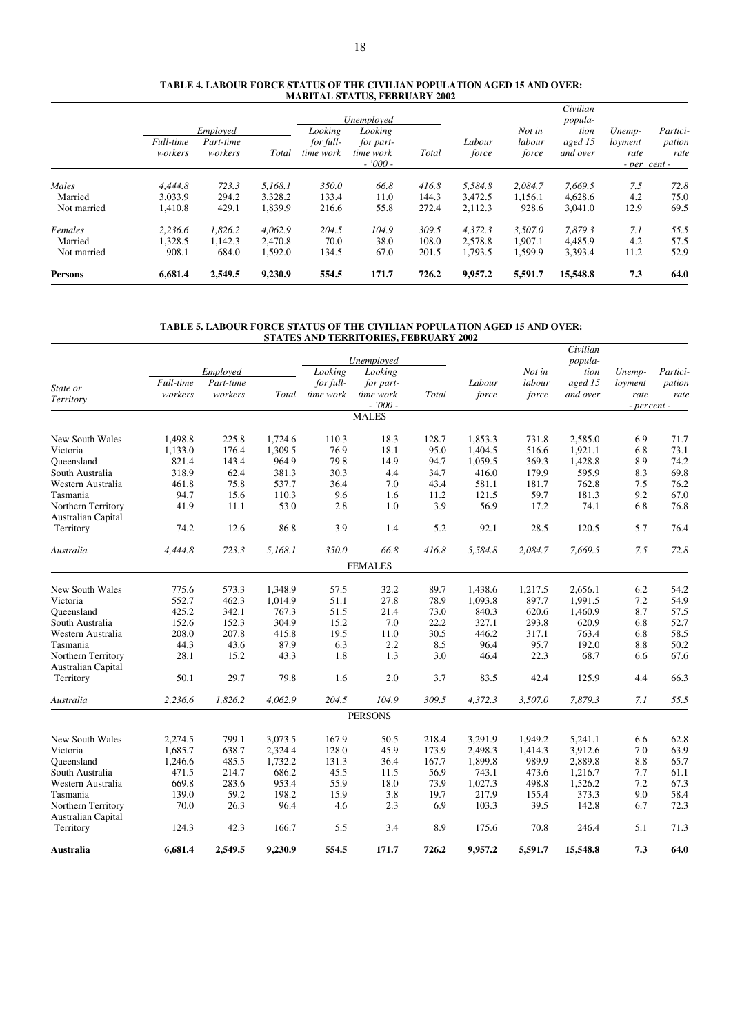## TABLE 4. LABOUR FORCE STATUS OF THE CIVILIAN POPULATION AGED 15 AND OVER: MARITAL STATUS, FEBRUARY 2002

| | Employed | | | Unemployed | | | | | | | |
|---|---|---|---|---|---|---|---|---|---|---|---|
| | Full-time workers | Part-time workers | Total | Looking for full-time work | Looking for part-time work | Total | Labour force | Not in labour force | Civilian population aged 15 and over | Unemployment rate | Participation rate |
| | - '000 - | | | | | | | | | - per cent - | |
| *Males* | *4,444.8* | *723.3* | *5,168.1* | *350.0* | *66.8* | *416.8* | *5,584.8* | *2,084.7* | *7,669.5* | *7.5* | *72.8* |
| Married | 3,033.9 | 294.2 | 3,328.2 | 133.4 | 11.0 | 144.3 | 3,472.5 | 1,156.1 | 4,628.6 | 4.2 | 75.0 |
| Not married | 1,410.8 | 429.1 | 1,839.9 | 216.6 | 55.8 | 272.4 | 2,112.3 | 928.6 | 3,041.0 | 12.9 | 69.5 |
| *Females* | *2,236.6* | *1,826.2* | *4,062.9* | *204.5* | *104.9* | *309.5* | *4,372.3* | *3,507.0* | *7,879.3* | *7.1* | *55.5* |
| Married | 1,328.5 | 1,142.3 | 2,470.8 | 70.0 | 38.0 | 108.0 | 2,578.8 | 1,907.1 | 4,485.9 | 4.2 | 57.5 |
| Not married | 908.1 | 684.0 | 1,592.0 | 134.5 | 67.0 | 201.5 | 1,793.5 | 1,599.9 | 3,393.4 | 11.2 | 52.9 |
| **Persons** | **6,681.4** | **2,549.5** | **9,230.9** | **554.5** | **171.7** | **726.2** | **9,957.2** | **5,591.7** | **15,548.8** | **7.3** | **64.0** |

## TABLE 5. LABOUR FORCE STATUS OF THE CIVILIAN POPULATION AGED 15 AND OVER: STATES AND TERRITORIES, FEBRUARY 2002

| | Employed | | | Unemployed | | | | | | | |
|---|---|---|---|---|---|---|---|---|---|---|---|
| State or Territory | Full-time workers | Part-time workers | Total | Looking for full-time work | Looking for part-time work | Total | Labour force | Not in labour force | Civilian population aged 15 and over | Unemployment rate | Participation rate |
| | - '000 - | | | | | | | | | - percent - | |
| | | | | | MALES | | | | | | |
| New South Wales | 1,498.8 | 225.8 | 1,724.6 | 110.3 | 18.3 | 128.7 | 1,853.3 | 731.8 | 2,585.0 | 6.9 | 71.7 |
| Victoria | 1,133.0 | 176.4 | 1,309.5 | 76.9 | 18.1 | 95.0 | 1,404.5 | 516.6 | 1,921.1 | 6.8 | 73.1 |
| Queensland | 821.4 | 143.4 | 964.9 | 79.8 | 14.9 | 94.7 | 1,059.5 | 369.3 | 1,428.8 | 8.9 | 74.2 |
| South Australia | 318.9 | 62.4 | 381.3 | 30.3 | 4.4 | 34.7 | 416.0 | 179.9 | 595.9 | 8.3 | 69.8 |
| Western Australia | 461.8 | 75.8 | 537.7 | 36.4 | 7.0 | 43.4 | 581.1 | 181.7 | 762.8 | 7.5 | 76.2 |
| Tasmania | 94.7 | 15.6 | 110.3 | 9.6 | 1.6 | 11.2 | 121.5 | 59.7 | 181.3 | 9.2 | 67.0 |
| Northern Territory | 41.9 | 11.1 | 53.0 | 2.8 | 1.0 | 3.9 | 56.9 | 17.2 | 74.1 | 6.8 | 76.8 |
| Australian Capital Territory | 74.2 | 12.6 | 86.8 | 3.9 | 1.4 | 5.2 | 92.1 | 28.5 | 120.5 | 5.7 | 76.4 |
| *Australia* | *4,444.8* | *723.3* | *5,168.1* | *350.0* | *66.8* | *416.8* | *5,584.8* | *2,084.7* | *7,669.5* | *7.5* | *72.8* |
| | | | | | FEMALES | | | | | | |
| New South Wales | 775.6 | 573.3 | 1,348.9 | 57.5 | 32.2 | 89.7 | 1,438.6 | 1,217.5 | 2,656.1 | 6.2 | 54.2 |
| Victoria | 552.7 | 462.3 | 1,014.9 | 51.1 | 27.8 | 78.9 | 1,093.8 | 897.7 | 1,991.5 | 7.2 | 54.9 |
| Queensland | 425.2 | 342.1 | 767.3 | 51.5 | 21.4 | 73.0 | 840.3 | 620.6 | 1,460.9 | 8.7 | 57.5 |
| South Australia | 152.6 | 152.3 | 304.9 | 15.2 | 7.0 | 22.2 | 327.1 | 293.8 | 620.9 | 6.8 | 52.7 |
| Western Australia | 208.0 | 207.8 | 415.8 | 19.5 | 11.0 | 30.5 | 446.2 | 317.1 | 763.4 | 6.8 | 58.5 |
| Tasmania | 44.3 | 43.6 | 87.9 | 6.3 | 2.2 | 8.5 | 96.4 | 95.7 | 192.0 | 8.8 | 50.2 |
| Northern Territory | 28.1 | 15.2 | 43.3 | 1.8 | 1.3 | 3.0 | 46.4 | 22.3 | 68.7 | 6.6 | 67.6 |
| Australian Capital Territory | 50.1 | 29.7 | 79.8 | 1.6 | 2.0 | 3.7 | 83.5 | 42.4 | 125.9 | 4.4 | 66.3 |
| *Australia* | *2,236.6* | *1,826.2* | *4,062.9* | *204.5* | *104.9* | *309.5* | *4,372.3* | *3,507.0* | *7,879.3* | *7.1* | *55.5* |
| | | | | | PERSONS | | | | | | |
| New South Wales | 2,274.5 | 799.1 | 3,073.5 | 167.9 | 50.5 | 218.4 | 3,291.9 | 1,949.2 | 5,241.1 | 6.6 | 62.8 |
| Victoria | 1,685.7 | 638.7 | 2,324.4 | 128.0 | 45.9 | 173.9 | 2,498.3 | 1,414.3 | 3,912.6 | 7.0 | 63.9 |
| Queensland | 1,246.6 | 485.5 | 1,732.2 | 131.3 | 36.4 | 167.7 | 1,899.8 | 989.9 | 2,889.8 | 8.8 | 65.7 |
| South Australia | 471.5 | 214.7 | 686.2 | 45.5 | 11.5 | 56.9 | 743.1 | 473.6 | 1,216.7 | 7.7 | 61.1 |
| Western Australia | 669.8 | 283.6 | 953.4 | 55.9 | 18.0 | 73.9 | 1,027.3 | 498.8 | 1,526.2 | 7.2 | 67.3 |
| Tasmania | 139.0 | 59.2 | 198.2 | 15.9 | 3.8 | 19.7 | 217.9 | 155.4 | 373.3 | 9.0 | 58.4 |
| Northern Territory | 70.0 | 26.3 | 96.4 | 4.6 | 2.3 | 6.9 | 103.3 | 39.5 | 142.8 | 6.7 | 72.3 |
| Australian Capital Territory | 124.3 | 42.3 | 166.7 | 5.5 | 3.4 | 8.9 | 175.6 | 70.8 | 246.4 | 5.1 | 71.3 |
| **Australia** | **6,681.4** | **2,549.5** | **9,230.9** | **554.5** | **171.7** | **726.2** | **9,957.2** | **5,591.7** | **15,548.8** | **7.3** | **64.0** |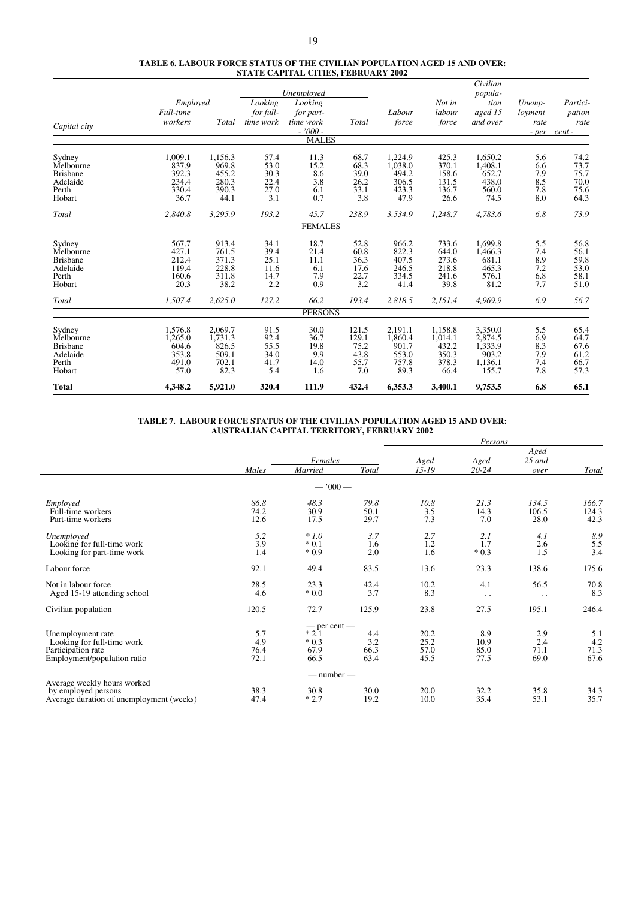**TABLE 6. LABOUR FORCE STATUS OF THE CIVILIAN POPULATION AGED 15 AND OVER: STATE CAPITAL CITIES, FEBRUARY 2002**

| Capital city | Employed | | Unemployed | | | Labour force | Not in labour force | Civilian population aged 15 and over | Unemployment rate | Participation rate |
|---|---|---|---|---|---|---|---|---|---|---|
| | Full-time workers | Total | Looking for full-time work | Looking for part-time work | Total | | | | | |
| | - '000 - | | | | | | | | - per cent - | |
| **MALES** | | | | | | | | | | |
| Sydney | 1,009.1 | 1,156.3 | 57.4 | 11.3 | 68.7 | 1,224.9 | 425.3 | 1,650.2 | 5.6 | 74.2 |
| Melbourne | 837.9 | 969.8 | 53.0 | 15.2 | 68.3 | 1,038.0 | 370.1 | 1,408.1 | 6.6 | 73.7 |
| Brisbane | 392.3 | 455.2 | 30.3 | 8.6 | 39.0 | 494.2 | 158.6 | 652.7 | 7.9 | 75.7 |
| Adelaide | 234.4 | 280.3 | 22.4 | 3.8 | 26.2 | 306.5 | 131.5 | 438.0 | 8.5 | 70.0 |
| Perth | 330.4 | 390.3 | 27.0 | 6.1 | 33.1 | 423.3 | 136.7 | 560.0 | 7.8 | 75.6 |
| Hobart | 36.7 | 44.1 | 3.1 | 0.7 | 3.8 | 47.9 | 26.6 | 74.5 | 8.0 | 64.3 |
| *Total* | *2,840.8* | *3,295.9* | *193.2* | *45.7* | *238.9* | *3,534.9* | *1,248.7* | *4,783.6* | *6.8* | *73.9* |
| **FEMALES** | | | | | | | | | | |
| Sydney | 567.7 | 913.4 | 34.1 | 18.7 | 52.8 | 966.2 | 733.6 | 1,699.8 | 5.5 | 56.8 |
| Melbourne | 427.1 | 761.5 | 39.4 | 21.4 | 60.8 | 822.3 | 644.0 | 1,466.3 | 7.4 | 56.1 |
| Brisbane | 212.4 | 371.3 | 25.1 | 11.1 | 36.3 | 407.5 | 273.6 | 681.1 | 8.9 | 59.8 |
| Adelaide | 119.4 | 228.8 | 11.6 | 6.1 | 17.6 | 246.5 | 218.8 | 465.3 | 7.2 | 53.0 |
| Perth | 160.6 | 311.8 | 14.7 | 7.9 | 22.7 | 334.5 | 241.6 | 576.1 | 6.8 | 58.1 |
| Hobart | 20.3 | 38.2 | 2.2 | 0.9 | 3.2 | 41.4 | 39.8 | 81.2 | 7.7 | 51.0 |
| *Total* | *1,507.4* | *2,625.0* | *127.2* | *66.2* | *193.4* | *2,818.5* | *2,151.4* | *4,969.9* | *6.9* | *56.7* |
| **PERSONS** | | | | | | | | | | |
| Sydney | 1,576.8 | 2,069.7 | 91.5 | 30.0 | 121.5 | 2,191.1 | 1,158.8 | 3,350.0 | 5.5 | 65.4 |
| Melbourne | 1,265.0 | 1,731.3 | 92.4 | 36.7 | 129.1 | 1,860.4 | 1,014.1 | 2,874.5 | 6.9 | 64.7 |
| Brisbane | 604.6 | 826.5 | 55.5 | 19.8 | 75.2 | 901.7 | 432.2 | 1,333.9 | 8.3 | 67.6 |
| Adelaide | 353.8 | 509.1 | 34.0 | 9.9 | 43.8 | 553.0 | 350.3 | 903.2 | 7.9 | 61.2 |
| Perth | 491.0 | 702.1 | 41.7 | 14.0 | 55.7 | 757.8 | 378.3 | 1,136.1 | 7.4 | 66.7 |
| Hobart | 57.0 | 82.3 | 5.4 | 1.6 | 7.0 | 89.3 | 66.4 | 155.7 | 7.8 | 57.3 |
| **Total** | **4,348.2** | **5,921.0** | **320.4** | **111.9** | **432.4** | **6,353.3** | **3,400.1** | **9,753.5** | **6.8** | **65.1** |

**TABLE 7. LABOUR FORCE STATUS OF THE CIVILIAN POPULATION AGED 15 AND OVER: AUSTRALIAN CAPITAL TERRITORY, FEBRUARY 2002**

| | Males | Females | | Persons | | | |
|---|---|---|---|---|---|---|---|
| | | Married | Total | Aged 15-19 | Aged 20-24 | Aged 25 and over | Total |
| | — '000 — | | | | | | |
| *Employed* | *86.8* | *48.3* | *79.8* | *10.8* | *21.3* | *134.5* | *166.7* |
| Full-time workers | 74.2 | 30.9 | 50.1 | 3.5 | 14.3 | 106.5 | 124.3 |
| Part-time workers | 12.6 | 17.5 | 29.7 | 7.3 | 7.0 | 28.0 | 42.3 |
| *Unemployed* | *5.2* | *\* 1.0* | *3.7* | *2.7* | *2.1* | *4.1* | *8.9* |
| Looking for full-time work | 3.9 | * 0.1 | 1.6 | 1.2 | 1.7 | 2.6 | 5.5 |
| Looking for part-time work | 1.4 | * 0.9 | 2.0 | 1.6 | * 0.3 | 1.5 | 3.4 |
| Labour force | 92.1 | 49.4 | 83.5 | 13.6 | 23.3 | 138.6 | 175.6 |
| Not in labour force | 28.5 | 23.3 | 42.4 | 10.2 | 4.1 | 56.5 | 70.8 |
| Aged 15-19 attending school | 4.6 | * 0.0 | 3.7 | 8.3 | . . | . . | 8.3 |
| Civilian population | 120.5 | 72.7 | 125.9 | 23.8 | 27.5 | 195.1 | 246.4 |
| | — per cent — | | | | | | |
| Unemployment rate | 5.7 | * 2.1 | 4.4 | 20.2 | 8.9 | 2.9 | 5.1 |
| Looking for full-time work | 4.9 | * 0.3 | 3.2 | 25.2 | 10.9 | 2.4 | 4.2 |
| Participation rate | 76.4 | 67.9 | 66.3 | 57.0 | 85.0 | 71.1 | 71.3 |
| Employment/population ratio | 72.1 | 66.5 | 63.4 | 45.5 | 77.5 | 69.0 | 67.6 |
| | — number — | | | | | | |
| Average weekly hours worked by employed persons | 38.3 | 30.8 | 30.0 | 20.0 | 32.2 | 35.8 | 34.3 |
| Average duration of unemployment (weeks) | 47.4 | * 2.7 | 19.2 | 10.0 | 35.4 | 53.1 | 35.7 |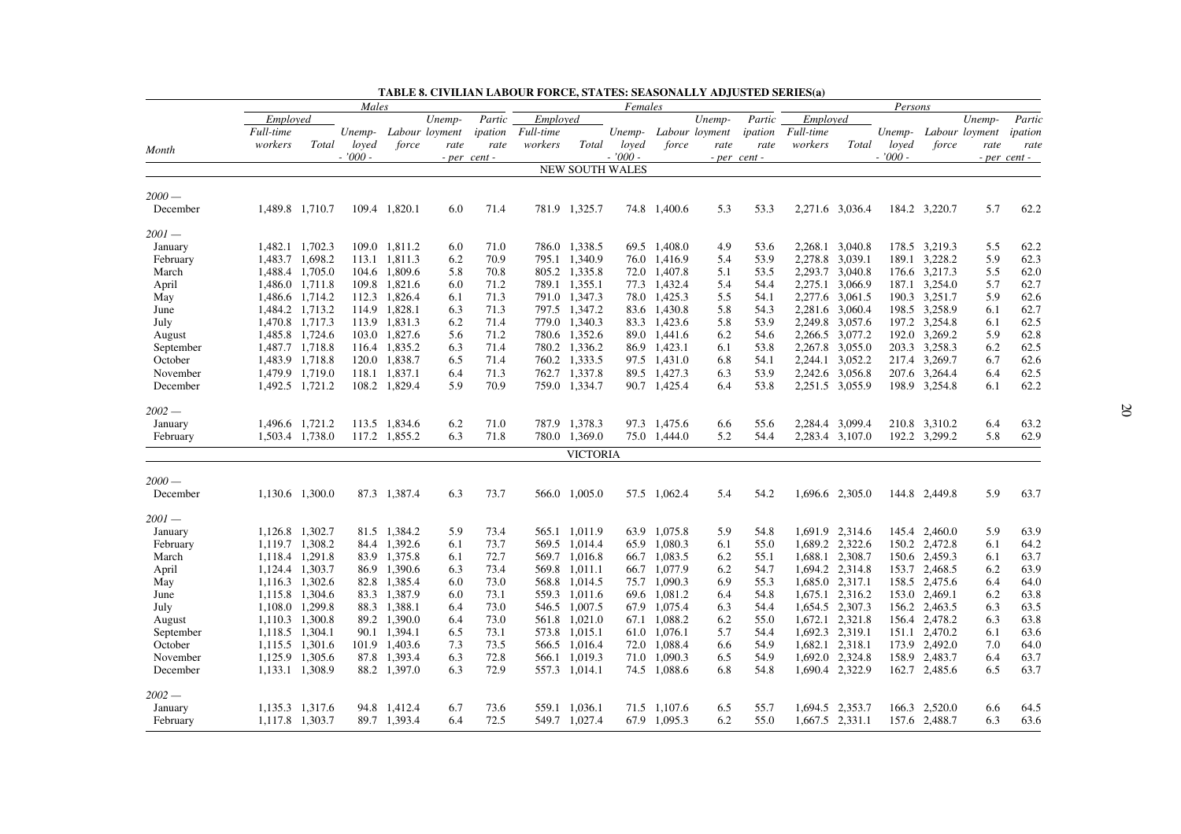## TABLE 8. CIVILIAN LABOUR FORCE, STATES: SEASONALLY ADJUSTED SERIES(a)

| Month | Males | | | | | | Females | | | | | | Persons | | | | | |
|---|---|---|---|---|---|---|---|---|---|---|---|---|---|---|---|---|---|---|
| | Employed | | | | | | Employed | | | | | | Employed | | | | | |
| | Full-time workers | Total | Unemployed | Labour force | Unemployment rate | Participation rate | Full-time workers | Total | Unemployed | Labour force | Unemployment rate | Participation rate | Full-time workers | Total | Unemployed | Labour force | Unemployment rate | Participation rate |
| | - '000 - | | | | - per cent - | | - '000 - | | | | - per cent - | | - '000 - | | | | - per cent - | |
| **NEW SOUTH WALES** | | | | | | | | | | | | | | | | | | |
| *2000 —* | | | | | | | | | | | | | | | | | | |
| December | 1,489.8 | 1,710.7 | 109.4 | 1,820.1 | 6.0 | 71.4 | 781.9 | 1,325.7 | 74.8 | 1,400.6 | 5.3 | 53.3 | 2,271.6 | 3,036.4 | 184.2 | 3,220.7 | 5.7 | 62.2 |
| *2001 —* | | | | | | | | | | | | | | | | | | |
| January | 1,482.1 | 1,702.3 | 109.0 | 1,811.2 | 6.0 | 71.0 | 786.0 | 1,338.5 | 69.5 | 1,408.0 | 4.9 | 53.6 | 2,268.1 | 3,040.8 | 178.5 | 3,219.3 | 5.5 | 62.2 |
| February | 1,483.7 | 1,698.2 | 113.1 | 1,811.3 | 6.2 | 70.9 | 795.1 | 1,340.9 | 76.0 | 1,416.9 | 5.4 | 53.9 | 2,278.8 | 3,039.1 | 189.1 | 3,228.2 | 5.9 | 62.3 |
| March | 1,488.4 | 1,705.0 | 104.6 | 1,809.6 | 5.8 | 70.8 | 805.2 | 1,335.8 | 72.0 | 1,407.8 | 5.1 | 53.5 | 2,293.7 | 3,040.8 | 176.6 | 3,217.3 | 5.5 | 62.0 |
| April | 1,486.0 | 1,711.8 | 109.8 | 1,821.6 | 6.0 | 71.2 | 789.1 | 1,355.1 | 77.3 | 1,432.4 | 5.4 | 54.4 | 2,275.1 | 3,066.9 | 187.1 | 3,254.0 | 5.7 | 62.7 |
| May | 1,486.6 | 1,714.2 | 112.3 | 1,826.4 | 6.1 | 71.3 | 791.0 | 1,347.3 | 78.0 | 1,425.3 | 5.5 | 54.1 | 2,277.6 | 3,061.5 | 190.3 | 3,251.7 | 5.9 | 62.6 |
| June | 1,484.2 | 1,713.2 | 114.9 | 1,828.1 | 6.3 | 71.3 | 797.5 | 1,347.2 | 83.6 | 1,430.8 | 5.8 | 54.3 | 2,281.6 | 3,060.4 | 198.5 | 3,258.9 | 6.1 | 62.7 |
| July | 1,470.8 | 1,717.3 | 113.9 | 1,831.3 | 6.2 | 71.4 | 779.0 | 1,340.3 | 83.3 | 1,423.6 | 5.8 | 53.9 | 2,249.8 | 3,057.6 | 197.2 | 3,254.8 | 6.1 | 62.5 |
| August | 1,485.8 | 1,724.6 | 103.0 | 1,827.6 | 5.6 | 71.2 | 780.6 | 1,352.6 | 89.0 | 1,441.6 | 6.2 | 54.6 | 2,266.5 | 3,077.2 | 192.0 | 3,269.2 | 5.9 | 62.8 |
| September | 1,487.7 | 1,718.8 | 116.4 | 1,835.2 | 6.3 | 71.4 | 780.2 | 1,336.2 | 86.9 | 1,423.1 | 6.1 | 53.8 | 2,267.8 | 3,055.0 | 203.3 | 3,258.3 | 6.2 | 62.5 |
| October | 1,483.9 | 1,718.8 | 120.0 | 1,838.7 | 6.5 | 71.4 | 760.2 | 1,333.5 | 97.5 | 1,431.0 | 6.8 | 54.1 | 2,244.1 | 3,052.2 | 217.4 | 3,269.7 | 6.7 | 62.6 |
| November | 1,479.9 | 1,719.0 | 118.1 | 1,837.1 | 6.4 | 71.3 | 762.7 | 1,337.8 | 89.5 | 1,427.3 | 6.3 | 53.9 | 2,242.6 | 3,056.8 | 207.6 | 3,264.4 | 6.4 | 62.5 |
| December | 1,492.5 | 1,721.2 | 108.2 | 1,829.4 | 5.9 | 70.9 | 759.0 | 1,334.7 | 90.7 | 1,425.4 | 6.4 | 53.8 | 2,251.5 | 3,055.9 | 198.9 | 3,254.8 | 6.1 | 62.2 |
| *2002 —* | | | | | | | | | | | | | | | | | | |
| January | 1,496.6 | 1,721.2 | 113.5 | 1,834.6 | 6.2 | 71.0 | 787.9 | 1,378.3 | 97.3 | 1,475.6 | 6.6 | 55.6 | 2,284.4 | 3,099.4 | 210.8 | 3,310.2 | 6.4 | 63.2 |
| February | 1,503.4 | 1,738.0 | 117.2 | 1,855.2 | 6.3 | 71.8 | 780.0 | 1,369.0 | 75.0 | 1,444.0 | 5.2 | 54.4 | 2,283.4 | 3,107.0 | 192.2 | 3,299.2 | 5.8 | 62.9 |
| **VICTORIA** | | | | | | | | | | | | | | | | | | |
| *2000 —* | | | | | | | | | | | | | | | | | | |
| December | 1,130.6 | 1,300.0 | 87.3 | 1,387.4 | 6.3 | 73.7 | 566.0 | 1,005.0 | 57.5 | 1,062.4 | 5.4 | 54.2 | 1,696.6 | 2,305.0 | 144.8 | 2,449.8 | 5.9 | 63.7 |
| *2001 —* | | | | | | | | | | | | | | | | | | |
| January | 1,126.8 | 1,302.7 | 81.5 | 1,384.2 | 5.9 | 73.4 | 565.1 | 1,011.9 | 63.9 | 1,075.8 | 5.9 | 54.8 | 1,691.9 | 2,314.6 | 145.4 | 2,460.0 | 5.9 | 63.9 |
| February | 1,119.7 | 1,308.2 | 84.4 | 1,392.6 | 6.1 | 73.7 | 569.5 | 1,014.4 | 65.9 | 1,080.3 | 6.1 | 55.0 | 1,689.2 | 2,322.6 | 150.2 | 2,472.8 | 6.1 | 64.2 |
| March | 1,118.4 | 1,291.8 | 83.9 | 1,375.8 | 6.1 | 72.7 | 569.7 | 1,016.8 | 66.7 | 1,083.5 | 6.2 | 55.1 | 1,688.1 | 2,308.7 | 150.6 | 2,459.3 | 6.1 | 63.7 |
| April | 1,124.4 | 1,303.7 | 86.9 | 1,390.6 | 6.3 | 73.4 | 569.8 | 1,011.1 | 66.7 | 1,077.9 | 6.2 | 54.7 | 1,694.2 | 2,314.8 | 153.7 | 2,468.5 | 6.2 | 63.9 |
| May | 1,116.3 | 1,302.6 | 82.8 | 1,385.4 | 6.0 | 73.0 | 568.8 | 1,014.5 | 75.7 | 1,090.3 | 6.9 | 55.3 | 1,685.0 | 2,317.1 | 158.5 | 2,475.6 | 6.4 | 64.0 |
| June | 1,115.8 | 1,304.6 | 83.3 | 1,387.9 | 6.0 | 73.1 | 559.3 | 1,011.6 | 69.6 | 1,081.2 | 6.4 | 54.8 | 1,675.1 | 2,316.2 | 153.0 | 2,469.1 | 6.2 | 63.8 |
| July | 1,108.0 | 1,299.8 | 88.3 | 1,388.1 | 6.4 | 73.0 | 546.5 | 1,007.5 | 67.9 | 1,075.4 | 6.3 | 54.4 | 1,654.5 | 2,307.3 | 156.2 | 2,463.5 | 6.3 | 63.5 |
| August | 1,110.3 | 1,300.8 | 89.2 | 1,390.0 | 6.4 | 73.0 | 561.8 | 1,021.0 | 67.1 | 1,088.2 | 6.2 | 55.0 | 1,672.1 | 2,321.8 | 156.4 | 2,478.2 | 6.3 | 63.8 |
| September | 1,118.5 | 1,304.1 | 90.1 | 1,394.1 | 6.5 | 73.1 | 573.8 | 1,015.1 | 61.0 | 1,076.1 | 5.7 | 54.4 | 1,692.3 | 2,319.1 | 151.1 | 2,470.2 | 6.1 | 63.6 |
| October | 1,115.5 | 1,301.6 | 101.9 | 1,403.6 | 7.3 | 73.5 | 566.5 | 1,016.4 | 72.0 | 1,088.4 | 6.6 | 54.9 | 1,682.1 | 2,318.1 | 173.9 | 2,492.0 | 7.0 | 64.0 |
| November | 1,125.9 | 1,305.6 | 87.8 | 1,393.4 | 6.3 | 72.8 | 566.1 | 1,019.3 | 71.0 | 1,090.3 | 6.5 | 54.9 | 1,692.0 | 2,324.8 | 158.9 | 2,483.7 | 6.4 | 63.7 |
| December | 1,133.1 | 1,308.9 | 88.2 | 1,397.0 | 6.3 | 72.9 | 557.3 | 1,014.1 | 74.5 | 1,088.6 | 6.8 | 54.8 | 1,690.4 | 2,322.9 | 162.7 | 2,485.6 | 6.5 | 63.7 |
| *2002 —* | | | | | | | | | | | | | | | | | | |
| January | 1,135.3 | 1,317.6 | 94.8 | 1,412.4 | 6.7 | 73.6 | 559.1 | 1,036.1 | 71.5 | 1,107.6 | 6.5 | 55.7 | 1,694.5 | 2,353.7 | 166.3 | 2,520.0 | 6.6 | 64.5 |
| February | 1,117.8 | 1,303.7 | 89.7 | 1,393.4 | 6.4 | 72.5 | 549.7 | 1,027.4 | 67.9 | 1,095.3 | 6.2 | 55.0 | 1,667.5 | 2,331.1 | 157.6 | 2,488.7 | 6.3 | 63.6 |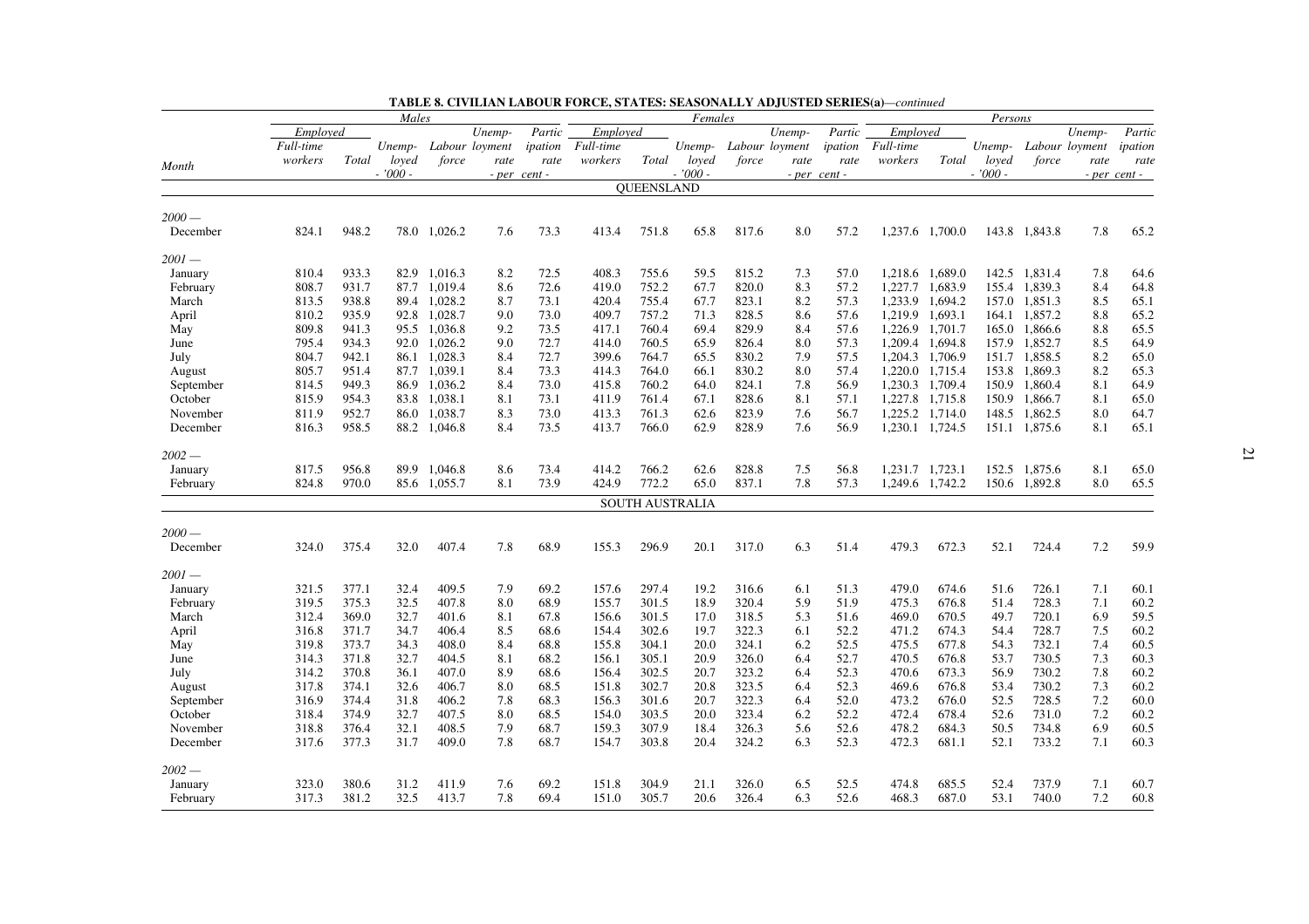**TABLE 8. CIVILIAN LABOUR FORCE, STATES: SEASONALLY ADJUSTED SERIES(a)**—*continued*

| Month | Males | | | | | | Females | | | | | | Persons | | | | | |
|---|---|---|---|---|---|---|---|---|---|---|---|---|---|---|---|---|---|---|
| | Employed | | | | | | Employed | | | | | | Employed | | | | | |
| | Full-time workers | Total | Unemployed | Labour force | Unemployment rate | Participation rate | Full-time workers | Total | Unemployed | Labour force | Unemployment rate | Participation rate | Full-time workers | Total | Unemployed | Labour force | Unemployment rate | Participation rate |
| | | | - '000 - | | - per cent - | | | | - '000 - | | - per cent - | | | | - '000 - | | - per cent - | |
| **QUEENSLAND** | | | | | | | | | | | | | | | | | | |
| *2000 —* | | | | | | | | | | | | | | | | | | |
| December | 824.1 | 948.2 | 78.0 | 1,026.2 | 7.6 | 73.3 | 413.4 | 751.8 | 65.8 | 817.6 | 8.0 | 57.2 | 1,237.6 | 1,700.0 | 143.8 | 1,843.8 | 7.8 | 65.2 |
| *2001 —* | | | | | | | | | | | | | | | | | | |
| January | 810.4 | 933.3 | 82.9 | 1,016.3 | 8.2 | 72.5 | 408.3 | 755.6 | 59.5 | 815.2 | 7.3 | 57.0 | 1,218.6 | 1,689.0 | 142.5 | 1,831.4 | 7.8 | 64.6 |
| February | 808.7 | 931.7 | 87.7 | 1,019.4 | 8.6 | 72.6 | 419.0 | 752.2 | 67.7 | 820.0 | 8.3 | 57.2 | 1,227.7 | 1,683.9 | 155.4 | 1,839.3 | 8.4 | 64.8 |
| March | 813.5 | 938.8 | 89.4 | 1,028.2 | 8.7 | 73.1 | 420.4 | 755.4 | 67.7 | 823.1 | 8.2 | 57.3 | 1,233.9 | 1,694.2 | 157.0 | 1,851.3 | 8.5 | 65.1 |
| April | 810.2 | 935.9 | 92.8 | 1,028.7 | 9.0 | 73.0 | 409.7 | 757.2 | 71.3 | 828.5 | 8.6 | 57.6 | 1,219.9 | 1,693.1 | 164.1 | 1,857.2 | 8.8 | 65.2 |
| May | 809.8 | 941.3 | 95.5 | 1,036.8 | 9.2 | 73.5 | 417.1 | 760.4 | 69.4 | 829.9 | 8.4 | 57.6 | 1,226.9 | 1,701.7 | 165.0 | 1,866.6 | 8.8 | 65.5 |
| June | 795.4 | 934.3 | 92.0 | 1,026.2 | 9.0 | 72.7 | 414.0 | 760.5 | 65.9 | 826.4 | 8.0 | 57.3 | 1,209.4 | 1,694.8 | 157.9 | 1,852.7 | 8.5 | 64.9 |
| July | 804.7 | 942.1 | 86.1 | 1,028.3 | 8.4 | 72.7 | 399.6 | 764.7 | 65.5 | 830.2 | 7.9 | 57.5 | 1,204.3 | 1,706.9 | 151.7 | 1,858.5 | 8.2 | 65.0 |
| August | 805.7 | 951.4 | 87.7 | 1,039.1 | 8.4 | 73.3 | 414.3 | 764.0 | 66.1 | 830.2 | 8.0 | 57.4 | 1,220.0 | 1,715.4 | 153.8 | 1,869.3 | 8.2 | 65.3 |
| September | 814.5 | 949.3 | 86.9 | 1,036.2 | 8.4 | 73.0 | 415.8 | 760.2 | 64.0 | 824.1 | 7.8 | 56.9 | 1,230.3 | 1,709.4 | 150.9 | 1,860.4 | 8.1 | 64.9 |
| October | 815.9 | 954.3 | 83.8 | 1,038.1 | 8.1 | 73.1 | 411.9 | 761.4 | 67.1 | 828.6 | 8.1 | 57.1 | 1,227.8 | 1,715.8 | 150.9 | 1,866.7 | 8.1 | 65.0 |
| November | 811.9 | 952.7 | 86.0 | 1,038.7 | 8.3 | 73.0 | 413.3 | 761.3 | 62.6 | 823.9 | 7.6 | 56.7 | 1,225.2 | 1,714.0 | 148.5 | 1,862.5 | 8.0 | 64.7 |
| December | 816.3 | 958.5 | 88.2 | 1,046.8 | 8.4 | 73.5 | 413.7 | 766.0 | 62.9 | 828.9 | 7.6 | 56.9 | 1,230.1 | 1,724.5 | 151.1 | 1,875.6 | 8.1 | 65.1 |
| *2002 —* | | | | | | | | | | | | | | | | | | |
| January | 817.5 | 956.8 | 89.9 | 1,046.8 | 8.6 | 73.4 | 414.2 | 766.2 | 62.6 | 828.8 | 7.5 | 56.8 | 1,231.7 | 1,723.1 | 152.5 | 1,875.6 | 8.1 | 65.0 |
| February | 824.8 | 970.0 | 85.6 | 1,055.7 | 8.1 | 73.9 | 424.9 | 772.2 | 65.0 | 837.1 | 7.8 | 57.3 | 1,249.6 | 1,742.2 | 150.6 | 1,892.8 | 8.0 | 65.5 |
| **SOUTH AUSTRALIA** | | | | | | | | | | | | | | | | | | |
| *2000 —* | | | | | | | | | | | | | | | | | | |
| December | 324.0 | 375.4 | 32.0 | 407.4 | 7.8 | 68.9 | 155.3 | 296.9 | 20.1 | 317.0 | 6.3 | 51.4 | 479.3 | 672.3 | 52.1 | 724.4 | 7.2 | 59.9 |
| *2001 —* | | | | | | | | | | | | | | | | | | |
| January | 321.5 | 377.1 | 32.4 | 409.5 | 7.9 | 69.2 | 157.6 | 297.4 | 19.2 | 316.6 | 6.1 | 51.3 | 479.0 | 674.6 | 51.6 | 726.1 | 7.1 | 60.1 |
| February | 319.5 | 375.3 | 32.5 | 407.8 | 8.0 | 68.9 | 155.7 | 301.5 | 18.9 | 320.4 | 5.9 | 51.9 | 475.3 | 676.8 | 51.4 | 728.3 | 7.1 | 60.2 |
| March | 312.4 | 369.0 | 32.7 | 401.6 | 8.1 | 67.8 | 156.6 | 301.5 | 17.0 | 318.5 | 5.3 | 51.6 | 469.0 | 670.5 | 49.7 | 720.1 | 6.9 | 59.5 |
| April | 316.8 | 371.7 | 34.7 | 406.4 | 8.5 | 68.6 | 154.4 | 302.6 | 19.7 | 322.3 | 6.1 | 52.2 | 471.2 | 674.3 | 54.4 | 728.7 | 7.5 | 60.2 |
| May | 319.8 | 373.7 | 34.3 | 408.0 | 8.4 | 68.8 | 155.8 | 304.1 | 20.0 | 324.1 | 6.2 | 52.5 | 475.5 | 677.8 | 54.3 | 732.1 | 7.4 | 60.5 |
| June | 314.3 | 371.8 | 32.7 | 404.5 | 8.1 | 68.2 | 156.1 | 305.1 | 20.9 | 326.0 | 6.4 | 52.7 | 470.5 | 676.8 | 53.7 | 730.5 | 7.3 | 60.3 |
| July | 314.2 | 370.8 | 36.1 | 407.0 | 8.9 | 68.6 | 156.4 | 302.5 | 20.7 | 323.2 | 6.4 | 52.3 | 470.6 | 673.3 | 56.9 | 730.2 | 7.8 | 60.2 |
| August | 317.8 | 374.1 | 32.6 | 406.7 | 8.0 | 68.5 | 151.8 | 302.7 | 20.8 | 323.5 | 6.4 | 52.3 | 469.6 | 676.8 | 53.4 | 730.2 | 7.3 | 60.2 |
| September | 316.9 | 374.4 | 31.8 | 406.2 | 7.8 | 68.3 | 156.3 | 301.6 | 20.7 | 322.3 | 6.4 | 52.0 | 473.2 | 676.0 | 52.5 | 728.5 | 7.2 | 60.0 |
| October | 318.4 | 374.9 | 32.7 | 407.5 | 8.0 | 68.5 | 154.0 | 303.5 | 20.0 | 323.4 | 6.2 | 52.2 | 472.4 | 678.4 | 52.6 | 731.0 | 7.2 | 60.2 |
| November | 318.8 | 376.4 | 32.1 | 408.5 | 7.9 | 68.7 | 159.3 | 307.9 | 18.4 | 326.3 | 5.6 | 52.6 | 478.2 | 684.3 | 50.5 | 734.8 | 6.9 | 60.5 |
| December | 317.6 | 377.3 | 31.7 | 409.0 | 7.8 | 68.7 | 154.7 | 303.8 | 20.4 | 324.2 | 6.3 | 52.3 | 472.3 | 681.1 | 52.1 | 733.2 | 7.1 | 60.3 |
| *2002 —* | | | | | | | | | | | | | | | | | | |
| January | 323.0 | 380.6 | 31.2 | 411.9 | 7.6 | 69.2 | 151.8 | 304.9 | 21.1 | 326.0 | 6.5 | 52.5 | 474.8 | 685.5 | 52.4 | 737.9 | 7.1 | 60.7 |
| February | 317.3 | 381.2 | 32.5 | 413.7 | 7.8 | 69.4 | 151.0 | 305.7 | 20.6 | 326.4 | 6.3 | 52.6 | 468.3 | 687.0 | 53.1 | 740.0 | 7.2 | 60.8 |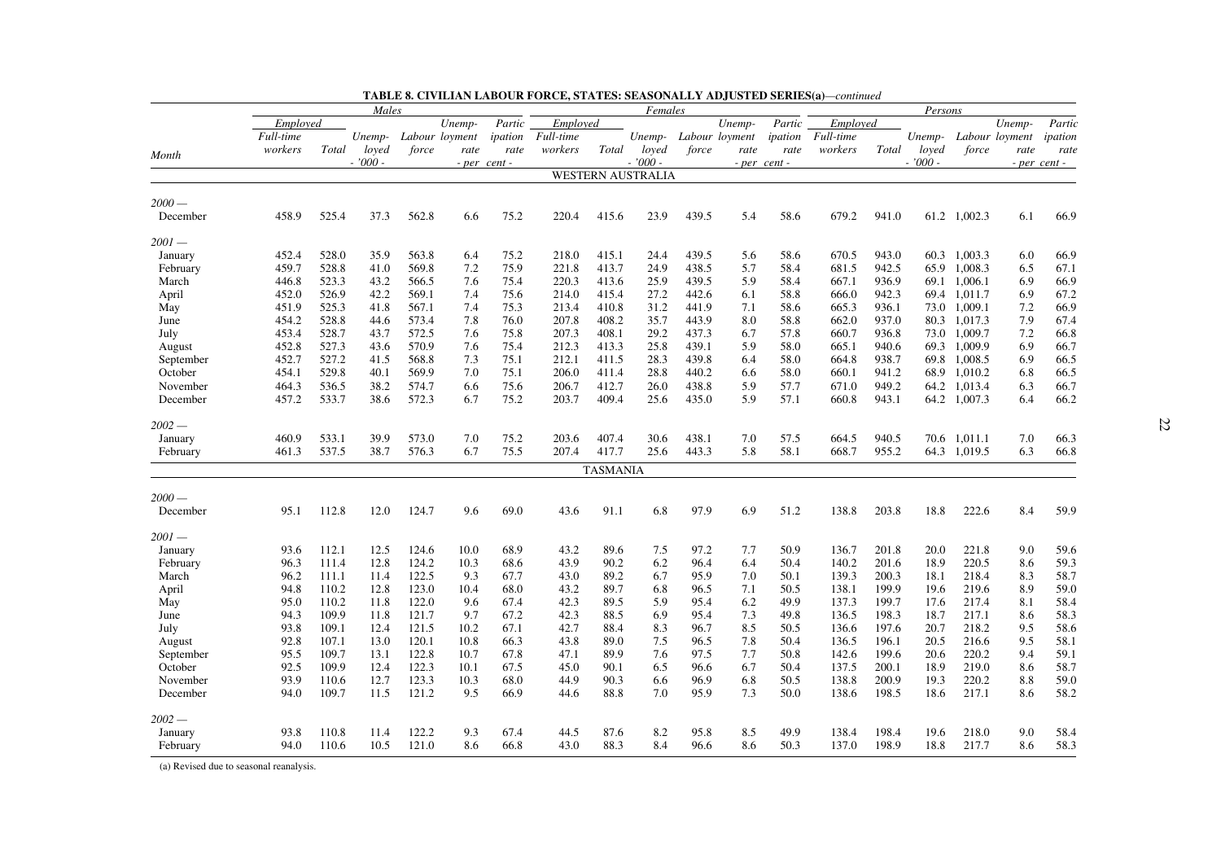**TABLE 8. CIVILIAN LABOUR FORCE, STATES: SEASONALLY ADJUSTED SERIES(a)**—*continued*

| | *Males* | | | | | | *Females* | | | | | | *Persons* | | | | | |
|---|---|---|---|---|---|---|---|---|---|---|---|---|---|---|---|---|---|---|
| | *Employed* | | | | | | *Employed* | | | | | | *Employed* | | | | | |
| *Month* | *Full-time workers* | *Total* | *Unemployed* | *Labour force* | *Unemployment rate* | *Participation rate* | *Full-time workers* | *Total* | *Unemployed* | *Labour force* | *Unemployment rate* | *Participation rate* | *Full-time workers* | *Total* | *Unemployed* | *Labour force* | *Unemployment rate* | *Participation rate* |
| | | | *- '000 -* | | *- per cent -* | | | | *- '000 -* | | *- per cent -* | | | | *- '000 -* | | *- per cent -* | |
| **WESTERN AUSTRALIA** | | | | | | | | | | | | | | | | | | |
| *2000 —* | | | | | | | | | | | | | | | | | | |
| December | 458.9 | 525.4 | 37.3 | 562.8 | 6.6 | 75.2 | 220.4 | 415.6 | 23.9 | 439.5 | 5.4 | 58.6 | 679.2 | 941.0 | 61.2 | 1,002.3 | 6.1 | 66.9 |
| *2001 —* | | | | | | | | | | | | | | | | | | |
| January | 452.4 | 528.0 | 35.9 | 563.8 | 6.4 | 75.2 | 218.0 | 415.1 | 24.4 | 439.5 | 5.6 | 58.6 | 670.5 | 943.0 | 60.3 | 1,003.3 | 6.0 | 66.9 |
| February | 459.7 | 528.8 | 41.0 | 569.8 | 7.2 | 75.9 | 221.8 | 413.7 | 24.9 | 438.5 | 5.7 | 58.4 | 681.5 | 942.5 | 65.9 | 1,008.3 | 6.5 | 67.1 |
| March | 446.8 | 523.3 | 43.2 | 566.5 | 7.6 | 75.4 | 220.3 | 413.6 | 25.9 | 439.5 | 5.9 | 58.4 | 667.1 | 936.9 | 69.1 | 1,006.1 | 6.9 | 66.9 |
| April | 452.0 | 526.9 | 42.2 | 569.1 | 7.4 | 75.6 | 214.0 | 415.4 | 27.2 | 442.6 | 6.1 | 58.8 | 666.0 | 942.3 | 69.4 | 1,011.7 | 6.9 | 67.2 |
| May | 451.9 | 525.3 | 41.8 | 567.1 | 7.4 | 75.3 | 213.4 | 410.8 | 31.2 | 441.9 | 7.1 | 58.6 | 665.3 | 936.1 | 73.0 | 1,009.1 | 7.2 | 66.9 |
| June | 454.2 | 528.8 | 44.6 | 573.4 | 7.8 | 76.0 | 207.8 | 408.2 | 35.7 | 443.9 | 8.0 | 58.8 | 662.0 | 937.0 | 80.3 | 1,017.3 | 7.9 | 67.4 |
| July | 453.4 | 528.7 | 43.7 | 572.5 | 7.6 | 75.8 | 207.3 | 408.1 | 29.2 | 437.3 | 6.7 | 57.8 | 660.7 | 936.8 | 73.0 | 1,009.7 | 7.2 | 66.8 |
| August | 452.8 | 527.3 | 43.6 | 570.9 | 7.6 | 75.4 | 212.3 | 413.3 | 25.8 | 439.1 | 5.9 | 58.0 | 665.1 | 940.6 | 69.3 | 1,009.9 | 6.9 | 66.7 |
| September | 452.7 | 527.2 | 41.5 | 568.8 | 7.3 | 75.1 | 212.1 | 411.5 | 28.3 | 439.8 | 6.4 | 58.0 | 664.8 | 938.7 | 69.8 | 1,008.5 | 6.9 | 66.5 |
| October | 454.1 | 529.8 | 40.1 | 569.9 | 7.0 | 75.1 | 206.0 | 411.4 | 28.8 | 440.2 | 6.6 | 58.0 | 660.1 | 941.2 | 68.9 | 1,010.2 | 6.8 | 66.5 |
| November | 464.3 | 536.5 | 38.2 | 574.7 | 6.6 | 75.6 | 206.7 | 412.7 | 26.0 | 438.8 | 5.9 | 57.7 | 671.0 | 949.2 | 64.2 | 1,013.4 | 6.3 | 66.7 |
| December | 457.2 | 533.7 | 38.6 | 572.3 | 6.7 | 75.2 | 203.7 | 409.4 | 25.6 | 435.0 | 5.9 | 57.1 | 660.8 | 943.1 | 64.2 | 1,007.3 | 6.4 | 66.2 |
| *2002 —* | | | | | | | | | | | | | | | | | | |
| January | 460.9 | 533.1 | 39.9 | 573.0 | 7.0 | 75.2 | 203.6 | 407.4 | 30.6 | 438.1 | 7.0 | 57.5 | 664.5 | 940.5 | 70.6 | 1,011.1 | 7.0 | 66.3 |
| February | 461.3 | 537.5 | 38.7 | 576.3 | 6.7 | 75.5 | 207.4 | 417.7 | 25.6 | 443.3 | 5.8 | 58.1 | 668.7 | 955.2 | 64.3 | 1,019.5 | 6.3 | 66.8 |
| **TASMANIA** | | | | | | | | | | | | | | | | | | |
| *2000 —* | | | | | | | | | | | | | | | | | | |
| December | 95.1 | 112.8 | 12.0 | 124.7 | 9.6 | 69.0 | 43.6 | 91.1 | 6.8 | 97.9 | 6.9 | 51.2 | 138.8 | 203.8 | 18.8 | 222.6 | 8.4 | 59.9 |
| *2001 —* | | | | | | | | | | | | | | | | | | |
| January | 93.6 | 112.1 | 12.5 | 124.6 | 10.0 | 68.9 | 43.2 | 89.6 | 7.5 | 97.2 | 7.7 | 50.9 | 136.7 | 201.8 | 20.0 | 221.8 | 9.0 | 59.6 |
| February | 96.3 | 111.4 | 12.8 | 124.2 | 10.3 | 68.6 | 43.9 | 90.2 | 6.2 | 96.4 | 6.4 | 50.4 | 140.2 | 201.6 | 18.9 | 220.5 | 8.6 | 59.3 |
| March | 96.2 | 111.1 | 11.4 | 122.5 | 9.3 | 67.7 | 43.0 | 89.2 | 6.7 | 95.9 | 7.0 | 50.1 | 139.3 | 200.3 | 18.1 | 218.4 | 8.3 | 58.7 |
| April | 94.8 | 110.2 | 12.8 | 123.0 | 10.4 | 68.0 | 43.2 | 89.7 | 6.8 | 96.5 | 7.1 | 50.5 | 138.1 | 199.9 | 19.6 | 219.6 | 8.9 | 59.0 |
| May | 95.0 | 110.2 | 11.8 | 122.0 | 9.6 | 67.4 | 42.3 | 89.5 | 5.9 | 95.4 | 6.2 | 49.9 | 137.3 | 199.7 | 17.6 | 217.4 | 8.1 | 58.4 |
| June | 94.3 | 109.9 | 11.8 | 121.7 | 9.7 | 67.2 | 42.3 | 88.5 | 6.9 | 95.4 | 7.3 | 49.8 | 136.5 | 198.3 | 18.7 | 217.1 | 8.6 | 58.3 |
| July | 93.8 | 109.1 | 12.4 | 121.5 | 10.2 | 67.1 | 42.7 | 88.4 | 8.3 | 96.7 | 8.5 | 50.5 | 136.6 | 197.6 | 20.7 | 218.2 | 9.5 | 58.6 |
| August | 92.8 | 107.1 | 13.0 | 120.1 | 10.8 | 66.3 | 43.8 | 89.0 | 7.5 | 96.5 | 7.8 | 50.4 | 136.5 | 196.1 | 20.5 | 216.6 | 9.5 | 58.1 |
| September | 95.5 | 109.7 | 13.1 | 122.8 | 10.7 | 67.8 | 47.1 | 89.9 | 7.6 | 97.5 | 7.7 | 50.8 | 142.6 | 199.6 | 20.6 | 220.2 | 9.4 | 59.1 |
| October | 92.5 | 109.9 | 12.4 | 122.3 | 10.1 | 67.5 | 45.0 | 90.1 | 6.5 | 96.6 | 6.7 | 50.4 | 137.5 | 200.1 | 18.9 | 219.0 | 8.6 | 58.7 |
| November | 93.9 | 110.6 | 12.7 | 123.3 | 10.3 | 68.0 | 44.9 | 90.3 | 6.6 | 96.9 | 6.8 | 50.5 | 138.8 | 200.9 | 19.3 | 220.2 | 8.8 | 59.0 |
| December | 94.0 | 109.7 | 11.5 | 121.2 | 9.5 | 66.9 | 44.6 | 88.8 | 7.0 | 95.9 | 7.3 | 50.0 | 138.6 | 198.5 | 18.6 | 217.1 | 8.6 | 58.2 |
| *2002 —* | | | | | | | | | | | | | | | | | | |
| January | 93.8 | 110.8 | 11.4 | 122.2 | 9.3 | 67.4 | 44.5 | 87.6 | 8.2 | 95.8 | 8.5 | 49.9 | 138.4 | 198.4 | 19.6 | 218.0 | 9.0 | 58.4 |
| February | 94.0 | 110.6 | 10.5 | 121.0 | 8.6 | 66.8 | 43.0 | 88.3 | 8.4 | 96.6 | 8.6 | 50.3 | 137.0 | 198.9 | 18.8 | 217.7 | 8.6 | 58.3 |

(a) Revised due to seasonal reanalysis.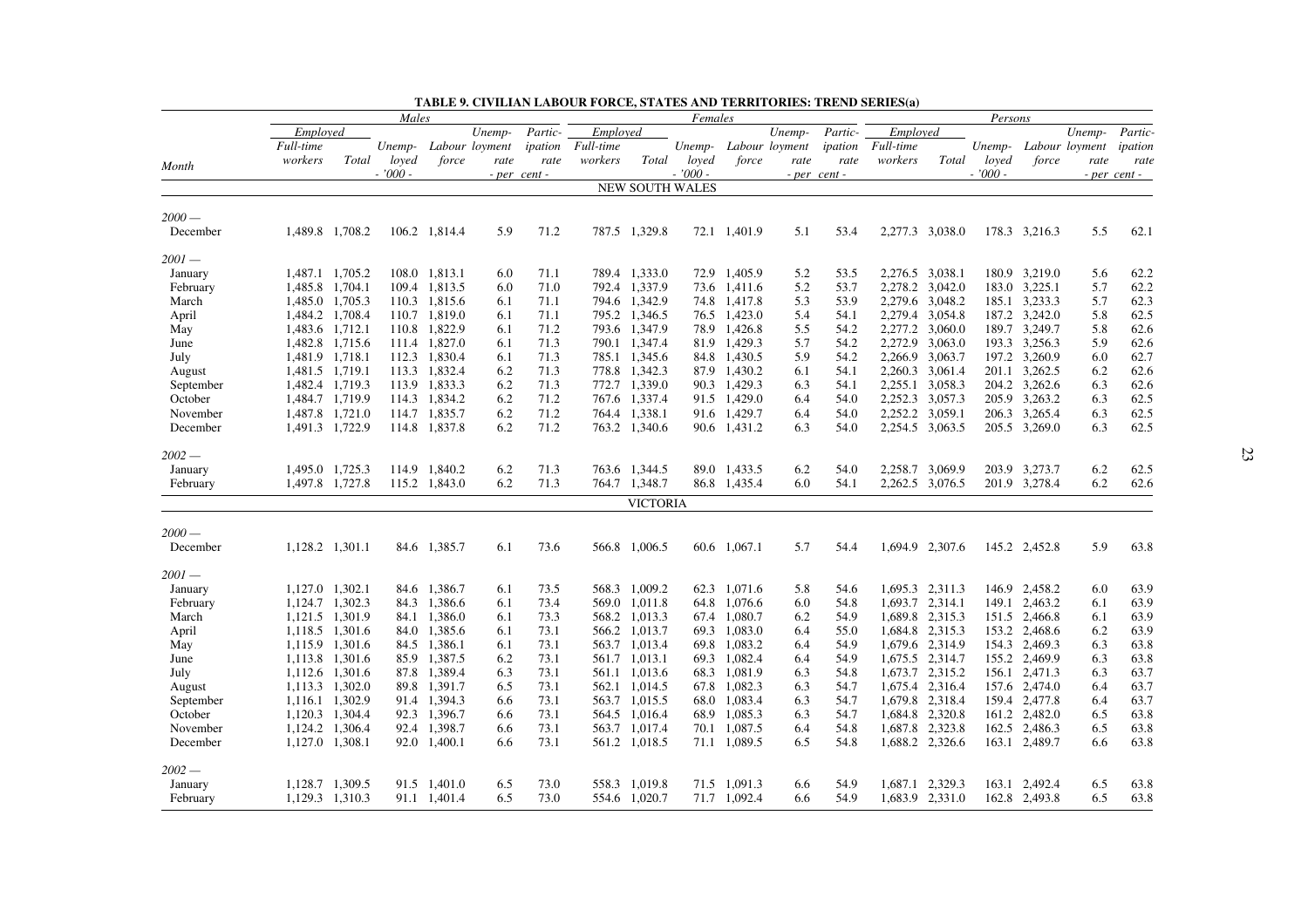**TABLE 9. CIVILIAN LABOUR FORCE, STATES AND TERRITORIES: TREND SERIES(a)**

| Month | Males | | | | | | Females | | | | | | Persons | | | | | |
|---|---|---|---|---|---|---|---|---|---|---|---|---|---|---|---|---|---|---|
| | Employed | | | | | | Employed | | | | | | Employed | | | | | |
| | Full-time workers | Total | Unemployed | Labour force | Unemployment rate | Participation rate | Full-time workers | Total | Unemployed | Labour force | Unemployment rate | Participation rate | Full-time workers | Total | Unemployed | Labour force | Unemployment rate | Participation rate |
| | | | - '000 - | | - per cent - | | | | - '000 - | | - per cent - | | | | - '000 - | | - per cent - | |
| **NEW SOUTH WALES** | | | | | | | | | | | | | | | | | | |
| *2000 —* | | | | | | | | | | | | | | | | | | |
| December | 1,489.8 | 1,708.2 | 106.2 | 1,814.4 | 5.9 | 71.2 | 787.5 | 1,329.8 | 72.1 | 1,401.9 | 5.1 | 53.4 | 2,277.3 | 3,038.0 | 178.3 | 3,216.3 | 5.5 | 62.1 |
| *2001 —* | | | | | | | | | | | | | | | | | | |
| January | 1,487.1 | 1,705.2 | 108.0 | 1,813.1 | 6.0 | 71.1 | 789.4 | 1,333.0 | 72.9 | 1,405.9 | 5.2 | 53.5 | 2,276.5 | 3,038.1 | 180.9 | 3,219.0 | 5.6 | 62.2 |
| February | 1,485.8 | 1,704.1 | 109.4 | 1,813.5 | 6.0 | 71.0 | 792.4 | 1,337.9 | 73.6 | 1,411.6 | 5.2 | 53.7 | 2,278.2 | 3,042.0 | 183.0 | 3,225.1 | 5.7 | 62.2 |
| March | 1,485.0 | 1,705.3 | 110.3 | 1,815.6 | 6.1 | 71.1 | 794.6 | 1,342.9 | 74.8 | 1,417.8 | 5.3 | 53.9 | 2,279.6 | 3,048.2 | 185.1 | 3,233.3 | 5.7 | 62.3 |
| April | 1,484.2 | 1,708.4 | 110.7 | 1,819.0 | 6.1 | 71.1 | 795.2 | 1,346.5 | 76.5 | 1,423.0 | 5.4 | 54.1 | 2,279.4 | 3,054.8 | 187.2 | 3,242.0 | 5.8 | 62.5 |
| May | 1,483.6 | 1,712.1 | 110.8 | 1,822.9 | 6.1 | 71.2 | 793.6 | 1,347.9 | 78.9 | 1,426.8 | 5.5 | 54.2 | 2,277.2 | 3,060.0 | 189.7 | 3,249.7 | 5.8 | 62.6 |
| June | 1,482.8 | 1,715.6 | 111.4 | 1,827.0 | 6.1 | 71.3 | 790.1 | 1,347.4 | 81.9 | 1,429.3 | 5.7 | 54.2 | 2,272.9 | 3,063.0 | 193.3 | 3,256.3 | 5.9 | 62.6 |
| July | 1,481.9 | 1,718.1 | 112.3 | 1,830.4 | 6.1 | 71.3 | 785.1 | 1,345.6 | 84.8 | 1,430.5 | 5.9 | 54.2 | 2,266.9 | 3,063.7 | 197.2 | 3,260.9 | 6.0 | 62.7 |
| August | 1,481.5 | 1,719.1 | 113.3 | 1,832.4 | 6.2 | 71.3 | 778.8 | 1,342.3 | 87.9 | 1,430.2 | 6.1 | 54.1 | 2,260.3 | 3,061.4 | 201.1 | 3,262.5 | 6.2 | 62.6 |
| September | 1,482.4 | 1,719.3 | 113.9 | 1,833.3 | 6.2 | 71.3 | 772.7 | 1,339.0 | 90.3 | 1,429.3 | 6.3 | 54.1 | 2,255.1 | 3,058.3 | 204.2 | 3,262.6 | 6.3 | 62.6 |
| October | 1,484.7 | 1,719.9 | 114.3 | 1,834.2 | 6.2 | 71.2 | 767.6 | 1,337.4 | 91.5 | 1,429.0 | 6.4 | 54.0 | 2,252.3 | 3,057.3 | 205.9 | 3,263.2 | 6.3 | 62.5 |
| November | 1,487.8 | 1,721.0 | 114.7 | 1,835.7 | 6.2 | 71.2 | 764.4 | 1,338.1 | 91.6 | 1,429.7 | 6.4 | 54.0 | 2,252.2 | 3,059.1 | 206.3 | 3,265.4 | 6.3 | 62.5 |
| December | 1,491.3 | 1,722.9 | 114.8 | 1,837.8 | 6.2 | 71.2 | 763.2 | 1,340.6 | 90.6 | 1,431.2 | 6.3 | 54.0 | 2,254.5 | 3,063.5 | 205.5 | 3,269.0 | 6.3 | 62.5 |
| *2002 —* | | | | | | | | | | | | | | | | | | |
| January | 1,495.0 | 1,725.3 | 114.9 | 1,840.2 | 6.2 | 71.3 | 763.6 | 1,344.5 | 89.0 | 1,433.5 | 6.2 | 54.0 | 2,258.7 | 3,069.9 | 203.9 | 3,273.7 | 6.2 | 62.5 |
| February | 1,497.8 | 1,727.8 | 115.2 | 1,843.0 | 6.2 | 71.3 | 764.7 | 1,348.7 | 86.8 | 1,435.4 | 6.0 | 54.1 | 2,262.5 | 3,076.5 | 201.9 | 3,278.4 | 6.2 | 62.6 |
| **VICTORIA** | | | | | | | | | | | | | | | | | | |
| *2000 —* | | | | | | | | | | | | | | | | | | |
| December | 1,128.2 | 1,301.1 | 84.6 | 1,385.7 | 6.1 | 73.6 | 566.8 | 1,006.5 | 60.6 | 1,067.1 | 5.7 | 54.4 | 1,694.9 | 2,307.6 | 145.2 | 2,452.8 | 5.9 | 63.8 |
| *2001 —* | | | | | | | | | | | | | | | | | | |
| January | 1,127.0 | 1,302.1 | 84.6 | 1,386.7 | 6.1 | 73.5 | 568.3 | 1,009.2 | 62.3 | 1,071.6 | 5.8 | 54.6 | 1,695.3 | 2,311.3 | 146.9 | 2,458.2 | 6.0 | 63.9 |
| February | 1,124.7 | 1,302.3 | 84.3 | 1,386.6 | 6.1 | 73.4 | 569.0 | 1,011.8 | 64.8 | 1,076.6 | 6.0 | 54.8 | 1,693.7 | 2,314.1 | 149.1 | 2,463.2 | 6.1 | 63.9 |
| March | 1,121.5 | 1,301.9 | 84.1 | 1,386.0 | 6.1 | 73.3 | 568.2 | 1,013.3 | 67.4 | 1,080.7 | 6.2 | 54.9 | 1,689.8 | 2,315.3 | 151.5 | 2,466.8 | 6.1 | 63.9 |
| April | 1,118.5 | 1,301.6 | 84.0 | 1,385.6 | 6.1 | 73.1 | 566.2 | 1,013.7 | 69.3 | 1,083.0 | 6.4 | 55.0 | 1,684.8 | 2,315.3 | 153.2 | 2,468.6 | 6.2 | 63.9 |
| May | 1,115.9 | 1,301.6 | 84.5 | 1,386.1 | 6.1 | 73.1 | 563.7 | 1,013.4 | 69.8 | 1,083.2 | 6.4 | 54.9 | 1,679.6 | 2,314.9 | 154.3 | 2,469.3 | 6.3 | 63.8 |
| June | 1,113.8 | 1,301.6 | 85.9 | 1,387.5 | 6.2 | 73.1 | 561.7 | 1,013.1 | 69.3 | 1,082.4 | 6.4 | 54.9 | 1,675.5 | 2,314.7 | 155.2 | 2,469.9 | 6.3 | 63.8 |
| July | 1,112.6 | 1,301.6 | 87.8 | 1,389.4 | 6.3 | 73.1 | 561.1 | 1,013.6 | 68.3 | 1,081.9 | 6.3 | 54.8 | 1,673.7 | 2,315.2 | 156.1 | 2,471.3 | 6.3 | 63.7 |
| August | 1,113.3 | 1,302.0 | 89.8 | 1,391.7 | 6.5 | 73.1 | 562.1 | 1,014.5 | 67.8 | 1,082.3 | 6.3 | 54.7 | 1,675.4 | 2,316.4 | 157.6 | 2,474.0 | 6.4 | 63.7 |
| September | 1,116.1 | 1,302.9 | 91.4 | 1,394.3 | 6.6 | 73.1 | 563.7 | 1,015.5 | 68.0 | 1,083.4 | 6.3 | 54.7 | 1,679.8 | 2,318.4 | 159.4 | 2,477.8 | 6.4 | 63.7 |
| October | 1,120.3 | 1,304.4 | 92.3 | 1,396.7 | 6.6 | 73.1 | 564.5 | 1,016.4 | 68.9 | 1,085.3 | 6.3 | 54.7 | 1,684.8 | 2,320.8 | 161.2 | 2,482.0 | 6.5 | 63.8 |
| November | 1,124.2 | 1,306.4 | 92.4 | 1,398.7 | 6.6 | 73.1 | 563.7 | 1,017.4 | 70.1 | 1,087.5 | 6.4 | 54.8 | 1,687.8 | 2,323.8 | 162.5 | 2,486.3 | 6.5 | 63.8 |
| December | 1,127.0 | 1,308.1 | 92.0 | 1,400.1 | 6.6 | 73.1 | 561.2 | 1,018.5 | 71.1 | 1,089.5 | 6.5 | 54.8 | 1,688.2 | 2,326.6 | 163.1 | 2,489.7 | 6.6 | 63.8 |
| *2002 —* | | | | | | | | | | | | | | | | | | |
| January | 1,128.7 | 1,309.5 | 91.5 | 1,401.0 | 6.5 | 73.0 | 558.3 | 1,019.8 | 71.5 | 1,091.3 | 6.6 | 54.9 | 1,687.1 | 2,329.3 | 163.1 | 2,492.4 | 6.5 | 63.8 |
| February | 1,129.3 | 1,310.3 | 91.1 | 1,401.4 | 6.5 | 73.0 | 554.6 | 1,020.7 | 71.7 | 1,092.4 | 6.6 | 54.9 | 1,683.9 | 2,331.0 | 162.8 | 2,493.8 | 6.5 | 63.8 |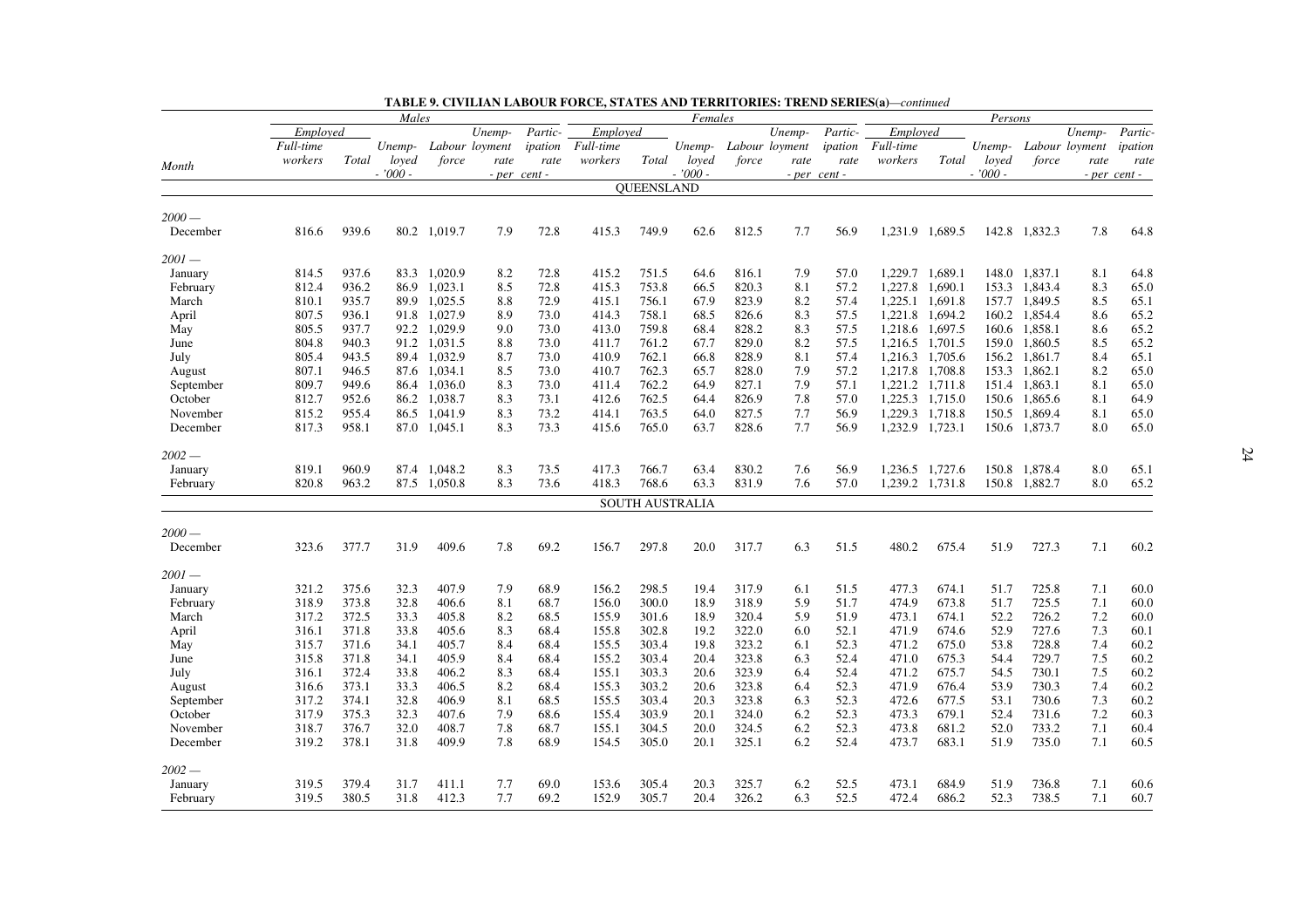**TABLE 9. CIVILIAN LABOUR FORCE, STATES AND TERRITORIES: TREND SERIES(a)—*continued***

| Month | Males | | | | | | Females | | | | | | Persons | | | | | |
|---|---|---|---|---|---|---|---|---|---|---|---|---|---|---|---|---|---|---|
| | *Employed* | | | | | | *Employed* | | | | | | *Employed* | | | | | |
| | *Full-time workers* | *Total* | *Unemp-loyed* | *Labour force* | *Unemp-loyment rate* | *Partic-ipation rate* | *Full-time workers* | *Total* | *Unemp-loyed* | *Labour force* | *Unemp-loyment rate* | *Partic-ipation rate* | *Full-time workers* | *Total* | *Unemp-loyed* | *Labour force* | *Unemp-loyment rate* | *Partic-ipation rate* |
| | | | - '000 - | | - per cent - | | | | - '000 - | | - per cent - | | | | - '000 - | | - per cent - | |
| **QUEENSLAND** | | | | | | | | | | | | | | | | | | |
| *2000 —* | | | | | | | | | | | | | | | | | | |
| December | 816.6 | 939.6 | 80.2 | 1,019.7 | 7.9 | 72.8 | 415.3 | 749.9 | 62.6 | 812.5 | 7.7 | 56.9 | 1,231.9 | 1,689.5 | 142.8 | 1,832.3 | 7.8 | 64.8 |
| *2001 —* | | | | | | | | | | | | | | | | | | |
| January | 814.5 | 937.6 | 83.3 | 1,020.9 | 8.2 | 72.8 | 415.2 | 751.5 | 64.6 | 816.1 | 7.9 | 57.0 | 1,229.7 | 1,689.1 | 148.0 | 1,837.1 | 8.1 | 64.8 |
| February | 812.4 | 936.2 | 86.9 | 1,023.1 | 8.5 | 72.8 | 415.3 | 753.8 | 66.5 | 820.3 | 8.1 | 57.2 | 1,227.8 | 1,690.1 | 153.3 | 1,843.4 | 8.3 | 65.0 |
| March | 810.1 | 935.7 | 89.9 | 1,025.5 | 8.8 | 72.9 | 415.1 | 756.1 | 67.9 | 823.9 | 8.2 | 57.4 | 1,225.1 | 1,691.8 | 157.7 | 1,849.5 | 8.5 | 65.1 |
| April | 807.5 | 936.1 | 91.8 | 1,027.9 | 8.9 | 73.0 | 414.3 | 758.1 | 68.5 | 826.6 | 8.3 | 57.5 | 1,221.8 | 1,694.2 | 160.2 | 1,854.4 | 8.6 | 65.2 |
| May | 805.5 | 937.7 | 92.2 | 1,029.9 | 9.0 | 73.0 | 413.0 | 759.8 | 68.4 | 828.2 | 8.3 | 57.5 | 1,218.6 | 1,697.5 | 160.6 | 1,858.1 | 8.6 | 65.2 |
| June | 804.8 | 940.3 | 91.2 | 1,031.5 | 8.8 | 73.0 | 411.7 | 761.2 | 67.7 | 829.0 | 8.2 | 57.5 | 1,216.5 | 1,701.5 | 159.0 | 1,860.5 | 8.5 | 65.2 |
| July | 805.4 | 943.5 | 89.4 | 1,032.9 | 8.7 | 73.0 | 410.9 | 762.1 | 66.8 | 828.9 | 8.1 | 57.4 | 1,216.3 | 1,705.6 | 156.2 | 1,861.7 | 8.4 | 65.1 |
| August | 807.1 | 946.5 | 87.6 | 1,034.1 | 8.5 | 73.0 | 410.7 | 762.3 | 65.7 | 828.0 | 7.9 | 57.2 | 1,217.8 | 1,708.8 | 153.3 | 1,862.1 | 8.2 | 65.0 |
| September | 809.7 | 949.6 | 86.4 | 1,036.0 | 8.3 | 73.0 | 411.4 | 762.2 | 64.9 | 827.1 | 7.9 | 57.1 | 1,221.2 | 1,711.8 | 151.4 | 1,863.1 | 8.1 | 65.0 |
| October | 812.7 | 952.6 | 86.2 | 1,038.7 | 8.3 | 73.1 | 412.6 | 762.5 | 64.4 | 826.9 | 7.8 | 57.0 | 1,225.3 | 1,715.0 | 150.6 | 1,865.6 | 8.1 | 64.9 |
| November | 815.2 | 955.4 | 86.5 | 1,041.9 | 8.3 | 73.2 | 414.1 | 763.5 | 64.0 | 827.5 | 7.7 | 56.9 | 1,229.3 | 1,718.8 | 150.5 | 1,869.4 | 8.1 | 65.0 |
| December | 817.3 | 958.1 | 87.0 | 1,045.1 | 8.3 | 73.3 | 415.6 | 765.0 | 63.7 | 828.6 | 7.7 | 56.9 | 1,232.9 | 1,723.1 | 150.6 | 1,873.7 | 8.0 | 65.0 |
| *2002 —* | | | | | | | | | | | | | | | | | | |
| January | 819.1 | 960.9 | 87.4 | 1,048.2 | 8.3 | 73.5 | 417.3 | 766.7 | 63.4 | 830.2 | 7.6 | 56.9 | 1,236.5 | 1,727.6 | 150.8 | 1,878.4 | 8.0 | 65.1 |
| February | 820.8 | 963.2 | 87.5 | 1,050.8 | 8.3 | 73.6 | 418.3 | 768.6 | 63.3 | 831.9 | 7.6 | 57.0 | 1,239.2 | 1,731.8 | 150.8 | 1,882.7 | 8.0 | 65.2 |
| **SOUTH AUSTRALIA** | | | | | | | | | | | | | | | | | | |
| *2000 —* | | | | | | | | | | | | | | | | | | |
| December | 323.6 | 377.7 | 31.9 | 409.6 | 7.8 | 69.2 | 156.7 | 297.8 | 20.0 | 317.7 | 6.3 | 51.5 | 480.2 | 675.4 | 51.9 | 727.3 | 7.1 | 60.2 |
| *2001 —* | | | | | | | | | | | | | | | | | | |
| January | 321.2 | 375.6 | 32.3 | 407.9 | 7.9 | 68.9 | 156.2 | 298.5 | 19.4 | 317.9 | 6.1 | 51.5 | 477.3 | 674.1 | 51.7 | 725.8 | 7.1 | 60.0 |
| February | 318.9 | 373.8 | 32.8 | 406.6 | 8.1 | 68.7 | 156.0 | 300.0 | 18.9 | 318.9 | 5.9 | 51.7 | 474.9 | 673.8 | 51.7 | 725.5 | 7.1 | 60.0 |
| March | 317.2 | 372.5 | 33.3 | 405.8 | 8.2 | 68.5 | 155.9 | 301.6 | 18.9 | 320.4 | 5.9 | 51.9 | 473.1 | 674.1 | 52.2 | 726.2 | 7.2 | 60.0 |
| April | 316.1 | 371.8 | 33.8 | 405.6 | 8.3 | 68.4 | 155.8 | 302.8 | 19.2 | 322.0 | 6.0 | 52.1 | 471.9 | 674.6 | 52.9 | 727.6 | 7.3 | 60.1 |
| May | 315.7 | 371.6 | 34.1 | 405.7 | 8.4 | 68.4 | 155.5 | 303.4 | 19.8 | 323.2 | 6.1 | 52.3 | 471.2 | 675.0 | 53.8 | 728.8 | 7.4 | 60.2 |
| June | 315.8 | 371.8 | 34.1 | 405.9 | 8.4 | 68.4 | 155.2 | 303.4 | 20.4 | 323.8 | 6.3 | 52.4 | 471.0 | 675.3 | 54.4 | 729.7 | 7.5 | 60.2 |
| July | 316.1 | 372.4 | 33.8 | 406.2 | 8.3 | 68.4 | 155.1 | 303.3 | 20.6 | 323.9 | 6.4 | 52.4 | 471.2 | 675.7 | 54.5 | 730.1 | 7.5 | 60.2 |
| August | 316.6 | 373.1 | 33.3 | 406.5 | 8.2 | 68.4 | 155.3 | 303.2 | 20.6 | 323.8 | 6.4 | 52.3 | 471.9 | 676.4 | 53.9 | 730.3 | 7.4 | 60.2 |
| September | 317.2 | 374.1 | 32.8 | 406.9 | 8.1 | 68.5 | 155.5 | 303.4 | 20.3 | 323.8 | 6.3 | 52.3 | 472.6 | 677.5 | 53.1 | 730.6 | 7.3 | 60.2 |
| October | 317.9 | 375.3 | 32.3 | 407.6 | 7.9 | 68.6 | 155.4 | 303.9 | 20.1 | 324.0 | 6.2 | 52.3 | 473.3 | 679.1 | 52.4 | 731.6 | 7.2 | 60.3 |
| November | 318.7 | 376.7 | 32.0 | 408.7 | 7.8 | 68.7 | 155.1 | 304.5 | 20.0 | 324.5 | 6.2 | 52.3 | 473.8 | 681.2 | 52.0 | 733.2 | 7.1 | 60.4 |
| December | 319.2 | 378.1 | 31.8 | 409.9 | 7.8 | 68.9 | 154.5 | 305.0 | 20.1 | 325.1 | 6.2 | 52.4 | 473.7 | 683.1 | 51.9 | 735.0 | 7.1 | 60.5 |
| *2002 —* | | | | | | | | | | | | | | | | | | |
| January | 319.5 | 379.4 | 31.7 | 411.1 | 7.7 | 69.0 | 153.6 | 305.4 | 20.3 | 325.7 | 6.2 | 52.5 | 473.1 | 684.9 | 51.9 | 736.8 | 7.1 | 60.6 |
| February | 319.5 | 380.5 | 31.8 | 412.3 | 7.7 | 69.2 | 152.9 | 305.7 | 20.4 | 326.2 | 6.3 | 52.5 | 472.4 | 686.2 | 52.3 | 738.5 | 7.1 | 60.7 |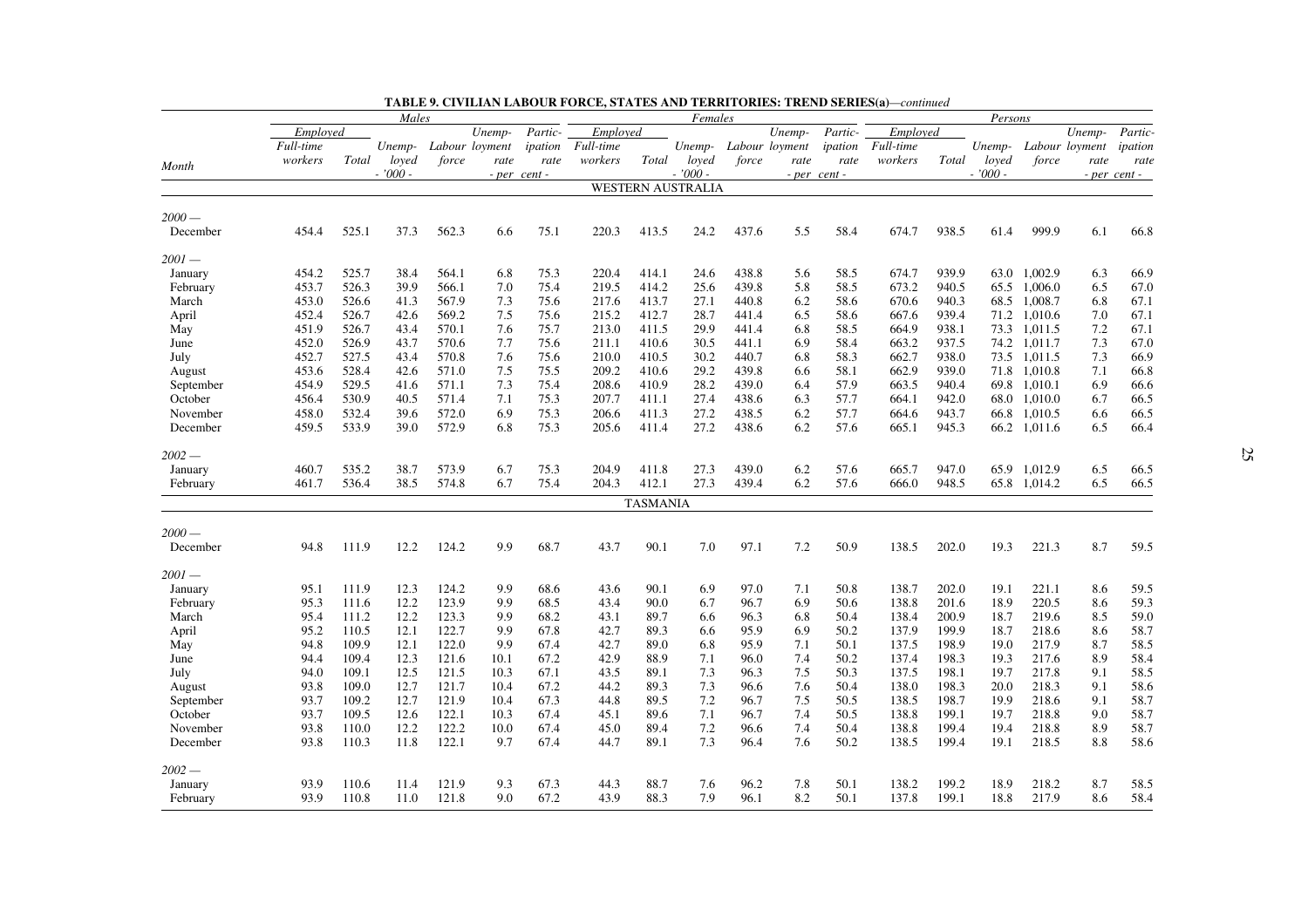**TABLE 9. CIVILIAN LABOUR FORCE, STATES AND TERRITORIES: TREND SERIES(a)—*continued***

| | Males | | | | | | Females | | | | | | Persons | | | | | |
|---|---|---|---|---|---|---|---|---|---|---|---|---|---|---|---|---|---|---|
| | Employed | | | | | | Employed | | | | | | Employed | | | | | |
| Month | Full-time workers | Total | Unemployed | Labour force | Unemployment rate | Participation rate | Full-time workers | Total | Unemployed | Labour force | Unemployment rate | Participation rate | Full-time workers | Total | Unemployed | Labour force | Unemployment rate | Participation rate |
| | - '000 - | | | | - per cent - | | - '000 - | | | | - per cent - | | - '000 - | | | | - per cent - | |
| **WESTERN AUSTRALIA** | | | | | | | | | | | | | | | | | | |
| *2000 —* | | | | | | | | | | | | | | | | | | |
| December | 454.4 | 525.1 | 37.3 | 562.3 | 6.6 | 75.1 | 220.3 | 413.5 | 24.2 | 437.6 | 5.5 | 58.4 | 674.7 | 938.5 | 61.4 | 999.9 | 6.1 | 66.8 |
| *2001 —* | | | | | | | | | | | | | | | | | | |
| January | 454.2 | 525.7 | 38.4 | 564.1 | 6.8 | 75.3 | 220.4 | 414.1 | 24.6 | 438.8 | 5.6 | 58.5 | 674.7 | 939.9 | 63.0 | 1,002.9 | 6.3 | 66.9 |
| February | 453.7 | 526.3 | 39.9 | 566.1 | 7.0 | 75.4 | 219.5 | 414.2 | 25.6 | 439.8 | 5.8 | 58.5 | 673.2 | 940.5 | 65.5 | 1,006.0 | 6.5 | 67.0 |
| March | 453.0 | 526.6 | 41.3 | 567.9 | 7.3 | 75.6 | 217.6 | 413.7 | 27.1 | 440.8 | 6.2 | 58.6 | 670.6 | 940.3 | 68.5 | 1,008.7 | 6.8 | 67.1 |
| April | 452.4 | 526.7 | 42.6 | 569.2 | 7.5 | 75.6 | 215.2 | 412.7 | 28.7 | 441.4 | 6.5 | 58.6 | 667.6 | 939.4 | 71.2 | 1,010.6 | 7.0 | 67.1 |
| May | 451.9 | 526.7 | 43.4 | 570.1 | 7.6 | 75.7 | 213.0 | 411.5 | 29.9 | 441.4 | 6.8 | 58.5 | 664.9 | 938.1 | 73.3 | 1,011.5 | 7.2 | 67.1 |
| June | 452.0 | 526.9 | 43.7 | 570.6 | 7.7 | 75.6 | 211.1 | 410.6 | 30.5 | 441.1 | 6.9 | 58.4 | 663.2 | 937.5 | 74.2 | 1,011.7 | 7.3 | 67.0 |
| July | 452.7 | 527.5 | 43.4 | 570.8 | 7.6 | 75.6 | 210.0 | 410.5 | 30.2 | 440.7 | 6.8 | 58.3 | 662.7 | 938.0 | 73.5 | 1,011.5 | 7.3 | 66.9 |
| August | 453.6 | 528.4 | 42.6 | 571.0 | 7.5 | 75.5 | 209.2 | 410.6 | 29.2 | 439.8 | 6.6 | 58.1 | 662.9 | 939.0 | 71.8 | 1,010.8 | 7.1 | 66.8 |
| September | 454.9 | 529.5 | 41.6 | 571.1 | 7.3 | 75.4 | 208.6 | 410.9 | 28.2 | 439.0 | 6.4 | 57.9 | 663.5 | 940.4 | 69.8 | 1,010.1 | 6.9 | 66.6 |
| October | 456.4 | 530.9 | 40.5 | 571.4 | 7.1 | 75.3 | 207.7 | 411.1 | 27.4 | 438.6 | 6.3 | 57.7 | 664.1 | 942.0 | 68.0 | 1,010.0 | 6.7 | 66.5 |
| November | 458.0 | 532.4 | 39.6 | 572.0 | 6.9 | 75.3 | 206.6 | 411.3 | 27.2 | 438.5 | 6.2 | 57.7 | 664.6 | 943.7 | 66.8 | 1,010.5 | 6.6 | 66.5 |
| December | 459.5 | 533.9 | 39.0 | 572.9 | 6.8 | 75.3 | 205.6 | 411.4 | 27.2 | 438.6 | 6.2 | 57.6 | 665.1 | 945.3 | 66.2 | 1,011.6 | 6.5 | 66.4 |
| *2002 —* | | | | | | | | | | | | | | | | | | |
| January | 460.7 | 535.2 | 38.7 | 573.9 | 6.7 | 75.3 | 204.9 | 411.8 | 27.3 | 439.0 | 6.2 | 57.6 | 665.7 | 947.0 | 65.9 | 1,012.9 | 6.5 | 66.5 |
| February | 461.7 | 536.4 | 38.5 | 574.8 | 6.7 | 75.4 | 204.3 | 412.1 | 27.3 | 439.4 | 6.2 | 57.6 | 666.0 | 948.5 | 65.8 | 1,014.2 | 6.5 | 66.5 |
| **TASMANIA** | | | | | | | | | | | | | | | | | | |
| *2000 —* | | | | | | | | | | | | | | | | | | |
| December | 94.8 | 111.9 | 12.2 | 124.2 | 9.9 | 68.7 | 43.7 | 90.1 | 7.0 | 97.1 | 7.2 | 50.9 | 138.5 | 202.0 | 19.3 | 221.3 | 8.7 | 59.5 |
| *2001 —* | | | | | | | | | | | | | | | | | | |
| January | 95.1 | 111.9 | 12.3 | 124.2 | 9.9 | 68.6 | 43.6 | 90.1 | 6.9 | 97.0 | 7.1 | 50.8 | 138.7 | 202.0 | 19.1 | 221.1 | 8.6 | 59.5 |
| February | 95.3 | 111.6 | 12.2 | 123.9 | 9.9 | 68.5 | 43.4 | 90.0 | 6.7 | 96.7 | 6.9 | 50.6 | 138.8 | 201.6 | 18.9 | 220.5 | 8.6 | 59.3 |
| March | 95.4 | 111.2 | 12.2 | 123.3 | 9.9 | 68.2 | 43.1 | 89.7 | 6.6 | 96.3 | 6.8 | 50.4 | 138.4 | 200.9 | 18.7 | 219.6 | 8.5 | 59.0 |
| April | 95.2 | 110.5 | 12.1 | 122.7 | 9.9 | 67.8 | 42.7 | 89.3 | 6.6 | 95.9 | 6.9 | 50.2 | 137.9 | 199.9 | 18.7 | 218.6 | 8.6 | 58.7 |
| May | 94.8 | 109.9 | 12.1 | 122.0 | 9.9 | 67.4 | 42.7 | 89.0 | 6.8 | 95.9 | 7.1 | 50.1 | 137.5 | 198.9 | 19.0 | 217.9 | 8.7 | 58.5 |
| June | 94.4 | 109.4 | 12.3 | 121.6 | 10.1 | 67.2 | 42.9 | 88.9 | 7.1 | 96.0 | 7.4 | 50.2 | 137.4 | 198.3 | 19.3 | 217.6 | 8.9 | 58.4 |
| July | 94.0 | 109.1 | 12.5 | 121.5 | 10.3 | 67.1 | 43.5 | 89.1 | 7.3 | 96.3 | 7.5 | 50.3 | 137.5 | 198.1 | 19.7 | 217.8 | 9.1 | 58.5 |
| August | 93.8 | 109.0 | 12.7 | 121.7 | 10.4 | 67.2 | 44.2 | 89.3 | 7.3 | 96.6 | 7.6 | 50.4 | 138.0 | 198.3 | 20.0 | 218.3 | 9.1 | 58.6 |
| September | 93.7 | 109.2 | 12.7 | 121.9 | 10.4 | 67.3 | 44.8 | 89.5 | 7.2 | 96.7 | 7.5 | 50.5 | 138.5 | 198.7 | 19.9 | 218.6 | 9.1 | 58.7 |
| October | 93.7 | 109.5 | 12.6 | 122.1 | 10.3 | 67.4 | 45.1 | 89.6 | 7.1 | 96.7 | 7.4 | 50.5 | 138.8 | 199.1 | 19.7 | 218.8 | 9.0 | 58.7 |
| November | 93.8 | 110.0 | 12.2 | 122.2 | 10.0 | 67.4 | 45.0 | 89.4 | 7.2 | 96.6 | 7.4 | 50.4 | 138.8 | 199.4 | 19.4 | 218.8 | 8.9 | 58.7 |
| December | 93.8 | 110.3 | 11.8 | 122.1 | 9.7 | 67.4 | 44.7 | 89.1 | 7.3 | 96.4 | 7.6 | 50.2 | 138.5 | 199.4 | 19.1 | 218.5 | 8.8 | 58.6 |
| *2002 —* | | | | | | | | | | | | | | | | | | |
| January | 93.9 | 110.6 | 11.4 | 121.9 | 9.3 | 67.3 | 44.3 | 88.7 | 7.6 | 96.2 | 7.8 | 50.1 | 138.2 | 199.2 | 18.9 | 218.2 | 8.7 | 58.5 |
| February | 93.9 | 110.8 | 11.0 | 121.8 | 9.0 | 67.2 | 43.9 | 88.3 | 7.9 | 96.1 | 8.2 | 50.1 | 137.8 | 199.1 | 18.8 | 217.9 | 8.6 | 58.4 |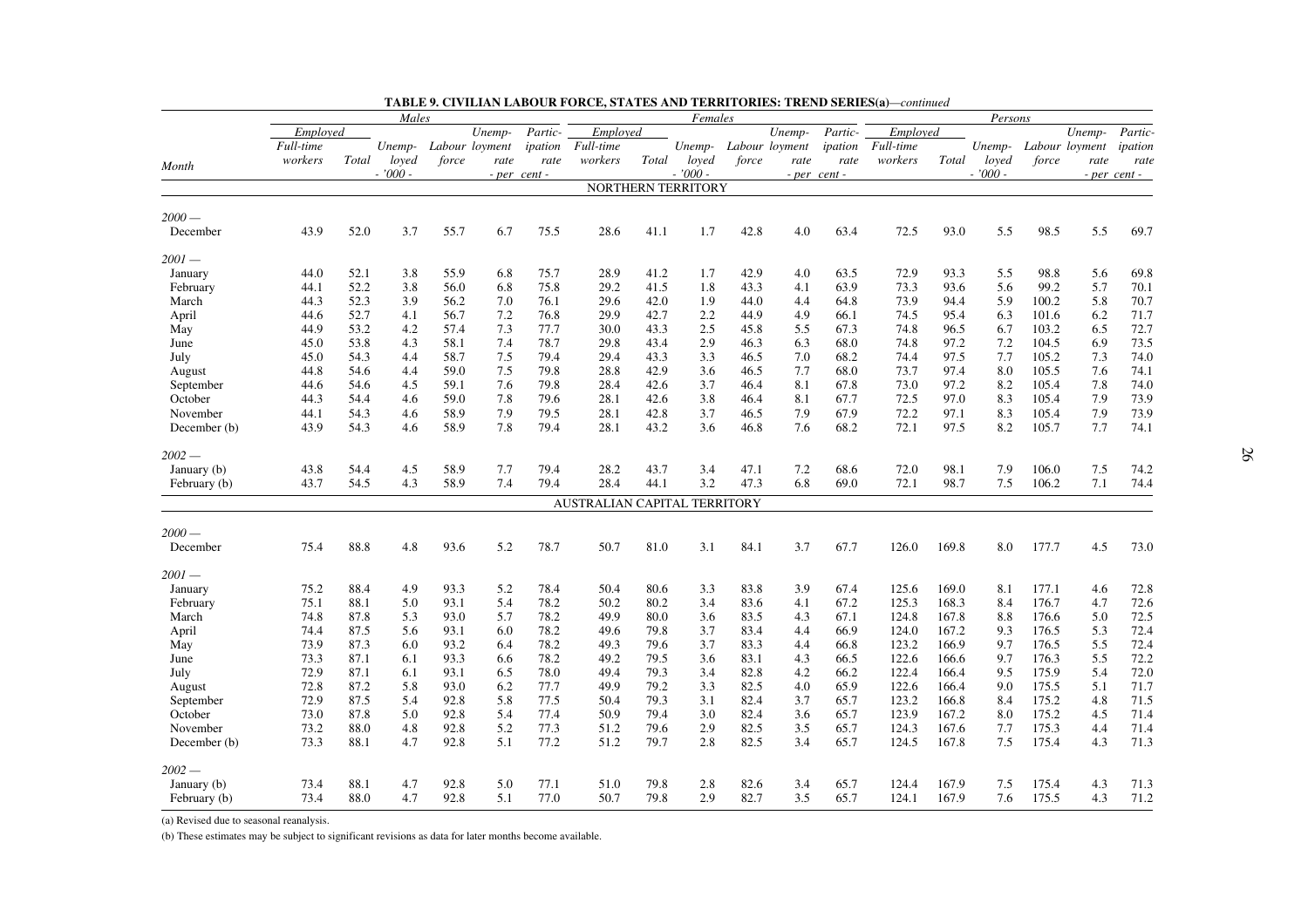**TABLE 9. CIVILIAN LABOUR FORCE, STATES AND TERRITORIES: TREND SERIES(a)**—*continued*

| | Males | | | | | | Females | | | | | | Persons | | | | | |
|---|---|---|---|---|---|---|---|---|---|---|---|---|---|---|---|---|---|---|
| | Employed | | | | | | Employed | | | | | | Employed | | | | | |
| Month | Full-time workers | Total | Unemployed | Labour force | Unemployment rate | Participation rate | Full-time workers | Total | Unemployed | Labour force | Unemployment rate | Participation rate | Full-time workers | Total | Unemployed | Labour force | Unemployment rate | Participation rate |
| | - '000 - | | | | - per cent - | | - '000 - | | | | - per cent - | | - '000 - | | | | - per cent - | |
| **NORTHERN TERRITORY** | | | | | | | | | | | | | | | | | | |
| *2000 —* | | | | | | | | | | | | | | | | | | |
| December | 43.9 | 52.0 | 3.7 | 55.7 | 6.7 | 75.5 | 28.6 | 41.1 | 1.7 | 42.8 | 4.0 | 63.4 | 72.5 | 93.0 | 5.5 | 98.5 | 5.5 | 69.7 |
| *2001 —* | | | | | | | | | | | | | | | | | | |
| January | 44.0 | 52.1 | 3.8 | 55.9 | 6.8 | 75.7 | 28.9 | 41.2 | 1.7 | 42.9 | 4.0 | 63.5 | 72.9 | 93.3 | 5.5 | 98.8 | 5.6 | 69.8 |
| February | 44.1 | 52.2 | 3.8 | 56.0 | 6.8 | 75.8 | 29.2 | 41.5 | 1.8 | 43.3 | 4.1 | 63.9 | 73.3 | 93.6 | 5.6 | 99.2 | 5.7 | 70.1 |
| March | 44.3 | 52.3 | 3.9 | 56.2 | 7.0 | 76.1 | 29.6 | 42.0 | 1.9 | 44.0 | 4.4 | 64.8 | 73.9 | 94.4 | 5.9 | 100.2 | 5.8 | 70.7 |
| April | 44.6 | 52.7 | 4.1 | 56.7 | 7.2 | 76.8 | 29.9 | 42.7 | 2.2 | 44.9 | 4.9 | 66.1 | 74.5 | 95.4 | 6.3 | 101.6 | 6.2 | 71.7 |
| May | 44.9 | 53.2 | 4.2 | 57.4 | 7.3 | 77.7 | 30.0 | 43.3 | 2.5 | 45.8 | 5.5 | 67.3 | 74.8 | 96.5 | 6.7 | 103.2 | 6.5 | 72.7 |
| June | 45.0 | 53.8 | 4.3 | 58.1 | 7.4 | 78.7 | 29.8 | 43.4 | 2.9 | 46.3 | 6.3 | 68.0 | 74.8 | 97.2 | 7.2 | 104.5 | 6.9 | 73.5 |
| July | 45.0 | 54.3 | 4.4 | 58.7 | 7.5 | 79.4 | 29.4 | 43.3 | 3.3 | 46.5 | 7.0 | 68.2 | 74.4 | 97.5 | 7.7 | 105.2 | 7.3 | 74.0 |
| August | 44.8 | 54.6 | 4.4 | 59.0 | 7.5 | 79.8 | 28.8 | 42.9 | 3.6 | 46.5 | 7.7 | 68.0 | 73.7 | 97.4 | 8.0 | 105.5 | 7.6 | 74.1 |
| September | 44.6 | 54.6 | 4.5 | 59.1 | 7.6 | 79.8 | 28.4 | 42.6 | 3.7 | 46.4 | 8.1 | 67.8 | 73.0 | 97.2 | 8.2 | 105.4 | 7.8 | 74.0 |
| October | 44.3 | 54.4 | 4.6 | 59.0 | 7.8 | 79.6 | 28.1 | 42.6 | 3.8 | 46.4 | 8.1 | 67.7 | 72.5 | 97.0 | 8.3 | 105.4 | 7.9 | 73.9 |
| November | 44.1 | 54.3 | 4.6 | 58.9 | 7.9 | 79.5 | 28.1 | 42.8 | 3.7 | 46.5 | 7.9 | 67.9 | 72.2 | 97.1 | 8.3 | 105.4 | 7.9 | 73.9 |
| December (b) | 43.9 | 54.3 | 4.6 | 58.9 | 7.8 | 79.4 | 28.1 | 43.2 | 3.6 | 46.8 | 7.6 | 68.2 | 72.1 | 97.5 | 8.2 | 105.7 | 7.7 | 74.1 |
| *2002 —* | | | | | | | | | | | | | | | | | | |
| January (b) | 43.8 | 54.4 | 4.5 | 58.9 | 7.7 | 79.4 | 28.2 | 43.7 | 3.4 | 47.1 | 7.2 | 68.6 | 72.0 | 98.1 | 7.9 | 106.0 | 7.5 | 74.2 |
| February (b) | 43.7 | 54.5 | 4.3 | 58.9 | 7.4 | 79.4 | 28.4 | 44.1 | 3.2 | 47.3 | 6.8 | 69.0 | 72.1 | 98.7 | 7.5 | 106.2 | 7.1 | 74.4 |
| **AUSTRALIAN CAPITAL TERRITORY** | | | | | | | | | | | | | | | | | | |
| *2000 —* | | | | | | | | | | | | | | | | | | |
| December | 75.4 | 88.8 | 4.8 | 93.6 | 5.2 | 78.7 | 50.7 | 81.0 | 3.1 | 84.1 | 3.7 | 67.7 | 126.0 | 169.8 | 8.0 | 177.7 | 4.5 | 73.0 |
| *2001 —* | | | | | | | | | | | | | | | | | | |
| January | 75.2 | 88.4 | 4.9 | 93.3 | 5.2 | 78.4 | 50.4 | 80.6 | 3.3 | 83.8 | 3.9 | 67.4 | 125.6 | 169.0 | 8.1 | 177.1 | 4.6 | 72.8 |
| February | 75.1 | 88.1 | 5.0 | 93.1 | 5.4 | 78.2 | 50.2 | 80.2 | 3.4 | 83.6 | 4.1 | 67.2 | 125.3 | 168.3 | 8.4 | 176.7 | 4.7 | 72.6 |
| March | 74.8 | 87.8 | 5.3 | 93.0 | 5.7 | 78.2 | 49.9 | 80.0 | 3.6 | 83.5 | 4.3 | 67.1 | 124.8 | 167.8 | 8.8 | 176.6 | 5.0 | 72.5 |
| April | 74.4 | 87.5 | 5.6 | 93.1 | 6.0 | 78.2 | 49.6 | 79.8 | 3.7 | 83.4 | 4.4 | 66.9 | 124.0 | 167.2 | 9.3 | 176.5 | 5.3 | 72.4 |
| May | 73.9 | 87.3 | 6.0 | 93.2 | 6.4 | 78.2 | 49.3 | 79.6 | 3.7 | 83.3 | 4.4 | 66.8 | 123.2 | 166.9 | 9.7 | 176.5 | 5.5 | 72.4 |
| June | 73.3 | 87.1 | 6.1 | 93.3 | 6.6 | 78.2 | 49.2 | 79.5 | 3.6 | 83.1 | 4.3 | 66.5 | 122.6 | 166.6 | 9.7 | 176.3 | 5.5 | 72.2 |
| July | 72.9 | 87.1 | 6.1 | 93.1 | 6.5 | 78.0 | 49.4 | 79.3 | 3.4 | 82.8 | 4.2 | 66.2 | 122.4 | 166.4 | 9.5 | 175.9 | 5.4 | 72.0 |
| August | 72.8 | 87.2 | 5.8 | 93.0 | 6.2 | 77.7 | 49.9 | 79.2 | 3.3 | 82.5 | 4.0 | 65.9 | 122.6 | 166.4 | 9.0 | 175.5 | 5.1 | 71.7 |
| September | 72.9 | 87.5 | 5.4 | 92.8 | 5.8 | 77.5 | 50.4 | 79.3 | 3.1 | 82.4 | 3.7 | 65.7 | 123.2 | 166.8 | 8.4 | 175.2 | 4.8 | 71.5 |
| October | 73.0 | 87.8 | 5.0 | 92.8 | 5.4 | 77.4 | 50.9 | 79.4 | 3.0 | 82.4 | 3.6 | 65.7 | 123.9 | 167.2 | 8.0 | 175.2 | 4.5 | 71.4 |
| November | 73.2 | 88.0 | 4.8 | 92.8 | 5.2 | 77.3 | 51.2 | 79.6 | 2.9 | 82.5 | 3.5 | 65.7 | 124.3 | 167.6 | 7.7 | 175.3 | 4.4 | 71.4 |
| December (b) | 73.3 | 88.1 | 4.7 | 92.8 | 5.1 | 77.2 | 51.2 | 79.7 | 2.8 | 82.5 | 3.4 | 65.7 | 124.5 | 167.8 | 7.5 | 175.4 | 4.3 | 71.3 |
| *2002 —* | | | | | | | | | | | | | | | | | | |
| January (b) | 73.4 | 88.1 | 4.7 | 92.8 | 5.0 | 77.1 | 51.0 | 79.8 | 2.8 | 82.6 | 3.4 | 65.7 | 124.4 | 167.9 | 7.5 | 175.4 | 4.3 | 71.3 |
| February (b) | 73.4 | 88.0 | 4.7 | 92.8 | 5.1 | 77.0 | 50.7 | 79.8 | 2.9 | 82.7 | 3.5 | 65.7 | 124.1 | 167.9 | 7.6 | 175.5 | 4.3 | 71.2 |

(a) Revised due to seasonal reanalysis.

(b) These estimates may be subject to significant revisions as data for later months become available.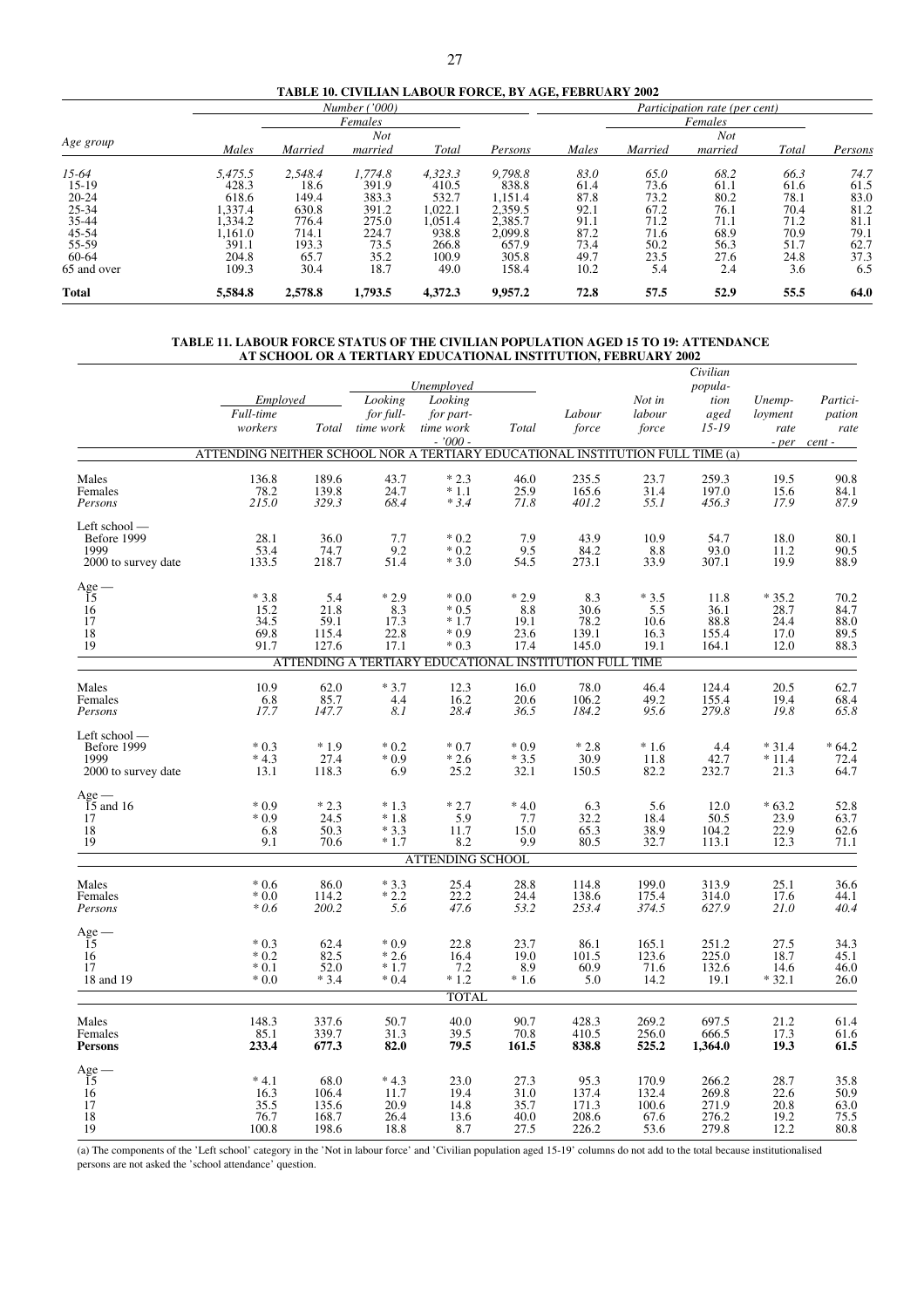**TABLE 10. CIVILIAN LABOUR FORCE, BY AGE, FEBRUARY 2002**

| Age group | Number ('000) | | | | | Participation rate (per cent) | | | | |
|---|---|---|---|---|---|---|---|---|---|---|
| | | Females | | | | | Females | | | |
| | Males | Married | Not married | Total | Persons | Males | Married | Not married | Total | Persons |
| *15-64* | *5,475.5* | *2,548.4* | *1,774.8* | *4,323.3* | *9,798.8* | *83.0* | *65.0* | *68.2* | *66.3* | *74.7* |
| 15-19 | 428.3 | 18.6 | 391.9 | 410.5 | 838.8 | 61.4 | 73.6 | 61.1 | 61.6 | 61.5 |
| 20-24 | 618.6 | 149.4 | 383.3 | 532.7 | 1,151.4 | 87.8 | 73.2 | 80.2 | 78.1 | 83.0 |
| 25-34 | 1,337.4 | 630.8 | 391.2 | 1,022.1 | 2,359.5 | 92.1 | 67.2 | 76.1 | 70.4 | 81.2 |
| 35-44 | 1,334.2 | 776.4 | 275.0 | 1,051.4 | 2,385.7 | 91.1 | 71.2 | 71.1 | 71.2 | 81.1 |
| 45-54 | 1,161.0 | 714.1 | 224.7 | 938.8 | 2,099.8 | 87.2 | 71.6 | 68.9 | 70.9 | 79.1 |
| 55-59 | 391.1 | 193.3 | 73.5 | 266.8 | 657.9 | 73.4 | 50.2 | 56.3 | 51.7 | 62.7 |
| 60-64 | 204.8 | 65.7 | 35.2 | 100.9 | 305.8 | 49.7 | 23.5 | 27.6 | 24.8 | 37.3 |
| 65 and over | 109.3 | 30.4 | 18.7 | 49.0 | 158.4 | 10.2 | 5.4 | 2.4 | 3.6 | 6.5 |
| **Total** | **5,584.8** | **2,578.8** | **1,793.5** | **4,372.3** | **9,957.2** | **72.8** | **57.5** | **52.9** | **55.5** | **64.0** |

**TABLE 11. LABOUR FORCE STATUS OF THE CIVILIAN POPULATION AGED 15 TO 19: ATTENDANCE AT SCHOOL OR A TERTIARY EDUCATIONAL INSTITUTION, FEBRUARY 2002**

| | Employed | | Unemployed | | | | | | | |
|---|---|---|---|---|---|---|---|---|---|---|
| | Full-time workers | Total | Looking for full-time work | Looking for part-time work | Total | Labour force | Not in labour force | Civilian population aged 15-19 | Unemployment rate | Participation rate |
| | - '000 - | | | | | | | | - per cent - | |
| **ATTENDING NEITHER SCHOOL NOR A TERTIARY EDUCATIONAL INSTITUTION FULL TIME (a)** | | | | | | | | | | |
| Males | 136.8 | 189.6 | 43.7 | * 2.3 | 46.0 | 235.5 | 23.7 | 259.3 | 19.5 | 90.8 |
| Females | 78.2 | 139.8 | 24.7 | * 1.1 | 25.9 | 165.6 | 31.4 | 197.0 | 15.6 | 84.1 |
| *Persons* | *215.0* | *329.3* | *68.4* | ** 3.4* | *71.8* | *401.2* | *55.1* | *456.3* | *17.9* | *87.9* |
| Left school — | | | | | | | | | | |
| Before 1999 | 28.1 | 36.0 | 7.7 | * 0.2 | 7.9 | 43.9 | 10.9 | 54.7 | 18.0 | 80.1 |
| 1999 | 53.4 | 74.7 | 9.2 | * 0.2 | 9.5 | 84.2 | 8.8 | 93.0 | 11.2 | 90.5 |
| 2000 to survey date | 133.5 | 218.7 | 51.4 | * 3.0 | 54.5 | 273.1 | 33.9 | 307.1 | 19.9 | 88.9 |
| Age — | | | | | | | | | | |
| 15 | * 3.8 | 5.4 | * 2.9 | * 0.0 | * 2.9 | 8.3 | * 3.5 | 11.8 | * 35.2 | 70.2 |
| 16 | 15.2 | 21.8 | 8.3 | * 0.5 | 8.8 | 30.6 | 5.5 | 36.1 | 28.7 | 84.7 |
| 17 | 34.5 | 59.1 | 17.3 | * 1.7 | 19.1 | 78.2 | 10.6 | 88.8 | 24.4 | 88.0 |
| 18 | 69.8 | 115.4 | 22.8 | * 0.9 | 23.6 | 139.1 | 16.3 | 155.4 | 17.0 | 89.5 |
| 19 | 91.7 | 127.6 | 17.1 | * 0.3 | 17.4 | 145.0 | 19.1 | 164.1 | 12.0 | 88.3 |
| **ATTENDING A TERTIARY EDUCATIONAL INSTITUTION FULL TIME** | | | | | | | | | | |
| Males | 10.9 | 62.0 | * 3.7 | 12.3 | 16.0 | 78.0 | 46.4 | 124.4 | 20.5 | 62.7 |
| Females | 6.8 | 85.7 | 4.4 | 16.2 | 20.6 | 106.2 | 49.2 | 155.4 | 19.4 | 68.4 |
| *Persons* | *17.7* | *147.7* | *8.1* | *28.4* | *36.5* | *184.2* | *95.6* | *279.8* | *19.8* | *65.8* |
| Left school — | | | | | | | | | | |
| Before 1999 | * 0.3 | * 1.9 | * 0.2 | * 0.7 | * 0.9 | * 2.8 | * 1.6 | 4.4 | * 31.4 | * 64.2 |
| 1999 | * 4.3 | 27.4 | * 0.9 | * 2.6 | * 3.5 | 30.9 | 11.8 | 42.7 | * 11.4 | 72.4 |
| 2000 to survey date | 13.1 | 118.3 | 6.9 | 25.2 | 32.1 | 150.5 | 82.2 | 232.7 | 21.3 | 64.7 |
| Age — | | | | | | | | | | |
| 15 and 16 | * 0.9 | * 2.3 | * 1.3 | * 2.7 | * 4.0 | 6.3 | 5.6 | 12.0 | * 63.2 | 52.8 |
| 17 | * 0.9 | 24.5 | * 1.8 | 5.9 | 7.7 | 32.2 | 18.4 | 50.5 | 23.9 | 63.7 |
| 18 | 6.8 | 50.3 | * 3.3 | 11.7 | 15.0 | 65.3 | 38.9 | 104.2 | 22.9 | 62.6 |
| 19 | 9.1 | 70.6 | * 1.7 | 8.2 | 9.9 | 80.5 | 32.7 | 113.1 | 12.3 | 71.1 |
| **ATTENDING SCHOOL** | | | | | | | | | | |
| Males | * 0.6 | 86.0 | * 3.3 | 25.4 | 28.8 | 114.8 | 199.0 | 313.9 | 25.1 | 36.6 |
| Females | * 0.0 | 114.2 | * 2.2 | 22.2 | 24.4 | 138.6 | 175.4 | 314.0 | 17.6 | 44.1 |
| *Persons* | ** 0.6* | *200.2* | *5.6* | *47.6* | *53.2* | *253.4* | *374.5* | *627.9* | *21.0* | *40.4* |
| Age — | | | | | | | | | | |
| 15 | * 0.3 | 62.4 | * 0.9 | 22.8 | 23.7 | 86.1 | 165.1 | 251.2 | 27.5 | 34.3 |
| 16 | * 0.2 | 82.5 | * 2.6 | 16.4 | 19.0 | 101.5 | 123.6 | 225.0 | 18.7 | 45.1 |
| 17 | * 0.1 | 52.0 | * 1.7 | 7.2 | 8.9 | 60.9 | 71.6 | 132.6 | 14.6 | 46.0 |
| 18 and 19 | * 0.0 | * 3.4 | * 0.4 | * 1.2 | * 1.6 | 5.0 | 14.2 | 19.1 | * 32.1 | 26.0 |
| **TOTAL** | | | | | | | | | | |
| Males | 148.3 | 337.6 | 50.7 | 40.0 | 90.7 | 428.3 | 269.2 | 697.5 | 21.2 | 61.4 |
| Females | 85.1 | 339.7 | 31.3 | 39.5 | 70.8 | 410.5 | 256.0 | 666.5 | 17.3 | 61.6 |
| **Persons** | **233.4** | **677.3** | **82.0** | **79.5** | **161.5** | **838.8** | **525.2** | **1,364.0** | **19.3** | **61.5** |
| Age — | | | | | | | | | | |
| 15 | * 4.1 | 68.0 | * 4.3 | 23.0 | 27.3 | 95.3 | 170.9 | 266.2 | 28.7 | 35.8 |
| 16 | 16.3 | 106.4 | 11.7 | 19.4 | 31.0 | 137.4 | 132.4 | 269.8 | 22.6 | 50.9 |
| 17 | 35.5 | 135.6 | 20.9 | 14.8 | 35.7 | 171.3 | 100.6 | 271.9 | 20.8 | 63.0 |
| 18 | 76.7 | 168.7 | 26.4 | 13.6 | 40.0 | 208.6 | 67.6 | 276.2 | 19.2 | 75.5 |
| 19 | 100.8 | 198.6 | 18.8 | 8.7 | 27.5 | 226.2 | 53.6 | 279.8 | 12.2 | 80.8 |

(a) The components of the 'Left school' category in the 'Not in labour force' and 'Civilian population aged 15-19' columns do not add to the total because institutionalised persons are not asked the 'school attendance' question.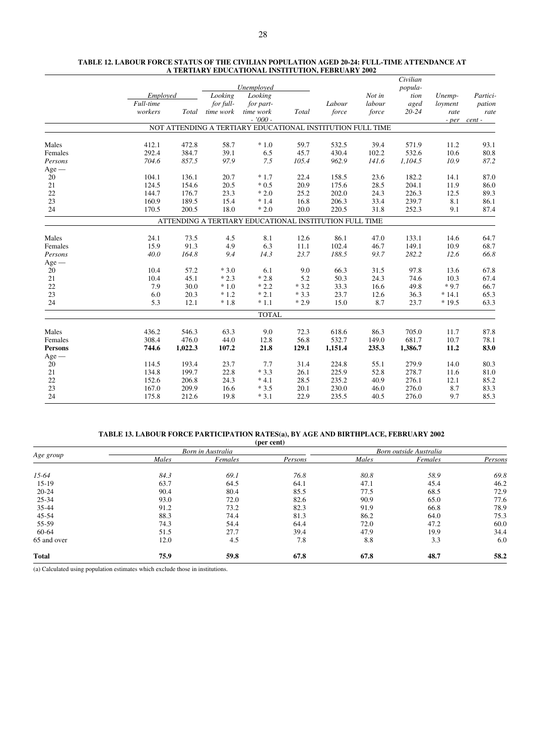**TABLE 12. LABOUR FORCE STATUS OF THE CIVILIAN POPULATION AGED 20-24: FULL-TIME ATTENDANCE AT A TERTIARY EDUCATIONAL INSTITUTION, FEBRUARY 2002**

| | Employed | | Unemployed | | | | | | | |
|---|---|---|---|---|---|---|---|---|---|---|
| | Full-time workers | Total | Looking for full-time work | Looking for part-time work | Total | Labour force | Not in labour force | Civilian population aged 20-24 | Unemployment rate | Participation rate |
| | | | | - '000 - | | | | | - per cent - | |
| **NOT ATTENDING A TERTIARY EDUCATIONAL INSTITUTION FULL TIME** | | | | | | | | | | |
| Males | 412.1 | 472.8 | 58.7 | * 1.0 | 59.7 | 532.5 | 39.4 | 571.9 | 11.2 | 93.1 |
| Females | 292.4 | 384.7 | 39.1 | 6.5 | 45.7 | 430.4 | 102.2 | 532.6 | 10.6 | 80.8 |
| *Persons* | *704.6* | *857.5* | *97.9* | *7.5* | *105.4* | *962.9* | *141.6* | *1,104.5* | *10.9* | *87.2* |
| Age — | | | | | | | | | | |
| 20 | 104.1 | 136.1 | 20.7 | * 1.7 | 22.4 | 158.5 | 23.6 | 182.2 | 14.1 | 87.0 |
| 21 | 124.5 | 154.6 | 20.5 | * 0.5 | 20.9 | 175.6 | 28.5 | 204.1 | 11.9 | 86.0 |
| 22 | 144.7 | 176.7 | 23.3 | * 2.0 | 25.2 | 202.0 | 24.3 | 226.3 | 12.5 | 89.3 |
| 23 | 160.9 | 189.5 | 15.4 | * 1.4 | 16.8 | 206.3 | 33.4 | 239.7 | 8.1 | 86.1 |
| 24 | 170.5 | 200.5 | 18.0 | * 2.0 | 20.0 | 220.5 | 31.8 | 252.3 | 9.1 | 87.4 |
| **ATTENDING A TERTIARY EDUCATIONAL INSTITUTION FULL TIME** | | | | | | | | | | |
| Males | 24.1 | 73.5 | 4.5 | 8.1 | 12.6 | 86.1 | 47.0 | 133.1 | 14.6 | 64.7 |
| Females | 15.9 | 91.3 | 4.9 | 6.3 | 11.1 | 102.4 | 46.7 | 149.1 | 10.9 | 68.7 |
| *Persons* | *40.0* | *164.8* | *9.4* | *14.3* | *23.7* | *188.5* | *93.7* | *282.2* | *12.6* | *66.8* |
| Age — | | | | | | | | | | |
| 20 | 10.4 | 57.2 | * 3.0 | 6.1 | 9.0 | 66.3 | 31.5 | 97.8 | 13.6 | 67.8 |
| 21 | 10.4 | 45.1 | * 2.3 | * 2.8 | 5.2 | 50.3 | 24.3 | 74.6 | 10.3 | 67.4 |
| 22 | 7.9 | 30.0 | * 1.0 | * 2.2 | * 3.2 | 33.3 | 16.6 | 49.8 | * 9.7 | 66.7 |
| 23 | 6.0 | 20.3 | * 1.2 | * 2.1 | * 3.3 | 23.7 | 12.6 | 36.3 | * 14.1 | 65.3 |
| 24 | 5.3 | 12.1 | * 1.8 | * 1.1 | * 2.9 | 15.0 | 8.7 | 23.7 | * 19.5 | 63.3 |
| **TOTAL** | | | | | | | | | | |
| Males | 436.2 | 546.3 | 63.3 | 9.0 | 72.3 | 618.6 | 86.3 | 705.0 | 11.7 | 87.8 |
| Females | 308.4 | 476.0 | 44.0 | 12.8 | 56.8 | 532.7 | 149.0 | 681.7 | 10.7 | 78.1 |
| **Persons** | **744.6** | **1,022.3** | **107.2** | **21.8** | **129.1** | **1,151.4** | **235.3** | **1,386.7** | **11.2** | **83.0** |
| Age — | | | | | | | | | | |
| 20 | 114.5 | 193.4 | 23.7 | 7.7 | 31.4 | 224.8 | 55.1 | 279.9 | 14.0 | 80.3 |
| 21 | 134.8 | 199.7 | 22.8 | * 3.3 | 26.1 | 225.9 | 52.8 | 278.7 | 11.6 | 81.0 |
| 22 | 152.6 | 206.8 | 24.3 | * 4.1 | 28.5 | 235.2 | 40.9 | 276.1 | 12.1 | 85.2 |
| 23 | 167.0 | 209.9 | 16.6 | * 3.5 | 20.1 | 230.0 | 46.0 | 276.0 | 8.7 | 83.3 |
| 24 | 175.8 | 212.6 | 19.8 | * 3.1 | 22.9 | 235.5 | 40.5 | 276.0 | 9.7 | 85.3 |

**TABLE 13. LABOUR FORCE PARTICIPATION RATES(a), BY AGE AND BIRTHPLACE, FEBRUARY 2002**

**(per cent)**

| Age group | Born in Australia | | | Born outside Australia | | |
|---|---|---|---|---|---|---|
| | Males | Females | Persons | Males | Females | Persons |
| *15-64* | *84.3* | *69.1* | *76.8* | *80.8* | *58.9* | *69.8* |
| 15-19 | 63.7 | 64.5 | 64.1 | 47.1 | 45.4 | 46.2 |
| 20-24 | 90.4 | 80.4 | 85.5 | 77.5 | 68.5 | 72.9 |
| 25-34 | 93.0 | 72.0 | 82.6 | 90.9 | 65.0 | 77.6 |
| 35-44 | 91.2 | 73.2 | 82.3 | 91.9 | 66.8 | 78.9 |
| 45-54 | 88.3 | 74.4 | 81.3 | 86.2 | 64.0 | 75.3 |
| 55-59 | 74.3 | 54.4 | 64.4 | 72.0 | 47.2 | 60.0 |
| 60-64 | 51.5 | 27.7 | 39.4 | 47.9 | 19.9 | 34.4 |
| 65 and over | 12.0 | 4.5 | 7.8 | 8.8 | 3.3 | 6.0 |
| **Total** | **75.9** | **59.8** | **67.8** | **67.8** | **48.7** | **58.2** |

(a) Calculated using population estimates which exclude those in institutions.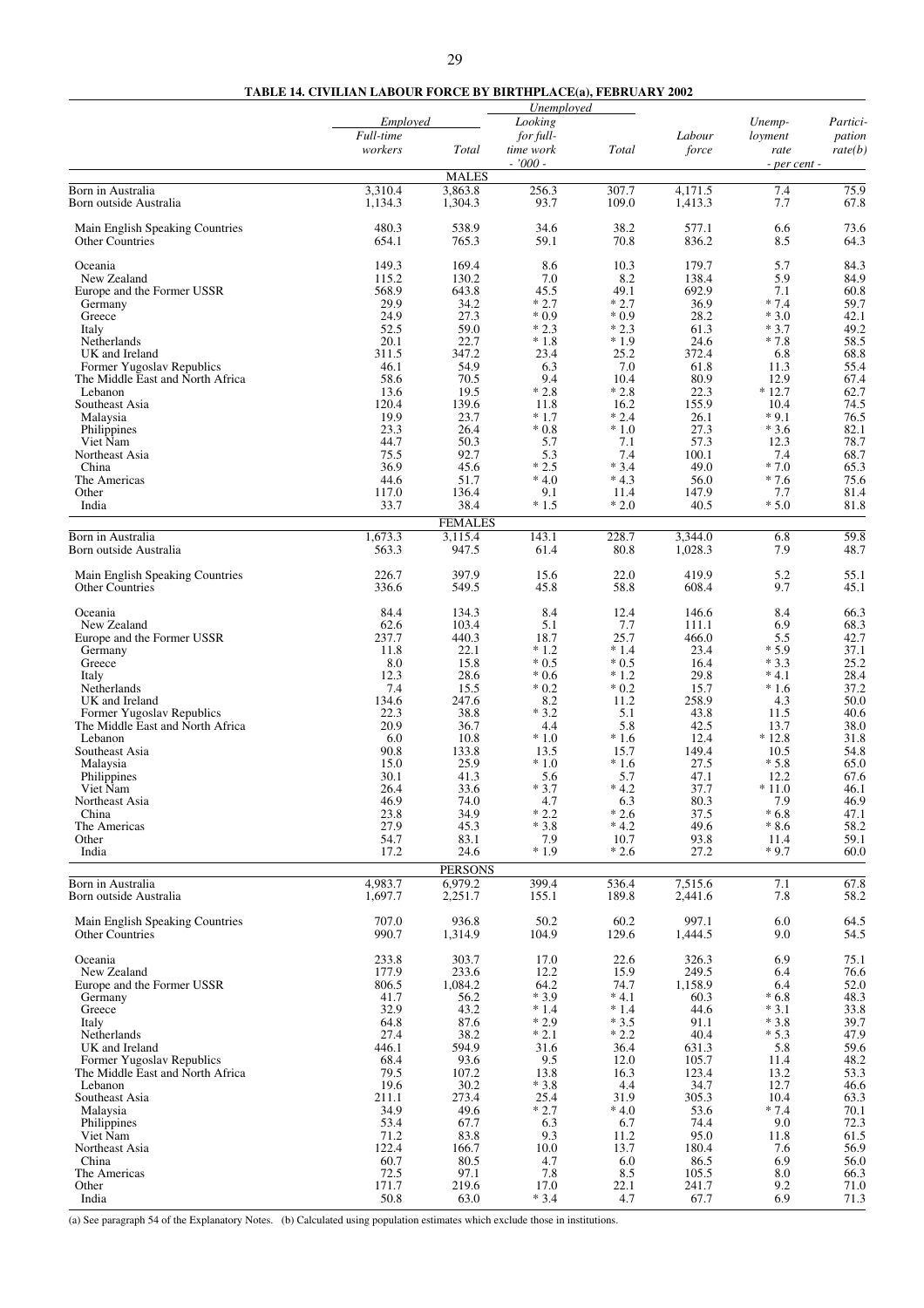**TABLE 14. CIVILIAN LABOUR FORCE BY BIRTHPLACE(a), FEBRUARY 2002**

| | Employed | | Unemployed | | | | |
|---|---|---|---|---|---|---|---|
| | Full-time workers | Total | Looking for full-time work | Total | Labour force | Unemployment rate | Participation rate(b) |
| | - '000 - | | | | | - per cent - | |
| **MALES** | | | | | | | |
| Born in Australia | 3,310.4 | 3,863.8 | 256.3 | 307.7 | 4,171.5 | 7.4 | 75.9 |
| Born outside Australia | 1,134.3 | 1,304.3 | 93.7 | 109.0 | 1,413.3 | 7.7 | 67.8 |
| Main English Speaking Countries | 480.3 | 538.9 | 34.6 | 38.2 | 577.1 | 6.6 | 73.6 |
| Other Countries | 654.1 | 765.3 | 59.1 | 70.8 | 836.2 | 8.5 | 64.3 |
| Oceania | 149.3 | 169.4 | 8.6 | 10.3 | 179.7 | 5.7 | 84.3 |
| New Zealand | 115.2 | 130.2 | 7.0 | 8.2 | 138.4 | 5.9 | 84.9 |
| Europe and the Former USSR | 568.9 | 643.8 | 45.5 | 49.1 | 692.9 | 7.1 | 60.8 |
| Germany | 29.9 | 34.2 | * 2.7 | * 2.7 | 36.9 | * 7.4 | 59.7 |
| Greece | 24.9 | 27.3 | * 0.9 | * 0.9 | 28.2 | * 3.0 | 42.1 |
| Italy | 52.5 | 59.0 | * 2.3 | * 2.3 | 61.3 | * 3.7 | 49.2 |
| Netherlands | 20.1 | 22.7 | * 1.8 | * 1.9 | 24.6 | * 7.8 | 58.5 |
| UK and Ireland | 311.5 | 347.2 | 23.4 | 25.2 | 372.4 | 6.8 | 68.8 |
| Former Yugoslav Republics | 46.1 | 54.9 | 6.3 | 7.0 | 61.8 | 11.3 | 55.4 |
| The Middle East and North Africa | 58.6 | 70.5 | 9.4 | 10.4 | 80.9 | 12.9 | 67.4 |
| Lebanon | 13.6 | 19.5 | * 2.8 | * 2.8 | 22.3 | * 12.7 | 62.7 |
| Southeast Asia | 120.4 | 139.6 | 11.8 | 16.2 | 155.9 | 10.4 | 74.5 |
| Malaysia | 19.9 | 23.7 | * 1.7 | * 2.4 | 26.1 | * 9.1 | 76.5 |
| Philippines | 23.3 | 26.4 | * 0.8 | * 1.0 | 27.3 | * 3.6 | 82.1 |
| Viet Nam | 44.7 | 50.3 | 5.7 | 7.1 | 57.3 | 12.3 | 78.7 |
| Northeast Asia | 75.5 | 92.7 | 5.3 | 7.4 | 100.1 | 7.4 | 68.7 |
| China | 36.9 | 45.6 | * 2.5 | * 3.4 | 49.0 | * 7.0 | 65.3 |
| The Americas | 44.6 | 51.7 | * 4.0 | * 4.3 | 56.0 | * 7.6 | 75.6 |
| Other | 117.0 | 136.4 | 9.1 | 11.4 | 147.9 | 7.7 | 81.4 |
| India | 33.7 | 38.4 | * 1.5 | * 2.0 | 40.5 | * 5.0 | 81.8 |
| **FEMALES** | | | | | | | |
| Born in Australia | 1,673.3 | 3,115.4 | 143.1 | 228.7 | 3,344.0 | 6.8 | 59.8 |
| Born outside Australia | 563.3 | 947.5 | 61.4 | 80.8 | 1,028.3 | 7.9 | 48.7 |
| Main English Speaking Countries | 226.7 | 397.9 | 15.6 | 22.0 | 419.9 | 5.2 | 55.1 |
| Other Countries | 336.6 | 549.5 | 45.8 | 58.8 | 608.4 | 9.7 | 45.1 |
| Oceania | 84.4 | 134.3 | 8.4 | 12.4 | 146.6 | 8.4 | 66.3 |
| New Zealand | 62.6 | 103.4 | 5.1 | 7.7 | 111.1 | 6.9 | 68.3 |
| Europe and the Former USSR | 237.7 | 440.3 | 18.7 | 25.7 | 466.0 | 5.5 | 42.7 |
| Germany | 11.8 | 22.1 | * 1.2 | * 1.4 | 23.4 | * 5.9 | 37.1 |
| Greece | 8.0 | 15.8 | * 0.5 | * 0.5 | 16.4 | * 3.3 | 25.2 |
| Italy | 12.3 | 28.6 | * 0.6 | * 1.2 | 29.8 | * 4.1 | 28.4 |
| Netherlands | 7.4 | 15.5 | * 0.2 | * 0.2 | 15.7 | * 1.6 | 37.2 |
| UK and Ireland | 134.6 | 247.6 | 8.2 | 11.2 | 258.9 | 4.3 | 50.0 |
| Former Yugoslav Republics | 22.3 | 38.8 | * 3.2 | 5.1 | 43.8 | 11.5 | 40.6 |
| The Middle East and North Africa | 20.9 | 36.7 | 4.4 | 5.8 | 42.5 | 13.7 | 38.0 |
| Lebanon | 6.0 | 10.8 | * 1.0 | * 1.6 | 12.4 | * 12.8 | 31.8 |
| Southeast Asia | 90.8 | 133.8 | 13.5 | 15.7 | 149.4 | 10.5 | 54.8 |
| Malaysia | 15.0 | 25.9 | * 1.0 | * 1.6 | 27.5 | * 5.8 | 65.0 |
| Philippines | 30.1 | 41.3 | 5.6 | 5.7 | 47.1 | 12.2 | 67.6 |
| Viet Nam | 26.4 | 33.6 | * 3.7 | * 4.2 | 37.7 | * 11.0 | 46.1 |
| Northeast Asia | 46.9 | 74.0 | 4.7 | 6.3 | 80.3 | 7.9 | 46.9 |
| China | 23.8 | 34.9 | * 2.2 | * 2.6 | 37.5 | * 6.8 | 47.1 |
| The Americas | 27.9 | 45.3 | * 3.8 | * 4.2 | 49.6 | * 8.6 | 58.2 |
| Other | 54.7 | 83.1 | 7.9 | 10.7 | 93.8 | 11.4 | 59.1 |
| India | 17.2 | 24.6 | * 1.9 | * 2.6 | 27.2 | * 9.7 | 60.0 |
| **PERSONS** | | | | | | | |
| Born in Australia | 4,983.7 | 6,979.2 | 399.4 | 536.4 | 7,515.6 | 7.1 | 67.8 |
| Born outside Australia | 1,697.7 | 2,251.7 | 155.1 | 189.8 | 2,441.6 | 7.8 | 58.2 |
| Main English Speaking Countries | 707.0 | 936.8 | 50.2 | 60.2 | 997.1 | 6.0 | 64.5 |
| Other Countries | 990.7 | 1,314.9 | 104.9 | 129.6 | 1,444.5 | 9.0 | 54.5 |
| Oceania | 233.8 | 303.7 | 17.0 | 22.6 | 326.3 | 6.9 | 75.1 |
| New Zealand | 177.9 | 233.6 | 12.2 | 15.9 | 249.5 | 6.4 | 76.6 |
| Europe and the Former USSR | 806.5 | 1,084.2 | 64.2 | 74.7 | 1,158.9 | 6.4 | 52.0 |
| Germany | 41.7 | 56.2 | * 3.9 | * 4.1 | 60.3 | * 6.8 | 48.3 |
| Greece | 32.9 | 43.2 | * 1.4 | * 1.4 | 44.6 | * 3.1 | 33.8 |
| Italy | 64.8 | 87.6 | * 2.9 | * 3.5 | 91.1 | * 3.8 | 39.7 |
| Netherlands | 27.4 | 38.2 | * 2.1 | * 2.2 | 40.4 | * 5.3 | 47.9 |
| UK and Ireland | 446.1 | 594.9 | 31.6 | 36.4 | 631.3 | 5.8 | 59.6 |
| Former Yugoslav Republics | 68.4 | 93.6 | 9.5 | 12.0 | 105.7 | 11.4 | 48.2 |
| The Middle East and North Africa | 79.5 | 107.2 | 13.8 | 16.3 | 123.4 | 13.2 | 53.3 |
| Lebanon | 19.6 | 30.2 | * 3.8 | 4.4 | 34.7 | 12.7 | 46.6 |
| Southeast Asia | 211.1 | 273.4 | 25.4 | 31.9 | 305.3 | 10.4 | 63.3 |
| Malaysia | 34.9 | 49.6 | * 2.7 | * 4.0 | 53.6 | * 7.4 | 70.1 |
| Philippines | 53.4 | 67.7 | 6.3 | 6.7 | 74.4 | 9.0 | 72.3 |
| Viet Nam | 71.2 | 83.8 | 9.3 | 11.2 | 95.0 | 11.8 | 61.5 |
| Northeast Asia | 122.4 | 166.7 | 10.0 | 13.7 | 180.4 | 7.6 | 56.9 |
| China | 60.7 | 80.5 | 4.7 | 6.0 | 86.5 | 6.9 | 56.0 |
| The Americas | 72.5 | 97.1 | 7.8 | 8.5 | 105.5 | 8.0 | 66.3 |
| Other | 171.7 | 219.6 | 17.0 | 22.1 | 241.7 | 9.2 | 71.0 |
| India | 50.8 | 63.0 | * 3.4 | 4.7 | 67.7 | 6.9 | 71.3 |

(a) See paragraph 54 of the Explanatory Notes. (b) Calculated using population estimates which exclude those in institutions.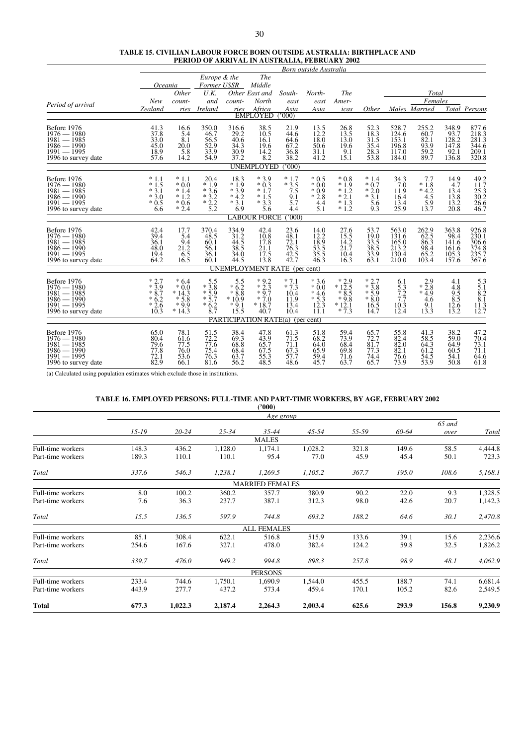**TABLE 15. CIVILIAN LABOUR FORCE BORN OUTSIDE AUSTRALIA: BIRTHPLACE AND PERIOD OF ARRIVAL IN AUSTRALIA, FEBRUARY 2002**

| Period of arrival | Oceania |  | Europe & the Former USSR |  | The Middle East and North Africa | South-east Asia | North-east Asia | The Americas | Other | Total |  |  |  |
|---|---|---|---|---|---|---|---|---|---|---|---|---|---|
|  | New Zealand | Other countries | U.K. and Ireland | Other countries |  |  |  |  |  | Males | Females Married | Females Total | Persons |
| **EMPLOYED ('000)** |  |  |  |  |  |  |  |  |  |  |  |  |  |
| Before 1976 | 41.3 | 16.6 | 350.0 | 316.6 | 38.5 | 21.9 | 13.5 | 26.8 | 52.3 | 528.7 | 255.2 | 348.9 | 877.6 |
| 1976 — 1980 | 37.8 | 5.4 | 46.7 | 29.2 | 10.5 | 44.6 | 12.2 | 13.5 | 18.3 | 124.6 | 60.7 | 93.7 | 218.3 |
| 1981 — 1985 | 33.0 | 8.1 | 56.5 | 40.6 | 16.1 | 64.6 | 18.0 | 13.0 | 31.5 | 153.1 | 82.1 | 128.2 | 281.3 |
| 1986 — 1990 | 45.0 | 20.0 | 52.9 | 34.3 | 19.6 | 67.2 | 50.6 | 19.6 | 35.4 | 196.8 | 93.9 | 147.8 | 344.6 |
| 1991 — 1995 | 18.9 | 5.8 | 33.9 | 30.9 | 14.2 | 36.8 | 31.1 | 9.1 | 28.3 | 117.0 | 59.2 | 92.1 | 209.1 |
| 1996 to survey date | 57.6 | 14.2 | 54.9 | 37.2 | 8.2 | 38.2 | 41.2 | 15.1 | 53.8 | 184.0 | 89.7 | 136.8 | 320.8 |
| **UNEMPLOYED ('000)** |  |  |  |  |  |  |  |  |  |  |  |  |  |
| Before 1976 | * 1.1 | * 1.1 | 20.4 | 18.3 | * 3.9 | * 1.7 | * 0.5 | * 0.8 | * 1.4 | 34.3 | 7.7 | 14.9 | 49.2 |
| 1976 — 1980 | * 1.5 | * 0.0 | * 1.9 | * 1.9 | * 0.3 | * 3.5 | * 0.0 | * 1.9 | * 0.7 | 7.0 | * 1.8 | 4.7 | 11.7 |
| 1981 — 1985 | * 3.1 | * 1.4 | * 3.6 | * 3.9 | * 1.7 | 7.5 | * 0.9 | * 1.2 | * 2.0 | 11.9 | * 4.2 | 13.4 | 25.3 |
| 1986 — 1990 | * 3.0 | * 1.2 | * 3.2 | * 4.2 | * 1.5 | 9.1 | * 2.8 | * 2.1 | * 3.1 | 16.4 | 4.5 | 13.8 | 30.2 |
| 1991 — 1995 | * 0.5 | * 0.6 | * 2.2 | * 3.1 | * 3.3 | 5.7 | 4.4 | * 1.3 | 5.6 | 13.4 | 5.9 | 13.2 | 26.6 |
| 1996 to survey date | 6.6 | * 2.4 | 5.2 | 6.9 | 5.6 | 4.4 | 5.1 | * 1.2 | 9.3 | 25.9 | 13.7 | 20.8 | 46.7 |
| **LABOUR FORCE ('000)** |  |  |  |  |  |  |  |  |  |  |  |  |  |
| Before 1976 | 42.4 | 17.7 | 370.4 | 334.9 | 42.4 | 23.6 | 14.0 | 27.6 | 53.7 | 563.0 | 262.9 | 363.8 | 926.8 |
| 1976 — 1980 | 39.4 | 5.4 | 48.5 | 31.2 | 10.8 | 48.1 | 12.2 | 15.5 | 19.0 | 131.6 | 62.5 | 98.4 | 230.1 |
| 1981 — 1985 | 36.1 | 9.4 | 60.1 | 44.5 | 17.8 | 72.1 | 18.9 | 14.2 | 33.5 | 165.0 | 86.3 | 141.6 | 306.6 |
| 1986 — 1990 | 48.0 | 21.2 | 56.1 | 38.5 | 21.1 | 76.3 | 53.5 | 21.7 | 38.5 | 213.2 | 98.4 | 161.6 | 374.8 |
| 1991 — 1995 | 19.4 | 6.5 | 36.1 | 34.0 | 17.5 | 42.5 | 35.5 | 10.4 | 33.9 | 130.4 | 65.2 | 105.3 | 235.7 |
| 1996 to survey date | 64.2 | 16.5 | 60.1 | 44.5 | 13.8 | 42.7 | 46.3 | 16.3 | 63.1 | 210.0 | 103.4 | 157.6 | 367.6 |
| **UNEMPLOYMENT RATE (per cent)** |  |  |  |  |  |  |  |  |  |  |  |  |  |
| Before 1976 | * 2.7 | * 6.4 | 5.5 | 5.5 | * 9.2 | * 7.1 | * 3.6 | * 2.9 | * 2.7 | 6.1 | 2.9 | 4.1 | 5.3 |
| 1976 — 1980 | * 3.9 | * 0.0 | * 3.8 | * 6.2 | * 2.3 | * 7.3 | * 0.0 | * 12.5 | * 3.8 | 5.3 | * 2.8 | 4.8 | 5.1 |
| 1981 — 1985 | * 8.7 | * 14.3 | * 5.9 | * 8.8 | * 9.7 | 10.4 | * 4.6 | * 8.5 | * 5.9 | 7.2 | * 4.9 | 9.5 | 8.2 |
| 1986 — 1990 | * 6.2 | * 5.8 | * 5.7 | * 10.9 | * 7.0 | 11.9 | * 5.3 | * 9.8 | * 8.0 | 7.7 | 4.6 | 8.5 | 8.1 |
| 1991 — 1995 | * 2.6 | * 9.9 | * 6.2 | * 9.1 | * 18.7 | 13.4 | 12.3 | * 12.1 | 16.5 | 10.3 | 9.1 | 12.6 | 11.3 |
| 1996 to survey date | 10.3 | * 14.3 | 8.7 | 15.5 | 40.7 | 10.4 | 11.1 | * 7.3 | 14.7 | 12.4 | 13.3 | 13.2 | 12.7 |
| **PARTICIPATION RATE(a) (per cent)** |  |  |  |  |  |  |  |  |  |  |  |  |  |
| Before 1976 | 65.0 | 78.1 | 51.5 | 38.4 | 47.8 | 61.3 | 51.8 | 59.4 | 65.7 | 55.8 | 41.3 | 38.2 | 47.2 |
| 1976 — 1980 | 80.4 | 61.6 | 72.2 | 69.3 | 43.9 | 71.5 | 68.2 | 73.9 | 72.7 | 82.4 | 58.5 | 59.0 | 70.4 |
| 1981 — 1985 | 79.6 | 77.5 | 77.6 | 68.8 | 65.7 | 71.1 | 64.0 | 68.4 | 81.7 | 82.0 | 64.3 | 64.9 | 73.1 |
| 1986 — 1990 | 77.8 | 76.0 | 75.4 | 68.4 | 67.5 | 67.3 | 65.9 | 69.8 | 77.3 | 82.1 | 61.2 | 60.5 | 71.1 |
| 1991 — 1995 | 72.1 | 53.6 | 76.3 | 63.7 | 55.3 | 57.7 | 59.4 | 71.6 | 74.4 | 76.6 | 54.5 | 54.1 | 64.6 |
| 1996 to survey date | 82.9 | 66.1 | 81.6 | 56.2 | 48.5 | 48.6 | 45.7 | 63.7 | 65.7 | 73.9 | 53.9 | 50.8 | 61.8 |

(a) Calculated using population estimates which exclude those in institutions.

**TABLE 16. EMPLOYED PERSONS: FULL-TIME AND PART-TIME WORKERS, BY AGE, FEBRUARY 2002 ('000)**

|  | 15-19 | 20-24 | 25-34 | 35-44 | 45-54 | 55-59 | 60-64 | 65 and over | Total |
|---|---|---|---|---|---|---|---|---|---|
| **MALES** |  |  |  |  |  |  |  |  |  |
| Full-time workers | 148.3 | 436.2 | 1,128.0 | 1,174.1 | 1,028.2 | 321.8 | 149.6 | 58.5 | 4,444.8 |
| Part-time workers | 189.3 | 110.1 | 110.1 | 95.4 | 77.0 | 45.9 | 45.4 | 50.1 | 723.3 |
| *Total* | *337.6* | *546.3* | *1,238.1* | *1,269.5* | *1,105.2* | *367.7* | *195.0* | *108.6* | *5,168.1* |
| **MARRIED FEMALES** |  |  |  |  |  |  |  |  |  |
| Full-time workers | 8.0 | 100.2 | 360.2 | 357.7 | 380.9 | 90.2 | 22.0 | 9.3 | 1,328.5 |
| Part-time workers | 7.6 | 36.3 | 237.7 | 387.1 | 312.3 | 98.0 | 42.6 | 20.7 | 1,142.3 |
| *Total* | *15.5* | *136.5* | *597.9* | *744.8* | *693.2* | *188.2* | *64.6* | *30.1* | *2,470.8* |
| **ALL FEMALES** |  |  |  |  |  |  |  |  |  |
| Full-time workers | 85.1 | 308.4 | 622.1 | 516.8 | 515.9 | 133.6 | 39.1 | 15.6 | 2,236.6 |
| Part-time workers | 254.6 | 167.6 | 327.1 | 478.0 | 382.4 | 124.2 | 59.8 | 32.5 | 1,826.2 |
| *Total* | *339.7* | *476.0* | *949.2* | *994.8* | *898.3* | *257.8* | *98.9* | *48.1* | *4,062.9* |
| **PERSONS** |  |  |  |  |  |  |  |  |  |
| Full-time workers | 233.4 | 744.6 | 1,750.1 | 1,690.9 | 1,544.0 | 455.5 | 188.7 | 74.1 | 6,681.4 |
| Part-time workers | 443.9 | 277.7 | 437.2 | 573.4 | 459.4 | 170.1 | 105.2 | 82.6 | 2,549.5 |
| **Total** | **677.3** | **1,022.3** | **2,187.4** | **2,264.3** | **2,003.4** | **625.6** | **293.9** | **156.8** | **9,230.9** |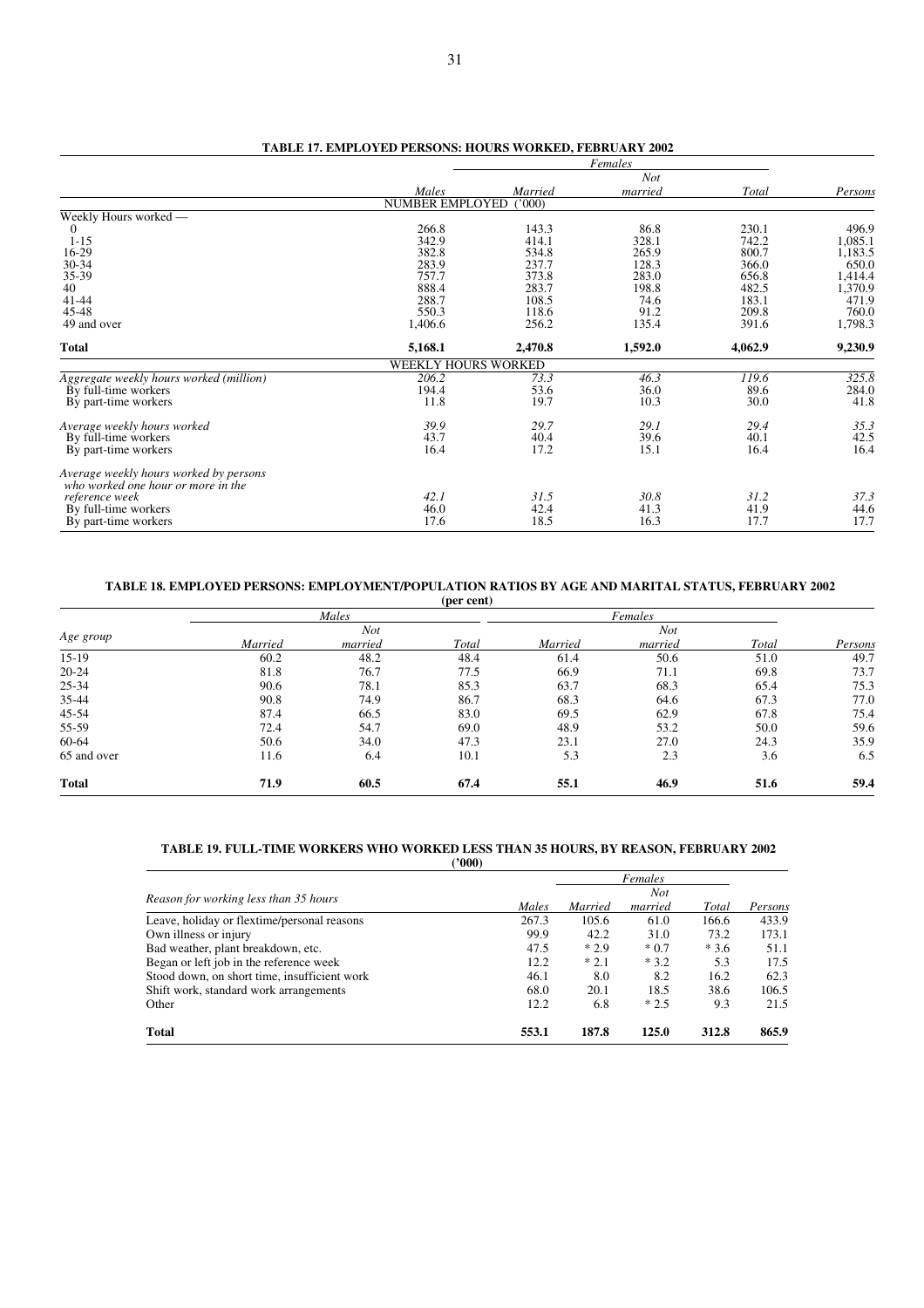**TABLE 17. EMPLOYED PERSONS: HOURS WORKED, FEBRUARY 2002**

| | | Females | | | |
|---|---|---|---|---|---|
| | *Males* | *Married* | *Not married* | *Total* | *Persons* |
| | NUMBER EMPLOYED ('000) | | | | |
| Weekly Hours worked — | | | | | |
| 0 | 266.8 | 143.3 | 86.8 | 230.1 | 496.9 |
| 1-15 | 342.9 | 414.1 | 328.1 | 742.2 | 1,085.1 |
| 16-29 | 382.8 | 534.8 | 265.9 | 800.7 | 1,183.5 |
| 30-34 | 283.9 | 237.7 | 128.3 | 366.0 | 650.0 |
| 35-39 | 757.7 | 373.8 | 283.0 | 656.8 | 1,414.4 |
| 40 | 888.4 | 283.7 | 198.8 | 482.5 | 1,370.9 |
| 41-44 | 288.7 | 108.5 | 74.6 | 183.1 | 471.9 |
| 45-48 | 550.3 | 118.6 | 91.2 | 209.8 | 760.0 |
| 49 and over | 1,406.6 | 256.2 | 135.4 | 391.6 | 1,798.3 |
| **Total** | **5,168.1** | **2,470.8** | **1,592.0** | **4,062.9** | **9,230.9** |
| | WEEKLY HOURS WORKED | | | | |
| *Aggregate weekly hours worked (million)* | *206.2* | *73.3* | *46.3* | *119.6* | *325.8* |
| By full-time workers | 194.4 | 53.6 | 36.0 | 89.6 | 284.0 |
| By part-time workers | 11.8 | 19.7 | 10.3 | 30.0 | 41.8 |
| *Average weekly hours worked* | *39.9* | *29.7* | *29.1* | *29.4* | *35.3* |
| By full-time workers | 43.7 | 40.4 | 39.6 | 40.1 | 42.5 |
| By part-time workers | 16.4 | 17.2 | 15.1 | 16.4 | 16.4 |
| *Average weekly hours worked by persons who worked one hour or more in the reference week* | *42.1* | *31.5* | *30.8* | *31.2* | *37.3* |
| By full-time workers | 46.0 | 42.4 | 41.3 | 41.9 | 44.6 |
| By part-time workers | 17.6 | 18.5 | 16.3 | 17.7 | 17.7 |

**TABLE 18. EMPLOYED PERSONS: EMPLOYMENT/POPULATION RATIOS BY AGE AND MARITAL STATUS, FEBRUARY 2002**

**(per cent)**

| | Males | | | Females | | | |
|---|---|---|---|---|---|---|---|
| *Age group* | *Married* | *Not married* | *Total* | *Married* | *Not married* | *Total* | *Persons* |
| 15-19 | 60.2 | 48.2 | 48.4 | 61.4 | 50.6 | 51.0 | 49.7 |
| 20-24 | 81.8 | 76.7 | 77.5 | 66.9 | 71.1 | 69.8 | 73.7 |
| 25-34 | 90.6 | 78.1 | 85.3 | 63.7 | 68.3 | 65.4 | 75.3 |
| 35-44 | 90.8 | 74.9 | 86.7 | 68.3 | 64.6 | 67.3 | 77.0 |
| 45-54 | 87.4 | 66.5 | 83.0 | 69.5 | 62.9 | 67.8 | 75.4 |
| 55-59 | 72.4 | 54.7 | 69.0 | 48.9 | 53.2 | 50.0 | 59.6 |
| 60-64 | 50.6 | 34.0 | 47.3 | 23.1 | 27.0 | 24.3 | 35.9 |
| 65 and over | 11.6 | 6.4 | 10.1 | 5.3 | 2.3 | 3.6 | 6.5 |
| **Total** | **71.9** | **60.5** | **67.4** | **55.1** | **46.9** | **51.6** | **59.4** |

**TABLE 19. FULL-TIME WORKERS WHO WORKED LESS THAN 35 HOURS, BY REASON, FEBRUARY 2002**

**('000)**

| | | Females | | | |
|---|---|---|---|---|---|
| *Reason for working less than 35 hours* | *Males* | *Married* | *Not married* | *Total* | *Persons* |
| Leave, holiday or flextime/personal reasons | 267.3 | 105.6 | 61.0 | 166.6 | 433.9 |
| Own illness or injury | 99.9 | 42.2 | 31.0 | 73.2 | 173.1 |
| Bad weather, plant breakdown, etc. | 47.5 | * 2.9 | * 0.7 | * 3.6 | 51.1 |
| Began or left job in the reference week | 12.2 | * 2.1 | * 3.2 | 5.3 | 17.5 |
| Stood down, on short time, insufficient work | 46.1 | 8.0 | 8.2 | 16.2 | 62.3 |
| Shift work, standard work arrangements | 68.0 | 20.1 | 18.5 | 38.6 | 106.5 |
| Other | 12.2 | 6.8 | * 2.5 | 9.3 | 21.5 |
| **Total** | **553.1** | **187.8** | **125.0** | **312.8** | **865.9** |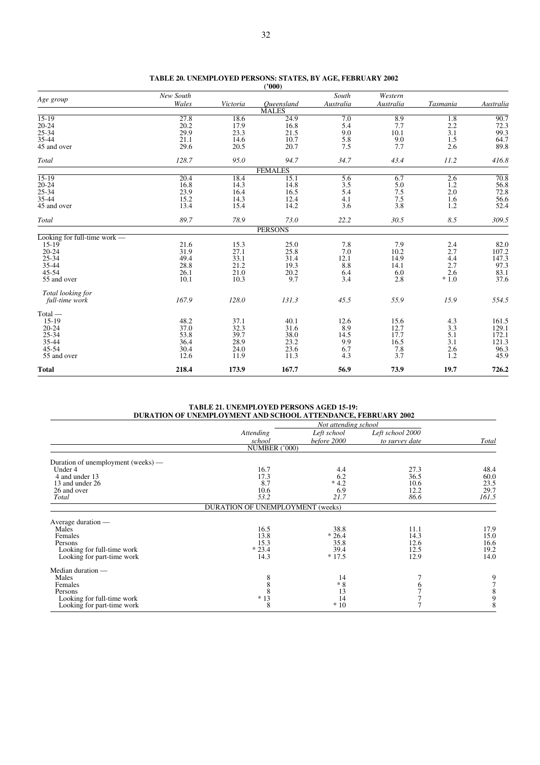**TABLE 20. UNEMPLOYED PERSONS: STATES, BY AGE, FEBRUARY 2002**
**('000)**

| *Age group* | *New South Wales* | *Victoria* | *Queensland* | *South Australia* | *Western Australia* | *Tasmania* | *Australia* |
|---|---|---|---|---|---|---|---|
| | | | MALES | | | | |
| 15-19 | 27.8 | 18.6 | 24.9 | 7.0 | 8.9 | 1.8 | 90.7 |
| 20-24 | 20.2 | 17.9 | 16.8 | 5.4 | 7.7 | 2.2 | 72.3 |
| 25-34 | 29.9 | 23.3 | 21.5 | 9.0 | 10.1 | 3.1 | 99.3 |
| 35-44 | 21.1 | 14.6 | 10.7 | 5.8 | 9.0 | 1.5 | 64.7 |
| 45 and over | 29.6 | 20.5 | 20.7 | 7.5 | 7.7 | 2.6 | 89.8 |
| *Total* | *128.7* | *95.0* | *94.7* | *34.7* | *43.4* | *11.2* | *416.8* |
| | | | FEMALES | | | | |
| 15-19 | 20.4 | 18.4 | 15.1 | 5.6 | 6.7 | 2.6 | 70.8 |
| 20-24 | 16.8 | 14.3 | 14.8 | 3.5 | 5.0 | 1.2 | 56.8 |
| 25-34 | 23.9 | 16.4 | 16.5 | 5.4 | 7.5 | 2.0 | 72.8 |
| 35-44 | 15.2 | 14.3 | 12.4 | 4.1 | 7.5 | 1.6 | 56.6 |
| 45 and over | 13.4 | 15.4 | 14.2 | 3.6 | 3.8 | 1.2 | 52.4 |
| *Total* | *89.7* | *78.9* | *73.0* | *22.2* | *30.5* | *8.5* | *309.5* |
| | | | PERSONS | | | | |
| Looking for full-time work — | | | | | | | |
| 15-19 | 21.6 | 15.3 | 25.0 | 7.8 | 7.9 | 2.4 | 82.0 |
| 20-24 | 31.9 | 27.1 | 25.8 | 7.0 | 10.2 | 2.7 | 107.2 |
| 25-34 | 49.4 | 33.1 | 31.4 | 12.1 | 14.9 | 4.4 | 147.3 |
| 35-44 | 28.8 | 21.2 | 19.3 | 8.8 | 14.1 | 2.7 | 97.3 |
| 45-54 | 26.1 | 21.0 | 20.2 | 6.4 | 6.0 | 2.6 | 83.1 |
| 55 and over | 10.1 | 10.3 | 9.7 | 3.4 | 2.8 | * 1.0 | 37.6 |
| *Total looking for full-time work* | *167.9* | *128.0* | *131.3* | *45.5* | *55.9* | *15.9* | *554.5* |
| Total — | | | | | | | |
| 15-19 | 48.2 | 37.1 | 40.1 | 12.6 | 15.6 | 4.3 | 161.5 |
| 20-24 | 37.0 | 32.3 | 31.6 | 8.9 | 12.7 | 3.3 | 129.1 |
| 25-34 | 53.8 | 39.7 | 38.0 | 14.5 | 17.7 | 5.1 | 172.1 |
| 35-44 | 36.4 | 28.9 | 23.2 | 9.9 | 16.5 | 3.1 | 121.3 |
| 45-54 | 30.4 | 24.0 | 23.6 | 6.7 | 7.8 | 2.6 | 96.3 |
| 55 and over | 12.6 | 11.9 | 11.3 | 4.3 | 3.7 | 1.2 | 45.9 |
| **Total** | **218.4** | **173.9** | **167.7** | **56.9** | **73.9** | **19.7** | **726.2** |

**TABLE 21. UNEMPLOYED PERSONS AGED 15-19: DURATION OF UNEMPLOYMENT AND SCHOOL ATTENDANCE, FEBRUARY 2002**

| | *Attending school* | *Not attending school* | | *Total* |
|---|---|---|---|---|
| | | *Left school before 2000* | *Left school 2000 to survey date* | |
| | NUMBER ('000) | | | |
| Duration of unemployment (weeks) — | | | | |
| Under 4 | 16.7 | 4.4 | 27.3 | 48.4 |
| 4 and under 13 | 17.3 | 6.2 | 36.5 | 60.0 |
| 13 and under 26 | 8.7 | * 4.2 | 10.6 | 23.5 |
| 26 and over | 10.6 | 6.9 | 12.2 | 29.7 |
| *Total* | *53.2* | *21.7* | *86.6* | *161.5* |
| | DURATION OF UNEMPLOYMENT (weeks) | | | |
| Average duration — | | | | |
| Males | 16.5 | 38.8 | 11.1 | 17.9 |
| Females | 13.8 | * 26.4 | 14.3 | 15.0 |
| Persons | 15.3 | 35.8 | 12.6 | 16.6 |
| Looking for full-time work | * 23.4 | 39.4 | 12.5 | 19.2 |
| Looking for part-time work | 14.3 | * 17.5 | 12.9 | 14.0 |
| Median duration — | | | | |
| Males | 8 | 14 | 7 | 9 |
| Females | 8 | * 8 | 6 | 7 |
| Persons | 8 | 13 | 7 | 8 |
| Looking for full-time work | * 13 | 14 | 7 | 9 |
| Looking for part-time work | 8 | * 10 | 7 | 8 |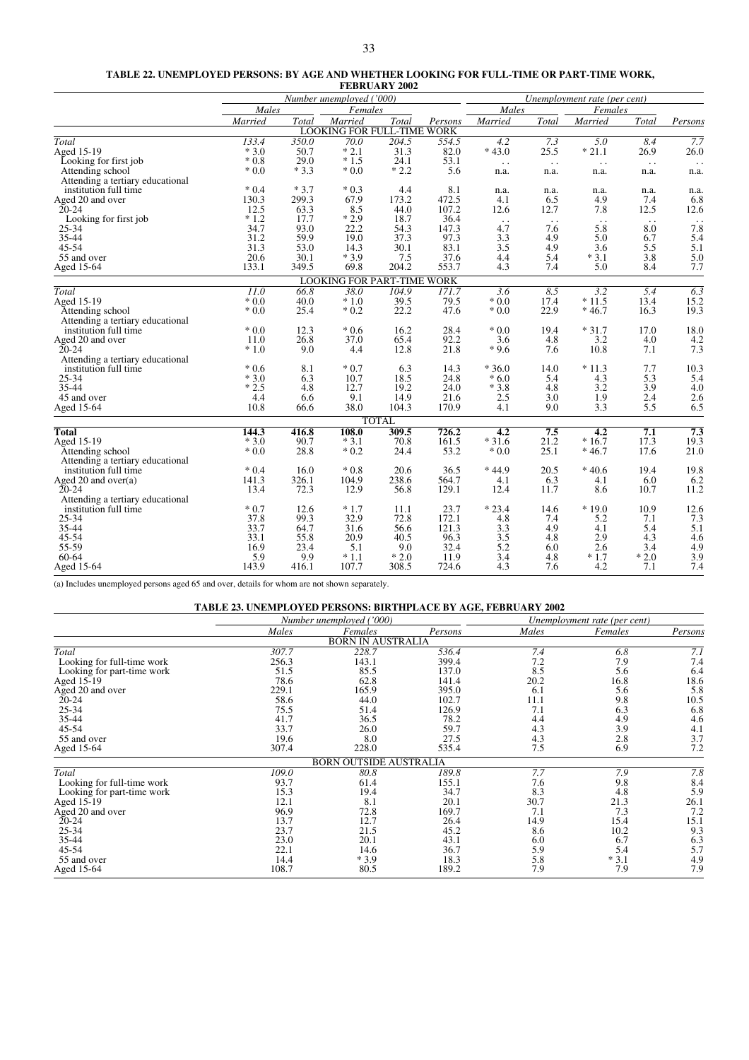**TABLE 22. UNEMPLOYED PERSONS: BY AGE AND WHETHER LOOKING FOR FULL-TIME OR PART-TIME WORK, FEBRUARY 2002**

| | *Number unemployed ('000)* | | | | | *Unemployment rate (per cent)* | | | | |
|---|---|---|---|---|---|---|---|---|---|---|
| | *Males* | | *Females* | | | *Males* | | *Females* | | |
| | *Married* | *Total* | *Married* | *Total* | *Persons* | *Married* | *Total* | *Married* | *Total* | *Persons* |
| | | | LOOKING FOR FULL-TIME WORK | | | | | | | |
| *Total* | *133.4* | *350.0* | *70.0* | *204.5* | *554.5* | *4.2* | *7.3* | *5.0* | *8.4* | *7.7* |
| Aged 15-19 | * 3.0 | 50.7 | * 2.1 | 31.3 | 82.0 | * 43.0 | 25.5 | * 21.1 | 26.9 | 26.0 |
| Looking for first job | * 0.8 | 29.0 | * 1.5 | 24.1 | 53.1 | . . | . . | . . | . . | . . |
| Attending school | * 0.0 | * 3.3 | * 0.0 | * 2.2 | 5.6 | n.a. | n.a. | n.a. | n.a. | n.a. |
| Attending a tertiary educational institution full time | * 0.4 | * 3.7 | * 0.3 | 4.4 | 8.1 | n.a. | n.a. | n.a. | n.a. | n.a. |
| Aged 20 and over | 130.3 | 299.3 | 67.9 | 173.2 | 472.5 | 4.1 | 6.5 | 4.9 | 7.4 | 6.8 |
| 20-24 | 12.5 | 63.3 | 8.5 | 44.0 | 107.2 | 12.6 | 12.7 | 7.8 | 12.5 | 12.6 |
| Looking for first job | * 1.2 | 17.7 | * 2.9 | 18.7 | 36.4 | . . | . . | . . | . . | . . |
| 25-34 | 34.7 | 93.0 | 22.2 | 54.3 | 147.3 | 4.7 | 7.6 | 5.8 | 8.0 | 7.8 |
| 35-44 | 31.2 | 59.9 | 19.0 | 37.3 | 97.3 | 3.3 | 4.9 | 5.0 | 6.7 | 5.4 |
| 45-54 | 31.3 | 53.0 | 14.3 | 30.1 | 83.1 | 3.5 | 4.9 | 3.6 | 5.5 | 5.1 |
| 55 and over | 20.6 | 30.1 | * 3.9 | 7.5 | 37.6 | 4.4 | 5.4 | * 3.1 | 3.8 | 5.0 |
| Aged 15-64 | 133.1 | 349.5 | 69.8 | 204.2 | 553.7 | 4.3 | 7.4 | 5.0 | 8.4 | 7.7 |
| | | | LOOKING FOR PART-TIME WORK | | | | | | | |
| *Total* | *11.0* | *66.8* | *38.0* | *104.9* | *171.7* | *3.6* | *8.5* | *3.2* | *5.4* | *6.3* |
| Aged 15-19 | * 0.0 | 40.0 | * 1.0 | 39.5 | 79.5 | * 0.0 | 17.4 | * 11.5 | 13.4 | 15.2 |
| Attending school | * 0.0 | 25.4 | * 0.2 | 22.2 | 47.6 | * 0.0 | 22.9 | * 46.7 | 16.3 | 19.3 |
| Attending a tertiary educational institution full time | * 0.0 | 12.3 | * 0.6 | 16.2 | 28.4 | * 0.0 | 19.4 | * 31.7 | 17.0 | 18.0 |
| Aged 20 and over | 11.0 | 26.8 | 37.0 | 65.4 | 92.2 | 3.6 | 4.8 | 3.2 | 4.0 | 4.2 |
| 20-24 | * 1.0 | 9.0 | 4.4 | 12.8 | 21.8 | * 9.6 | 7.6 | 10.8 | 7.1 | 7.3 |
| Attending a tertiary educational institution full time | * 0.6 | 8.1 | * 0.7 | 6.3 | 14.3 | * 36.0 | 14.0 | * 11.3 | 7.7 | 10.3 |
| 25-34 | * 3.0 | 6.3 | 10.7 | 18.5 | 24.8 | * 6.0 | 5.4 | 4.3 | 5.3 | 5.4 |
| 35-44 | * 2.5 | 4.8 | 12.7 | 19.2 | 24.0 | * 3.8 | 4.8 | 3.2 | 3.9 | 4.0 |
| 45 and over | 4.4 | 6.6 | 9.1 | 14.9 | 21.6 | 2.5 | 3.0 | 1.9 | 2.4 | 2.6 |
| Aged 15-64 | 10.8 | 66.6 | 38.0 | 104.3 | 170.9 | 4.1 | 9.0 | 3.3 | 5.5 | 6.5 |
| | | | TOTAL | | | | | | | |
| **Total** | **144.3** | **416.8** | **108.0** | **309.5** | **726.2** | **4.2** | **7.5** | **4.2** | **7.1** | **7.3** |
| Aged 15-19 | * 3.0 | 90.7 | * 3.1 | 70.8 | 161.5 | * 31.6 | 21.2 | * 16.7 | 17.3 | 19.3 |
| Attending school | * 0.0 | 28.8 | * 0.2 | 24.4 | 53.2 | * 0.0 | 25.1 | * 46.7 | 17.6 | 21.0 |
| Attending a tertiary educational institution full time | * 0.4 | 16.0 | * 0.8 | 20.6 | 36.5 | * 44.9 | 20.5 | * 40.6 | 19.4 | 19.8 |
| Aged 20 and over(a) | 141.3 | 326.1 | 104.9 | 238.6 | 564.7 | 4.1 | 6.3 | 4.1 | 6.0 | 6.2 |
| 20-24 | 13.4 | 72.3 | 12.9 | 56.8 | 129.1 | 12.4 | 11.7 | 8.6 | 10.7 | 11.2 |
| Attending a tertiary educational institution full time | * 0.7 | 12.6 | * 1.7 | 11.1 | 23.7 | * 23.4 | 14.6 | * 19.0 | 10.9 | 12.6 |
| 25-34 | 37.8 | 99.3 | 32.9 | 72.8 | 172.1 | 4.8 | 7.4 | 5.2 | 7.1 | 7.3 |
| 35-44 | 33.7 | 64.7 | 31.6 | 56.6 | 121.3 | 3.3 | 4.9 | 4.1 | 5.4 | 5.1 |
| 45-54 | 33.1 | 55.8 | 20.9 | 40.5 | 96.3 | 3.5 | 4.8 | 2.9 | 4.3 | 4.6 |
| 55-59 | 16.9 | 23.4 | 5.1 | 9.0 | 32.4 | 5.2 | 6.0 | 2.6 | 3.4 | 4.9 |
| 60-64 | 5.9 | 9.9 | * 1.1 | * 2.0 | 11.9 | 3.4 | 4.8 | * 1.7 | * 2.0 | 3.9 |
| Aged 15-64 | 143.9 | 416.1 | 107.7 | 308.5 | 724.6 | 4.3 | 7.6 | 4.2 | 7.1 | 7.4 |

(a) Includes unemployed persons aged 65 and over, details for whom are not shown separately.

**TABLE 23. UNEMPLOYED PERSONS: BIRTHPLACE BY AGE, FEBRUARY 2002**

| | *Number unemployed ('000)* | | | *Unemployment rate (per cent)* | | |
|---|---|---|---|---|---|---|
| | *Males* | *Females* | *Persons* | *Males* | *Females* | *Persons* |
| | | BORN IN AUSTRALIA | | | | |
| *Total* | *307.7* | *228.7* | *536.4* | *7.4* | *6.8* | *7.1* |
| Looking for full-time work | 256.3 | 143.1 | 399.4 | 7.2 | 7.9 | 7.4 |
| Looking for part-time work | 51.5 | 85.5 | 137.0 | 8.5 | 5.6 | 6.4 |
| Aged 15-19 | 78.6 | 62.8 | 141.4 | 20.2 | 16.8 | 18.6 |
| Aged 20 and over | 229.1 | 165.9 | 395.0 | 6.1 | 5.6 | 5.8 |
| 20-24 | 58.6 | 44.0 | 102.7 | 11.1 | 9.8 | 10.5 |
| 25-34 | 75.5 | 51.4 | 126.9 | 7.1 | 6.3 | 6.8 |
| 35-44 | 41.7 | 36.5 | 78.2 | 4.4 | 4.9 | 4.6 |
| 45-54 | 33.7 | 26.0 | 59.7 | 4.3 | 3.9 | 4.1 |
| 55 and over | 19.6 | 8.0 | 27.5 | 4.3 | 2.8 | 3.7 |
| Aged 15-64 | 307.4 | 228.0 | 535.4 | 7.5 | 6.9 | 7.2 |
| | | BORN OUTSIDE AUSTRALIA | | | | |
| *Total* | *109.0* | *80.8* | *189.8* | *7.7* | *7.9* | *7.8* |
| Looking for full-time work | 93.7 | 61.4 | 155.1 | 7.6 | 9.8 | 8.4 |
| Looking for part-time work | 15.3 | 19.4 | 34.7 | 8.3 | 4.8 | 5.9 |
| Aged 15-19 | 12.1 | 8.1 | 20.1 | 30.7 | 21.3 | 26.1 |
| Aged 20 and over | 96.9 | 72.8 | 169.7 | 7.1 | 7.3 | 7.2 |
| 20-24 | 13.7 | 12.7 | 26.4 | 14.9 | 15.4 | 15.1 |
| 25-34 | 23.7 | 21.5 | 45.2 | 8.6 | 10.2 | 9.3 |
| 35-44 | 23.0 | 20.1 | 43.1 | 6.0 | 6.7 | 6.3 |
| 45-54 | 22.1 | 14.6 | 36.7 | 5.9 | 5.4 | 5.7 |
| 55 and over | 14.4 | * 3.9 | 18.3 | 5.8 | * 3.1 | 4.9 |
| Aged 15-64 | 108.7 | 80.5 | 189.2 | 7.9 | 7.9 | 7.9 |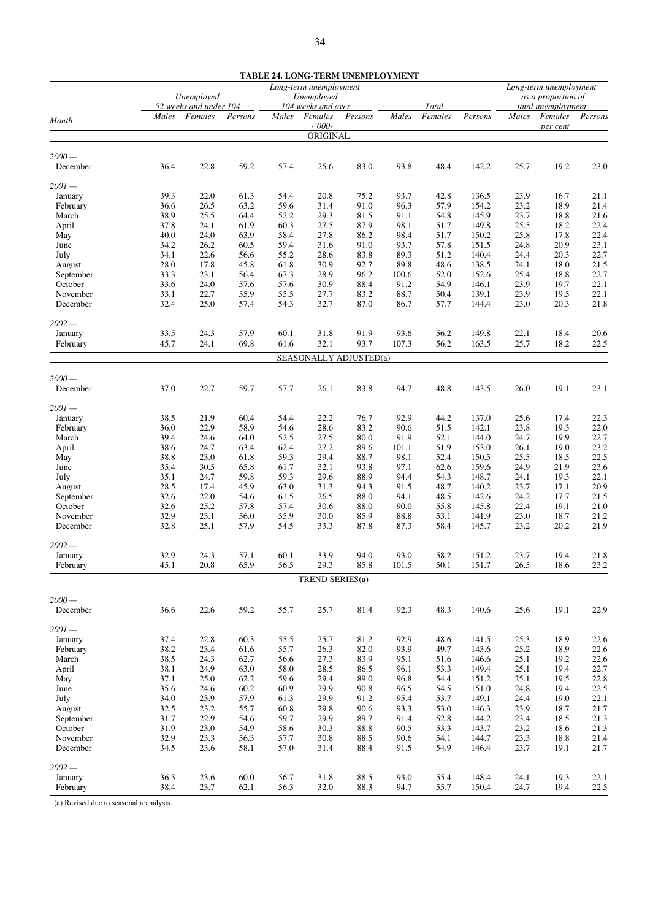**TABLE 24. LONG-TERM UNEMPLOYMENT**

| Month | Long-term unemployment: Unemployed 52 weeks and under 104: Males | Females | Persons | Unemployed 104 weeks and over: Males | Females | Persons | Total: Males | Females | Persons | Long-term unemployment as a proportion of total unemployment: Males | Females | Persons |
|---|---|---|---|---|---|---|---|---|---|---|---|---|
| | -'000- | | | | | | | | | per cent | | |
| **ORIGINAL** | | | | | | | | | | | | |
| *2000 —* | | | | | | | | | | | | |
| December | 36.4 | 22.8 | 59.2 | 57.4 | 25.6 | 83.0 | 93.8 | 48.4 | 142.2 | 25.7 | 19.2 | 23.0 |
| *2001 —* | | | | | | | | | | | | |
| January | 39.3 | 22.0 | 61.3 | 54.4 | 20.8 | 75.2 | 93.7 | 42.8 | 136.5 | 23.9 | 16.7 | 21.1 |
| February | 36.6 | 26.5 | 63.2 | 59.6 | 31.4 | 91.0 | 96.3 | 57.9 | 154.2 | 23.2 | 18.9 | 21.4 |
| March | 38.9 | 25.5 | 64.4 | 52.2 | 29.3 | 81.5 | 91.1 | 54.8 | 145.9 | 23.7 | 18.8 | 21.6 |
| April | 37.8 | 24.1 | 61.9 | 60.3 | 27.5 | 87.9 | 98.1 | 51.7 | 149.8 | 25.5 | 18.2 | 22.4 |
| May | 40.0 | 24.0 | 63.9 | 58.4 | 27.8 | 86.2 | 98.4 | 51.7 | 150.2 | 25.8 | 17.8 | 22.4 |
| June | 34.2 | 26.2 | 60.5 | 59.4 | 31.6 | 91.0 | 93.7 | 57.8 | 151.5 | 24.8 | 20.9 | 23.1 |
| July | 34.1 | 22.6 | 56.6 | 55.2 | 28.6 | 83.8 | 89.3 | 51.2 | 140.4 | 24.4 | 20.3 | 22.7 |
| August | 28.0 | 17.8 | 45.8 | 61.8 | 30.9 | 92.7 | 89.8 | 48.6 | 138.5 | 24.1 | 18.0 | 21.5 |
| September | 33.3 | 23.1 | 56.4 | 67.3 | 28.9 | 96.2 | 100.6 | 52.0 | 152.6 | 25.4 | 18.8 | 22.7 |
| October | 33.6 | 24.0 | 57.6 | 57.6 | 30.9 | 88.4 | 91.2 | 54.9 | 146.1 | 23.9 | 19.7 | 22.1 |
| November | 33.1 | 22.7 | 55.9 | 55.5 | 27.7 | 83.2 | 88.7 | 50.4 | 139.1 | 23.9 | 19.5 | 22.1 |
| December | 32.4 | 25.0 | 57.4 | 54.3 | 32.7 | 87.0 | 86.7 | 57.7 | 144.4 | 23.0 | 20.3 | 21.8 |
| *2002 —* | | | | | | | | | | | | |
| January | 33.5 | 24.3 | 57.9 | 60.1 | 31.8 | 91.9 | 93.6 | 56.2 | 149.8 | 22.1 | 18.4 | 20.6 |
| February | 45.7 | 24.1 | 69.8 | 61.6 | 32.1 | 93.7 | 107.3 | 56.2 | 163.5 | 25.7 | 18.2 | 22.5 |
| **SEASONALLY ADJUSTED(a)** | | | | | | | | | | | | |
| *2000 —* | | | | | | | | | | | | |
| December | 37.0 | 22.7 | 59.7 | 57.7 | 26.1 | 83.8 | 94.7 | 48.8 | 143.5 | 26.0 | 19.1 | 23.1 |
| *2001 —* | | | | | | | | | | | | |
| January | 38.5 | 21.9 | 60.4 | 54.4 | 22.2 | 76.7 | 92.9 | 44.2 | 137.0 | 25.6 | 17.4 | 22.3 |
| February | 36.0 | 22.9 | 58.9 | 54.6 | 28.6 | 83.2 | 90.6 | 51.5 | 142.1 | 23.8 | 19.3 | 22.0 |
| March | 39.4 | 24.6 | 64.0 | 52.5 | 27.5 | 80.0 | 91.9 | 52.1 | 144.0 | 24.7 | 19.9 | 22.7 |
| April | 38.6 | 24.7 | 63.4 | 62.4 | 27.2 | 89.6 | 101.1 | 51.9 | 153.0 | 26.1 | 19.0 | 23.2 |
| May | 38.8 | 23.0 | 61.8 | 59.3 | 29.4 | 88.7 | 98.1 | 52.4 | 150.5 | 25.5 | 18.5 | 22.5 |
| June | 35.4 | 30.5 | 65.8 | 61.7 | 32.1 | 93.8 | 97.1 | 62.6 | 159.6 | 24.9 | 21.9 | 23.6 |
| July | 35.1 | 24.7 | 59.8 | 59.3 | 29.6 | 88.9 | 94.4 | 54.3 | 148.7 | 24.1 | 19.3 | 22.1 |
| August | 28.5 | 17.4 | 45.9 | 63.0 | 31.3 | 94.3 | 91.5 | 48.7 | 140.2 | 23.7 | 17.1 | 20.9 |
| September | 32.6 | 22.0 | 54.6 | 61.5 | 26.5 | 88.0 | 94.1 | 48.5 | 142.6 | 24.2 | 17.7 | 21.5 |
| October | 32.6 | 25.2 | 57.8 | 57.4 | 30.6 | 88.0 | 90.0 | 55.8 | 145.8 | 22.4 | 19.1 | 21.0 |
| November | 32.9 | 23.1 | 56.0 | 55.9 | 30.0 | 85.9 | 88.8 | 53.1 | 141.9 | 23.0 | 18.7 | 21.2 |
| December | 32.8 | 25.1 | 57.9 | 54.5 | 33.3 | 87.8 | 87.3 | 58.4 | 145.7 | 23.2 | 20.2 | 21.9 |
| *2002 —* | | | | | | | | | | | | |
| January | 32.9 | 24.3 | 57.1 | 60.1 | 33.9 | 94.0 | 93.0 | 58.2 | 151.2 | 23.7 | 19.4 | 21.8 |
| February | 45.1 | 20.8 | 65.9 | 56.5 | 29.3 | 85.8 | 101.5 | 50.1 | 151.7 | 26.5 | 18.6 | 23.2 |
| **TREND SERIES(a)** | | | | | | | | | | | | |
| *2000 —* | | | | | | | | | | | | |
| December | 36.6 | 22.6 | 59.2 | 55.7 | 25.7 | 81.4 | 92.3 | 48.3 | 140.6 | 25.6 | 19.1 | 22.9 |
| *2001 —* | | | | | | | | | | | | |
| January | 37.4 | 22.8 | 60.3 | 55.5 | 25.7 | 81.2 | 92.9 | 48.6 | 141.5 | 25.3 | 18.9 | 22.6 |
| February | 38.2 | 23.4 | 61.6 | 55.7 | 26.3 | 82.0 | 93.9 | 49.7 | 143.6 | 25.2 | 18.9 | 22.6 |
| March | 38.5 | 24.3 | 62.7 | 56.6 | 27.3 | 83.9 | 95.1 | 51.6 | 146.6 | 25.1 | 19.2 | 22.6 |
| April | 38.1 | 24.9 | 63.0 | 58.0 | 28.5 | 86.5 | 96.1 | 53.3 | 149.4 | 25.1 | 19.4 | 22.7 |
| May | 37.1 | 25.0 | 62.2 | 59.6 | 29.4 | 89.0 | 96.8 | 54.4 | 151.2 | 25.1 | 19.5 | 22.8 |
| June | 35.6 | 24.6 | 60.2 | 60.9 | 29.9 | 90.8 | 96.5 | 54.5 | 151.0 | 24.8 | 19.4 | 22.5 |
| July | 34.0 | 23.9 | 57.9 | 61.3 | 29.9 | 91.2 | 95.4 | 53.7 | 149.1 | 24.4 | 19.0 | 22.1 |
| August | 32.5 | 23.2 | 55.7 | 60.8 | 29.8 | 90.6 | 93.3 | 53.0 | 146.3 | 23.9 | 18.7 | 21.7 |
| September | 31.7 | 22.9 | 54.6 | 59.7 | 29.9 | 89.7 | 91.4 | 52.8 | 144.2 | 23.4 | 18.5 | 21.3 |
| October | 31.9 | 23.0 | 54.9 | 58.6 | 30.3 | 88.8 | 90.5 | 53.3 | 143.7 | 23.2 | 18.6 | 21.3 |
| November | 32.9 | 23.3 | 56.3 | 57.7 | 30.8 | 88.5 | 90.6 | 54.1 | 144.7 | 23.3 | 18.8 | 21.4 |
| December | 34.5 | 23.6 | 58.1 | 57.0 | 31.4 | 88.4 | 91.5 | 54.9 | 146.4 | 23.7 | 19.1 | 21.7 |
| *2002 —* | | | | | | | | | | | | |
| January | 36.3 | 23.6 | 60.0 | 56.7 | 31.8 | 88.5 | 93.0 | 55.4 | 148.4 | 24.1 | 19.3 | 22.1 |
| February | 38.4 | 23.7 | 62.1 | 56.3 | 32.0 | 88.3 | 94.7 | 55.7 | 150.4 | 24.7 | 19.4 | 22.5 |

(a) Revised due to seasonal reanalysis.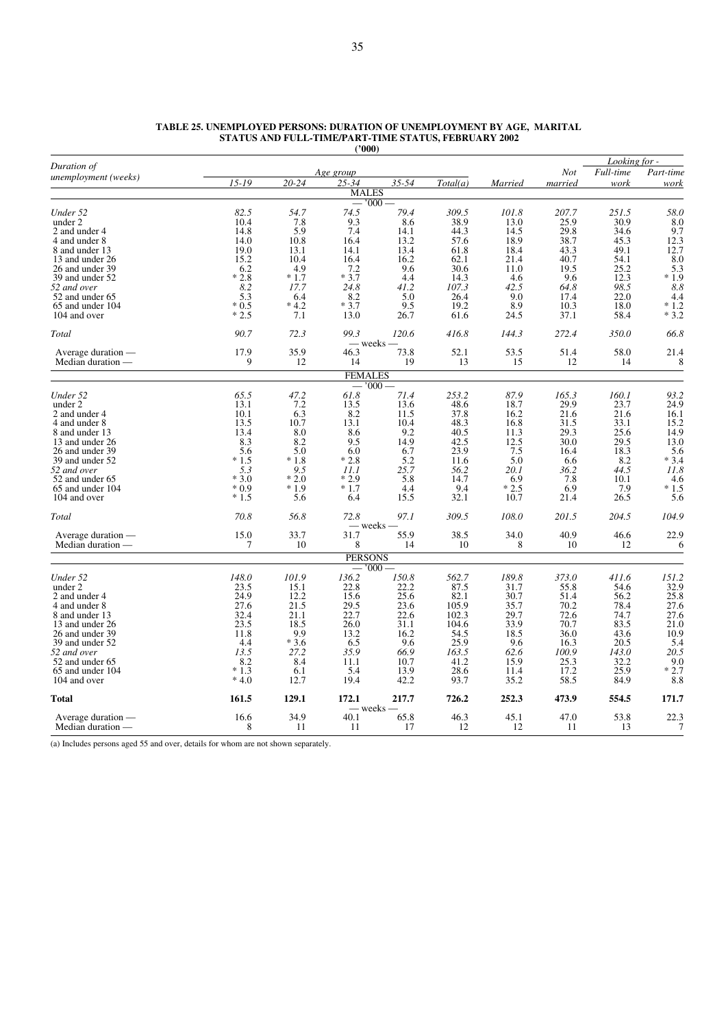**TABLE 25. UNEMPLOYED PERSONS: DURATION OF UNEMPLOYMENT BY AGE, MARITAL STATUS AND FULL-TIME/PART-TIME STATUS, FEBRUARY 2002**
**('000)**

| Duration of unemployment (weeks) | Age group | | | | | | | Looking for - | |
|---|---|---|---|---|---|---|---|---|---|
| | 15-19 | 20-24 | 25-34 | 35-54 | Total(a) | Married | Not married | Full-time work | Part-time work |
| | | | | **MALES** | | | | | |
| | | | | — '000 — | | | | | |
| *Under 52* | *82.5* | *54.7* | *74.5* | *79.4* | *309.5* | *101.8* | *207.7* | *251.5* | *58.0* |
| under 2 | 10.4 | 7.8 | 9.3 | 8.6 | 38.9 | 13.0 | 25.9 | 30.9 | 8.0 |
| 2 and under 4 | 14.8 | 5.9 | 7.4 | 14.1 | 44.3 | 14.5 | 29.8 | 34.6 | 9.7 |
| 4 and under 8 | 14.0 | 10.8 | 16.4 | 13.2 | 57.6 | 18.9 | 38.7 | 45.3 | 12.3 |
| 8 and under 13 | 19.0 | 13.1 | 14.1 | 13.4 | 61.8 | 18.4 | 43.3 | 49.1 | 12.7 |
| 13 and under 26 | 15.2 | 10.4 | 16.4 | 16.2 | 62.1 | 21.4 | 40.7 | 54.1 | 8.0 |
| 26 and under 39 | 6.2 | 4.9 | 7.2 | 9.6 | 30.6 | 11.0 | 19.5 | 25.2 | 5.3 |
| 39 and under 52 | * 2.8 | * 1.7 | * 3.7 | 4.4 | 14.3 | 4.6 | 9.6 | 12.3 | * 1.9 |
| *52 and over* | *8.2* | *17.7* | *24.8* | *41.2* | *107.3* | *42.5* | *64.8* | *98.5* | *8.8* |
| 52 and under 65 | 5.3 | 6.4 | 8.2 | 5.0 | 26.4 | 9.0 | 17.4 | 22.0 | 4.4 |
| 65 and under 104 | * 0.5 | * 4.2 | * 3.7 | 9.5 | 19.2 | 8.9 | 10.3 | 18.0 | * 1.2 |
| 104 and over | * 2.5 | 7.1 | 13.0 | 26.7 | 61.6 | 24.5 | 37.1 | 58.4 | * 3.2 |
| *Total* | *90.7* | *72.3* | *99.3* | *120.6* | *416.8* | *144.3* | *272.4* | *350.0* | *66.8* |
| | | | | — weeks — | | | | | |
| Average duration — | 17.9 | 35.9 | 46.3 | 73.8 | 52.1 | 53.5 | 51.4 | 58.0 | 21.4 |
| Median duration — | 9 | 12 | 14 | 19 | 13 | 15 | 12 | 14 | 8 |
| | | | | **FEMALES** | | | | | |
| | | | | — '000 — | | | | | |
| *Under 52* | *65.5* | *47.2* | *61.8* | *71.4* | *253.2* | *87.9* | *165.3* | *160.1* | *93.2* |
| under 2 | 13.1 | 7.2 | 13.5 | 13.6 | 48.6 | 18.7 | 29.9 | 23.7 | 24.9 |
| 2 and under 4 | 10.1 | 6.3 | 8.2 | 11.5 | 37.8 | 16.2 | 21.6 | 21.6 | 16.1 |
| 4 and under 8 | 13.5 | 10.7 | 13.1 | 10.4 | 48.3 | 16.8 | 31.5 | 33.1 | 15.2 |
| 8 and under 13 | 13.4 | 8.0 | 8.6 | 9.2 | 40.5 | 11.3 | 29.3 | 25.6 | 14.9 |
| 13 and under 26 | 8.3 | 8.2 | 9.5 | 14.9 | 42.5 | 12.5 | 30.0 | 29.5 | 13.0 |
| 26 and under 39 | 5.6 | 5.0 | 6.0 | 6.7 | 23.9 | 7.5 | 16.4 | 18.3 | 5.6 |
| 39 and under 52 | * 1.5 | * 1.8 | * 2.8 | 5.2 | 11.6 | 5.0 | 6.6 | 8.2 | * 3.4 |
| *52 and over* | *5.3* | *9.5* | *11.1* | *25.7* | *56.2* | *20.1* | *36.2* | *44.5* | *11.8* |
| 52 and under 65 | * 3.0 | * 2.0 | * 2.9 | 5.8 | 14.7 | 6.9 | 7.8 | 10.1 | 4.6 |
| 65 and under 104 | * 0.9 | * 1.9 | * 1.7 | 4.4 | 9.4 | * 2.5 | 6.9 | 7.9 | * 1.5 |
| 104 and over | * 1.5 | 5.6 | 6.4 | 15.5 | 32.1 | 10.7 | 21.4 | 26.5 | 5.6 |
| *Total* | *70.8* | *56.8* | *72.8* | *97.1* | *309.5* | *108.0* | *201.5* | *204.5* | *104.9* |
| | | | | — weeks — | | | | | |
| Average duration — | 15.0 | 33.7 | 31.7 | 55.9 | 38.5 | 34.0 | 40.9 | 46.6 | 22.9 |
| Median duration — | 7 | 10 | 8 | 14 | 10 | 8 | 10 | 12 | 6 |
| | | | | **PERSONS** | | | | | |
| | | | | — '000 — | | | | | |
| *Under 52* | *148.0* | *101.9* | *136.2* | *150.8* | *562.7* | *189.8* | *373.0* | *411.6* | *151.2* |
| under 2 | 23.5 | 15.1 | 22.8 | 22.2 | 87.5 | 31.7 | 55.8 | 54.6 | 32.9 |
| 2 and under 4 | 24.9 | 12.2 | 15.6 | 25.6 | 82.1 | 30.7 | 51.4 | 56.2 | 25.8 |
| 4 and under 8 | 27.6 | 21.5 | 29.5 | 23.6 | 105.9 | 35.7 | 70.2 | 78.4 | 27.6 |
| 8 and under 13 | 32.4 | 21.1 | 22.7 | 22.6 | 102.3 | 29.7 | 72.6 | 74.7 | 27.6 |
| 13 and under 26 | 23.5 | 18.5 | 26.0 | 31.1 | 104.6 | 33.9 | 70.7 | 83.5 | 21.0 |
| 26 and under 39 | 11.8 | 9.9 | 13.2 | 16.2 | 54.5 | 18.5 | 36.0 | 43.6 | 10.9 |
| 39 and under 52 | 4.4 | * 3.6 | 6.5 | 9.6 | 25.9 | 9.6 | 16.3 | 20.5 | 5.4 |
| *52 and over* | *13.5* | *27.2* | *35.9* | *66.9* | *163.5* | *62.6* | *100.9* | *143.0* | *20.5* |
| 52 and under 65 | 8.2 | 8.4 | 11.1 | 10.7 | 41.2 | 15.9 | 25.3 | 32.2 | 9.0 |
| 65 and under 104 | * 1.3 | 6.1 | 5.4 | 13.9 | 28.6 | 11.4 | 17.2 | 25.9 | * 2.7 |
| 104 and over | * 4.0 | 12.7 | 19.4 | 42.2 | 93.7 | 35.2 | 58.5 | 84.9 | 8.8 |
| **Total** | **161.5** | **129.1** | **172.1** | **217.7** | **726.2** | **252.3** | **473.9** | **554.5** | **171.7** |
| | | | | — weeks — | | | | | |
| Average duration — | 16.6 | 34.9 | 40.1 | 65.8 | 46.3 | 45.1 | 47.0 | 53.8 | 22.3 |
| Median duration — | 8 | 11 | 11 | 17 | 12 | 12 | 11 | 13 | 7 |

(a) Includes persons aged 55 and over, details for whom are not shown separately.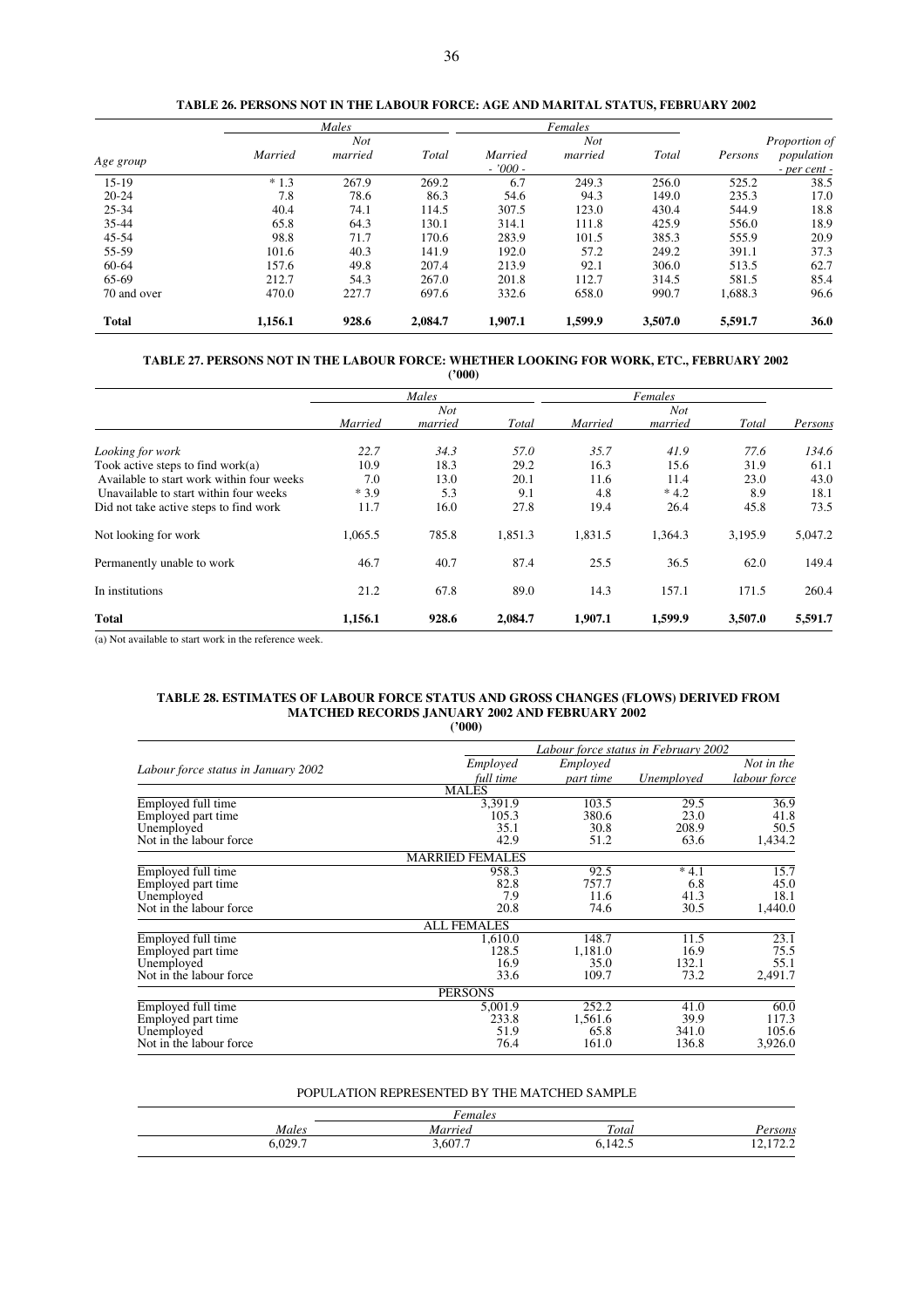**TABLE 26. PERSONS NOT IN THE LABOUR FORCE: AGE AND MARITAL STATUS, FEBRUARY 2002**

| Age group | Males | | | Females | | | Persons | Proportion of population |
|---|---|---|---|---|---|---|---|---|
| | Married | Not married | Total | Married | Not married | Total | | |
| | | | | - '000 - | | | | - per cent - |
| 15-19 | * 1.3 | 267.9 | 269.2 | 6.7 | 249.3 | 256.0 | 525.2 | 38.5 |
| 20-24 | 7.8 | 78.6 | 86.3 | 54.6 | 94.3 | 149.0 | 235.3 | 17.0 |
| 25-34 | 40.4 | 74.1 | 114.5 | 307.5 | 123.0 | 430.4 | 544.9 | 18.8 |
| 35-44 | 65.8 | 64.3 | 130.1 | 314.1 | 111.8 | 425.9 | 556.0 | 18.9 |
| 45-54 | 98.8 | 71.7 | 170.6 | 283.9 | 101.5 | 385.3 | 555.9 | 20.9 |
| 55-59 | 101.6 | 40.3 | 141.9 | 192.0 | 57.2 | 249.2 | 391.1 | 37.3 |
| 60-64 | 157.6 | 49.8 | 207.4 | 213.9 | 92.1 | 306.0 | 513.5 | 62.7 |
| 65-69 | 212.7 | 54.3 | 267.0 | 201.8 | 112.7 | 314.5 | 581.5 | 85.4 |
| 70 and over | 470.0 | 227.7 | 697.6 | 332.6 | 658.0 | 990.7 | 1,688.3 | 96.6 |
| **Total** | **1,156.1** | **928.6** | **2,084.7** | **1,907.1** | **1,599.9** | **3,507.0** | **5,591.7** | **36.0** |

**TABLE 27. PERSONS NOT IN THE LABOUR FORCE: WHETHER LOOKING FOR WORK, ETC., FEBRUARY 2002**
**('000)**

| | Males | | | Females | | | Persons |
|---|---|---|---|---|---|---|---|
| | Married | Not married | Total | Married | Not married | Total | |
| *Looking for work* | *22.7* | *34.3* | *57.0* | *35.7* | *41.9* | *77.6* | *134.6* |
| Took active steps to find work(a) | 10.9 | 18.3 | 29.2 | 16.3 | 15.6 | 31.9 | 61.1 |
| Available to start work within four weeks | 7.0 | 13.0 | 20.1 | 11.6 | 11.4 | 23.0 | 43.0 |
| Unavailable to start within four weeks | * 3.9 | 5.3 | 9.1 | 4.8 | * 4.2 | 8.9 | 18.1 |
| Did not take active steps to find work | 11.7 | 16.0 | 27.8 | 19.4 | 26.4 | 45.8 | 73.5 |
| Not looking for work | 1,065.5 | 785.8 | 1,851.3 | 1,831.5 | 1,364.3 | 3,195.9 | 5,047.2 |
| Permanently unable to work | 46.7 | 40.7 | 87.4 | 25.5 | 36.5 | 62.0 | 149.4 |
| In institutions | 21.2 | 67.8 | 89.0 | 14.3 | 157.1 | 171.5 | 260.4 |
| **Total** | **1,156.1** | **928.6** | **2,084.7** | **1,907.1** | **1,599.9** | **3,507.0** | **5,591.7** |

(a) Not available to start work in the reference week.

**TABLE 28. ESTIMATES OF LABOUR FORCE STATUS AND GROSS CHANGES (FLOWS) DERIVED FROM MATCHED RECORDS JANUARY 2002 AND FEBRUARY 2002**
**('000)**

| Labour force status in January 2002 | Labour force status in February 2002 | | | |
|---|---|---|---|---|
| | Employed full time | Employed part time | Unemployed | Not in the labour force |
| MALES | | | | |
| Employed full time | 3,391.9 | 103.5 | 29.5 | 36.9 |
| Employed part time | 105.3 | 380.6 | 23.0 | 41.8 |
| Unemployed | 35.1 | 30.8 | 208.9 | 50.5 |
| Not in the labour force | 42.9 | 51.2 | 63.6 | 1,434.2 |
| MARRIED FEMALES | | | | |
| Employed full time | 958.3 | 92.5 | * 4.1 | 15.7 |
| Employed part time | 82.8 | 757.7 | 6.8 | 45.0 |
| Unemployed | 7.9 | 11.6 | 41.3 | 18.1 |
| Not in the labour force | 20.8 | 74.6 | 30.5 | 1,440.0 |
| ALL FEMALES | | | | |
| Employed full time | 1,610.0 | 148.7 | 11.5 | 23.1 |
| Employed part time | 128.5 | 1,181.0 | 16.9 | 75.5 |
| Unemployed | 16.9 | 35.0 | 132.1 | 55.1 |
| Not in the labour force | 33.6 | 109.7 | 73.2 | 2,491.7 |
| PERSONS | | | | |
| Employed full time | 5,001.9 | 252.2 | 41.0 | 60.0 |
| Employed part time | 233.8 | 1,561.6 | 39.9 | 117.3 |
| Unemployed | 51.9 | 65.8 | 341.0 | 105.6 |
| Not in the labour force | 76.4 | 161.0 | 136.8 | 3,926.0 |

POPULATION REPRESENTED BY THE MATCHED SAMPLE

| Males | Females | | Persons |
|---|---|---|---|
| | Married | Total | |
| 6,029.7 | 3,607.7 | 6,142.5 | 12,172.2 |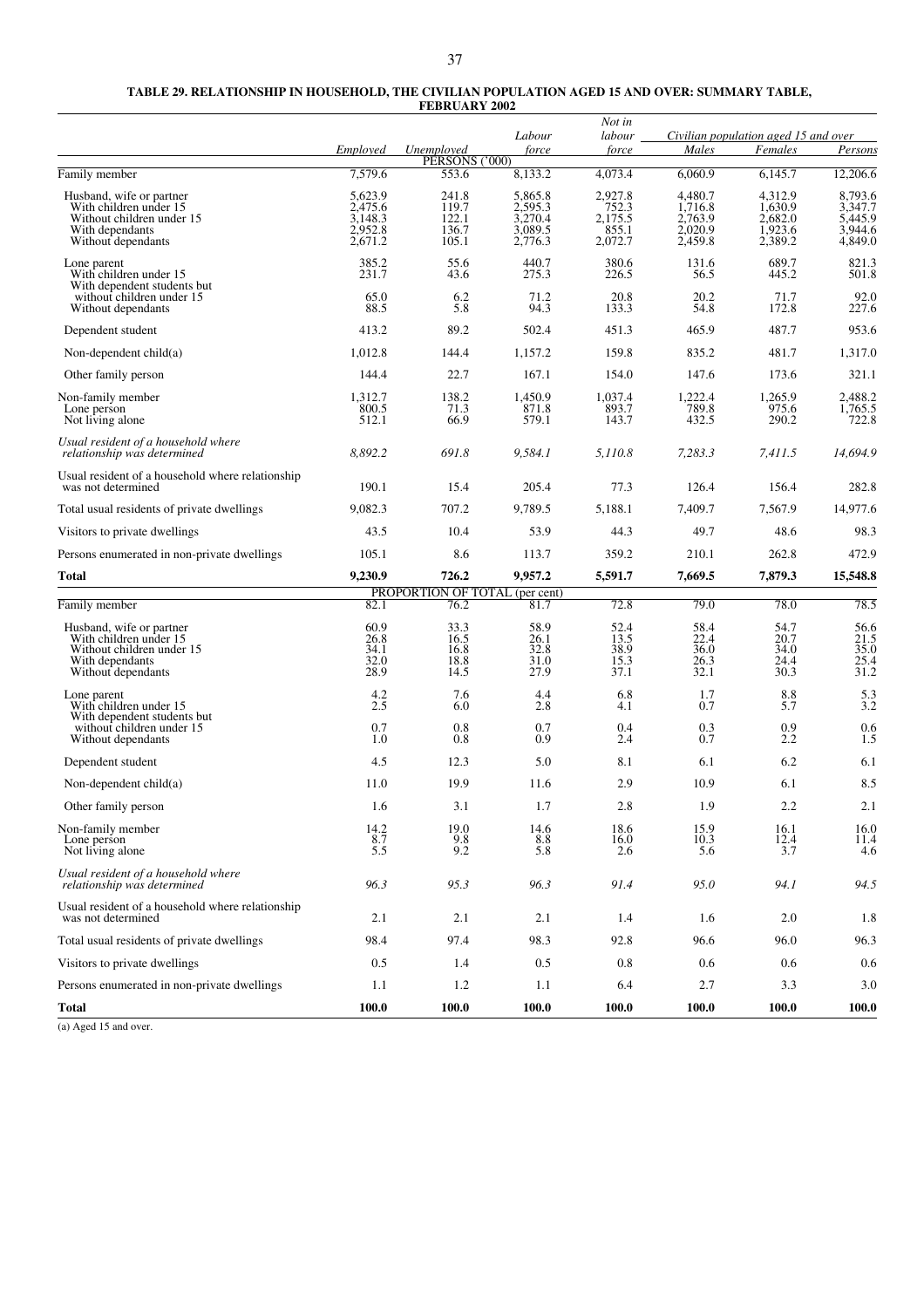**TABLE 29. RELATIONSHIP IN HOUSEHOLD, THE CIVILIAN POPULATION AGED 15 AND OVER: SUMMARY TABLE, FEBRUARY 2002**

| | *Employed* | *Unemployed* | *Labour force* | *Not in labour force* | *Civilian population aged 15 and over* | | |
|---|---|---|---|---|---|---|---|
| | | | | | *Males* | *Females* | *Persons* |
| | | | PERSONS ('000) | | | | |
| Family member | 7,579.6 | 553.6 | 8,133.2 | 4,073.4 | 6,060.9 | 6,145.7 | 12,206.6 |
| Husband, wife or partner | 5,623.9 | 241.8 | 5,865.8 | 2,927.8 | 4,480.7 | 4,312.9 | 8,793.6 |
| With children under 15 | 2,475.6 | 119.7 | 2,595.3 | 752.3 | 1,716.8 | 1,630.9 | 3,347.7 |
| Without children under 15 | 3,148.3 | 122.1 | 3,270.4 | 2,175.5 | 2,763.9 | 2,682.0 | 5,445.9 |
| With dependants | 2,952.8 | 136.7 | 3,089.5 | 855.1 | 2,020.9 | 1,923.6 | 3,944.6 |
| Without dependants | 2,671.2 | 105.1 | 2,776.3 | 2,072.7 | 2,459.8 | 2,389.2 | 4,849.0 |
| Lone parent | 385.2 | 55.6 | 440.7 | 380.6 | 131.6 | 689.7 | 821.3 |
| With children under 15 | 231.7 | 43.6 | 275.3 | 226.5 | 56.5 | 445.2 | 501.8 |
| With dependent students but without children under 15 | 65.0 | 6.2 | 71.2 | 20.8 | 20.2 | 71.7 | 92.0 |
| Without dependants | 88.5 | 5.8 | 94.3 | 133.3 | 54.8 | 172.8 | 227.6 |
| Dependent student | 413.2 | 89.2 | 502.4 | 451.3 | 465.9 | 487.7 | 953.6 |
| Non-dependent child(a) | 1,012.8 | 144.4 | 1,157.2 | 159.8 | 835.2 | 481.7 | 1,317.0 |
| Other family person | 144.4 | 22.7 | 167.1 | 154.0 | 147.6 | 173.6 | 321.1 |
| Non-family member | 1,312.7 | 138.2 | 1,450.9 | 1,037.4 | 1,222.4 | 1,265.9 | 2,488.2 |
| Lone person | 800.5 | 71.3 | 871.8 | 893.7 | 789.8 | 975.6 | 1,765.5 |
| Not living alone | 512.1 | 66.9 | 579.1 | 143.7 | 432.5 | 290.2 | 722.8 |
| *Usual resident of a household where relationship was determined* | *8,892.2* | *691.8* | *9,584.1* | *5,110.8* | *7,283.3* | *7,411.5* | *14,694.9* |
| Usual resident of a household where relationship was not determined | 190.1 | 15.4 | 205.4 | 77.3 | 126.4 | 156.4 | 282.8 |
| Total usual residents of private dwellings | 9,082.3 | 707.2 | 9,789.5 | 5,188.1 | 7,409.7 | 7,567.9 | 14,977.6 |
| Visitors to private dwellings | 43.5 | 10.4 | 53.9 | 44.3 | 49.7 | 48.6 | 98.3 |
| Persons enumerated in non-private dwellings | 105.1 | 8.6 | 113.7 | 359.2 | 210.1 | 262.8 | 472.9 |
| **Total** | **9,230.9** | **726.2** | **9,957.2** | **5,591.7** | **7,669.5** | **7,879.3** | **15,548.8** |
| | | | PROPORTION OF TOTAL (per cent) | | | | |
| Family member | 82.1 | 76.2 | 81.7 | 72.8 | 79.0 | 78.0 | 78.5 |
| Husband, wife or partner | 60.9 | 33.3 | 58.9 | 52.4 | 58.4 | 54.7 | 56.6 |
| With children under 15 | 26.8 | 16.5 | 26.1 | 13.5 | 22.4 | 20.7 | 21.5 |
| Without children under 15 | 34.1 | 16.8 | 32.8 | 38.9 | 36.0 | 34.0 | 35.0 |
| With dependants | 32.0 | 18.8 | 31.0 | 15.3 | 26.3 | 24.4 | 25.4 |
| Without dependants | 28.9 | 14.5 | 27.9 | 37.1 | 32.1 | 30.3 | 31.2 |
| Lone parent | 4.2 | 7.6 | 4.4 | 6.8 | 1.7 | 8.8 | 5.3 |
| With children under 15 | 2.5 | 6.0 | 2.8 | 4.1 | 0.7 | 5.7 | 3.2 |
| With dependent students but without children under 15 | 0.7 | 0.8 | 0.7 | 0.4 | 0.3 | 0.9 | 0.6 |
| Without dependants | 1.0 | 0.8 | 0.9 | 2.4 | 0.7 | 2.2 | 1.5 |
| Dependent student | 4.5 | 12.3 | 5.0 | 8.1 | 6.1 | 6.2 | 6.1 |
| Non-dependent child(a) | 11.0 | 19.9 | 11.6 | 2.9 | 10.9 | 6.1 | 8.5 |
| Other family person | 1.6 | 3.1 | 1.7 | 2.8 | 1.9 | 2.2 | 2.1 |
| Non-family member | 14.2 | 19.0 | 14.6 | 18.6 | 15.9 | 16.1 | 16.0 |
| Lone person | 8.7 | 9.8 | 8.8 | 16.0 | 10.3 | 12.4 | 11.4 |
| Not living alone | 5.5 | 9.2 | 5.8 | 2.6 | 5.6 | 3.7 | 4.6 |
| *Usual resident of a household where relationship was determined* | *96.3* | *95.3* | *96.3* | *91.4* | *95.0* | *94.1* | *94.5* |
| Usual resident of a household where relationship was not determined | 2.1 | 2.1 | 2.1 | 1.4 | 1.6 | 2.0 | 1.8 |
| Total usual residents of private dwellings | 98.4 | 97.4 | 98.3 | 92.8 | 96.6 | 96.0 | 96.3 |
| Visitors to private dwellings | 0.5 | 1.4 | 0.5 | 0.8 | 0.6 | 0.6 | 0.6 |
| Persons enumerated in non-private dwellings | 1.1 | 1.2 | 1.1 | 6.4 | 2.7 | 3.3 | 3.0 |
| **Total** | **100.0** | **100.0** | **100.0** | **100.0** | **100.0** | **100.0** | **100.0** |

(a) Aged 15 and over.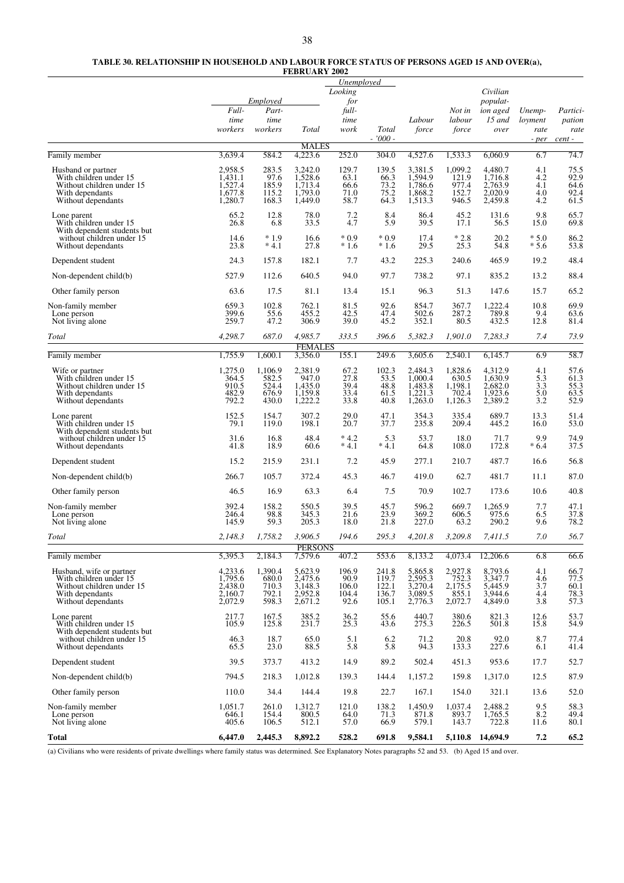**TABLE 30. RELATIONSHIP IN HOUSEHOLD AND LABOUR FORCE STATUS OF PERSONS AGED 15 AND OVER(a), FEBRUARY 2002**

| | Employed | | | Unemployed | | | | | | |
|---|---|---|---|---|---|---|---|---|---|---|
| | Full-time workers | Part-time workers | Total | Looking for full-time work | Total | Labour force | Not in labour force | Civilian population aged 15 and over | Unemployment rate | Participation rate |
| | - '000 - | | | | | | | | - per cent - | |
| **MALES** | | | | | | | | | | |
| Family member | 3,639.4 | 584.2 | 4,223.6 | 252.0 | 304.0 | 4,527.6 | 1,533.3 | 6,060.9 | 6.7 | 74.7 |
| Husband or partner | 2,958.5 | 283.5 | 3,242.0 | 129.7 | 139.5 | 3,381.5 | 1,099.2 | 4,480.7 | 4.1 | 75.5 |
| With children under 15 | 1,431.1 | 97.6 | 1,528.6 | 63.1 | 66.3 | 1,594.9 | 121.9 | 1,716.8 | 4.2 | 92.9 |
| Without children under 15 | 1,527.4 | 185.9 | 1,713.4 | 66.6 | 73.2 | 1,786.6 | 977.4 | 2,763.9 | 4.1 | 64.6 |
| With dependants | 1,677.8 | 115.2 | 1,793.0 | 71.0 | 75.2 | 1,868.2 | 152.7 | 2,020.9 | 4.0 | 92.4 |
| Without dependants | 1,280.7 | 168.3 | 1,449.0 | 58.7 | 64.3 | 1,513.3 | 946.5 | 2,459.8 | 4.2 | 61.5 |
| Lone parent | 65.2 | 12.8 | 78.0 | 7.2 | 8.4 | 86.4 | 45.2 | 131.6 | 9.8 | 65.7 |
| With children under 15 | 26.8 | 6.8 | 33.5 | 4.7 | 5.9 | 39.5 | 17.1 | 56.5 | 15.0 | 69.8 |
| With dependent students but without children under 15 | 14.6 | * 1.9 | 16.6 | * 0.9 | * 0.9 | 17.4 | * 2.8 | 20.2 | * 5.0 | 86.2 |
| Without dependants | 23.8 | * 4.1 | 27.8 | * 1.6 | * 1.6 | 29.5 | 25.3 | 54.8 | * 5.6 | 53.8 |
| Dependent student | 24.3 | 157.8 | 182.1 | 7.7 | 43.2 | 225.3 | 240.6 | 465.9 | 19.2 | 48.4 |
| Non-dependent child(b) | 527.9 | 112.6 | 640.5 | 94.0 | 97.7 | 738.2 | 97.1 | 835.2 | 13.2 | 88.4 |
| Other family person | 63.6 | 17.5 | 81.1 | 13.4 | 15.1 | 96.3 | 51.3 | 147.6 | 15.7 | 65.2 |
| Non-family member | 659.3 | 102.8 | 762.1 | 81.5 | 92.6 | 854.7 | 367.7 | 1,222.4 | 10.8 | 69.9 |
| Lone person | 399.6 | 55.6 | 455.2 | 42.5 | 47.4 | 502.6 | 287.2 | 789.8 | 9.4 | 63.6 |
| Not living alone | 259.7 | 47.2 | 306.9 | 39.0 | 45.2 | 352.1 | 80.5 | 432.5 | 12.8 | 81.4 |
| *Total* | *4,298.7* | *687.0* | *4,985.7* | *333.5* | *396.6* | *5,382.3* | *1,901.0* | *7,283.3* | *7.4* | *73.9* |
| **FEMALES** | | | | | | | | | | |
| Family member | 1,755.9 | 1,600.1 | 3,356.0 | 155.1 | 249.6 | 3,605.6 | 2,540.1 | 6,145.7 | 6.9 | 58.7 |
| Wife or partner | 1,275.0 | 1,106.9 | 2,381.9 | 67.2 | 102.3 | 2,484.3 | 1,828.6 | 4,312.9 | 4.1 | 57.6 |
| With children under 15 | 364.5 | 582.5 | 947.0 | 27.8 | 53.5 | 1,000.4 | 630.5 | 1,630.9 | 5.3 | 61.3 |
| Without children under 15 | 910.5 | 524.4 | 1,435.0 | 39.4 | 48.8 | 1,483.8 | 1,198.1 | 2,682.0 | 3.3 | 55.3 |
| With dependants | 482.9 | 676.9 | 1,159.8 | 33.4 | 61.5 | 1,221.3 | 702.4 | 1,923.6 | 5.0 | 63.5 |
| Without dependants | 792.2 | 430.0 | 1,222.2 | 33.8 | 40.8 | 1,263.0 | 1,126.3 | 2,389.2 | 3.2 | 52.9 |
| Lone parent | 152.5 | 154.7 | 307.2 | 29.0 | 47.1 | 354.3 | 335.4 | 689.7 | 13.3 | 51.4 |
| With children under 15 | 79.1 | 119.0 | 198.1 | 20.7 | 37.7 | 235.8 | 209.4 | 445.2 | 16.0 | 53.0 |
| With dependent students but without children under 15 | 31.6 | 16.8 | 48.4 | * 4.2 | 5.3 | 53.7 | 18.0 | 71.7 | 9.9 | 74.9 |
| Without dependants | 41.8 | 18.9 | 60.6 | * 4.1 | * 4.1 | 64.8 | 108.0 | 172.8 | * 6.4 | 37.5 |
| Dependent student | 15.2 | 215.9 | 231.1 | 7.2 | 45.9 | 277.1 | 210.7 | 487.7 | 16.6 | 56.8 |
| Non-dependent child(b) | 266.7 | 105.7 | 372.4 | 45.3 | 46.7 | 419.0 | 62.7 | 481.7 | 11.1 | 87.0 |
| Other family person | 46.5 | 16.9 | 63.3 | 6.4 | 7.5 | 70.9 | 102.7 | 173.6 | 10.6 | 40.8 |
| Non-family member | 392.4 | 158.2 | 550.5 | 39.5 | 45.7 | 596.2 | 669.7 | 1,265.9 | 7.7 | 47.1 |
| Lone person | 246.4 | 98.8 | 345.3 | 21.6 | 23.9 | 369.2 | 606.5 | 975.6 | 6.5 | 37.8 |
| Not living alone | 145.9 | 59.3 | 205.3 | 18.0 | 21.8 | 227.0 | 63.2 | 290.2 | 9.6 | 78.2 |
| *Total* | *2,148.3* | *1,758.2* | *3,906.5* | *194.6* | *295.3* | *4,201.8* | *3,209.8* | *7,411.5* | *7.0* | *56.7* |
| **PERSONS** | | | | | | | | | | |
| Family member | 5,395.3 | 2,184.3 | 7,579.6 | 407.2 | 553.6 | 8,133.2 | 4,073.4 | 12,206.6 | 6.8 | 66.6 |
| Husband, wife or partner | 4,233.6 | 1,390.4 | 5,623.9 | 196.9 | 241.8 | 5,865.8 | 2,927.8 | 8,793.6 | 4.1 | 66.7 |
| With children under 15 | 1,795.6 | 680.0 | 2,475.6 | 90.9 | 119.7 | 2,595.3 | 752.3 | 3,347.7 | 4.6 | 77.5 |
| Without children under 15 | 2,438.0 | 710.3 | 3,148.3 | 106.0 | 122.1 | 3,270.4 | 2,175.5 | 5,445.9 | 3.7 | 60.1 |
| With dependants | 2,160.7 | 792.1 | 2,952.8 | 104.4 | 136.7 | 3,089.5 | 855.1 | 3,944.6 | 4.4 | 78.3 |
| Without dependants | 2,072.9 | 598.3 | 2,671.2 | 92.6 | 105.1 | 2,776.3 | 2,072.7 | 4,849.0 | 3.8 | 57.3 |
| Lone parent | 217.7 | 167.5 | 385.2 | 36.2 | 55.6 | 440.7 | 380.6 | 821.3 | 12.6 | 53.7 |
| With children under 15 | 105.9 | 125.8 | 231.7 | 25.3 | 43.6 | 275.3 | 226.5 | 501.8 | 15.8 | 54.9 |
| With dependent students but without children under 15 | 46.3 | 18.7 | 65.0 | 5.1 | 6.2 | 71.2 | 20.8 | 92.0 | 8.7 | 77.4 |
| Without dependants | 65.5 | 23.0 | 88.5 | 5.8 | 5.8 | 94.3 | 133.3 | 227.6 | 6.1 | 41.4 |
| Dependent student | 39.5 | 373.7 | 413.2 | 14.9 | 89.2 | 502.4 | 451.3 | 953.6 | 17.7 | 52.7 |
| Non-dependent child(b) | 794.5 | 218.3 | 1,012.8 | 139.3 | 144.4 | 1,157.2 | 159.8 | 1,317.0 | 12.5 | 87.9 |
| Other family person | 110.0 | 34.4 | 144.4 | 19.8 | 22.7 | 167.1 | 154.0 | 321.1 | 13.6 | 52.0 |
| Non-family member | 1,051.7 | 261.0 | 1,312.7 | 121.0 | 138.2 | 1,450.9 | 1,037.4 | 2,488.2 | 9.5 | 58.3 |
| Lone person | 646.1 | 154.4 | 800.5 | 64.0 | 71.3 | 871.8 | 893.7 | 1,765.5 | 8.2 | 49.4 |
| Not living alone | 405.6 | 106.5 | 512.1 | 57.0 | 66.9 | 579.1 | 143.7 | 722.8 | 11.6 | 80.1 |
| **Total** | **6,447.0** | **2,445.3** | **8,892.2** | **528.2** | **691.8** | **9,584.1** | **5,110.8** | **14,694.9** | **7.2** | **65.2** |

(a) Civilians who were residents of private dwellings where family status was determined. See Explanatory Notes paragraphs 52 and 53. (b) Aged 15 and over.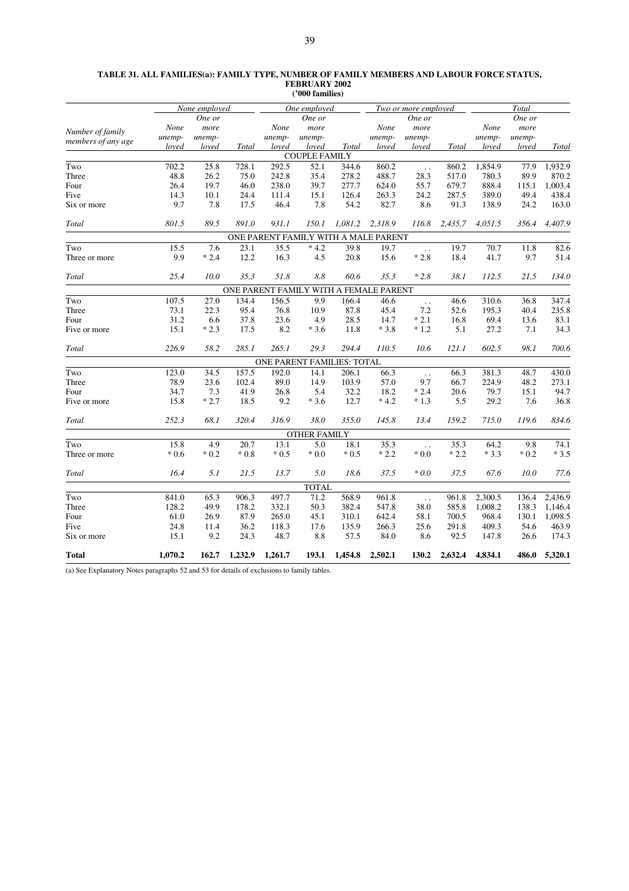**TABLE 31. ALL FAMILIES(a): FAMILY TYPE, NUMBER OF FAMILY MEMBERS AND LABOUR FORCE STATUS, FEBRUARY 2002**
**('000 families)**

| Number of family members of any age | None employed | | | One employed | | | Two or more employed | | | Total | | |
|---|---|---|---|---|---|---|---|---|---|---|---|---|
| | *None unemployed* | *One or more unemployed* | *Total* | *None unemployed* | *One or more unemployed* | *Total* | *None unemployed* | *One or more unemployed* | *Total* | *None unemployed* | *One or more unemployed* | *Total* |
| **COUPLE FAMILY** | | | | | | | | | | | | |
| Two | 702.2 | 25.8 | 728.1 | 292.5 | 52.1 | 344.6 | 860.2 | . . | 860.2 | 1,854.9 | 77.9 | 1,932.9 |
| Three | 48.8 | 26.2 | 75.0 | 242.8 | 35.4 | 278.2 | 488.7 | 28.3 | 517.0 | 780.3 | 89.9 | 870.2 |
| Four | 26.4 | 19.7 | 46.0 | 238.0 | 39.7 | 277.7 | 624.0 | 55.7 | 679.7 | 888.4 | 115.1 | 1,003.4 |
| Five | 14.3 | 10.1 | 24.4 | 111.4 | 15.1 | 126.4 | 263.3 | 24.2 | 287.5 | 389.0 | 49.4 | 438.4 |
| Six or more | 9.7 | 7.8 | 17.5 | 46.4 | 7.8 | 54.2 | 82.7 | 8.6 | 91.3 | 138.9 | 24.2 | 163.0 |
| *Total* | *801.5* | *89.5* | *891.0* | *931.1* | *150.1* | *1,081.2* | *2,318.9* | *116.8* | *2,435.7* | *4,051.5* | *356.4* | *4,407.9* |
| **ONE PARENT FAMILY WITH A MALE PARENT** | | | | | | | | | | | | |
| Two | 15.5 | 7.6 | 23.1 | 35.5 | * 4.2 | 39.8 | 19.7 | . . | 19.7 | 70.7 | 11.8 | 82.6 |
| Three or more | 9.9 | * 2.4 | 12.2 | 16.3 | 4.5 | 20.8 | 15.6 | * 2.8 | 18.4 | 41.7 | 9.7 | 51.4 |
| *Total* | *25.4* | *10.0* | *35.3* | *51.8* | *8.8* | *60.6* | *35.3* | *\* 2.8* | *38.1* | *112.5* | *21.5* | *134.0* |
| **ONE PARENT FAMILY WITH A FEMALE PARENT** | | | | | | | | | | | | |
| Two | 107.5 | 27.0 | 134.4 | 156.5 | 9.9 | 166.4 | 46.6 | . . | 46.6 | 310.6 | 36.8 | 347.4 |
| Three | 73.1 | 22.3 | 95.4 | 76.8 | 10.9 | 87.8 | 45.4 | 7.2 | 52.6 | 195.3 | 40.4 | 235.8 |
| Four | 31.2 | 6.6 | 37.8 | 23.6 | 4.9 | 28.5 | 14.7 | * 2.1 | 16.8 | 69.4 | 13.6 | 83.1 |
| Five or more | 15.1 | * 2.3 | 17.5 | 8.2 | * 3.6 | 11.8 | * 3.8 | * 1.2 | 5.1 | 27.2 | 7.1 | 34.3 |
| *Total* | *226.9* | *58.2* | *285.1* | *265.1* | *29.3* | *294.4* | *110.5* | *10.6* | *121.1* | *602.5* | *98.1* | *700.6* |
| **ONE PARENT FAMILIES: TOTAL** | | | | | | | | | | | | |
| Two | 123.0 | 34.5 | 157.5 | 192.0 | 14.1 | 206.1 | 66.3 | . . | 66.3 | 381.3 | 48.7 | 430.0 |
| Three | 78.9 | 23.6 | 102.4 | 89.0 | 14.9 | 103.9 | 57.0 | 9.7 | 66.7 | 224.9 | 48.2 | 273.1 |
| Four | 34.7 | 7.3 | 41.9 | 26.8 | 5.4 | 32.2 | 18.2 | * 2.4 | 20.6 | 79.7 | 15.1 | 94.7 |
| Five or more | 15.8 | * 2.7 | 18.5 | 9.2 | * 3.6 | 12.7 | * 4.2 | * 1.3 | 5.5 | 29.2 | 7.6 | 36.8 |
| *Total* | *252.3* | *68.1* | *320.4* | *316.9* | *38.0* | *355.0* | *145.8* | *13.4* | *159.2* | *715.0* | *119.6* | *834.6* |
| **OTHER FAMILY** | | | | | | | | | | | | |
| Two | 15.8 | 4.9 | 20.7 | 13.1 | 5.0 | 18.1 | 35.3 | . . | 35.3 | 64.2 | 9.8 | 74.1 |
| Three or more | * 0.6 | * 0.2 | * 0.8 | * 0.5 | * 0.0 | * 0.5 | * 2.2 | * 0.0 | * 2.2 | * 3.3 | * 0.2 | * 3.5 |
| *Total* | *16.4* | *5.1* | *21.5* | *13.7* | *5.0* | *18.6* | *37.5* | *\* 0.0* | *37.5* | *67.6* | *10.0* | *77.6* |
| **TOTAL** | | | | | | | | | | | | |
| Two | 841.0 | 65.3 | 906.3 | 497.7 | 71.2 | 568.9 | 961.8 | . . | 961.8 | 2,300.5 | 136.4 | 2,436.9 |
| Three | 128.2 | 49.9 | 178.2 | 332.1 | 50.3 | 382.4 | 547.8 | 38.0 | 585.8 | 1,008.2 | 138.3 | 1,146.4 |
| Four | 61.0 | 26.9 | 87.9 | 265.0 | 45.1 | 310.1 | 642.4 | 58.1 | 700.5 | 968.4 | 130.1 | 1,098.5 |
| Five | 24.8 | 11.4 | 36.2 | 118.3 | 17.6 | 135.9 | 266.3 | 25.6 | 291.8 | 409.3 | 54.6 | 463.9 |
| Six or more | 15.1 | 9.2 | 24.3 | 48.7 | 8.8 | 57.5 | 84.0 | 8.6 | 92.5 | 147.8 | 26.6 | 174.3 |
| **Total** | **1,070.2** | **162.7** | **1,232.9** | **1,261.7** | **193.1** | **1,454.8** | **2,502.1** | **130.2** | **2,632.4** | **4,834.1** | **486.0** | **5,320.1** |

(a) See Explanatory Notes paragraphs 52 and 53 for details of exclusions to family tables.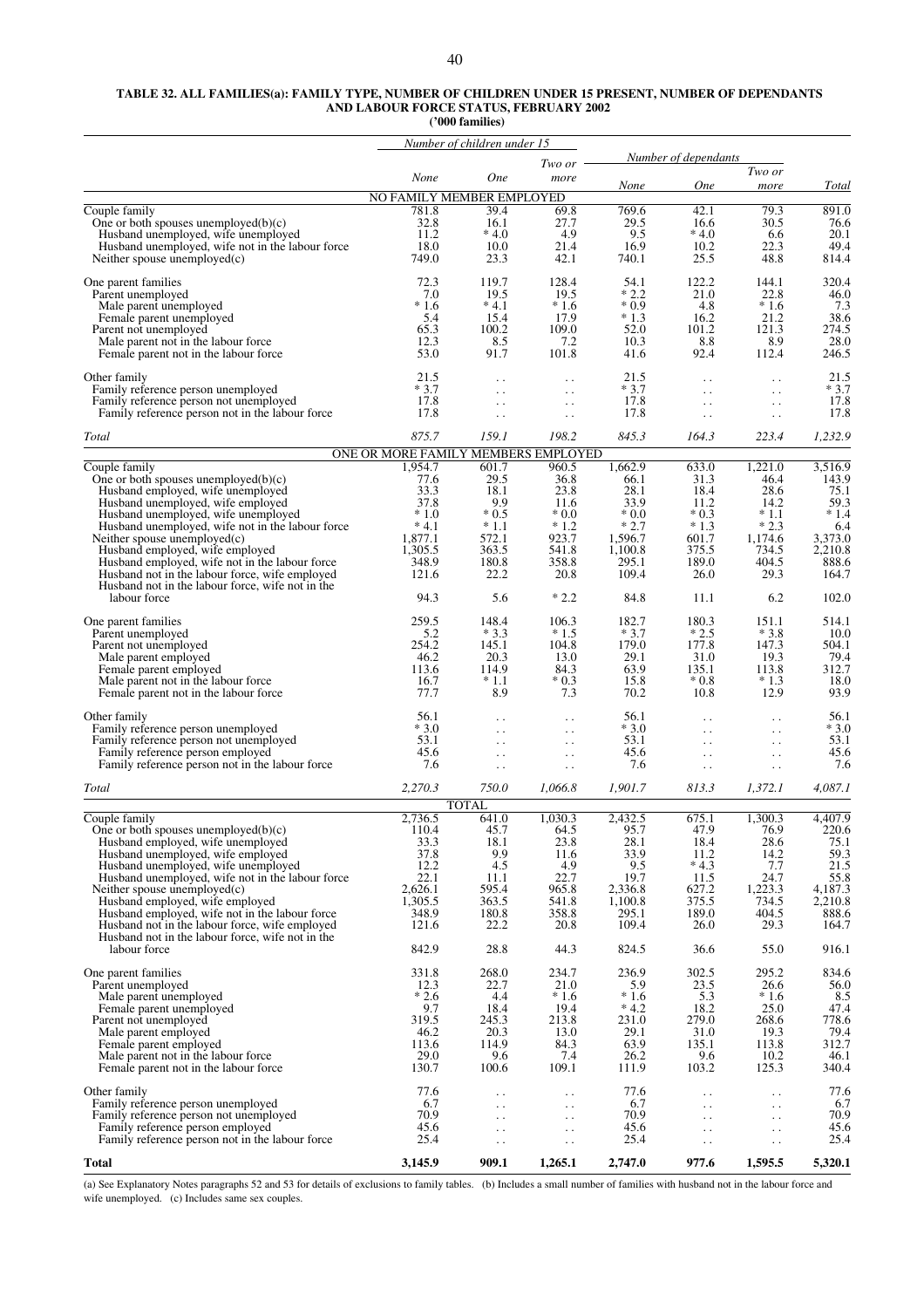**TABLE 32. ALL FAMILIES(a): FAMILY TYPE, NUMBER OF CHILDREN UNDER 15 PRESENT, NUMBER OF DEPENDANTS AND LABOUR FORCE STATUS, FEBRUARY 2002**
**('000 families)**

| | *Number of children under 15* | | | *Number of dependants* | | | |
|---|---|---|---|---|---|---|---|
| | *None* | *One* | *Two or more* | *None* | *One* | *Two or more* | *Total* |
| **NO FAMILY MEMBER EMPLOYED** | | | | | | | |
| Couple family | 781.8 | 39.4 | 69.8 | 769.6 | 42.1 | 79.3 | 891.0 |
| One or both spouses unemployed(b)(c) | 32.8 | 16.1 | 27.7 | 29.5 | 16.6 | 30.5 | 76.6 |
| Husband unemployed, wife unemployed | 11.2 | * 4.0 | 4.9 | 9.5 | * 4.0 | 6.6 | 20.1 |
| Husband unemployed, wife not in the labour force | 18.0 | 10.0 | 21.4 | 16.9 | 10.2 | 22.3 | 49.4 |
| Neither spouse unemployed(c) | 749.0 | 23.3 | 42.1 | 740.1 | 25.5 | 48.8 | 814.4 |
| One parent families | 72.3 | 119.7 | 128.4 | 54.1 | 122.2 | 144.1 | 320.4 |
| Parent unemployed | 7.0 | 19.5 | 19.5 | * 2.2 | 21.0 | 22.8 | 46.0 |
| Male parent unemployed | * 1.6 | * 4.1 | * 1.6 | * 0.9 | 4.8 | * 1.6 | 7.3 |
| Female parent unemployed | 5.4 | 15.4 | 17.9 | * 1.3 | 16.2 | 21.2 | 38.6 |
| Parent not unemployed | 65.3 | 100.2 | 109.0 | 52.0 | 101.2 | 121.3 | 274.5 |
| Male parent not in the labour force | 12.3 | 8.5 | 7.2 | 10.3 | 8.8 | 8.9 | 28.0 |
| Female parent not in the labour force | 53.0 | 91.7 | 101.8 | 41.6 | 92.4 | 112.4 | 246.5 |
| Other family | 21.5 | . . | . . | 21.5 | . . | . . | 21.5 |
| Family reference person unemployed | * 3.7 | . . | . . | * 3.7 | . . | . . | * 3.7 |
| Family reference person not unemployed | 17.8 | . . | . . | 17.8 | . . | . . | 17.8 |
| Family reference person not in the labour force | 17.8 | . . | . . | 17.8 | . . | . . | 17.8 |
| *Total* | *875.7* | *159.1* | *198.2* | *845.3* | *164.3* | *223.4* | *1,232.9* |
| **ONE OR MORE FAMILY MEMBERS EMPLOYED** | | | | | | | |
| Couple family | 1,954.7 | 601.7 | 960.5 | 1,662.9 | 633.0 | 1,221.0 | 3,516.9 |
| One or both spouses unemployed(b)(c) | 77.6 | 29.5 | 36.8 | 66.1 | 31.3 | 46.4 | 143.9 |
| Husband employed, wife unemployed | 33.3 | 18.1 | 23.8 | 28.1 | 18.4 | 28.6 | 75.1 |
| Husband unemployed, wife employed | 37.8 | 9.9 | 11.6 | 33.9 | 11.2 | 14.2 | 59.3 |
| Husband unemployed, wife unemployed | * 1.0 | * 0.5 | * 0.0 | * 0.0 | * 0.3 | * 1.1 | * 1.4 |
| Husband unemployed, wife not in the labour force | * 4.1 | * 1.1 | * 1.2 | * 2.7 | * 1.3 | * 2.3 | 6.4 |
| Neither spouse unemployed(c) | 1,877.1 | 572.1 | 923.7 | 1,596.7 | 601.7 | 1,174.6 | 3,373.0 |
| Husband employed, wife employed | 1,305.5 | 363.5 | 541.8 | 1,100.8 | 375.5 | 734.5 | 2,210.8 |
| Husband employed, wife not in the labour force | 348.9 | 180.8 | 358.8 | 295.1 | 189.0 | 404.5 | 888.6 |
| Husband not in the labour force, wife employed | 121.6 | 22.2 | 20.8 | 109.4 | 26.0 | 29.3 | 164.7 |
| Husband not in the labour force, wife not in the labour force | 94.3 | 5.6 | * 2.2 | 84.8 | 11.1 | 6.2 | 102.0 |
| One parent families | 259.5 | 148.4 | 106.3 | 182.7 | 180.3 | 151.1 | 514.1 |
| Parent unemployed | 5.2 | * 3.3 | * 1.5 | * 3.7 | * 2.5 | * 3.8 | 10.0 |
| Parent not unemployed | 254.2 | 145.1 | 104.8 | 179.0 | 177.8 | 147.3 | 504.1 |
| Male parent employed | 46.2 | 20.3 | 13.0 | 29.1 | 31.0 | 19.3 | 79.4 |
| Female parent employed | 113.6 | 114.9 | 84.3 | 63.9 | 135.1 | 113.8 | 312.7 |
| Male parent not in the labour force | 16.7 | * 1.1 | * 0.3 | 15.8 | * 0.8 | * 1.3 | 18.0 |
| Female parent not in the labour force | 77.7 | 8.9 | 7.3 | 70.2 | 10.8 | 12.9 | 93.9 |
| Other family | 56.1 | . . | . . | 56.1 | . . | . . | 56.1 |
| Family reference person unemployed | * 3.0 | . . | . . | * 3.0 | . . | . . | * 3.0 |
| Family reference person not unemployed | 53.1 | . . | . . | 53.1 | . . | . . | 53.1 |
| Family reference person employed | 45.6 | . . | . . | 45.6 | . . | . . | 45.6 |
| Family reference person not in the labour force | 7.6 | . . | . . | 7.6 | . . | . . | 7.6 |
| *Total* | *2,270.3* | *750.0* | *1,066.8* | *1,901.7* | *813.3* | *1,372.1* | *4,087.1* |
| **TOTAL** | | | | | | | |
| Couple family | 2,736.5 | 641.0 | 1,030.3 | 2,432.5 | 675.1 | 1,300.3 | 4,407.9 |
| One or both spouses unemployed(b)(c) | 110.4 | 45.7 | 64.5 | 95.7 | 47.9 | 76.9 | 220.6 |
| Husband employed, wife unemployed | 33.3 | 18.1 | 23.8 | 28.1 | 18.4 | 28.6 | 75.1 |
| Husband unemployed, wife employed | 37.8 | 9.9 | 11.6 | 33.9 | 11.2 | 14.2 | 59.3 |
| Husband unemployed, wife unemployed | 12.2 | 4.5 | 4.9 | 9.5 | * 4.3 | 7.7 | 21.5 |
| Husband unemployed, wife not in the labour force | 22.1 | 11.1 | 22.7 | 19.7 | 11.5 | 24.7 | 55.8 |
| Neither spouse unemployed(c) | 2,626.1 | 595.4 | 965.8 | 2,336.8 | 627.2 | 1,223.3 | 4,187.3 |
| Husband employed, wife employed | 1,305.5 | 363.5 | 541.8 | 1,100.8 | 375.5 | 734.5 | 2,210.8 |
| Husband employed, wife not in the labour force | 348.9 | 180.8 | 358.8 | 295.1 | 189.0 | 404.5 | 888.6 |
| Husband not in the labour force, wife employed | 121.6 | 22.2 | 20.8 | 109.4 | 26.0 | 29.3 | 164.7 |
| Husband not in the labour force, wife not in the labour force | 842.9 | 28.8 | 44.3 | 824.5 | 36.6 | 55.0 | 916.1 |
| One parent families | 331.8 | 268.0 | 234.7 | 236.9 | 302.5 | 295.2 | 834.6 |
| Parent unemployed | 12.3 | 22.7 | 21.0 | 5.9 | 23.5 | 26.6 | 56.0 |
| Male parent unemployed | * 2.6 | 4.4 | * 1.6 | * 1.6 | 5.3 | * 1.6 | 8.5 |
| Female parent unemployed | 9.7 | 18.4 | 19.4 | * 4.2 | 18.2 | 25.0 | 47.4 |
| Parent not unemployed | 319.5 | 245.3 | 213.8 | 231.0 | 279.0 | 268.6 | 778.6 |
| Male parent employed | 46.2 | 20.3 | 13.0 | 29.1 | 31.0 | 19.3 | 79.4 |
| Female parent employed | 113.6 | 114.9 | 84.3 | 63.9 | 135.1 | 113.8 | 312.7 |
| Male parent not in the labour force | 29.0 | 9.6 | 7.4 | 26.2 | 9.6 | 10.2 | 46.1 |
| Female parent not in the labour force | 130.7 | 100.6 | 109.1 | 111.9 | 103.2 | 125.3 | 340.4 |
| Other family | 77.6 | . . | . . | 77.6 | . . | . . | 77.6 |
| Family reference person unemployed | 6.7 | . . | . . | 6.7 | . . | . . | 6.7 |
| Family reference person not unemployed | 70.9 | . . | . . | 70.9 | . . | . . | 70.9 |
| Family reference person employed | 45.6 | . . | . . | 45.6 | . . | . . | 45.6 |
| Family reference person not in the labour force | 25.4 | . . | . . | 25.4 | . . | . . | 25.4 |
| **Total** | **3,145.9** | **909.1** | **1,265.1** | **2,747.0** | **977.6** | **1,595.5** | **5,320.1** |

(a) See Explanatory Notes paragraphs 52 and 53 for details of exclusions to family tables. (b) Includes a small number of families with husband not in the labour force and wife unemployed. (c) Includes same sex couples.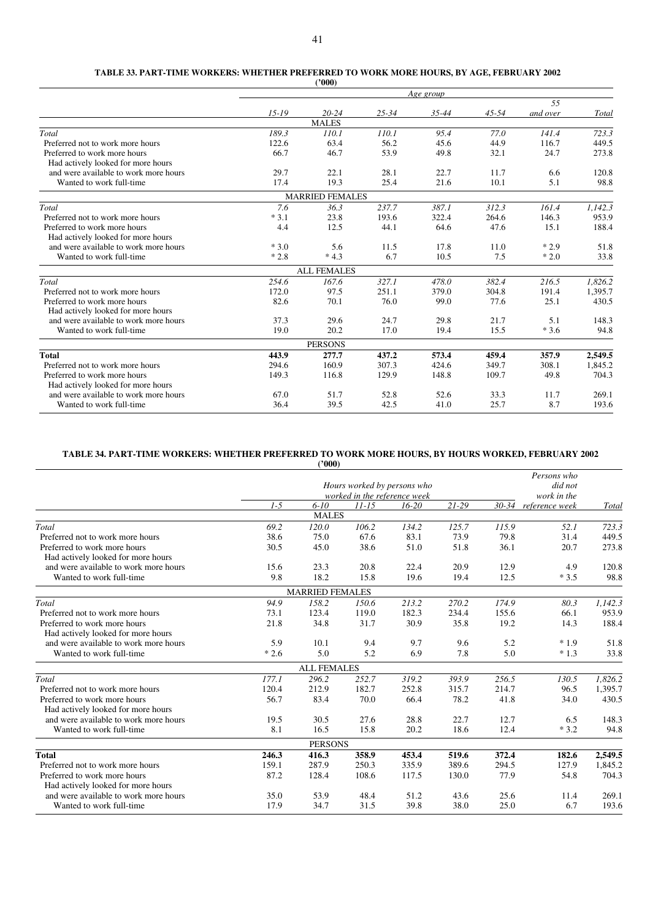**TABLE 33. PART-TIME WORKERS: WHETHER PREFERRED TO WORK MORE HOURS, BY AGE, FEBRUARY 2002**
**('000)**

| | Age group | | | | | | |
|---|---|---|---|---|---|---|---|
| | 15-19 | 20-24 | 25-34 | 35-44 | 45-54 | 55 and over | Total |
| **MALES** | | | | | | | |
| *Total* | *189.3* | *110.1* | *110.1* | *95.4* | *77.0* | *141.4* | *723.3* |
| Preferred not to work more hours | 122.6 | 63.4 | 56.2 | 45.6 | 44.9 | 116.7 | 449.5 |
| Preferred to work more hours | 66.7 | 46.7 | 53.9 | 49.8 | 32.1 | 24.7 | 273.8 |
| Had actively looked for more hours and were available to work more hours | 29.7 | 22.1 | 28.1 | 22.7 | 11.7 | 6.6 | 120.8 |
| Wanted to work full-time | 17.4 | 19.3 | 25.4 | 21.6 | 10.1 | 5.1 | 98.8 |
| **MARRIED FEMALES** | | | | | | | |
| *Total* | *7.6* | *36.3* | *237.7* | *387.1* | *312.3* | *161.4* | *1,142.3* |
| Preferred not to work more hours | * 3.1 | 23.8 | 193.6 | 322.4 | 264.6 | 146.3 | 953.9 |
| Preferred to work more hours | 4.4 | 12.5 | 44.1 | 64.6 | 47.6 | 15.1 | 188.4 |
| Had actively looked for more hours and were available to work more hours | * 3.0 | 5.6 | 11.5 | 17.8 | 11.0 | * 2.9 | 51.8 |
| Wanted to work full-time | * 2.8 | * 4.3 | 6.7 | 10.5 | 7.5 | * 2.0 | 33.8 |
| **ALL FEMALES** | | | | | | | |
| *Total* | *254.6* | *167.6* | *327.1* | *478.0* | *382.4* | *216.5* | *1,826.2* |
| Preferred not to work more hours | 172.0 | 97.5 | 251.1 | 379.0 | 304.8 | 191.4 | 1,395.7 |
| Preferred to work more hours | 82.6 | 70.1 | 76.0 | 99.0 | 77.6 | 25.1 | 430.5 |
| Had actively looked for more hours and were available to work more hours | 37.3 | 29.6 | 24.7 | 29.8 | 21.7 | 5.1 | 148.3 |
| Wanted to work full-time | 19.0 | 20.2 | 17.0 | 19.4 | 15.5 | * 3.6 | 94.8 |
| **PERSONS** | | | | | | | |
| **Total** | **443.9** | **277.7** | **437.2** | **573.4** | **459.4** | **357.9** | **2,549.5** |
| Preferred not to work more hours | 294.6 | 160.9 | 307.3 | 424.6 | 349.7 | 308.1 | 1,845.2 |
| Preferred to work more hours | 149.3 | 116.8 | 129.9 | 148.8 | 109.7 | 49.8 | 704.3 |
| Had actively looked for more hours and were available to work more hours | 67.0 | 51.7 | 52.8 | 52.6 | 33.3 | 11.7 | 269.1 |
| Wanted to work full-time | 36.4 | 39.5 | 42.5 | 41.0 | 25.7 | 8.7 | 193.6 |

**TABLE 34. PART-TIME WORKERS: WHETHER PREFERRED TO WORK MORE HOURS, BY HOURS WORKED, FEBRUARY 2002**
**('000)**

| | Hours worked by persons who worked in the reference week | | | | | | Persons who did not work in the reference week | Total |
|---|---|---|---|---|---|---|---|---|
| | 1-5 | 6-10 | 11-15 | 16-20 | 21-29 | 30-34 | | |
| **MALES** | | | | | | | | |
| *Total* | *69.2* | *120.0* | *106.2* | *134.2* | *125.7* | *115.9* | *52.1* | *723.3* |
| Preferred not to work more hours | 38.6 | 75.0 | 67.6 | 83.1 | 73.9 | 79.8 | 31.4 | 449.5 |
| Preferred to work more hours | 30.5 | 45.0 | 38.6 | 51.0 | 51.8 | 36.1 | 20.7 | 273.8 |
| Had actively looked for more hours and were available to work more hours | 15.6 | 23.3 | 20.8 | 22.4 | 20.9 | 12.9 | 4.9 | 120.8 |
| Wanted to work full-time | 9.8 | 18.2 | 15.8 | 19.6 | 19.4 | 12.5 | * 3.5 | 98.8 |
| **MARRIED FEMALES** | | | | | | | | |
| *Total* | *94.9* | *158.2* | *150.6* | *213.2* | *270.2* | *174.9* | *80.3* | *1,142.3* |
| Preferred not to work more hours | 73.1 | 123.4 | 119.0 | 182.3 | 234.4 | 155.6 | 66.1 | 953.9 |
| Preferred to work more hours | 21.8 | 34.8 | 31.7 | 30.9 | 35.8 | 19.2 | 14.3 | 188.4 |
| Had actively looked for more hours and were available to work more hours | 5.9 | 10.1 | 9.4 | 9.7 | 9.6 | 5.2 | * 1.9 | 51.8 |
| Wanted to work full-time | * 2.6 | 5.0 | 5.2 | 6.9 | 7.8 | 5.0 | * 1.3 | 33.8 |
| **ALL FEMALES** | | | | | | | | |
| *Total* | *177.1* | *296.2* | *252.7* | *319.2* | *393.9* | *256.5* | *130.5* | *1,826.2* |
| Preferred not to work more hours | 120.4 | 212.9 | 182.7 | 252.8 | 315.7 | 214.7 | 96.5 | 1,395.7 |
| Preferred to work more hours | 56.7 | 83.4 | 70.0 | 66.4 | 78.2 | 41.8 | 34.0 | 430.5 |
| Had actively looked for more hours and were available to work more hours | 19.5 | 30.5 | 27.6 | 28.8 | 22.7 | 12.7 | 6.5 | 148.3 |
| Wanted to work full-time | 8.1 | 16.5 | 15.8 | 20.2 | 18.6 | 12.4 | * 3.2 | 94.8 |
| **PERSONS** | | | | | | | | |
| **Total** | **246.3** | **416.3** | **358.9** | **453.4** | **519.6** | **372.4** | **182.6** | **2,549.5** |
| Preferred not to work more hours | 159.1 | 287.9 | 250.3 | 335.9 | 389.6 | 294.5 | 127.9 | 1,845.2 |
| Preferred to work more hours | 87.2 | 128.4 | 108.6 | 117.5 | 130.0 | 77.9 | 54.8 | 704.3 |
| Had actively looked for more hours and were available to work more hours | 35.0 | 53.9 | 48.4 | 51.2 | 43.6 | 25.6 | 11.4 | 269.1 |
| Wanted to work full-time | 17.9 | 34.7 | 31.5 | 39.8 | 38.0 | 25.0 | 6.7 | 193.6 |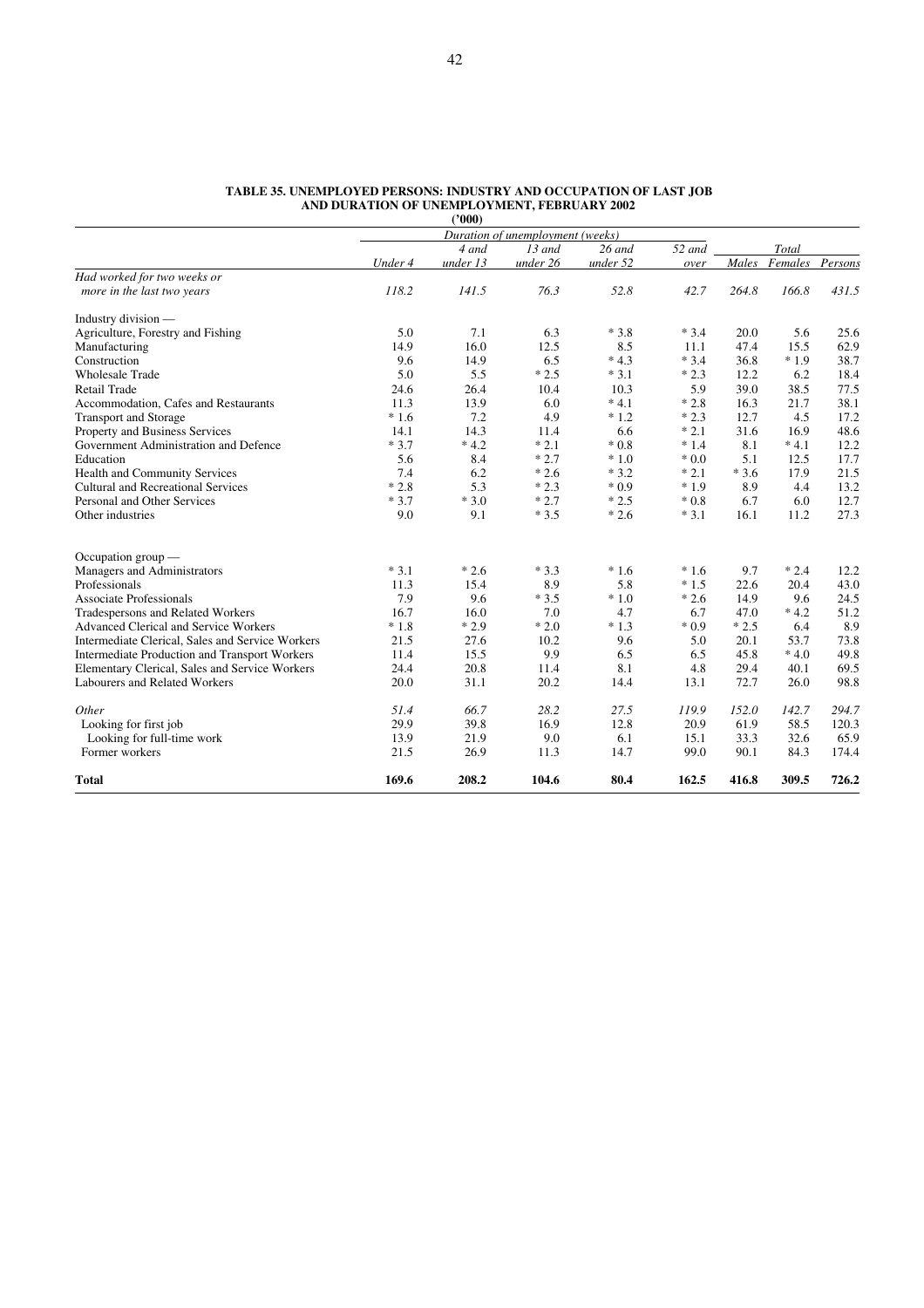**TABLE 35. UNEMPLOYED PERSONS: INDUSTRY AND OCCUPATION OF LAST JOB AND DURATION OF UNEMPLOYMENT, FEBRUARY 2002**

**('000)**

| | Duration of unemployment (weeks) | | | | | Total | | |
|---|---|---|---|---|---|---|---|---|
| | Under 4 | 4 and under 13 | 13 and under 26 | 26 and under 52 | 52 and over | Males | Females | Persons |
| *Had worked for two weeks or more in the last two years* | *118.2* | *141.5* | *76.3* | *52.8* | *42.7* | *264.8* | *166.8* | *431.5* |
| Industry division — | | | | | | | | |
| Agriculture, Forestry and Fishing | 5.0 | 7.1 | 6.3 | * 3.8 | * 3.4 | 20.0 | 5.6 | 25.6 |
| Manufacturing | 14.9 | 16.0 | 12.5 | 8.5 | 11.1 | 47.4 | 15.5 | 62.9 |
| Construction | 9.6 | 14.9 | 6.5 | * 4.3 | * 3.4 | 36.8 | * 1.9 | 38.7 |
| Wholesale Trade | 5.0 | 5.5 | * 2.5 | * 3.1 | * 2.3 | 12.2 | 6.2 | 18.4 |
| Retail Trade | 24.6 | 26.4 | 10.4 | 10.3 | 5.9 | 39.0 | 38.5 | 77.5 |
| Accommodation, Cafes and Restaurants | 11.3 | 13.9 | 6.0 | * 4.1 | * 2.8 | 16.3 | 21.7 | 38.1 |
| Transport and Storage | * 1.6 | 7.2 | 4.9 | * 1.2 | * 2.3 | 12.7 | 4.5 | 17.2 |
| Property and Business Services | 14.1 | 14.3 | 11.4 | 6.6 | * 2.1 | 31.6 | 16.9 | 48.6 |
| Government Administration and Defence | * 3.7 | * 4.2 | * 2.1 | * 0.8 | * 1.4 | 8.1 | * 4.1 | 12.2 |
| Education | 5.6 | 8.4 | * 2.7 | * 1.0 | * 0.0 | 5.1 | 12.5 | 17.7 |
| Health and Community Services | 7.4 | 6.2 | * 2.6 | * 3.2 | * 2.1 | * 3.6 | 17.9 | 21.5 |
| Cultural and Recreational Services | * 2.8 | 5.3 | * 2.3 | * 0.9 | * 1.9 | 8.9 | 4.4 | 13.2 |
| Personal and Other Services | * 3.7 | * 3.0 | * 2.7 | * 2.5 | * 0.8 | 6.7 | 6.0 | 12.7 |
| Other industries | 9.0 | 9.1 | * 3.5 | * 2.6 | * 3.1 | 16.1 | 11.2 | 27.3 |
| Occupation group — | | | | | | | | |
| Managers and Administrators | * 3.1 | * 2.6 | * 3.3 | * 1.6 | * 1.6 | 9.7 | * 2.4 | 12.2 |
| Professionals | 11.3 | 15.4 | 8.9 | 5.8 | * 1.5 | 22.6 | 20.4 | 43.0 |
| Associate Professionals | 7.9 | 9.6 | * 3.5 | * 1.0 | * 2.6 | 14.9 | 9.6 | 24.5 |
| Tradespersons and Related Workers | 16.7 | 16.0 | 7.0 | 4.7 | 6.7 | 47.0 | * 4.2 | 51.2 |
| Advanced Clerical and Service Workers | * 1.8 | * 2.9 | * 2.0 | * 1.3 | * 0.9 | * 2.5 | 6.4 | 8.9 |
| Intermediate Clerical, Sales and Service Workers | 21.5 | 27.6 | 10.2 | 9.6 | 5.0 | 20.1 | 53.7 | 73.8 |
| Intermediate Production and Transport Workers | 11.4 | 15.5 | 9.9 | 6.5 | 6.5 | 45.8 | * 4.0 | 49.8 |
| Elementary Clerical, Sales and Service Workers | 24.4 | 20.8 | 11.4 | 8.1 | 4.8 | 29.4 | 40.1 | 69.5 |
| Labourers and Related Workers | 20.0 | 31.1 | 20.2 | 14.4 | 13.1 | 72.7 | 26.0 | 98.8 |
| *Other* | *51.4* | *66.7* | *28.2* | *27.5* | *119.9* | *152.0* | *142.7* | *294.7* |
| Looking for first job | 29.9 | 39.8 | 16.9 | 12.8 | 20.9 | 61.9 | 58.5 | 120.3 |
| Looking for full-time work | 13.9 | 21.9 | 9.0 | 6.1 | 15.1 | 33.3 | 32.6 | 65.9 |
| Former workers | 21.5 | 26.9 | 11.3 | 14.7 | 99.0 | 90.1 | 84.3 | 174.4 |
| **Total** | **169.6** | **208.2** | **104.6** | **80.4** | **162.5** | **416.8** | **309.5** | **726.2** |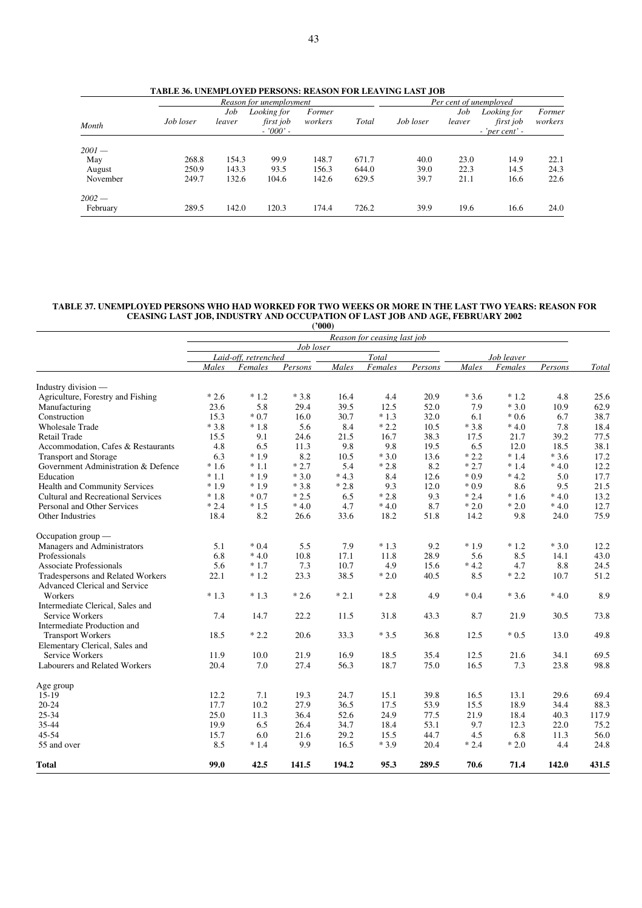**TABLE 36. UNEMPLOYED PERSONS: REASON FOR LEAVING LAST JOB**

| Month | Reason for unemployment | | | | | Per cent of unemployed | | | |
|---|---|---|---|---|---|---|---|---|---|
| | Job loser | Job leaver | Looking for first job | Former workers | Total | Job loser | Job leaver | Looking for first job | Former workers |
| | | | - '000' - | | | | | - 'per cent' - | |
| *2001 —* | | | | | | | | | |
| May | 268.8 | 154.3 | 99.9 | 148.7 | 671.7 | 40.0 | 23.0 | 14.9 | 22.1 |
| August | 250.9 | 143.3 | 93.5 | 156.3 | 644.0 | 39.0 | 22.3 | 14.5 | 24.3 |
| November | 249.7 | 132.6 | 104.6 | 142.6 | 629.5 | 39.7 | 21.1 | 16.6 | 22.6 |
| *2002 —* | | | | | | | | | |
| February | 289.5 | 142.0 | 120.3 | 174.4 | 726.2 | 39.9 | 19.6 | 16.6 | 24.0 |

**TABLE 37. UNEMPLOYED PERSONS WHO HAD WORKED FOR TWO WEEKS OR MORE IN THE LAST TWO YEARS: REASON FOR CEASING LAST JOB, INDUSTRY AND OCCUPATION OF LAST JOB AND AGE, FEBRUARY 2002**

**('000)**

| | Reason for ceasing last job | | | | | | | | | |
|---|---|---|---|---|---|---|---|---|---|---|
| | Job loser | | | | | | | | | |
| | Laid-off, retrenched | | | Total | | | Job leaver | | | |
| | Males | Females | Persons | Males | Females | Persons | Males | Females | Persons | Total |
| Industry division — | | | | | | | | | | |
| Agriculture, Forestry and Fishing | * 2.6 | * 1.2 | * 3.8 | 16.4 | 4.4 | 20.9 | * 3.6 | * 1.2 | 4.8 | 25.6 |
| Manufacturing | 23.6 | 5.8 | 29.4 | 39.5 | 12.5 | 52.0 | 7.9 | * 3.0 | 10.9 | 62.9 |
| Construction | 15.3 | * 0.7 | 16.0 | 30.7 | * 1.3 | 32.0 | 6.1 | * 0.6 | 6.7 | 38.7 |
| Wholesale Trade | * 3.8 | * 1.8 | 5.6 | 8.4 | * 2.2 | 10.5 | * 3.8 | * 4.0 | 7.8 | 18.4 |
| Retail Trade | 15.5 | 9.1 | 24.6 | 21.5 | 16.7 | 38.3 | 17.5 | 21.7 | 39.2 | 77.5 |
| Accommodation, Cafes & Restaurants | 4.8 | 6.5 | 11.3 | 9.8 | 9.8 | 19.5 | 6.5 | 12.0 | 18.5 | 38.1 |
| Transport and Storage | 6.3 | * 1.9 | 8.2 | 10.5 | * 3.0 | 13.6 | * 2.2 | * 1.4 | * 3.6 | 17.2 |
| Government Administration & Defence | * 1.6 | * 1.1 | * 2.7 | 5.4 | * 2.8 | 8.2 | * 2.7 | * 1.4 | * 4.0 | 12.2 |
| Education | * 1.1 | * 1.9 | * 3.0 | * 4.3 | 8.4 | 12.6 | * 0.9 | * 4.2 | 5.0 | 17.7 |
| Health and Community Services | * 1.9 | * 1.9 | * 3.8 | * 2.8 | 9.3 | 12.0 | * 0.9 | 8.6 | 9.5 | 21.5 |
| Cultural and Recreational Services | * 1.8 | * 0.7 | * 2.5 | 6.5 | * 2.8 | 9.3 | * 2.4 | * 1.6 | * 4.0 | 13.2 |
| Personal and Other Services | * 2.4 | * 1.5 | * 4.0 | 4.7 | * 4.0 | 8.7 | * 2.0 | * 2.0 | * 4.0 | 12.7 |
| Other Industries | 18.4 | 8.2 | 26.6 | 33.6 | 18.2 | 51.8 | 14.2 | 9.8 | 24.0 | 75.9 |
| Occupation group — | | | | | | | | | | |
| Managers and Administrators | 5.1 | * 0.4 | 5.5 | 7.9 | * 1.3 | 9.2 | * 1.9 | * 1.2 | * 3.0 | 12.2 |
| Professionals | 6.8 | * 4.0 | 10.8 | 17.1 | 11.8 | 28.9 | 5.6 | 8.5 | 14.1 | 43.0 |
| Associate Professionals | 5.6 | * 1.7 | 7.3 | 10.7 | 4.9 | 15.6 | * 4.2 | 4.7 | 8.8 | 24.5 |
| Tradespersons and Related Workers | 22.1 | * 1.2 | 23.3 | 38.5 | * 2.0 | 40.5 | 8.5 | * 2.2 | 10.7 | 51.2 |
| Advanced Clerical and Service Workers | * 1.3 | * 1.3 | * 2.6 | * 2.1 | * 2.8 | 4.9 | * 0.4 | * 3.6 | * 4.0 | 8.9 |
| Intermediate Clerical, Sales and Service Workers | 7.4 | 14.7 | 22.2 | 11.5 | 31.8 | 43.3 | 8.7 | 21.9 | 30.5 | 73.8 |
| Intermediate Production and Transport Workers | 18.5 | * 2.2 | 20.6 | 33.3 | * 3.5 | 36.8 | 12.5 | * 0.5 | 13.0 | 49.8 |
| Elementary Clerical, Sales and Service Workers | 11.9 | 10.0 | 21.9 | 16.9 | 18.5 | 35.4 | 12.5 | 21.6 | 34.1 | 69.5 |
| Labourers and Related Workers | 20.4 | 7.0 | 27.4 | 56.3 | 18.7 | 75.0 | 16.5 | 7.3 | 23.8 | 98.8 |
| Age group | | | | | | | | | | |
| 15-19 | 12.2 | 7.1 | 19.3 | 24.7 | 15.1 | 39.8 | 16.5 | 13.1 | 29.6 | 69.4 |
| 20-24 | 17.7 | 10.2 | 27.9 | 36.5 | 17.5 | 53.9 | 15.5 | 18.9 | 34.4 | 88.3 |
| 25-34 | 25.0 | 11.3 | 36.4 | 52.6 | 24.9 | 77.5 | 21.9 | 18.4 | 40.3 | 117.9 |
| 35-44 | 19.9 | 6.5 | 26.4 | 34.7 | 18.4 | 53.1 | 9.7 | 12.3 | 22.0 | 75.2 |
| 45-54 | 15.7 | 6.0 | 21.6 | 29.2 | 15.5 | 44.7 | 4.5 | 6.8 | 11.3 | 56.0 |
| 55 and over | 8.5 | * 1.4 | 9.9 | 16.5 | * 3.9 | 20.4 | * 2.4 | * 2.0 | 4.4 | 24.8 |
| **Total** | **99.0** | **42.5** | **141.5** | **194.2** | **95.3** | **289.5** | **70.6** | **71.4** | **142.0** | **431.5** |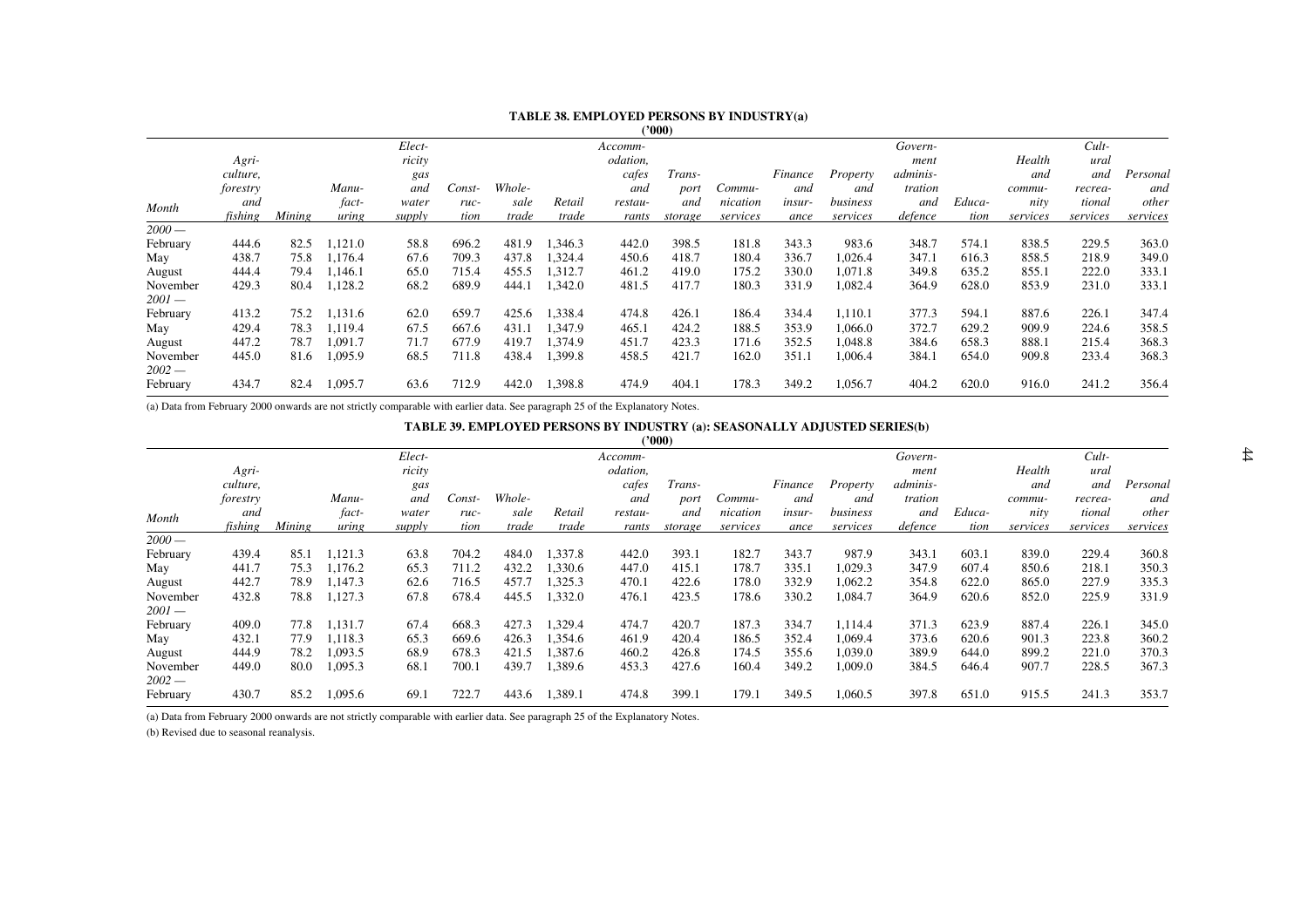**TABLE 38. EMPLOYED PERSONS BY INDUSTRY(a)**

**('000)**

| Month | Agri-culture, forestry and fishing | Mining | Manu-fact-uring | Elect-ricity gas and water supply | Const-ruc-tion | Whole-sale trade | Retail trade | Accomm-odation, cafes and restau-rants | Trans-port and storage | Commu-nication services | Finance and insur-ance | Property and business services | Govern-ment adminis-tration and defence | Educa-tion | Health and commu-nity services | Cult-ural and recrea-tional services | Personal and other services |
|---|---|---|---|---|---|---|---|---|---|---|---|---|---|---|---|---|---|
| *2000 —* | | | | | | | | | | | | | | | | | |
| February | 444.6 | 82.5 | 1,121.0 | 58.8 | 696.2 | 481.9 | 1,346.3 | 442.0 | 398.5 | 181.8 | 343.3 | 983.6 | 348.7 | 574.1 | 838.5 | 229.5 | 363.0 |
| May | 438.7 | 75.8 | 1,176.4 | 67.6 | 709.3 | 437.8 | 1,324.4 | 450.6 | 418.7 | 180.4 | 336.7 | 1,026.4 | 347.1 | 616.3 | 858.5 | 218.9 | 349.0 |
| August | 444.4 | 79.4 | 1,146.1 | 65.0 | 715.4 | 455.5 | 1,312.7 | 461.2 | 419.0 | 175.2 | 330.0 | 1,071.8 | 349.8 | 635.2 | 855.1 | 222.0 | 333.1 |
| November | 429.3 | 80.4 | 1,128.2 | 68.2 | 689.9 | 444.1 | 1,342.0 | 481.5 | 417.7 | 180.3 | 331.9 | 1,082.4 | 364.9 | 628.0 | 853.9 | 231.0 | 333.1 |
| *2001 —* | | | | | | | | | | | | | | | | | |
| February | 413.2 | 75.2 | 1,131.6 | 62.0 | 659.7 | 425.6 | 1,338.4 | 474.8 | 426.1 | 186.4 | 334.4 | 1,110.1 | 377.3 | 594.1 | 887.6 | 226.1 | 347.4 |
| May | 429.4 | 78.3 | 1,119.4 | 67.5 | 667.6 | 431.1 | 1,347.9 | 465.1 | 424.2 | 188.5 | 353.9 | 1,066.0 | 372.7 | 629.2 | 909.9 | 224.6 | 358.5 |
| August | 447.2 | 78.7 | 1,091.7 | 71.7 | 677.9 | 419.7 | 1,374.9 | 451.7 | 423.3 | 171.6 | 352.5 | 1,048.8 | 384.6 | 658.3 | 888.1 | 215.4 | 368.3 |
| November | 445.0 | 81.6 | 1,095.9 | 68.5 | 711.8 | 438.4 | 1,399.8 | 458.5 | 421.7 | 162.0 | 351.1 | 1,006.4 | 384.1 | 654.0 | 909.8 | 233.4 | 368.3 |
| *2002 —* | | | | | | | | | | | | | | | | | |
| February | 434.7 | 82.4 | 1,095.7 | 63.6 | 712.9 | 442.0 | 1,398.8 | 474.9 | 404.1 | 178.3 | 349.2 | 1,056.7 | 404.2 | 620.0 | 916.0 | 241.2 | 356.4 |

(a) Data from February 2000 onwards are not strictly comparable with earlier data. See paragraph 25 of the Explanatory Notes.

**TABLE 39. EMPLOYED PERSONS BY INDUSTRY (a): SEASONALLY ADJUSTED SERIES(b)**

**('000)**

| Month | Agri-culture, forestry and fishing | Mining | Manu-fact-uring | Elect-ricity gas and water supply | Const-ruc-tion | Whole-sale trade | Retail trade | Accomm-odation, cafes and restau-rants | Trans-port and storage | Commu-nication services | Finance and insur-ance | Property and business services | Govern-ment adminis-tration and defence | Educa-tion | Health and commu-nity services | Cult-ural and recrea-tional services | Personal and other services |
|---|---|---|---|---|---|---|---|---|---|---|---|---|---|---|---|---|---|
| *2000 —* | | | | | | | | | | | | | | | | | |
| February | 439.4 | 85.1 | 1,121.3 | 63.8 | 704.2 | 484.0 | 1,337.8 | 442.0 | 393.1 | 182.7 | 343.7 | 987.9 | 343.1 | 603.1 | 839.0 | 229.4 | 360.8 |
| May | 441.7 | 75.3 | 1,176.2 | 65.3 | 711.2 | 432.2 | 1,330.6 | 447.0 | 415.1 | 178.7 | 335.1 | 1,029.3 | 347.9 | 607.4 | 850.6 | 218.1 | 350.3 |
| August | 442.7 | 78.9 | 1,147.3 | 62.6 | 716.5 | 457.7 | 1,325.3 | 470.1 | 422.6 | 178.0 | 332.9 | 1,062.2 | 354.8 | 622.0 | 865.0 | 227.9 | 335.3 |
| November | 432.8 | 78.8 | 1,127.3 | 67.8 | 678.4 | 445.5 | 1,332.0 | 476.1 | 423.5 | 178.6 | 330.2 | 1,084.7 | 364.9 | 620.6 | 852.0 | 225.9 | 331.9 |
| *2001 —* | | | | | | | | | | | | | | | | | |
| February | 409.0 | 77.8 | 1,131.7 | 67.4 | 668.3 | 427.3 | 1,329.4 | 474.7 | 420.7 | 187.3 | 334.7 | 1,114.4 | 371.3 | 623.9 | 887.4 | 226.1 | 345.0 |
| May | 432.1 | 77.9 | 1,118.3 | 65.3 | 669.6 | 426.3 | 1,354.6 | 461.9 | 420.4 | 186.5 | 352.4 | 1,069.4 | 373.6 | 620.6 | 901.3 | 223.8 | 360.2 |
| August | 444.9 | 78.2 | 1,093.5 | 68.9 | 678.3 | 421.5 | 1,387.6 | 460.2 | 426.8 | 174.5 | 355.6 | 1,039.0 | 389.9 | 644.0 | 899.2 | 221.0 | 370.3 |
| November | 449.0 | 80.0 | 1,095.3 | 68.1 | 700.1 | 439.7 | 1,389.6 | 453.3 | 427.6 | 160.4 | 349.2 | 1,009.0 | 384.5 | 646.4 | 907.7 | 228.5 | 367.3 |
| *2002 —* | | | | | | | | | | | | | | | | | |
| February | 430.7 | 85.2 | 1,095.6 | 69.1 | 722.7 | 443.6 | 1,389.1 | 474.8 | 399.1 | 179.1 | 349.5 | 1,060.5 | 397.8 | 651.0 | 915.5 | 241.3 | 353.7 |

(a) Data from February 2000 onwards are not strictly comparable with earlier data. See paragraph 25 of the Explanatory Notes.

(b) Revised due to seasonal reanalysis.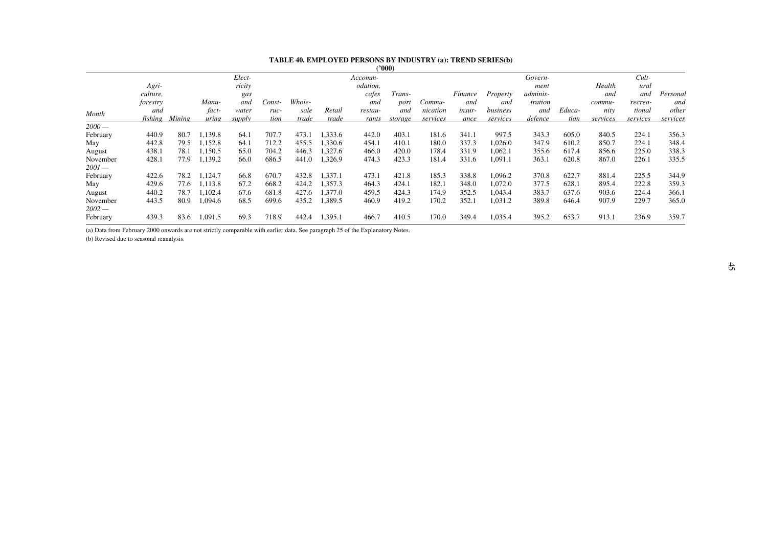**TABLE 40. EMPLOYED PERSONS BY INDUSTRY (a): TREND SERIES(b)**

**('000)**

| *Month* | *Agriculture, forestry and fishing* | *Mining* | *Manufacturing* | *Electricity gas and water supply* | *Construction* | *Wholesale trade* | *Retail trade* | *Accommodation, cafes and restaurants* | *Transport and storage* | *Communication services* | *Finance and insurance* | *Property and business services* | *Government administration and defence* | *Education* | *Health and community services* | *Cultural and recreational services* | *Personal and other services* |
|---|---|---|---|---|---|---|---|---|---|---|---|---|---|---|---|---|---|
| *2000 —* | | | | | | | | | | | | | | | | | |
| February | 440.9 | 80.7 | 1,139.8 | 64.1 | 707.7 | 473.1 | 1,333.6 | 442.0 | 403.1 | 181.6 | 341.1 | 997.5 | 343.3 | 605.0 | 840.5 | 224.1 | 356.3 |
| May | 442.8 | 79.5 | 1,152.8 | 64.1 | 712.2 | 455.5 | 1,330.6 | 454.1 | 410.1 | 180.0 | 337.3 | 1,026.0 | 347.9 | 610.2 | 850.7 | 224.1 | 348.4 |
| August | 438.1 | 78.1 | 1,150.5 | 65.0 | 704.2 | 446.3 | 1,327.6 | 466.0 | 420.0 | 178.4 | 331.9 | 1,062.1 | 355.6 | 617.4 | 856.6 | 225.0 | 338.3 |
| November | 428.1 | 77.9 | 1,139.2 | 66.0 | 686.5 | 441.0 | 1,326.9 | 474.3 | 423.3 | 181.4 | 331.6 | 1,091.1 | 363.1 | 620.8 | 867.0 | 226.1 | 335.5 |
| *2001 —* | | | | | | | | | | | | | | | | | |
| February | 422.6 | 78.2 | 1,124.7 | 66.8 | 670.7 | 432.8 | 1,337.1 | 473.1 | 421.8 | 185.3 | 338.8 | 1,096.2 | 370.8 | 622.7 | 881.4 | 225.5 | 344.9 |
| May | 429.6 | 77.6 | 1,113.8 | 67.2 | 668.2 | 424.2 | 1,357.3 | 464.3 | 424.1 | 182.1 | 348.0 | 1,072.0 | 377.5 | 628.1 | 895.4 | 222.8 | 359.3 |
| August | 440.2 | 78.7 | 1,102.4 | 67.6 | 681.8 | 427.6 | 1,377.0 | 459.5 | 424.3 | 174.9 | 352.5 | 1,043.4 | 383.7 | 637.6 | 903.6 | 224.4 | 366.1 |
| November | 443.5 | 80.9 | 1,094.6 | 68.5 | 699.6 | 435.2 | 1,389.5 | 460.9 | 419.2 | 170.2 | 352.1 | 1,031.2 | 389.8 | 646.4 | 907.9 | 229.7 | 365.0 |
| *2002 —* | | | | | | | | | | | | | | | | | |
| February | 439.3 | 83.6 | 1,091.5 | 69.3 | 718.9 | 442.4 | 1,395.1 | 466.7 | 410.5 | 170.0 | 349.4 | 1,035.4 | 395.2 | 653.7 | 913.1 | 236.9 | 359.7 |

(a) Data from February 2000 onwards are not strictly comparable with earlier data. See paragraph 25 of the Explanatory Notes.

(b) Revised due to seasonal reanalysis.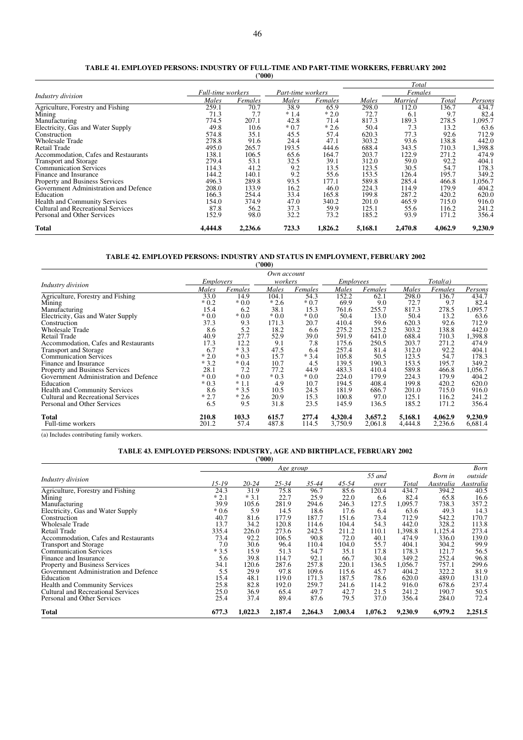**TABLE 41. EMPLOYED PERSONS: INDUSTRY OF FULL-TIME AND PART-TIME WORKERS, FEBRUARY 2002**

**('000)**

| Industry division | Full-time workers | | Part-time workers | | Total | | | |
|---|---|---|---|---|---|---|---|---|
| | | | | | | Females | | |
| | Males | Females | Males | Females | Males | Married | Total | Persons |
| Agriculture, Forestry and Fishing | 259.1 | 70.7 | 38.9 | 65.9 | 298.0 | 112.0 | 136.7 | 434.7 |
| Mining | 71.3 | 7.7 | * 1.4 | * 2.0 | 72.7 | 6.1 | 9.7 | 82.4 |
| Manufacturing | 774.5 | 207.1 | 42.8 | 71.4 | 817.3 | 189.3 | 278.5 | 1,095.7 |
| Electricity, Gas and Water Supply | 49.8 | 10.6 | * 0.7 | * 2.6 | 50.4 | 7.3 | 13.2 | 63.6 |
| Construction | 574.8 | 35.1 | 45.5 | 57.4 | 620.3 | 77.3 | 92.6 | 712.9 |
| Wholesale Trade | 278.8 | 91.6 | 24.4 | 47.1 | 303.2 | 93.6 | 138.8 | 442.0 |
| Retail Trade | 495.0 | 265.7 | 193.5 | 444.6 | 688.4 | 343.5 | 710.3 | 1,398.8 |
| Accommodation, Cafes and Restaurants | 138.1 | 106.5 | 65.6 | 164.7 | 203.7 | 122.9 | 271.2 | 474.9 |
| Transport and Storage | 279.4 | 53.1 | 32.5 | 39.1 | 312.0 | 59.0 | 92.2 | 404.1 |
| Communication Services | 114.3 | 41.2 | 9.2 | 13.5 | 123.5 | 30.5 | 54.7 | 178.3 |
| Finance and Insurance | 144.2 | 140.1 | 9.2 | 55.6 | 153.5 | 126.4 | 195.7 | 349.2 |
| Property and Business Services | 496.3 | 289.8 | 93.5 | 177.1 | 589.8 | 285.4 | 466.8 | 1,056.7 |
| Government Administration and Defence | 208.0 | 133.9 | 16.2 | 46.0 | 224.3 | 114.9 | 179.9 | 404.2 |
| Education | 166.3 | 254.4 | 33.4 | 165.8 | 199.8 | 287.2 | 420.2 | 620.0 |
| Health and Community Services | 154.0 | 374.9 | 47.0 | 340.2 | 201.0 | 465.9 | 715.0 | 916.0 |
| Cultural and Recreational Services | 87.8 | 56.2 | 37.3 | 59.9 | 125.1 | 55.6 | 116.2 | 241.2 |
| Personal and Other Services | 152.9 | 98.0 | 32.2 | 73.2 | 185.2 | 93.9 | 171.2 | 356.4 |
| **Total** | **4,444.8** | **2,236.6** | **723.3** | **1,826.2** | **5,168.1** | **2,470.8** | **4,062.9** | **9,230.9** |

**TABLE 42. EMPLOYED PERSONS: INDUSTRY AND STATUS IN EMPLOYMENT, FEBRUARY 2002**

**('000)**

| Industry division | Employers | | Own account workers | | Employees | | Total(a) | | |
|---|---|---|---|---|---|---|---|---|---|
| | Males | Females | Males | Females | Males | Females | Males | Females | Persons |
| Agriculture, Forestry and Fishing | 33.0 | 14.9 | 104.1 | 54.3 | 152.2 | 62.1 | 298.0 | 136.7 | 434.7 |
| Mining | * 0.2 | * 0.0 | * 2.6 | * 0.7 | 69.9 | 9.0 | 72.7 | 9.7 | 82.4 |
| Manufacturing | 15.4 | 6.2 | 38.1 | 15.3 | 761.6 | 255.7 | 817.3 | 278.5 | 1,095.7 |
| Electricity, Gas and Water Supply | * 0.0 | * 0.0 | * 0.0 | * 0.0 | 50.4 | 13.0 | 50.4 | 13.2 | 63.6 |
| Construction | 37.3 | 9.3 | 171.3 | 20.7 | 410.4 | 59.6 | 620.3 | 92.6 | 712.9 |
| Wholesale Trade | 8.6 | 5.2 | 18.2 | 6.6 | 275.2 | 125.2 | 303.2 | 138.8 | 442.0 |
| Retail Trade | 40.9 | 27.7 | 52.9 | 39.0 | 591.9 | 641.0 | 688.4 | 710.3 | 1,398.8 |
| Accommodation, Cafes and Restaurants | 17.3 | 12.2 | 9.1 | 7.8 | 175.6 | 250.5 | 203.7 | 271.2 | 474.9 |
| Transport and Storage | 6.7 | * 3.3 | 47.5 | 6.4 | 257.4 | 81.4 | 312.0 | 92.2 | 404.1 |
| Communication Services | * 2.0 | * 0.3 | 15.7 | * 3.4 | 105.8 | 50.5 | 123.5 | 54.7 | 178.3 |
| Finance and Insurance | * 3.2 | * 0.4 | 10.7 | 4.5 | 139.5 | 190.3 | 153.5 | 195.7 | 349.2 |
| Property and Business Services | 28.1 | 7.2 | 77.2 | 44.9 | 483.3 | 410.4 | 589.8 | 466.8 | 1,056.7 |
| Government Administration and Defence | * 0.0 | * 0.0 | * 0.3 | * 0.0 | 224.0 | 179.9 | 224.3 | 179.9 | 404.2 |
| Education | * 0.3 | * 1.1 | 4.9 | 10.7 | 194.5 | 408.4 | 199.8 | 420.2 | 620.0 |
| Health and Community Services | 8.6 | * 3.5 | 10.5 | 24.5 | 181.9 | 686.7 | 201.0 | 715.0 | 916.0 |
| Cultural and Recreational Services | * 2.7 | * 2.6 | 20.9 | 15.3 | 100.8 | 97.0 | 125.1 | 116.2 | 241.2 |
| Personal and Other Services | 6.5 | 9.5 | 31.8 | 23.5 | 145.9 | 136.5 | 185.2 | 171.2 | 356.4 |
| **Total** | **210.8** | **103.3** | **615.7** | **277.4** | **4,320.4** | **3,657.2** | **5,168.1** | **4,062.9** | **9,230.9** |
| Full-time workers | 201.2 | 57.4 | 487.8 | 114.5 | 3,750.9 | 2,061.8 | 4,444.8 | 2,236.6 | 6,681.4 |

(a) Includes contributing family workers.

**TABLE 43. EMPLOYED PERSONS: INDUSTRY, AGE AND BIRTHPLACE, FEBRUARY 2002**

**('000)**

| Industry division | Age group | | | | | | | | Born outside |
|---|---|---|---|---|---|---|---|---|---|
| | 15-19 | 20-24 | 25-34 | 35-44 | 45-54 | 55 and over | Total | Born in Australia | Australia |
| Agriculture, Forestry and Fishing | 24.3 | 31.9 | 75.8 | 96.7 | 85.6 | 120.4 | 434.7 | 394.2 | 40.5 |
| Mining | * 2.1 | * 3.1 | 22.7 | 25.9 | 22.0 | 6.6 | 82.4 | 65.8 | 16.6 |
| Manufacturing | 39.9 | 105.6 | 281.9 | 294.6 | 246.3 | 127.5 | 1,095.7 | 738.3 | 357.2 |
| Electricity, Gas and Water Supply | * 0.6 | 5.9 | 14.5 | 18.6 | 17.6 | 6.4 | 63.6 | 49.3 | 14.3 |
| Construction | 40.7 | 81.6 | 177.9 | 187.7 | 151.6 | 73.4 | 712.9 | 542.2 | 170.7 |
| Wholesale Trade | 13.7 | 34.2 | 120.8 | 114.6 | 104.4 | 54.3 | 442.0 | 328.2 | 113.8 |
| Retail Trade | 335.4 | 226.0 | 273.6 | 242.5 | 211.2 | 110.1 | 1,398.8 | 1,125.4 | 273.4 |
| Accommodation, Cafes and Restaurants | 73.4 | 92.2 | 106.5 | 90.8 | 72.0 | 40.1 | 474.9 | 336.0 | 139.0 |
| Transport and Storage | 7.0 | 30.6 | 96.4 | 110.4 | 104.0 | 55.7 | 404.1 | 304.2 | 99.9 |
| Communication Services | * 3.5 | 15.9 | 51.3 | 54.7 | 35.1 | 17.8 | 178.3 | 121.7 | 56.5 |
| Finance and Insurance | 5.6 | 39.8 | 114.7 | 92.1 | 66.7 | 30.4 | 349.2 | 252.4 | 96.8 |
| Property and Business Services | 34.1 | 120.6 | 287.6 | 257.8 | 220.1 | 136.5 | 1,056.7 | 757.1 | 299.6 |
| Government Administration and Defence | 5.5 | 29.9 | 97.8 | 109.6 | 115.6 | 45.7 | 404.2 | 322.2 | 81.9 |
| Education | 15.4 | 48.1 | 119.0 | 171.3 | 187.5 | 78.6 | 620.0 | 489.0 | 131.0 |
| Health and Community Services | 25.8 | 82.8 | 192.0 | 259.7 | 241.6 | 114.2 | 916.0 | 678.6 | 237.4 |
| Cultural and Recreational Services | 25.0 | 36.9 | 65.4 | 49.7 | 42.7 | 21.5 | 241.2 | 190.7 | 50.5 |
| Personal and Other Services | 25.4 | 37.4 | 89.4 | 87.6 | 79.5 | 37.0 | 356.4 | 284.0 | 72.4 |
| **Total** | **677.3** | **1,022.3** | **2,187.4** | **2,264.3** | **2,003.4** | **1,076.2** | **9,230.9** | **6,979.2** | **2,251.5** |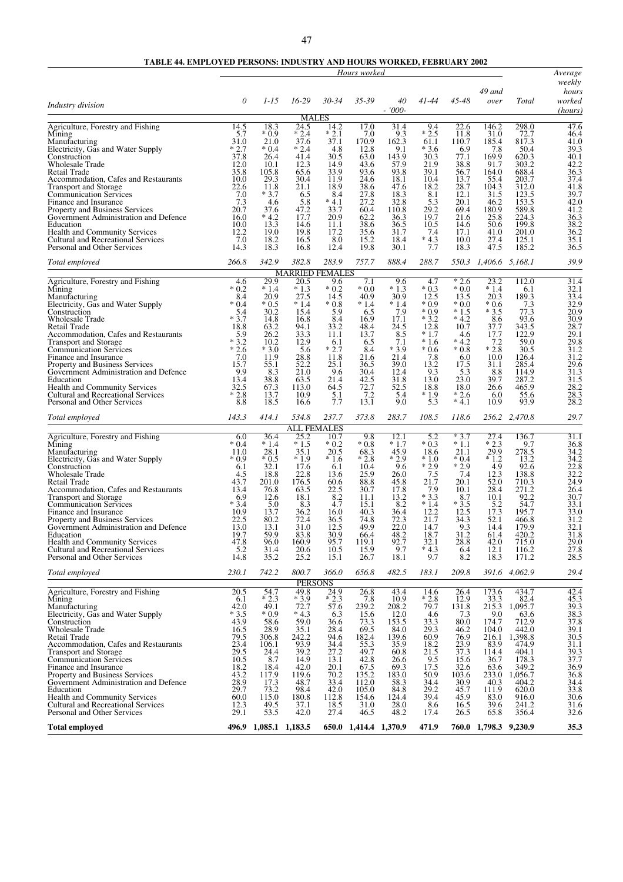**TABLE 44. EMPLOYED PERSONS: INDUSTRY AND HOURS WORKED, FEBRUARY 2002**

| Industry division | 0 | 1-15 | 16-29 | 30-34 | 35-39 | 40 | 41-44 | 45-48 | 49 and over | Total | Average weekly hours worked (hours) |
|---|---|---|---|---|---|---|---|---|---|---|---|
| | Hours worked - '000- | | | | | | | | | | |
| **MALES** | | | | | | | | | | | |
| Agriculture, Forestry and Fishing | 14.5 | 18.3 | 24.5 | 14.2 | 17.0 | 31.4 | 9.4 | 22.6 | 146.2 | 298.0 | 47.6 |
| Mining | 5.7 | * 0.9 | * 2.4 | * 2.1 | 7.0 | 9.3 | * 2.5 | 11.8 | 31.0 | 72.7 | 46.4 |
| Manufacturing | 31.0 | 21.0 | 37.6 | 37.1 | 170.9 | 162.3 | 61.1 | 110.7 | 185.4 | 817.3 | 41.0 |
| Electricity, Gas and Water Supply | * 2.7 | * 0.4 | * 2.4 | 4.8 | 12.8 | 9.1 | * 3.6 | 6.9 | 7.8 | 50.4 | 39.3 |
| Construction | 37.8 | 26.4 | 41.4 | 30.5 | 63.0 | 143.9 | 30.3 | 77.1 | 169.9 | 620.3 | 40.1 |
| Wholesale Trade | 12.0 | 10.1 | 12.3 | 14.9 | 43.6 | 57.9 | 21.9 | 38.8 | 91.7 | 303.2 | 42.2 |
| Retail Trade | 35.8 | 105.8 | 65.6 | 33.9 | 93.6 | 93.8 | 39.1 | 56.7 | 164.0 | 688.4 | 36.3 |
| Accommodation, Cafes and Restaurants | 10.0 | 29.3 | 30.4 | 11.9 | 24.6 | 18.1 | 10.4 | 13.7 | 55.4 | 203.7 | 37.4 |
| Transport and Storage | 22.6 | 11.8 | 21.1 | 18.9 | 38.6 | 47.6 | 18.2 | 28.7 | 104.3 | 312.0 | 41.8 |
| Communication Services | 7.0 | * 3.7 | 6.5 | 8.4 | 27.8 | 18.3 | 8.1 | 12.1 | 31.5 | 123.5 | 39.7 |
| Finance and Insurance | 7.3 | 4.6 | 5.8 | * 4.1 | 27.2 | 32.8 | 5.3 | 20.1 | 46.2 | 153.5 | 42.0 |
| Property and Business Services | 20.7 | 37.6 | 47.2 | 33.7 | 60.4 | 110.8 | 29.2 | 69.4 | 180.9 | 589.8 | 41.2 |
| Government Administration and Defence | 16.0 | * 4.2 | 17.7 | 20.9 | 62.2 | 36.3 | 19.7 | 21.6 | 25.8 | 224.3 | 36.3 |
| Education | 10.0 | 13.3 | 14.6 | 11.1 | 38.6 | 36.5 | 10.5 | 14.6 | 50.6 | 199.8 | 38.2 |
| Health and Community Services | 12.2 | 19.0 | 19.8 | 17.2 | 35.6 | 31.7 | 7.4 | 17.1 | 41.0 | 201.0 | 36.2 |
| Cultural and Recreational Services | 7.0 | 18.2 | 16.5 | 8.0 | 15.2 | 18.4 | * 4.3 | 10.0 | 27.4 | 125.1 | 35.1 |
| Personal and Other Services | 14.3 | 18.3 | 16.8 | 12.4 | 19.8 | 30.1 | 7.7 | 18.3 | 47.5 | 185.2 | 36.5 |
| *Total employed* | *266.8* | *342.9* | *382.8* | *283.9* | *757.7* | *888.4* | *288.7* | *550.3* | *1,406.6* | *5,168.1* | *39.9* |
| **MARRIED FEMALES** | | | | | | | | | | | |
| Agriculture, Forestry and Fishing | 4.6 | 29.9 | 20.5 | 9.6 | 7.1 | 9.6 | 4.7 | * 2.6 | 23.2 | 112.0 | 31.4 |
| Mining | * 0.2 | * 1.4 | * 1.3 | * 0.2 | * 0.0 | * 1.3 | * 0.3 | * 0.0 | * 1.4 | 6.1 | 32.1 |
| Manufacturing | 8.4 | 20.9 | 27.5 | 14.5 | 40.9 | 30.9 | 12.5 | 13.5 | 20.3 | 189.3 | 33.4 |
| Electricity, Gas and Water Supply | * 0.4 | * 0.5 | * 1.4 | * 0.8 | * 1.4 | * 1.4 | * 0.9 | * 0.0 | * 0.6 | 7.3 | 32.9 |
| Construction | 5.4 | 30.2 | 15.4 | 5.9 | 6.5 | 7.9 | * 0.9 | * 1.5 | * 3.5 | 77.3 | 20.9 |
| Wholesale Trade | * 3.7 | 14.8 | 16.8 | 8.4 | 16.9 | 17.1 | * 3.2 | * 4.2 | 8.6 | 93.6 | 30.9 |
| Retail Trade | 18.8 | 63.2 | 94.1 | 33.2 | 48.4 | 24.5 | 12.8 | 10.7 | 37.7 | 343.5 | 28.7 |
| Accommodation, Cafes and Restaurants | 5.9 | 26.2 | 33.3 | 11.1 | 13.7 | 8.5 | * 1.7 | 4.6 | 17.7 | 122.9 | 29.1 |
| Transport and Storage | * 3.2 | 10.2 | 12.9 | 6.1 | 6.5 | 7.1 | * 1.6 | * 4.2 | 7.2 | 59.0 | 29.8 |
| Communication Services | * 2.6 | * 3.0 | 5.6 | * 2.7 | 8.4 | * 3.9 | * 0.6 | * 0.8 | * 2.8 | 30.5 | 31.2 |
| Finance and Insurance | 7.0 | 11.9 | 28.8 | 11.8 | 21.6 | 21.4 | 7.8 | 6.0 | 10.0 | 126.4 | 31.2 |
| Property and Business Services | 15.7 | 55.1 | 52.2 | 25.1 | 36.5 | 39.0 | 13.2 | 17.5 | 31.1 | 285.4 | 29.6 |
| Government Administration and Defence | 9.9 | 8.3 | 21.0 | 9.6 | 30.4 | 12.4 | 9.3 | 5.3 | 8.8 | 114.9 | 31.3 |
| Education | 13.4 | 38.8 | 63.5 | 21.4 | 42.5 | 31.8 | 13.0 | 23.0 | 39.7 | 287.2 | 31.5 |
| Health and Community Services | 32.5 | 67.3 | 113.0 | 64.5 | 72.7 | 52.5 | 18.8 | 18.0 | 26.6 | 465.9 | 28.2 |
| Cultural and Recreational Services | * 2.8 | 13.7 | 10.9 | 5.1 | 7.2 | 5.4 | * 1.9 | * 2.6 | 6.0 | 55.6 | 28.3 |
| Personal and Other Services | 8.8 | 18.5 | 16.6 | 7.7 | 13.1 | 9.0 | 5.3 | * 4.1 | 10.9 | 93.9 | 28.2 |
| *Total employed* | *143.3* | *414.1* | *534.8* | *237.7* | *373.8* | *283.7* | *108.5* | *118.6* | *256.2* | *2,470.8* | *29.7* |
| **ALL FEMALES** | | | | | | | | | | | |
| Agriculture, Forestry and Fishing | 6.0 | 36.4 | 25.2 | 10.7 | 9.8 | 12.1 | 5.2 | * 3.7 | 27.4 | 136.7 | 31.1 |
| Mining | * 0.4 | * 1.4 | * 1.5 | * 0.2 | * 0.8 | * 1.7 | * 0.3 | * 1.1 | * 2.3 | 9.7 | 36.8 |
| Manufacturing | 11.0 | 28.1 | 35.1 | 20.5 | 68.3 | 45.9 | 18.6 | 21.1 | 29.9 | 278.5 | 34.2 |
| Electricity, Gas and Water Supply | * 0.9 | * 0.5 | * 1.9 | * 1.6 | * 2.8 | * 2.9 | * 1.0 | * 0.4 | * 1.2 | 13.2 | 34.2 |
| Construction | 6.1 | 32.1 | 17.6 | 6.1 | 10.4 | 9.6 | * 2.9 | * 2.9 | 4.9 | 92.6 | 22.8 |
| Wholesale Trade | 4.5 | 18.8 | 22.8 | 13.6 | 25.9 | 26.0 | 7.5 | 7.4 | 12.3 | 138.8 | 32.2 |
| Retail Trade | 43.7 | 201.0 | 176.5 | 60.6 | 88.8 | 45.8 | 21.7 | 20.1 | 52.0 | 710.3 | 24.9 |
| Accommodation, Cafes and Restaurants | 13.4 | 76.8 | 63.5 | 22.5 | 30.7 | 17.8 | 7.9 | 10.1 | 28.4 | 271.2 | 26.4 |
| Transport and Storage | 6.9 | 12.6 | 18.1 | 8.2 | 11.1 | 13.2 | * 3.3 | 8.7 | 10.1 | 92.2 | 30.7 |
| Communication Services | * 3.4 | 5.0 | 8.3 | 4.7 | 15.1 | 8.2 | * 1.4 | * 3.5 | 5.2 | 54.7 | 33.1 |
| Finance and Insurance | 10.9 | 13.7 | 36.2 | 16.0 | 40.3 | 36.4 | 12.2 | 12.5 | 17.3 | 195.7 | 33.0 |
| Property and Business Services | 22.5 | 80.2 | 72.4 | 36.5 | 74.8 | 72.3 | 21.7 | 34.3 | 52.1 | 466.8 | 31.2 |
| Government Administration and Defence | 13.0 | 13.1 | 31.0 | 12.5 | 49.9 | 22.0 | 14.7 | 9.3 | 14.4 | 179.9 | 32.1 |
| Education | 19.7 | 59.9 | 83.8 | 30.9 | 66.4 | 48.2 | 18.7 | 31.2 | 61.4 | 420.2 | 31.8 |
| Health and Community Services | 47.8 | 96.0 | 160.9 | 95.7 | 119.1 | 92.7 | 32.1 | 28.8 | 42.0 | 715.0 | 29.0 |
| Cultural and Recreational Services | 5.2 | 31.4 | 20.6 | 10.5 | 15.9 | 9.7 | * 4.3 | 6.4 | 12.1 | 116.2 | 27.8 |
| Personal and Other Services | 14.8 | 35.2 | 25.2 | 15.1 | 26.7 | 18.1 | 9.7 | 8.2 | 18.3 | 171.2 | 28.5 |
| *Total employed* | *230.1* | *742.2* | *800.7* | *366.0* | *656.8* | *482.5* | *183.1* | *209.8* | *391.6* | *4,062.9* | *29.4* |
| **PERSONS** | | | | | | | | | | | |
| Agriculture, Forestry and Fishing | 20.5 | 54.7 | 49.8 | 24.9 | 26.8 | 43.4 | 14.6 | 26.4 | 173.6 | 434.7 | 42.4 |
| Mining | 6.1 | * 2.3 | * 3.9 | * 2.3 | 7.8 | 10.9 | * 2.8 | 12.9 | 33.3 | 82.4 | 45.3 |
| Manufacturing | 42.0 | 49.1 | 72.7 | 57.6 | 239.2 | 208.2 | 79.7 | 131.8 | 215.3 | 1,095.7 | 39.3 |
| Electricity, Gas and Water Supply | * 3.5 | * 0.9 | * 4.3 | 6.3 | 15.6 | 12.0 | 4.6 | 7.3 | 9.0 | 63.6 | 38.3 |
| Construction | 43.9 | 58.6 | 59.0 | 36.6 | 73.3 | 153.5 | 33.3 | 80.0 | 174.7 | 712.9 | 37.8 |
| Wholesale Trade | 16.5 | 28.9 | 35.1 | 28.4 | 69.5 | 84.0 | 29.3 | 46.2 | 104.0 | 442.0 | 39.1 |
| Retail Trade | 79.5 | 306.8 | 242.2 | 94.6 | 182.4 | 139.6 | 60.9 | 76.9 | 216.1 | 1,398.8 | 30.5 |
| Accommodation, Cafes and Restaurants | 23.4 | 106.1 | 93.9 | 34.4 | 55.3 | 35.9 | 18.2 | 23.9 | 83.9 | 474.9 | 31.1 |
| Transport and Storage | 29.5 | 24.4 | 39.2 | 27.2 | 49.7 | 60.8 | 21.5 | 37.3 | 114.4 | 404.1 | 39.3 |
| Communication Services | 10.5 | 8.7 | 14.9 | 13.1 | 42.8 | 26.6 | 9.5 | 15.6 | 36.7 | 178.3 | 37.7 |
| Finance and Insurance | 18.2 | 18.4 | 42.0 | 20.1 | 67.5 | 69.3 | 17.5 | 32.6 | 63.6 | 349.2 | 36.9 |
| Property and Business Services | 43.2 | 117.9 | 119.6 | 70.2 | 135.2 | 183.0 | 50.9 | 103.6 | 233.0 | 1,056.7 | 36.8 |
| Government Administration and Defence | 28.9 | 17.3 | 48.7 | 33.4 | 112.0 | 58.3 | 34.4 | 30.9 | 40.3 | 404.2 | 34.4 |
| Education | 29.7 | 73.2 | 98.4 | 42.0 | 105.0 | 84.8 | 29.2 | 45.7 | 111.9 | 620.0 | 33.8 |
| Health and Community Services | 60.0 | 115.0 | 180.8 | 112.8 | 154.6 | 124.4 | 39.4 | 45.9 | 83.0 | 916.0 | 30.6 |
| Cultural and Recreational Services | 12.3 | 49.5 | 37.1 | 18.5 | 31.0 | 28.0 | 8.6 | 16.5 | 39.6 | 241.2 | 31.6 |
| Personal and Other Services | 29.1 | 53.5 | 42.0 | 27.4 | 46.5 | 48.2 | 17.4 | 26.5 | 65.8 | 356.4 | 32.6 |
| **Total employed** | **496.9** | **1,085.1** | **1,183.5** | **650.0** | **1,414.4** | **1,370.9** | **471.9** | **760.0** | **1,798.3** | **9,230.9** | **35.3** |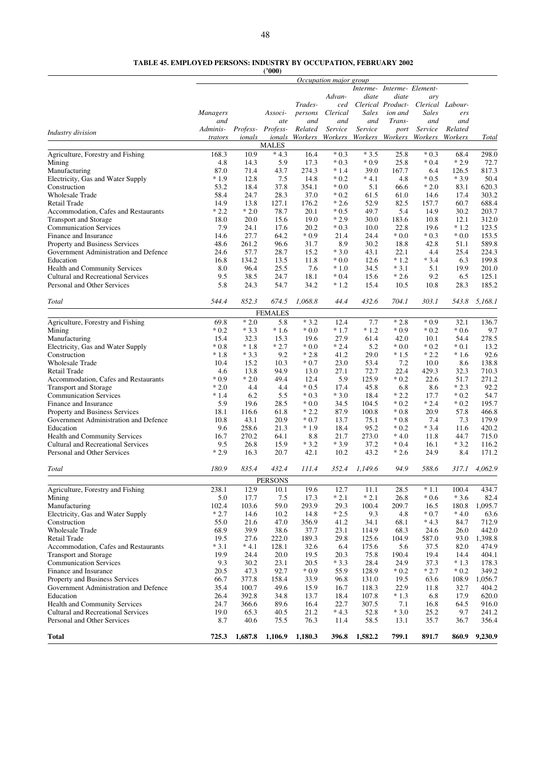**TABLE 45. EMPLOYED PERSONS: INDUSTRY BY OCCUPATION, FEBRUARY 2002**

**('000)**

| | *Occupation major group* | | | | | | | | | |
|---|---|---|---|---|---|---|---|---|---|---|
| *Industry division* | *Managers and Adminis-trators* | *Profess-ionals* | *Associ-ate Profess-ionals* | *Trades-persons and Related Workers* | *Advan-ced Clerical and Service Workers* | *Interme-diate Clerical Sales and Service Workers* | *Interme-diate Product-ion and Trans-port Workers* | *Element-ary Clerical Sales and Service Workers* | *Labour-ers and Related Workers* | *Total* |
| | | | MALES | | | | | | | |
| Agriculture, Forestry and Fishing | 168.3 | 10.9 | * 4.3 | 16.4 | * 0.3 | * 3.5 | 25.8 | * 0.3 | 68.4 | 298.0 |
| Mining | 4.8 | 14.3 | 5.9 | 17.3 | * 0.3 | * 0.9 | 25.8 | * 0.4 | * 2.9 | 72.7 |
| Manufacturing | 87.0 | 71.4 | 43.7 | 274.3 | * 1.4 | 39.0 | 167.7 | 6.4 | 126.5 | 817.3 |
| Electricity, Gas and Water Supply | * 1.9 | 12.8 | 7.5 | 14.8 | * 0.2 | * 4.1 | 4.8 | * 0.5 | * 3.9 | 50.4 |
| Construction | 53.2 | 18.4 | 37.8 | 354.1 | * 0.0 | 5.1 | 66.6 | * 2.0 | 83.1 | 620.3 |
| Wholesale Trade | 58.4 | 24.7 | 28.3 | 37.0 | * 0.2 | 61.5 | 61.0 | 14.6 | 17.4 | 303.2 |
| Retail Trade | 14.9 | 13.8 | 127.1 | 176.2 | * 2.6 | 52.9 | 82.5 | 157.7 | 60.7 | 688.4 |
| Accommodation, Cafes and Restaurants | * 2.2 | * 2.0 | 78.7 | 20.1 | * 0.5 | 49.7 | 5.4 | 14.9 | 30.2 | 203.7 |
| Transport and Storage | 18.0 | 20.0 | 15.6 | 19.0 | * 2.9 | 30.0 | 183.6 | 10.8 | 12.1 | 312.0 |
| Communication Services | 7.9 | 24.1 | 17.6 | 20.2 | * 0.3 | 10.0 | 22.8 | 19.6 | * 1.2 | 123.5 |
| Finance and Insurance | 14.6 | 27.7 | 64.2 | * 0.9 | 21.4 | 24.4 | * 0.0 | * 0.3 | * 0.0 | 153.5 |
| Property and Business Services | 48.6 | 261.2 | 96.6 | 31.7 | 8.9 | 30.2 | 18.8 | 42.8 | 51.1 | 589.8 |
| Government Administration and Defence | 24.6 | 57.7 | 28.7 | 15.2 | * 3.0 | 43.1 | 22.1 | 4.4 | 25.4 | 224.3 |
| Education | 16.8 | 134.2 | 13.5 | 11.8 | * 0.0 | 12.6 | * 1.2 | * 3.4 | 6.3 | 199.8 |
| Health and Community Services | 8.0 | 96.4 | 25.5 | 7.6 | * 1.0 | 34.5 | * 3.1 | 5.1 | 19.9 | 201.0 |
| Cultural and Recreational Services | 9.5 | 38.5 | 24.7 | 18.1 | * 0.4 | 15.6 | * 2.6 | 9.2 | 6.5 | 125.1 |
| Personal and Other Services | 5.8 | 24.3 | 54.7 | 34.2 | * 1.2 | 15.4 | 10.5 | 10.8 | 28.3 | 185.2 |
| *Total* | *544.4* | *852.3* | *674.5* | *1,068.8* | *44.4* | *432.6* | *704.1* | *303.1* | *543.8* | *5,168.1* |
| | | | FEMALES | | | | | | | |
| Agriculture, Forestry and Fishing | 69.8 | * 2.0 | 5.8 | * 3.2 | 12.4 | 7.7 | * 2.8 | * 0.9 | 32.1 | 136.7 |
| Mining | * 0.2 | * 3.3 | * 1.6 | * 0.0 | * 1.7 | * 1.2 | * 0.9 | * 0.2 | * 0.6 | 9.7 |
| Manufacturing | 15.4 | 32.3 | 15.3 | 19.6 | 27.9 | 61.4 | 42.0 | 10.1 | 54.4 | 278.5 |
| Electricity, Gas and Water Supply | * 0.8 | * 1.8 | * 2.7 | * 0.0 | * 2.4 | 5.2 | * 0.0 | * 0.2 | * 0.1 | 13.2 |
| Construction | * 1.8 | * 3.3 | 9.2 | * 2.8 | 41.2 | 29.0 | * 1.5 | * 2.2 | * 1.6 | 92.6 |
| Wholesale Trade | 10.4 | 15.2 | 10.3 | * 0.7 | 23.0 | 53.4 | 7.2 | 10.0 | 8.6 | 138.8 |
| Retail Trade | 4.6 | 13.8 | 94.9 | 13.0 | 27.1 | 72.7 | 22.4 | 429.3 | 32.3 | 710.3 |
| Accommodation, Cafes and Restaurants | * 0.9 | * 2.0 | 49.4 | 12.4 | 5.9 | 125.9 | * 0.2 | 22.6 | 51.7 | 271.2 |
| Transport and Storage | * 2.0 | 4.4 | 4.4 | * 0.5 | 17.4 | 45.8 | 6.8 | 8.6 | * 2.3 | 92.2 |
| Communication Services | * 1.4 | 6.2 | 5.5 | * 0.3 | * 3.0 | 18.4 | * 2.2 | 17.7 | * 0.2 | 54.7 |
| Finance and Insurance | 5.9 | 19.6 | 28.5 | * 0.0 | 34.5 | 104.5 | * 0.2 | * 2.4 | * 0.2 | 195.7 |
| Property and Business Services | 18.1 | 116.6 | 61.8 | * 2.2 | 87.9 | 100.8 | * 0.8 | 20.9 | 57.8 | 466.8 |
| Government Administration and Defence | 10.8 | 43.1 | 20.9 | * 0.7 | 13.7 | 75.1 | * 0.8 | 7.4 | 7.3 | 179.9 |
| Education | 9.6 | 258.6 | 21.3 | * 1.9 | 18.4 | 95.2 | * 0.2 | * 3.4 | 11.6 | 420.2 |
| Health and Community Services | 16.7 | 270.2 | 64.1 | 8.8 | 21.7 | 273.0 | * 4.0 | 11.8 | 44.7 | 715.0 |
| Cultural and Recreational Services | 9.5 | 26.8 | 15.9 | * 3.2 | * 3.9 | 37.2 | * 0.4 | 16.1 | * 3.2 | 116.2 |
| Personal and Other Services | * 2.9 | 16.3 | 20.7 | 42.1 | 10.2 | 43.2 | * 2.6 | 24.9 | 8.4 | 171.2 |
| *Total* | *180.9* | *835.4* | *432.4* | *111.4* | *352.4* | *1,149.6* | *94.9* | *588.6* | *317.1* | *4,062.9* |
| | | | PERSONS | | | | | | | |
| Agriculture, Forestry and Fishing | 238.1 | 12.9 | 10.1 | 19.6 | 12.7 | 11.1 | 28.5 | * 1.1 | 100.4 | 434.7 |
| Mining | 5.0 | 17.7 | 7.5 | 17.3 | * 2.1 | * 2.1 | 26.8 | * 0.6 | * 3.6 | 82.4 |
| Manufacturing | 102.4 | 103.6 | 59.0 | 293.9 | 29.3 | 100.4 | 209.7 | 16.5 | 180.8 | 1,095.7 |
| Electricity, Gas and Water Supply | * 2.7 | 14.6 | 10.2 | 14.8 | * 2.5 | 9.3 | 4.8 | * 0.7 | * 4.0 | 63.6 |
| Construction | 55.0 | 21.6 | 47.0 | 356.9 | 41.2 | 34.1 | 68.1 | * 4.3 | 84.7 | 712.9 |
| Wholesale Trade | 68.9 | 39.9 | 38.6 | 37.7 | 23.1 | 114.9 | 68.3 | 24.6 | 26.0 | 442.0 |
| Retail Trade | 19.5 | 27.6 | 222.0 | 189.3 | 29.8 | 125.6 | 104.9 | 587.0 | 93.0 | 1,398.8 |
| Accommodation, Cafes and Restaurants | * 3.1 | * 4.1 | 128.1 | 32.6 | 6.4 | 175.6 | 5.6 | 37.5 | 82.0 | 474.9 |
| Transport and Storage | 19.9 | 24.4 | 20.0 | 19.5 | 20.3 | 75.8 | 190.4 | 19.4 | 14.4 | 404.1 |
| Communication Services | 9.3 | 30.2 | 23.1 | 20.5 | * 3.3 | 28.4 | 24.9 | 37.3 | * 1.3 | 178.3 |
| Finance and Insurance | 20.5 | 47.3 | 92.7 | * 0.9 | 55.9 | 128.9 | * 0.2 | * 2.7 | * 0.2 | 349.2 |
| Property and Business Services | 66.7 | 377.8 | 158.4 | 33.9 | 96.8 | 131.0 | 19.5 | 63.6 | 108.9 | 1,056.7 |
| Government Administration and Defence | 35.4 | 100.7 | 49.6 | 15.9 | 16.7 | 118.3 | 22.9 | 11.8 | 32.7 | 404.2 |
| Education | 26.4 | 392.8 | 34.8 | 13.7 | 18.4 | 107.8 | * 1.3 | 6.8 | 17.9 | 620.0 |
| Health and Community Services | 24.7 | 366.6 | 89.6 | 16.4 | 22.7 | 307.5 | 7.1 | 16.8 | 64.5 | 916.0 |
| Cultural and Recreational Services | 19.0 | 65.3 | 40.5 | 21.2 | * 4.3 | 52.8 | * 3.0 | 25.2 | 9.7 | 241.2 |
| Personal and Other Services | 8.7 | 40.6 | 75.5 | 76.3 | 11.4 | 58.5 | 13.1 | 35.7 | 36.7 | 356.4 |
| **Total** | **725.3** | **1,687.8** | **1,106.9** | **1,180.3** | **396.8** | **1,582.2** | **799.1** | **891.7** | **860.9** | **9,230.9** |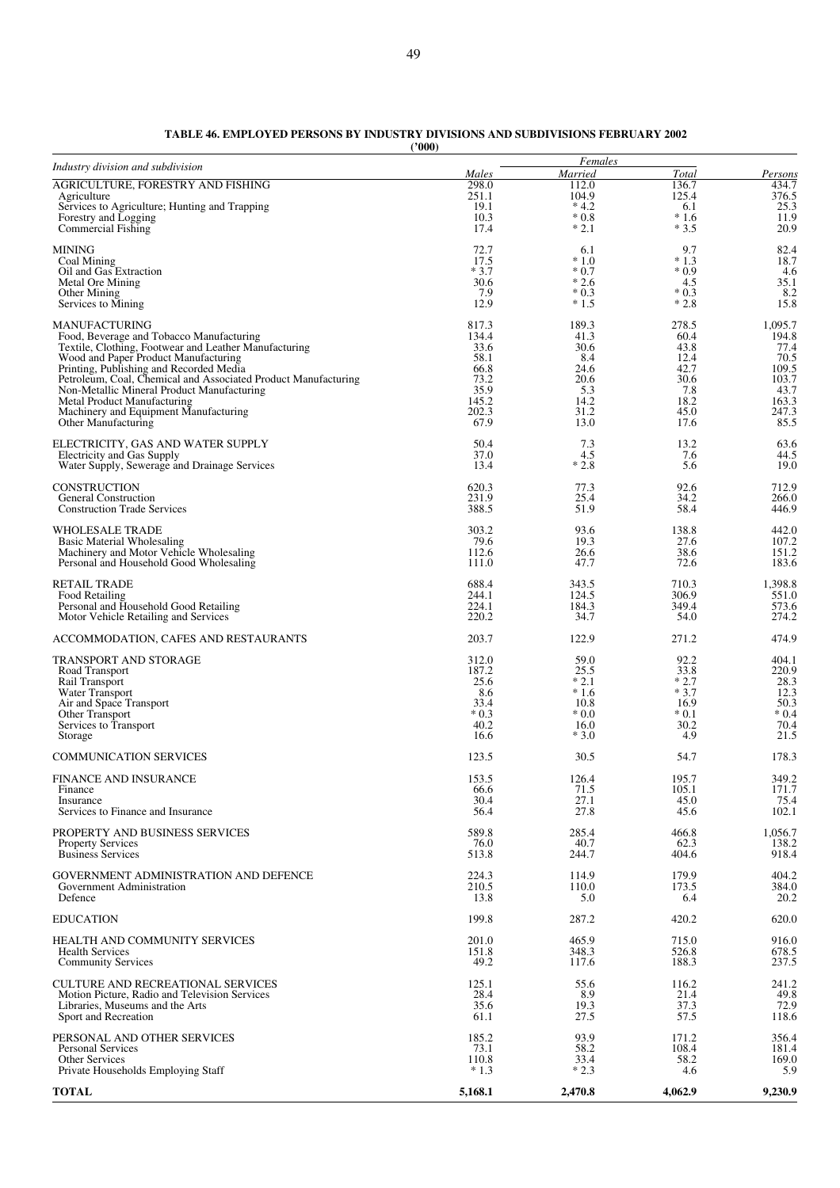**TABLE 46. EMPLOYED PERSONS BY INDUSTRY DIVISIONS AND SUBDIVISIONS FEBRUARY 2002**

**('000)**

| Industry division and subdivision | Males | Females | | Persons |
|---|---|---|---|---|
| | | *Married* | *Total* | |
| AGRICULTURE, FORESTRY AND FISHING | 298.0 | 112.0 | 136.7 | 434.7 |
| Agriculture | 251.1 | 104.9 | 125.4 | 376.5 |
| Services to Agriculture; Hunting and Trapping | 19.1 | * 4.2 | 6.1 | 25.3 |
| Forestry and Logging | 10.3 | * 0.8 | * 1.6 | 11.9 |
| Commercial Fishing | 17.4 | * 2.1 | * 3.5 | 20.9 |
| MINING | 72.7 | 6.1 | 9.7 | 82.4 |
| Coal Mining | 17.5 | * 1.0 | * 1.3 | 18.7 |
| Oil and Gas Extraction | * 3.7 | * 0.7 | * 0.9 | 4.6 |
| Metal Ore Mining | 30.6 | * 2.6 | 4.5 | 35.1 |
| Other Mining | 7.9 | * 0.3 | * 0.3 | 8.2 |
| Services to Mining | 12.9 | * 1.5 | * 2.8 | 15.8 |
| MANUFACTURING | 817.3 | 189.3 | 278.5 | 1,095.7 |
| Food, Beverage and Tobacco Manufacturing | 134.4 | 41.3 | 60.4 | 194.8 |
| Textile, Clothing, Footwear and Leather Manufacturing | 33.6 | 30.6 | 43.8 | 77.4 |
| Wood and Paper Product Manufacturing | 58.1 | 8.4 | 12.4 | 70.5 |
| Printing, Publishing and Recorded Media | 66.8 | 24.6 | 42.7 | 109.5 |
| Petroleum, Coal, Chemical and Associated Product Manufacturing | 73.2 | 20.6 | 30.6 | 103.7 |
| Non-Metallic Mineral Product Manufacturing | 35.9 | 5.3 | 7.8 | 43.7 |
| Metal Product Manufacturing | 145.2 | 14.2 | 18.2 | 163.3 |
| Machinery and Equipment Manufacturing | 202.3 | 31.2 | 45.0 | 247.3 |
| Other Manufacturing | 67.9 | 13.0 | 17.6 | 85.5 |
| ELECTRICITY, GAS AND WATER SUPPLY | 50.4 | 7.3 | 13.2 | 63.6 |
| Electricity and Gas Supply | 37.0 | 4.5 | 7.6 | 44.5 |
| Water Supply, Sewerage and Drainage Services | 13.4 | * 2.8 | 5.6 | 19.0 |
| CONSTRUCTION | 620.3 | 77.3 | 92.6 | 712.9 |
| General Construction | 231.9 | 25.4 | 34.2 | 266.0 |
| Construction Trade Services | 388.5 | 51.9 | 58.4 | 446.9 |
| WHOLESALE TRADE | 303.2 | 93.6 | 138.8 | 442.0 |
| Basic Material Wholesaling | 79.6 | 19.3 | 27.6 | 107.2 |
| Machinery and Motor Vehicle Wholesaling | 112.6 | 26.6 | 38.6 | 151.2 |
| Personal and Household Good Wholesaling | 111.0 | 47.7 | 72.6 | 183.6 |
| RETAIL TRADE | 688.4 | 343.5 | 710.3 | 1,398.8 |
| Food Retailing | 244.1 | 124.5 | 306.9 | 551.0 |
| Personal and Household Good Retailing | 224.1 | 184.3 | 349.4 | 573.6 |
| Motor Vehicle Retailing and Services | 220.2 | 34.7 | 54.0 | 274.2 |
| ACCOMMODATION, CAFES AND RESTAURANTS | 203.7 | 122.9 | 271.2 | 474.9 |
| TRANSPORT AND STORAGE | 312.0 | 59.0 | 92.2 | 404.1 |
| Road Transport | 187.2 | 25.5 | 33.8 | 220.9 |
| Rail Transport | 25.6 | * 2.1 | * 2.7 | 28.3 |
| Water Transport | 8.6 | * 1.6 | * 3.7 | 12.3 |
| Air and Space Transport | 33.4 | 10.8 | 16.9 | 50.3 |
| Other Transport | * 0.3 | * 0.0 | * 0.1 | * 0.4 |
| Services to Transport | 40.2 | 16.0 | 30.2 | 70.4 |
| Storage | 16.6 | * 3.0 | 4.9 | 21.5 |
| COMMUNICATION SERVICES | 123.5 | 30.5 | 54.7 | 178.3 |
| FINANCE AND INSURANCE | 153.5 | 126.4 | 195.7 | 349.2 |
| Finance | 66.6 | 71.5 | 105.1 | 171.7 |
| Insurance | 30.4 | 27.1 | 45.0 | 75.4 |
| Services to Finance and Insurance | 56.4 | 27.8 | 45.6 | 102.1 |
| PROPERTY AND BUSINESS SERVICES | 589.8 | 285.4 | 466.8 | 1,056.7 |
| Property Services | 76.0 | 40.7 | 62.3 | 138.2 |
| Business Services | 513.8 | 244.7 | 404.6 | 918.4 |
| GOVERNMENT ADMINISTRATION AND DEFENCE | 224.3 | 114.9 | 179.9 | 404.2 |
| Government Administration | 210.5 | 110.0 | 173.5 | 384.0 |
| Defence | 13.8 | 5.0 | 6.4 | 20.2 |
| EDUCATION | 199.8 | 287.2 | 420.2 | 620.0 |
| HEALTH AND COMMUNITY SERVICES | 201.0 | 465.9 | 715.0 | 916.0 |
| Health Services | 151.8 | 348.3 | 526.8 | 678.5 |
| Community Services | 49.2 | 117.6 | 188.3 | 237.5 |
| CULTURE AND RECREATIONAL SERVICES | 125.1 | 55.6 | 116.2 | 241.2 |
| Motion Picture, Radio and Television Services | 28.4 | 8.9 | 21.4 | 49.8 |
| Libraries, Museums and the Arts | 35.6 | 19.3 | 37.3 | 72.9 |
| Sport and Recreation | 61.1 | 27.5 | 57.5 | 118.6 |
| PERSONAL AND OTHER SERVICES | 185.2 | 93.9 | 171.2 | 356.4 |
| Personal Services | 73.1 | 58.2 | 108.4 | 181.4 |
| Other Services | 110.8 | 33.4 | 58.2 | 169.0 |
| Private Households Employing Staff | * 1.3 | * 2.3 | 4.6 | 5.9 |
| **TOTAL** | **5,168.1** | **2,470.8** | **4,062.9** | **9,230.9** |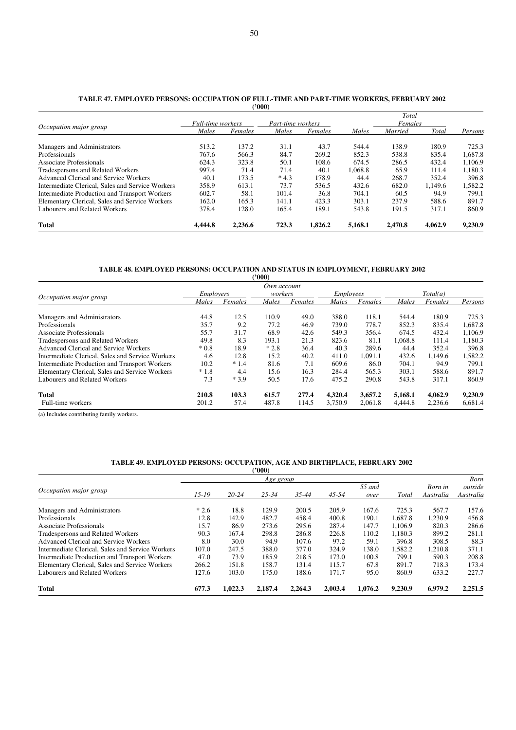**TABLE 47. EMPLOYED PERSONS: OCCUPATION OF FULL-TIME AND PART-TIME WORKERS, FEBRUARY 2002**
**('000)**

| Occupation major group | Full-time workers | | Part-time workers | | Total | | | |
|---|---|---|---|---|---|---|---|---|
| | | | | | | Females | | |
| | *Males* | *Females* | *Males* | *Females* | *Males* | *Married* | *Total* | *Persons* |
| Managers and Administrators | 513.2 | 137.2 | 31.1 | 43.7 | 544.4 | 138.9 | 180.9 | 725.3 |
| Professionals | 767.6 | 566.3 | 84.7 | 269.2 | 852.3 | 538.8 | 835.4 | 1,687.8 |
| Associate Professionals | 624.3 | 323.8 | 50.1 | 108.6 | 674.5 | 286.5 | 432.4 | 1,106.9 |
| Tradespersons and Related Workers | 997.4 | 71.4 | 71.4 | 40.1 | 1,068.8 | 65.9 | 111.4 | 1,180.3 |
| Advanced Clerical and Service Workers | 40.1 | 173.5 | * 4.3 | 178.9 | 44.4 | 268.7 | 352.4 | 396.8 |
| Intermediate Clerical, Sales and Service Workers | 358.9 | 613.1 | 73.7 | 536.5 | 432.6 | 682.0 | 1,149.6 | 1,582.2 |
| Intermediate Production and Transport Workers | 602.7 | 58.1 | 101.4 | 36.8 | 704.1 | 60.5 | 94.9 | 799.1 |
| Elementary Clerical, Sales and Service Workers | 162.0 | 165.3 | 141.1 | 423.3 | 303.1 | 237.9 | 588.6 | 891.7 |
| Labourers and Related Workers | 378.4 | 128.0 | 165.4 | 189.1 | 543.8 | 191.5 | 317.1 | 860.9 |
| **Total** | **4,444.8** | **2,236.6** | **723.3** | **1,826.2** | **5,168.1** | **2,470.8** | **4,062.9** | **9,230.9** |

**TABLE 48. EMPLOYED PERSONS: OCCUPATION AND STATUS IN EMPLOYMENT, FEBRUARY 2002**
**('000)**

| Occupation major group | Employers | | Own account workers | | Employees | | Total(a) | | |
|---|---|---|---|---|---|---|---|---|---|
| | *Males* | *Females* | *Males* | *Females* | *Males* | *Females* | *Males* | *Females* | *Persons* |
| Managers and Administrators | 44.8 | 12.5 | 110.9 | 49.0 | 388.0 | 118.1 | 544.4 | 180.9 | 725.3 |
| Professionals | 35.7 | 9.2 | 77.2 | 46.9 | 739.0 | 778.7 | 852.3 | 835.4 | 1,687.8 |
| Associate Professionals | 55.7 | 31.7 | 68.9 | 42.6 | 549.3 | 356.4 | 674.5 | 432.4 | 1,106.9 |
| Tradespersons and Related Workers | 49.8 | 8.3 | 193.1 | 21.3 | 823.6 | 81.1 | 1,068.8 | 111.4 | 1,180.3 |
| Advanced Clerical and Service Workers | * 0.8 | 18.9 | * 2.8 | 36.4 | 40.3 | 289.6 | 44.4 | 352.4 | 396.8 |
| Intermediate Clerical, Sales and Service Workers | 4.6 | 12.8 | 15.2 | 40.2 | 411.0 | 1,091.1 | 432.6 | 1,149.6 | 1,582.2 |
| Intermediate Production and Transport Workers | 10.2 | * 1.4 | 81.6 | 7.1 | 609.6 | 86.0 | 704.1 | 94.9 | 799.1 |
| Elementary Clerical, Sales and Service Workers | * 1.8 | 4.4 | 15.6 | 16.3 | 284.4 | 565.3 | 303.1 | 588.6 | 891.7 |
| Labourers and Related Workers | 7.3 | * 3.9 | 50.5 | 17.6 | 475.2 | 290.8 | 543.8 | 317.1 | 860.9 |
| **Total** | **210.8** | **103.3** | **615.7** | **277.4** | **4,320.4** | **3,657.2** | **5,168.1** | **4,062.9** | **9,230.9** |
| Full-time workers | 201.2 | 57.4 | 487.8 | 114.5 | 3,750.9 | 2,061.8 | 4,444.8 | 2,236.6 | 6,681.4 |

(a) Includes contributing family workers.

**TABLE 49. EMPLOYED PERSONS: OCCUPATION, AGE AND BIRTHPLACE, FEBRUARY 2002**
**('000)**

| Occupation major group | Age group | | | | | | | | |
|---|---|---|---|---|---|---|---|---|---|
| | *15-19* | *20-24* | *25-34* | *35-44* | *45-54* | *55 and over* | *Total* | *Born in Australia* | *Born outside Australia* |
| Managers and Administrators | * 2.6 | 18.8 | 129.9 | 200.5 | 205.9 | 167.6 | 725.3 | 567.7 | 157.6 |
| Professionals | 12.8 | 142.9 | 482.7 | 458.4 | 400.8 | 190.1 | 1,687.8 | 1,230.9 | 456.8 |
| Associate Professionals | 15.7 | 86.9 | 273.6 | 295.6 | 287.4 | 147.7 | 1,106.9 | 820.3 | 286.6 |
| Tradespersons and Related Workers | 90.3 | 167.4 | 298.8 | 286.8 | 226.8 | 110.2 | 1,180.3 | 899.2 | 281.1 |
| Advanced Clerical and Service Workers | 8.0 | 30.0 | 94.9 | 107.6 | 97.2 | 59.1 | 396.8 | 308.5 | 88.3 |
| Intermediate Clerical, Sales and Service Workers | 107.0 | 247.5 | 388.0 | 377.0 | 324.9 | 138.0 | 1,582.2 | 1,210.8 | 371.1 |
| Intermediate Production and Transport Workers | 47.0 | 73.9 | 185.9 | 218.5 | 173.0 | 100.8 | 799.1 | 590.3 | 208.8 |
| Elementary Clerical, Sales and Service Workers | 266.2 | 151.8 | 158.7 | 131.4 | 115.7 | 67.8 | 891.7 | 718.3 | 173.4 |
| Labourers and Related Workers | 127.6 | 103.0 | 175.0 | 188.6 | 171.7 | 95.0 | 860.9 | 633.2 | 227.7 |
| **Total** | **677.3** | **1,022.3** | **2,187.4** | **2,264.3** | **2,003.4** | **1,076.2** | **9,230.9** | **6,979.2** | **2,251.5** |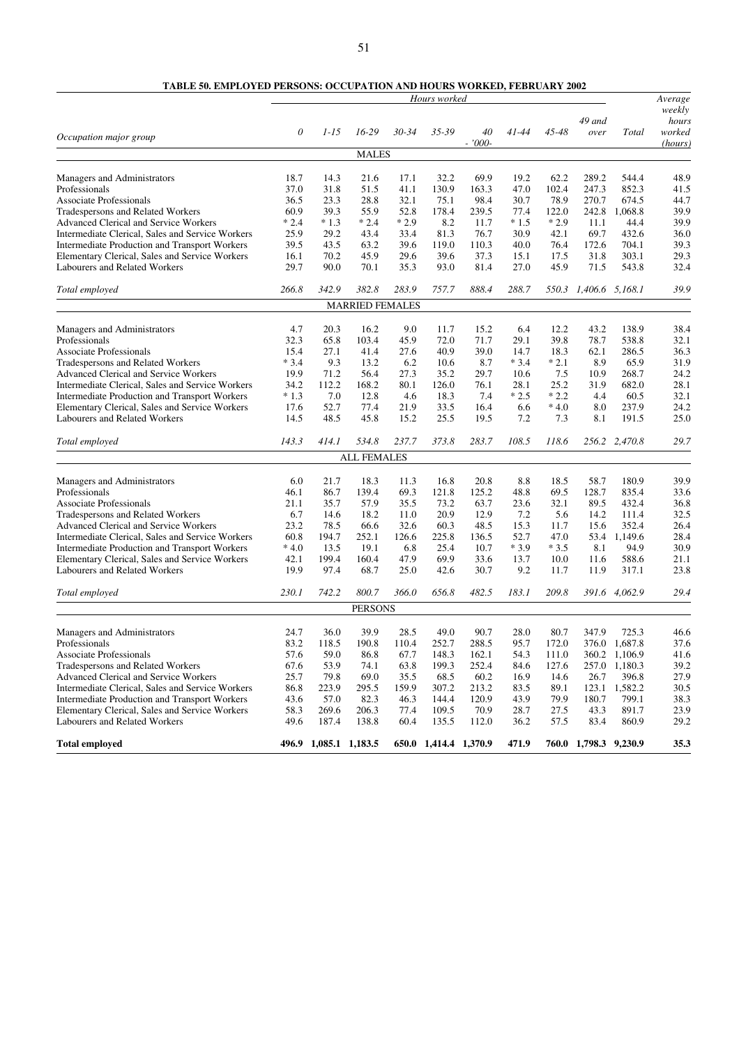**TABLE 50. EMPLOYED PERSONS: OCCUPATION AND HOURS WORKED, FEBRUARY 2002**

| Occupation major group | 0 | 1-15 | 16-29 | 30-34 | 35-39 | 40 | 41-44 | 45-48 | 49 and over | Total | Average weekly hours worked (hours) |
|---|---|---|---|---|---|---|---|---|---|---|---|
| | Hours worked - '000- | | | | | | | | | | |
| **MALES** | | | | | | | | | | | |
| Managers and Administrators | 18.7 | 14.3 | 21.6 | 17.1 | 32.2 | 69.9 | 19.2 | 62.2 | 289.2 | 544.4 | 48.9 |
| Professionals | 37.0 | 31.8 | 51.5 | 41.1 | 130.9 | 163.3 | 47.0 | 102.4 | 247.3 | 852.3 | 41.5 |
| Associate Professionals | 36.5 | 23.3 | 28.8 | 32.1 | 75.1 | 98.4 | 30.7 | 78.9 | 270.7 | 674.5 | 44.7 |
| Tradespersons and Related Workers | 60.9 | 39.3 | 55.9 | 52.8 | 178.4 | 239.5 | 77.4 | 122.0 | 242.8 | 1,068.8 | 39.9 |
| Advanced Clerical and Service Workers | * 2.4 | * 1.3 | * 2.4 | * 2.9 | 8.2 | 11.7 | * 1.5 | * 2.9 | 11.1 | 44.4 | 39.9 |
| Intermediate Clerical, Sales and Service Workers | 25.9 | 29.2 | 43.4 | 33.4 | 81.3 | 76.7 | 30.9 | 42.1 | 69.7 | 432.6 | 36.0 |
| Intermediate Production and Transport Workers | 39.5 | 43.5 | 63.2 | 39.6 | 119.0 | 110.3 | 40.0 | 76.4 | 172.6 | 704.1 | 39.3 |
| Elementary Clerical, Sales and Service Workers | 16.1 | 70.2 | 45.9 | 29.6 | 39.6 | 37.3 | 15.1 | 17.5 | 31.8 | 303.1 | 29.3 |
| Labourers and Related Workers | 29.7 | 90.0 | 70.1 | 35.3 | 93.0 | 81.4 | 27.0 | 45.9 | 71.5 | 543.8 | 32.4 |
| *Total employed* | *266.8* | *342.9* | *382.8* | *283.9* | *757.7* | *888.4* | *288.7* | *550.3* | *1,406.6* | *5,168.1* | *39.9* |
| **MARRIED FEMALES** | | | | | | | | | | | |
| Managers and Administrators | 4.7 | 20.3 | 16.2 | 9.0 | 11.7 | 15.2 | 6.4 | 12.2 | 43.2 | 138.9 | 38.4 |
| Professionals | 32.3 | 65.8 | 103.4 | 45.9 | 72.0 | 71.7 | 29.1 | 39.8 | 78.7 | 538.8 | 32.1 |
| Associate Professionals | 15.4 | 27.1 | 41.4 | 27.6 | 40.9 | 39.0 | 14.7 | 18.3 | 62.1 | 286.5 | 36.3 |
| Tradespersons and Related Workers | * 3.4 | 9.3 | 13.2 | 6.2 | 10.6 | 8.7 | * 3.4 | * 2.1 | 8.9 | 65.9 | 31.9 |
| Advanced Clerical and Service Workers | 19.9 | 71.2 | 56.4 | 27.3 | 35.2 | 29.7 | 10.6 | 7.5 | 10.9 | 268.7 | 24.2 |
| Intermediate Clerical, Sales and Service Workers | 34.2 | 112.2 | 168.2 | 80.1 | 126.0 | 76.1 | 28.1 | 25.2 | 31.9 | 682.0 | 28.1 |
| Intermediate Production and Transport Workers | * 1.3 | 7.0 | 12.8 | 4.6 | 18.3 | 7.4 | * 2.5 | * 2.2 | 4.4 | 60.5 | 32.1 |
| Elementary Clerical, Sales and Service Workers | 17.6 | 52.7 | 77.4 | 21.9 | 33.5 | 16.4 | 6.6 | * 4.0 | 8.0 | 237.9 | 24.2 |
| Labourers and Related Workers | 14.5 | 48.5 | 45.8 | 15.2 | 25.5 | 19.5 | 7.2 | 7.3 | 8.1 | 191.5 | 25.0 |
| *Total employed* | *143.3* | *414.1* | *534.8* | *237.7* | *373.8* | *283.7* | *108.5* | *118.6* | *256.2* | *2,470.8* | *29.7* |
| **ALL FEMALES** | | | | | | | | | | | |
| Managers and Administrators | 6.0 | 21.7 | 18.3 | 11.3 | 16.8 | 20.8 | 8.8 | 18.5 | 58.7 | 180.9 | 39.9 |
| Professionals | 46.1 | 86.7 | 139.4 | 69.3 | 121.8 | 125.2 | 48.8 | 69.5 | 128.7 | 835.4 | 33.6 |
| Associate Professionals | 21.1 | 35.7 | 57.9 | 35.5 | 73.2 | 63.7 | 23.6 | 32.1 | 89.5 | 432.4 | 36.8 |
| Tradespersons and Related Workers | 6.7 | 14.6 | 18.2 | 11.0 | 20.9 | 12.9 | 7.2 | 5.6 | 14.2 | 111.4 | 32.5 |
| Advanced Clerical and Service Workers | 23.2 | 78.5 | 66.6 | 32.6 | 60.3 | 48.5 | 15.3 | 11.7 | 15.6 | 352.4 | 26.4 |
| Intermediate Clerical, Sales and Service Workers | 60.8 | 194.7 | 252.1 | 126.6 | 225.8 | 136.5 | 52.7 | 47.0 | 53.4 | 1,149.6 | 28.4 |
| Intermediate Production and Transport Workers | * 4.0 | 13.5 | 19.1 | 6.8 | 25.4 | 10.7 | * 3.9 | * 3.5 | 8.1 | 94.9 | 30.9 |
| Elementary Clerical, Sales and Service Workers | 42.1 | 199.4 | 160.4 | 47.9 | 69.9 | 33.6 | 13.7 | 10.0 | 11.6 | 588.6 | 21.1 |
| Labourers and Related Workers | 19.9 | 97.4 | 68.7 | 25.0 | 42.6 | 30.7 | 9.2 | 11.7 | 11.9 | 317.1 | 23.8 |
| *Total employed* | *230.1* | *742.2* | *800.7* | *366.0* | *656.8* | *482.5* | *183.1* | *209.8* | *391.6* | *4,062.9* | *29.4* |
| **PERSONS** | | | | | | | | | | | |
| Managers and Administrators | 24.7 | 36.0 | 39.9 | 28.5 | 49.0 | 90.7 | 28.0 | 80.7 | 347.9 | 725.3 | 46.6 |
| Professionals | 83.2 | 118.5 | 190.8 | 110.4 | 252.7 | 288.5 | 95.7 | 172.0 | 376.0 | 1,687.8 | 37.6 |
| Associate Professionals | 57.6 | 59.0 | 86.8 | 67.7 | 148.3 | 162.1 | 54.3 | 111.0 | 360.2 | 1,106.9 | 41.6 |
| Tradespersons and Related Workers | 67.6 | 53.9 | 74.1 | 63.8 | 199.3 | 252.4 | 84.6 | 127.6 | 257.0 | 1,180.3 | 39.2 |
| Advanced Clerical and Service Workers | 25.7 | 79.8 | 69.0 | 35.5 | 68.5 | 60.2 | 16.9 | 14.6 | 26.7 | 396.8 | 27.9 |
| Intermediate Clerical, Sales and Service Workers | 86.8 | 223.9 | 295.5 | 159.9 | 307.2 | 213.2 | 83.5 | 89.1 | 123.1 | 1,582.2 | 30.5 |
| Intermediate Production and Transport Workers | 43.6 | 57.0 | 82.3 | 46.3 | 144.4 | 120.9 | 43.9 | 79.9 | 180.7 | 799.1 | 38.3 |
| Elementary Clerical, Sales and Service Workers | 58.3 | 269.6 | 206.3 | 77.4 | 109.5 | 70.9 | 28.7 | 27.5 | 43.3 | 891.7 | 23.9 |
| Labourers and Related Workers | 49.6 | 187.4 | 138.8 | 60.4 | 135.5 | 112.0 | 36.2 | 57.5 | 83.4 | 860.9 | 29.2 |
| **Total employed** | **496.9** | **1,085.1** | **1,183.5** | **650.0** | **1,414.4** | **1,370.9** | **471.9** | **760.0** | **1,798.3** | **9,230.9** | **35.3** |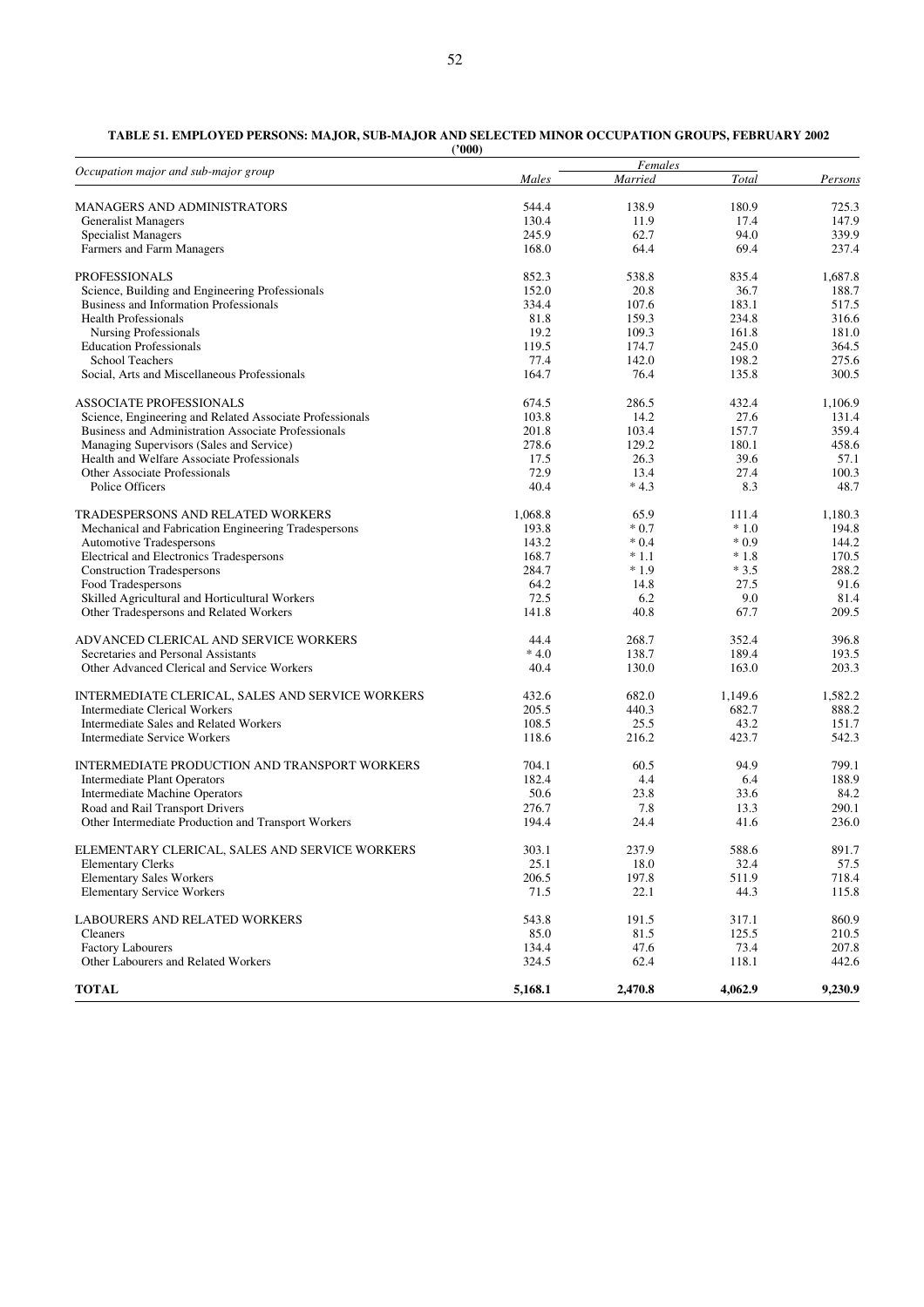**TABLE 51. EMPLOYED PERSONS: MAJOR, SUB-MAJOR AND SELECTED MINOR OCCUPATION GROUPS, FEBRUARY 2002**
**('000)**

| Occupation major and sub-major group | Males | Females | | Persons |
|---|---|---|---|---|
| | | Married | Total | |
| MANAGERS AND ADMINISTRATORS | 544.4 | 138.9 | 180.9 | 725.3 |
| Generalist Managers | 130.4 | 11.9 | 17.4 | 147.9 |
| Specialist Managers | 245.9 | 62.7 | 94.0 | 339.9 |
| Farmers and Farm Managers | 168.0 | 64.4 | 69.4 | 237.4 |
| PROFESSIONALS | 852.3 | 538.8 | 835.4 | 1,687.8 |
| Science, Building and Engineering Professionals | 152.0 | 20.8 | 36.7 | 188.7 |
| Business and Information Professionals | 334.4 | 107.6 | 183.1 | 517.5 |
| Health Professionals | 81.8 | 159.3 | 234.8 | 316.6 |
| Nursing Professionals | 19.2 | 109.3 | 161.8 | 181.0 |
| Education Professionals | 119.5 | 174.7 | 245.0 | 364.5 |
| School Teachers | 77.4 | 142.0 | 198.2 | 275.6 |
| Social, Arts and Miscellaneous Professionals | 164.7 | 76.4 | 135.8 | 300.5 |
| ASSOCIATE PROFESSIONALS | 674.5 | 286.5 | 432.4 | 1,106.9 |
| Science, Engineering and Related Associate Professionals | 103.8 | 14.2 | 27.6 | 131.4 |
| Business and Administration Associate Professionals | 201.8 | 103.4 | 157.7 | 359.4 |
| Managing Supervisors (Sales and Service) | 278.6 | 129.2 | 180.1 | 458.6 |
| Health and Welfare Associate Professionals | 17.5 | 26.3 | 39.6 | 57.1 |
| Other Associate Professionals | 72.9 | 13.4 | 27.4 | 100.3 |
| Police Officers | 40.4 | * 4.3 | 8.3 | 48.7 |
| TRADESPERSONS AND RELATED WORKERS | 1,068.8 | 65.9 | 111.4 | 1,180.3 |
| Mechanical and Fabrication Engineering Tradespersons | 193.8 | * 0.7 | * 1.0 | 194.8 |
| Automotive Tradespersons | 143.2 | * 0.4 | * 0.9 | 144.2 |
| Electrical and Electronics Tradespersons | 168.7 | * 1.1 | * 1.8 | 170.5 |
| Construction Tradespersons | 284.7 | * 1.9 | * 3.5 | 288.2 |
| Food Tradespersons | 64.2 | 14.8 | 27.5 | 91.6 |
| Skilled Agricultural and Horticultural Workers | 72.5 | 6.2 | 9.0 | 81.4 |
| Other Tradespersons and Related Workers | 141.8 | 40.8 | 67.7 | 209.5 |
| ADVANCED CLERICAL AND SERVICE WORKERS | 44.4 | 268.7 | 352.4 | 396.8 |
| Secretaries and Personal Assistants | * 4.0 | 138.7 | 189.4 | 193.5 |
| Other Advanced Clerical and Service Workers | 40.4 | 130.0 | 163.0 | 203.3 |
| INTERMEDIATE CLERICAL, SALES AND SERVICE WORKERS | 432.6 | 682.0 | 1,149.6 | 1,582.2 |
| Intermediate Clerical Workers | 205.5 | 440.3 | 682.7 | 888.2 |
| Intermediate Sales and Related Workers | 108.5 | 25.5 | 43.2 | 151.7 |
| Intermediate Service Workers | 118.6 | 216.2 | 423.7 | 542.3 |
| INTERMEDIATE PRODUCTION AND TRANSPORT WORKERS | 704.1 | 60.5 | 94.9 | 799.1 |
| Intermediate Plant Operators | 182.4 | 4.4 | 6.4 | 188.9 |
| Intermediate Machine Operators | 50.6 | 23.8 | 33.6 | 84.2 |
| Road and Rail Transport Drivers | 276.7 | 7.8 | 13.3 | 290.1 |
| Other Intermediate Production and Transport Workers | 194.4 | 24.4 | 41.6 | 236.0 |
| ELEMENTARY CLERICAL, SALES AND SERVICE WORKERS | 303.1 | 237.9 | 588.6 | 891.7 |
| Elementary Clerks | 25.1 | 18.0 | 32.4 | 57.5 |
| Elementary Sales Workers | 206.5 | 197.8 | 511.9 | 718.4 |
| Elementary Service Workers | 71.5 | 22.1 | 44.3 | 115.8 |
| LABOURERS AND RELATED WORKERS | 543.8 | 191.5 | 317.1 | 860.9 |
| Cleaners | 85.0 | 81.5 | 125.5 | 210.5 |
| Factory Labourers | 134.4 | 47.6 | 73.4 | 207.8 |
| Other Labourers and Related Workers | 324.5 | 62.4 | 118.1 | 442.6 |
| **TOTAL** | **5,168.1** | **2,470.8** | **4,062.9** | **9,230.9** |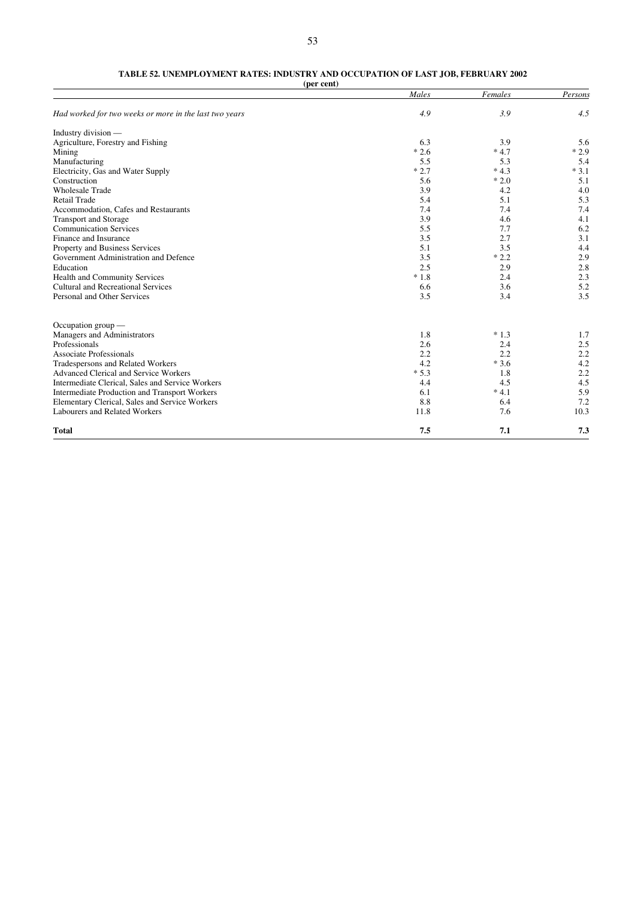**TABLE 52. UNEMPLOYMENT RATES: INDUSTRY AND OCCUPATION OF LAST JOB, FEBRUARY 2002**

**(per cent)**

| | *Males* | *Females* | *Persons* |
|---|---|---|---|
| *Had worked for two weeks or more in the last two years* | *4.9* | *3.9* | *4.5* |
| Industry division — | | | |
| Agriculture, Forestry and Fishing | 6.3 | 3.9 | 5.6 |
| Mining | * 2.6 | * 4.7 | * 2.9 |
| Manufacturing | 5.5 | 5.3 | 5.4 |
| Electricity, Gas and Water Supply | * 2.7 | * 4.3 | * 3.1 |
| Construction | 5.6 | * 2.0 | 5.1 |
| Wholesale Trade | 3.9 | 4.2 | 4.0 |
| Retail Trade | 5.4 | 5.1 | 5.3 |
| Accommodation, Cafes and Restaurants | 7.4 | 7.4 | 7.4 |
| Transport and Storage | 3.9 | 4.6 | 4.1 |
| Communication Services | 5.5 | 7.7 | 6.2 |
| Finance and Insurance | 3.5 | 2.7 | 3.1 |
| Property and Business Services | 5.1 | 3.5 | 4.4 |
| Government Administration and Defence | 3.5 | * 2.2 | 2.9 |
| Education | 2.5 | 2.9 | 2.8 |
| Health and Community Services | * 1.8 | 2.4 | 2.3 |
| Cultural and Recreational Services | 6.6 | 3.6 | 5.2 |
| Personal and Other Services | 3.5 | 3.4 | 3.5 |
| Occupation group — | | | |
| Managers and Administrators | 1.8 | * 1.3 | 1.7 |
| Professionals | 2.6 | 2.4 | 2.5 |
| Associate Professionals | 2.2 | 2.2 | 2.2 |
| Tradespersons and Related Workers | 4.2 | * 3.6 | 4.2 |
| Advanced Clerical and Service Workers | * 5.3 | 1.8 | 2.2 |
| Intermediate Clerical, Sales and Service Workers | 4.4 | 4.5 | 4.5 |
| Intermediate Production and Transport Workers | 6.1 | * 4.1 | 5.9 |
| Elementary Clerical, Sales and Service Workers | 8.8 | 6.4 | 7.2 |
| Labourers and Related Workers | 11.8 | 7.6 | 10.3 |
| **Total** | **7.5** | **7.1** | **7.3** |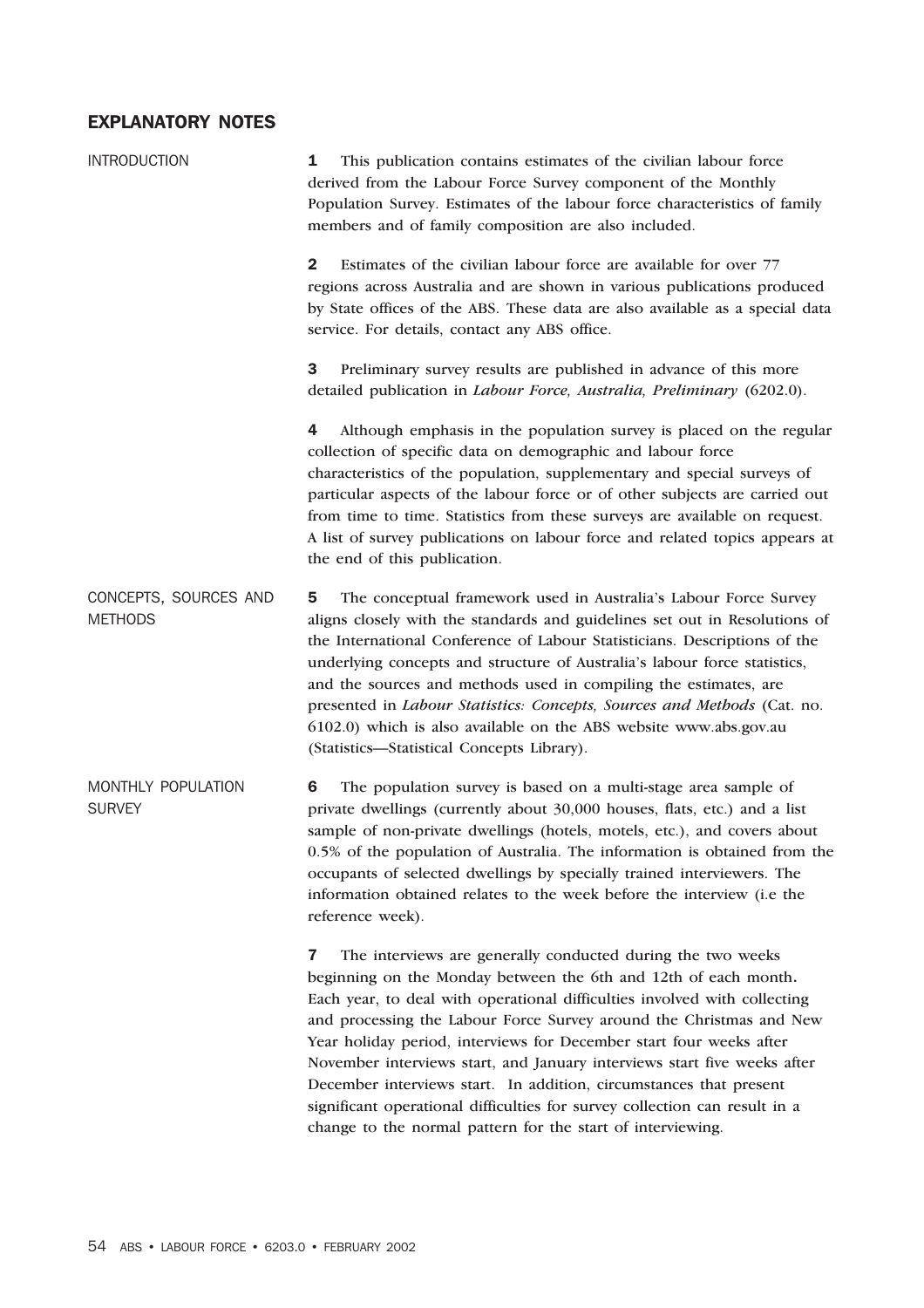## EXPLANATORY NOTES

### INTRODUCTION

**1** This publication contains estimates of the civilian labour force derived from the Labour Force Survey component of the Monthly Population Survey. Estimates of the labour force characteristics of family members and of family composition are also included.

**2** Estimates of the civilian labour force are available for over 77 regions across Australia and are shown in various publications produced by State offices of the ABS. These data are also available as a special data service. For details, contact any ABS office.

**3** Preliminary survey results are published in advance of this more detailed publication in *Labour Force, Australia, Preliminary* (6202.0).

**4** Although emphasis in the population survey is placed on the regular collection of specific data on demographic and labour force characteristics of the population, supplementary and special surveys of particular aspects of the labour force or of other subjects are carried out from time to time. Statistics from these surveys are available on request. A list of survey publications on labour force and related topics appears at the end of this publication.

### CONCEPTS, SOURCES AND METHODS

**5** The conceptual framework used in Australia's Labour Force Survey aligns closely with the standards and guidelines set out in Resolutions of the International Conference of Labour Statisticians. Descriptions of the underlying concepts and structure of Australia's labour force statistics, and the sources and methods used in compiling the estimates, are presented in *Labour Statistics: Concepts, Sources and Methods* (Cat. no. 6102.0) which is also available on the ABS website www.abs.gov.au (Statistics—Statistical Concepts Library).

### MONTHLY POPULATION SURVEY

**6** The population survey is based on a multi-stage area sample of private dwellings (currently about 30,000 houses, flats, etc.) and a list sample of non-private dwellings (hotels, motels, etc.), and covers about 0.5% of the population of Australia. The information is obtained from the occupants of selected dwellings by specially trained interviewers. The information obtained relates to the week before the interview (i.e the reference week).

**7** The interviews are generally conducted during the two weeks beginning on the Monday between the 6th and 12th of each month. Each year, to deal with operational difficulties involved with collecting and processing the Labour Force Survey around the Christmas and New Year holiday period, interviews for December start four weeks after November interviews start, and January interviews start five weeks after December interviews start. In addition, circumstances that present significant operational difficulties for survey collection can result in a change to the normal pattern for the start of interviewing.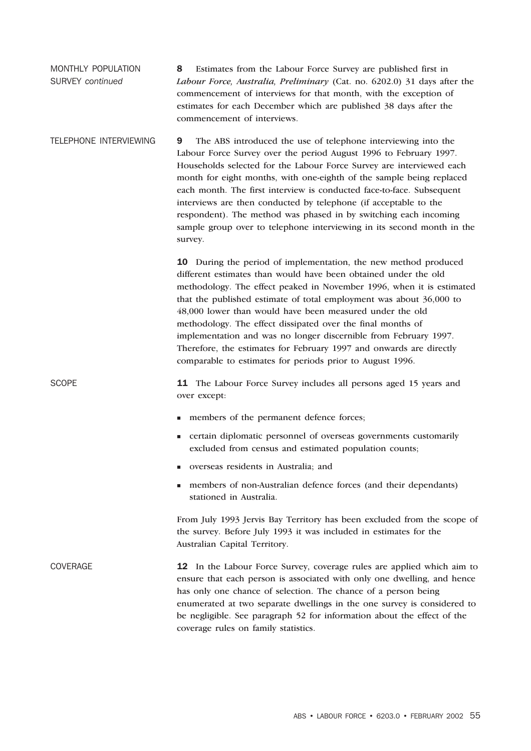## MONTHLY POPULATION SURVEY *continued*

**8** Estimates from the Labour Force Survey are published first in *Labour Force, Australia, Preliminary* (Cat. no. 6202.0) 31 days after the commencement of interviews for that month, with the exception of estimates for each December which are published 38 days after the commencement of interviews.

## TELEPHONE INTERVIEWING

**9** The ABS introduced the use of telephone interviewing into the Labour Force Survey over the period August 1996 to February 1997. Households selected for the Labour Force Survey are interviewed each month for eight months, with one-eighth of the sample being replaced each month. The first interview is conducted face-to-face. Subsequent interviews are then conducted by telephone (if acceptable to the respondent). The method was phased in by switching each incoming sample group over to telephone interviewing in its second month in the survey.

**10** During the period of implementation, the new method produced different estimates than would have been obtained under the old methodology. The effect peaked in November 1996, when it is estimated that the published estimate of total employment was about 36,000 to 48,000 lower than would have been measured under the old methodology. The effect dissipated over the final months of implementation and was no longer discernible from February 1997. Therefore, the estimates for February 1997 and onwards are directly comparable to estimates for periods prior to August 1996.

## SCOPE

**11** The Labour Force Survey includes all persons aged 15 years and over except:

- members of the permanent defence forces;
- certain diplomatic personnel of overseas governments customarily excluded from census and estimated population counts;
- overseas residents in Australia; and
- members of non-Australian defence forces (and their dependants) stationed in Australia.

From July 1993 Jervis Bay Territory has been excluded from the scope of the survey. Before July 1993 it was included in estimates for the Australian Capital Territory.

## COVERAGE

**12** In the Labour Force Survey, coverage rules are applied which aim to ensure that each person is associated with only one dwelling, and hence has only one chance of selection. The chance of a person being enumerated at two separate dwellings in the one survey is considered to be negligible. See paragraph 52 for information about the effect of the coverage rules on family statistics.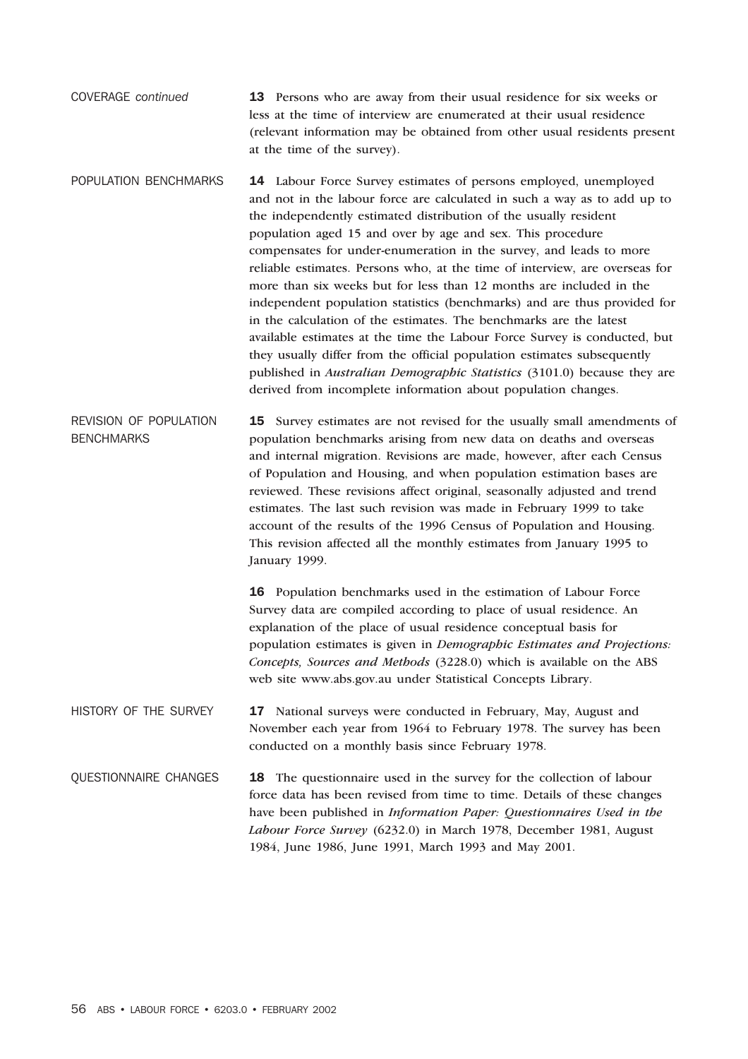## COVERAGE *continued*

**13** Persons who are away from their usual residence for six weeks or less at the time of interview are enumerated at their usual residence (relevant information may be obtained from other usual residents present at the time of the survey).

## POPULATION BENCHMARKS

**14** Labour Force Survey estimates of persons employed, unemployed and not in the labour force are calculated in such a way as to add up to the independently estimated distribution of the usually resident population aged 15 and over by age and sex. This procedure compensates for under-enumeration in the survey, and leads to more reliable estimates. Persons who, at the time of interview, are overseas for more than six weeks but for less than 12 months are included in the independent population statistics (benchmarks) and are thus provided for in the calculation of the estimates. The benchmarks are the latest available estimates at the time the Labour Force Survey is conducted, but they usually differ from the official population estimates subsequently published in *Australian Demographic Statistics* (3101.0) because they are derived from incomplete information about population changes.

## REVISION OF POPULATION BENCHMARKS

**15** Survey estimates are not revised for the usually small amendments of population benchmarks arising from new data on deaths and overseas and internal migration. Revisions are made, however, after each Census of Population and Housing, and when population estimation bases are reviewed. These revisions affect original, seasonally adjusted and trend estimates. The last such revision was made in February 1999 to take account of the results of the 1996 Census of Population and Housing. This revision affected all the monthly estimates from January 1995 to January 1999.

**16** Population benchmarks used in the estimation of Labour Force Survey data are compiled according to place of usual residence. An explanation of the place of usual residence conceptual basis for population estimates is given in *Demographic Estimates and Projections: Concepts, Sources and Methods* (3228.0) which is available on the ABS web site www.abs.gov.au under Statistical Concepts Library.

## HISTORY OF THE SURVEY

**17** National surveys were conducted in February, May, August and November each year from 1964 to February 1978. The survey has been conducted on a monthly basis since February 1978.

## QUESTIONNAIRE CHANGES

**18** The questionnaire used in the survey for the collection of labour force data has been revised from time to time. Details of these changes have been published in *Information Paper: Questionnaires Used in the Labour Force Survey* (6232.0) in March 1978, December 1981, August 1984, June 1986, June 1991, March 1993 and May 2001.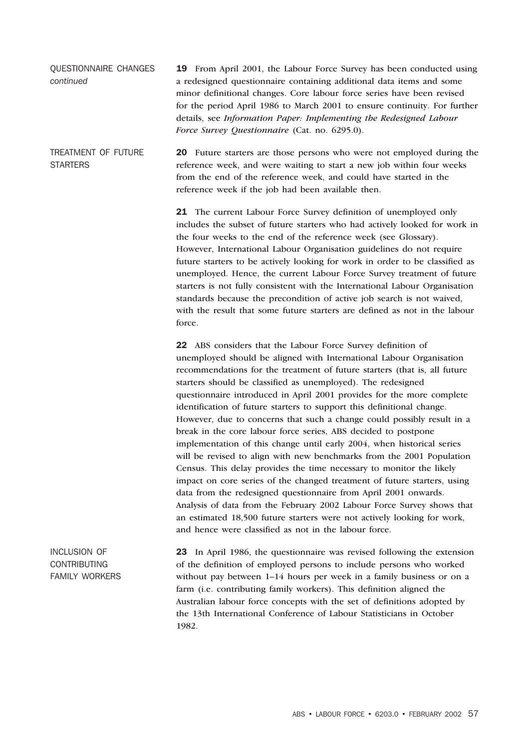QUESTIONNAIRE CHANGES *continued*

**19** From April 2001, the Labour Force Survey has been conducted using a redesigned questionnaire containing additional data items and some minor definitional changes. Core labour force series have been revised for the period April 1986 to March 2001 to ensure continuity. For further details, see *Information Paper: Implementing the Redesigned Labour Force Survey Questionnaire* (Cat. no. 6295.0).

TREATMENT OF FUTURE STARTERS

**20** Future starters are those persons who were not employed during the reference week, and were waiting to start a new job within four weeks from the end of the reference week, and could have started in the reference week if the job had been available then.

**21** The current Labour Force Survey definition of unemployed only includes the subset of future starters who had actively looked for work in the four weeks to the end of the reference week (see Glossary). However, International Labour Organisation guidelines do not require future starters to be actively looking for work in order to be classified as unemployed. Hence, the current Labour Force Survey treatment of future starters is not fully consistent with the International Labour Organisation standards because the precondition of active job search is not waived, with the result that some future starters are defined as not in the labour force.

**22** ABS considers that the Labour Force Survey definition of unemployed should be aligned with International Labour Organisation recommendations for the treatment of future starters (that is, all future starters should be classified as unemployed). The redesigned questionnaire introduced in April 2001 provides for the more complete identification of future starters to support this definitional change. However, due to concerns that such a change could possibly result in a break in the core labour force series, ABS decided to postpone implementation of this change until early 2004, when historical series will be revised to align with new benchmarks from the 2001 Population Census. This delay provides the time necessary to monitor the likely impact on core series of the changed treatment of future starters, using data from the redesigned questionnaire from April 2001 onwards. Analysis of data from the February 2002 Labour Force Survey shows that an estimated 18,500 future starters were not actively looking for work, and hence were classified as not in the labour force.

INCLUSION OF CONTRIBUTING FAMILY WORKERS

**23** In April 1986, the questionnaire was revised following the extension of the definition of employed persons to include persons who worked without pay between 1–14 hours per week in a family business or on a farm (i.e. contributing family workers). This definition aligned the Australian labour force concepts with the set of definitions adopted by the 13th International Conference of Labour Statisticians in October 1982.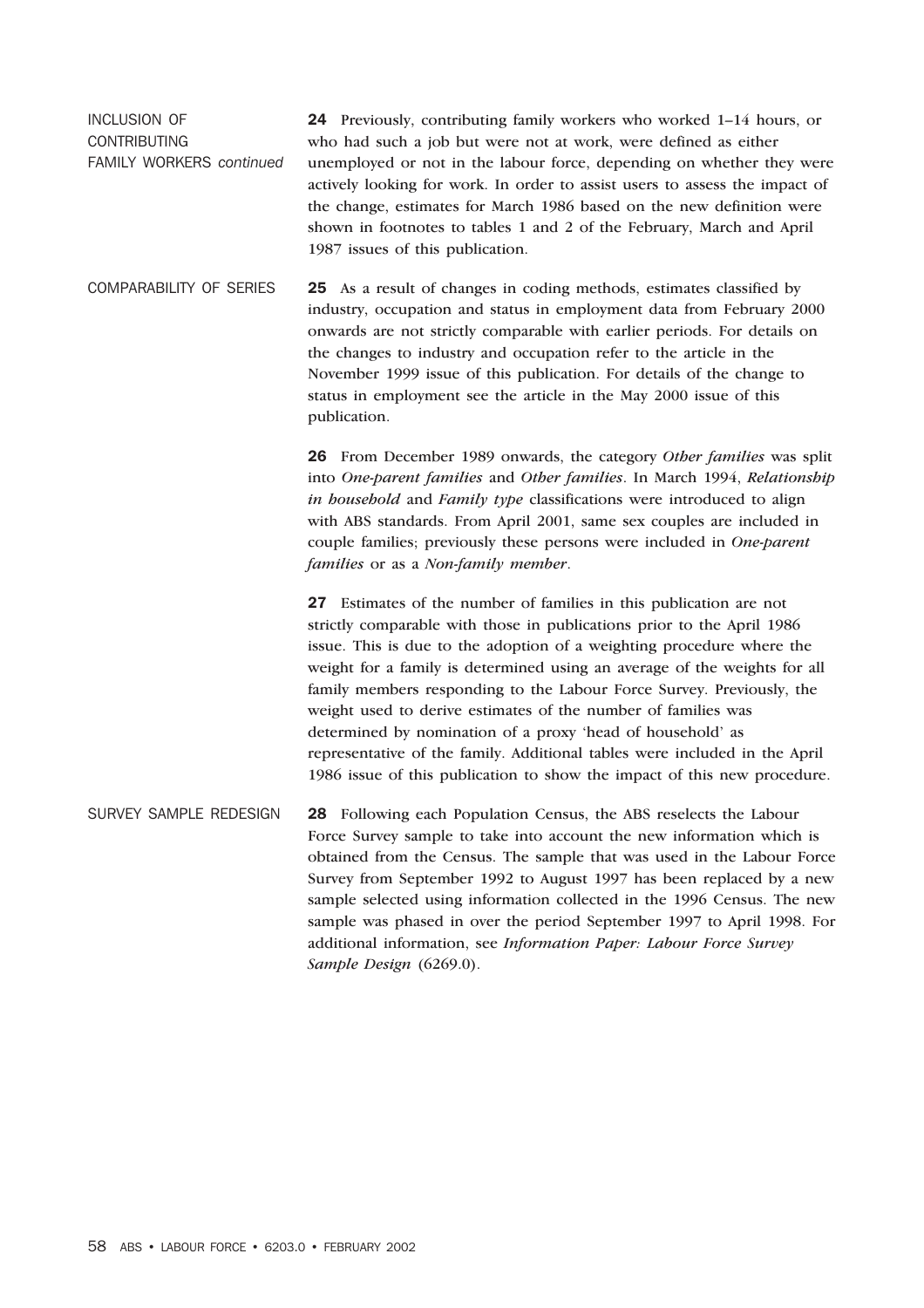## INCLUSION OF CONTRIBUTING FAMILY WORKERS *continued*

**24** Previously, contributing family workers who worked 1–14 hours, or who had such a job but were not at work, were defined as either unemployed or not in the labour force, depending on whether they were actively looking for work. In order to assist users to assess the impact of the change, estimates for March 1986 based on the new definition were shown in footnotes to tables 1 and 2 of the February, March and April 1987 issues of this publication.

## COMPARABILITY OF SERIES

**25** As a result of changes in coding methods, estimates classified by industry, occupation and status in employment data from February 2000 onwards are not strictly comparable with earlier periods. For details on the changes to industry and occupation refer to the article in the November 1999 issue of this publication. For details of the change to status in employment see the article in the May 2000 issue of this publication.

**26** From December 1989 onwards, the category *Other families* was split into *One-parent families* and *Other families*. In March 1994, ***Relationship in household*** and *Family type* classifications were introduced to align with ABS standards. From April 2001, same sex couples are included in couple families; previously these persons were included in *One-parent families* or as a *Non-family member*.

**27** Estimates of the number of families in this publication are not strictly comparable with those in publications prior to the April 1986 issue. This is due to the adoption of a weighting procedure where the weight for a family is determined using an average of the weights for all family members responding to the Labour Force Survey. Previously, the weight used to derive estimates of the number of families was determined by nomination of a proxy 'head of household' as representative of the family. Additional tables were included in the April 1986 issue of this publication to show the impact of this new procedure.

## SURVEY SAMPLE REDESIGN

**28** Following each Population Census, the ABS reselects the Labour Force Survey sample to take into account the new information which is obtained from the Census. The sample that was used in the Labour Force Survey from September 1992 to August 1997 has been replaced by a new sample selected using information collected in the 1996 Census. The new sample was phased in over the period September 1997 to April 1998. For additional information, see *Information Paper: Labour Force Survey Sample Design* (6269.0).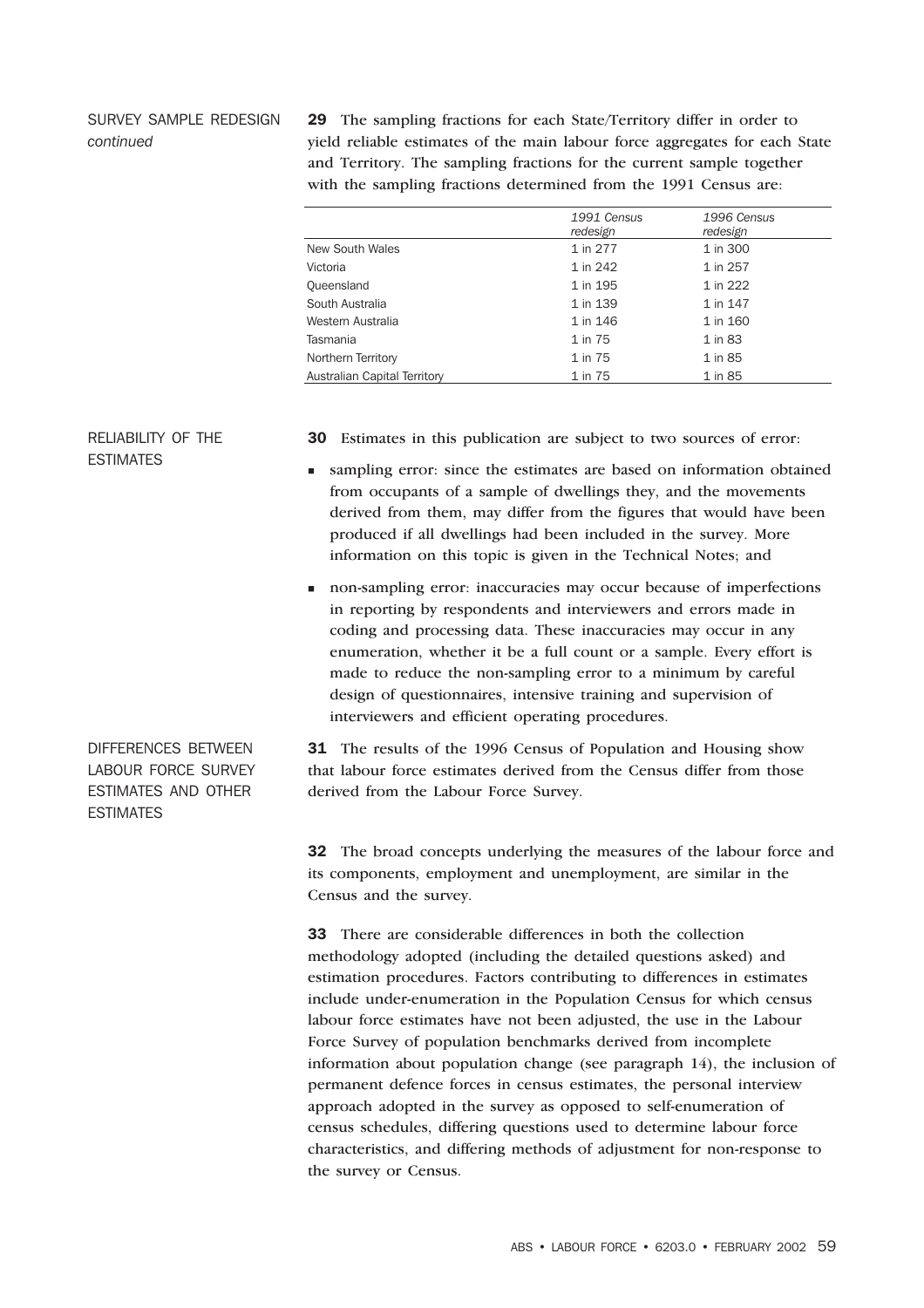## SURVEY SAMPLE REDESIGN *continued*

**29** The sampling fractions for each State/Territory differ in order to yield reliable estimates of the main labour force aggregates for each State and Territory. The sampling fractions for the current sample together with the sampling fractions determined from the 1991 Census are:

| | *1991 Census redesign* | *1996 Census redesign* |
|---|---|---|
| New South Wales | 1 in 277 | 1 in 300 |
| Victoria | 1 in 242 | 1 in 257 |
| Queensland | 1 in 195 | 1 in 222 |
| South Australia | 1 in 139 | 1 in 147 |
| Western Australia | 1 in 146 | 1 in 160 |
| Tasmania | 1 in 75 | 1 in 83 |
| Northern Territory | 1 in 75 | 1 in 85 |
| Australian Capital Territory | 1 in 75 | 1 in 85 |

## RELIABILITY OF THE ESTIMATES

**30** Estimates in this publication are subject to two sources of error:

- sampling error: since the estimates are based on information obtained from occupants of a sample of dwellings they, and the movements derived from them, may differ from the figures that would have been produced if all dwellings had been included in the survey. More information on this topic is given in the Technical Notes; and
- non-sampling error: inaccuracies may occur because of imperfections in reporting by respondents and interviewers and errors made in coding and processing data. These inaccuracies may occur in any enumeration, whether it be a full count or a sample. Every effort is made to reduce the non-sampling error to a minimum by careful design of questionnaires, intensive training and supervision of interviewers and efficient operating procedures.

## DIFFERENCES BETWEEN LABOUR FORCE SURVEY ESTIMATES AND OTHER ESTIMATES

**31** The results of the 1996 Census of Population and Housing show that labour force estimates derived from the Census differ from those derived from the Labour Force Survey.

**32** The broad concepts underlying the measures of the labour force and its components, employment and unemployment, are similar in the Census and the survey.

**33** There are considerable differences in both the collection methodology adopted (including the detailed questions asked) and estimation procedures. Factors contributing to differences in estimates include under-enumeration in the Population Census for which census labour force estimates have not been adjusted, the use in the Labour Force Survey of population benchmarks derived from incomplete information about population change (see paragraph 14), the inclusion of permanent defence forces in census estimates, the personal interview approach adopted in the survey as opposed to self-enumeration of census schedules, differing questions used to determine labour force characteristics, and differing methods of adjustment for non-response to the survey or Census.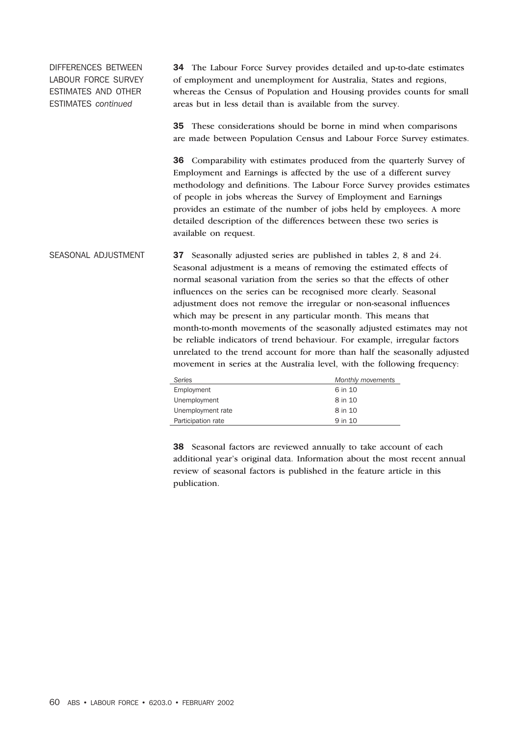## DIFFERENCES BETWEEN LABOUR FORCE SURVEY ESTIMATES AND OTHER ESTIMATES *continued*

**34** The Labour Force Survey provides detailed and up-to-date estimates of employment and unemployment for Australia, States and regions, whereas the Census of Population and Housing provides counts for small areas but in less detail than is available from the survey.

**35** These considerations should be borne in mind when comparisons are made between Population Census and Labour Force Survey estimates.

**36** Comparability with estimates produced from the quarterly Survey of Employment and Earnings is affected by the use of a different survey methodology and definitions. The Labour Force Survey provides estimates of people in jobs whereas the Survey of Employment and Earnings provides an estimate of the number of jobs held by employees. A more detailed description of the differences between these two series is available on request.

## SEASONAL ADJUSTMENT

**37** Seasonally adjusted series are published in tables 2, 8 and 24. Seasonal adjustment is a means of removing the estimated effects of normal seasonal variation from the series so that the effects of other influences on the series can be recognised more clearly. Seasonal adjustment does not remove the irregular or non-seasonal influences which may be present in any particular month. This means that month-to-month movements of the seasonally adjusted estimates may not be reliable indicators of trend behaviour. For example, irregular factors unrelated to the trend account for more than half the seasonally adjusted movement in series at the Australia level, with the following frequency:

| *Series* | *Monthly movements* |
|---|---|
| Employment | 6 in 10 |
| Unemployment | 8 in 10 |
| Unemployment rate | 8 in 10 |
| Participation rate | 9 in 10 |

**38** Seasonal factors are reviewed annually to take account of each additional year's original data. Information about the most recent annual review of seasonal factors is published in the feature article in this publication.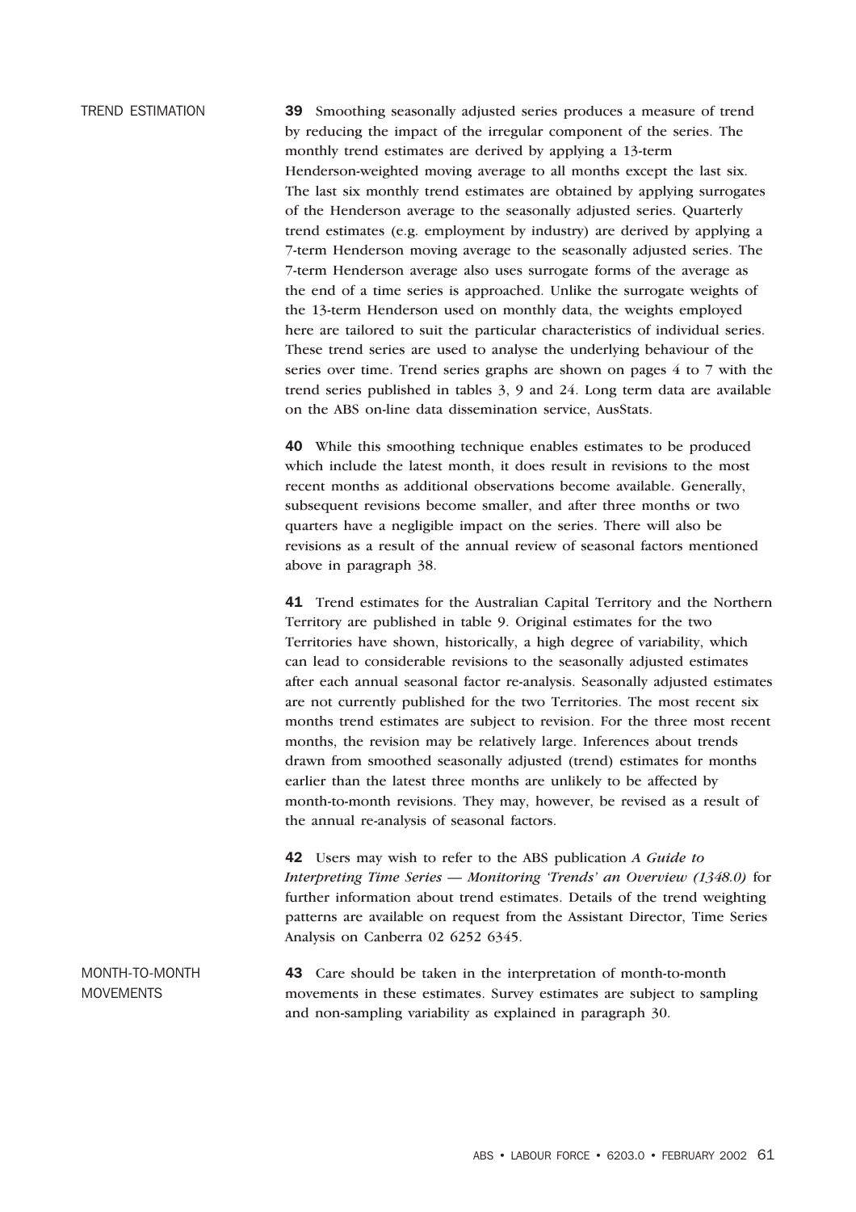## TREND ESTIMATION

**39** Smoothing seasonally adjusted series produces a measure of trend by reducing the impact of the irregular component of the series. The monthly trend estimates are derived by applying a 13-term Henderson-weighted moving average to all months except the last six. The last six monthly trend estimates are obtained by applying surrogates of the Henderson average to the seasonally adjusted series. Quarterly trend estimates (e.g. employment by industry) are derived by applying a 7-term Henderson moving average to the seasonally adjusted series. The 7-term Henderson average also uses surrogate forms of the average as the end of a time series is approached. Unlike the surrogate weights of the 13-term Henderson used on monthly data, the weights employed here are tailored to suit the particular characteristics of individual series. These trend series are used to analyse the underlying behaviour of the series over time. Trend series graphs are shown on pages 4 to 7 with the trend series published in tables 3, 9 and 24. Long term data are available on the ABS on-line data dissemination service, AusStats.

**40** While this smoothing technique enables estimates to be produced which include the latest month, it does result in revisions to the most recent months as additional observations become available. Generally, subsequent revisions become smaller, and after three months or two quarters have a negligible impact on the series. There will also be revisions as a result of the annual review of seasonal factors mentioned above in paragraph 38.

**41** Trend estimates for the Australian Capital Territory and the Northern Territory are published in table 9. Original estimates for the two Territories have shown, historically, a high degree of variability, which can lead to considerable revisions to the seasonally adjusted estimates after each annual seasonal factor re-analysis. Seasonally adjusted estimates are not currently published for the two Territories. The most recent six months trend estimates are subject to revision. For the three most recent months, the revision may be relatively large. Inferences about trends drawn from smoothed seasonally adjusted (trend) estimates for months earlier than the latest three months are unlikely to be affected by month-to-month revisions. They may, however, be revised as a result of the annual re-analysis of seasonal factors.

**42** Users may wish to refer to the ABS publication *A Guide to Interpreting Time Series — Monitoring 'Trends' an Overview (1348.0)* for further information about trend estimates. Details of the trend weighting patterns are available on request from the Assistant Director, Time Series Analysis on Canberra 02 6252 6345.

## MONTH-TO-MONTH MOVEMENTS

**43** Care should be taken in the interpretation of month-to-month movements in these estimates. Survey estimates are subject to sampling and non-sampling variability as explained in paragraph 30.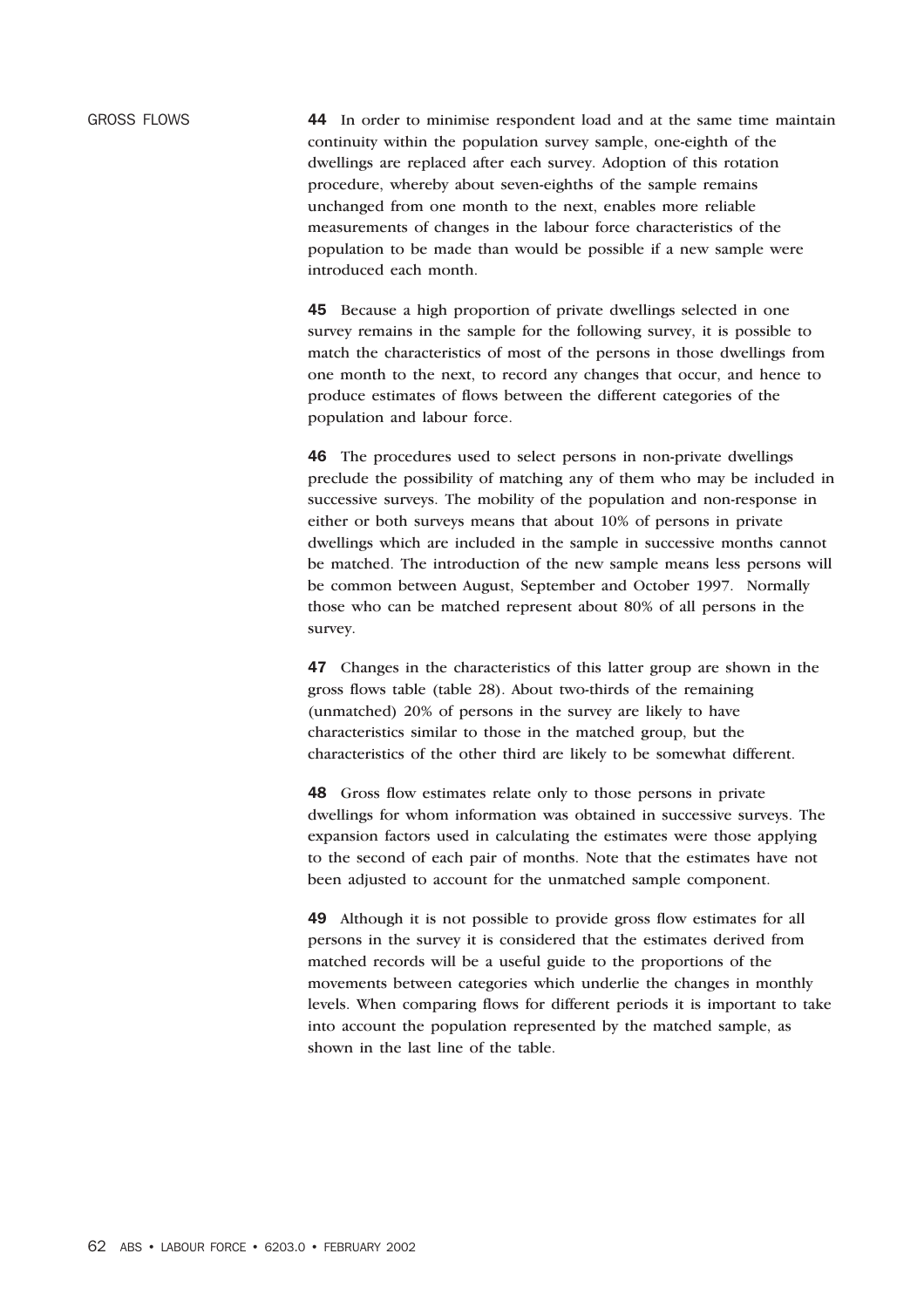## GROSS FLOWS

**44** In order to minimise respondent load and at the same time maintain continuity within the population survey sample, one-eighth of the dwellings are replaced after each survey. Adoption of this rotation procedure, whereby about seven-eighths of the sample remains unchanged from one month to the next, enables more reliable measurements of changes in the labour force characteristics of the population to be made than would be possible if a new sample were introduced each month.

**45** Because a high proportion of private dwellings selected in one survey remains in the sample for the following survey, it is possible to match the characteristics of most of the persons in those dwellings from one month to the next, to record any changes that occur, and hence to produce estimates of flows between the different categories of the population and labour force.

**46** The procedures used to select persons in non-private dwellings preclude the possibility of matching any of them who may be included in successive surveys. The mobility of the population and non-response in either or both surveys means that about 10% of persons in private dwellings which are included in the sample in successive months cannot be matched. The introduction of the new sample means less persons will be common between August, September and October 1997. Normally those who can be matched represent about 80% of all persons in the survey.

**47** Changes in the characteristics of this latter group are shown in the gross flows table (table 28). About two-thirds of the remaining (unmatched) 20% of persons in the survey are likely to have characteristics similar to those in the matched group, but the characteristics of the other third are likely to be somewhat different.

**48** Gross flow estimates relate only to those persons in private dwellings for whom information was obtained in successive surveys. The expansion factors used in calculating the estimates were those applying to the second of each pair of months. Note that the estimates have not been adjusted to account for the unmatched sample component.

**49** Although it is not possible to provide gross flow estimates for all persons in the survey it is considered that the estimates derived from matched records will be a useful guide to the proportions of the movements between categories which underlie the changes in monthly levels. When comparing flows for different periods it is important to take into account the population represented by the matched sample, as shown in the last line of the table.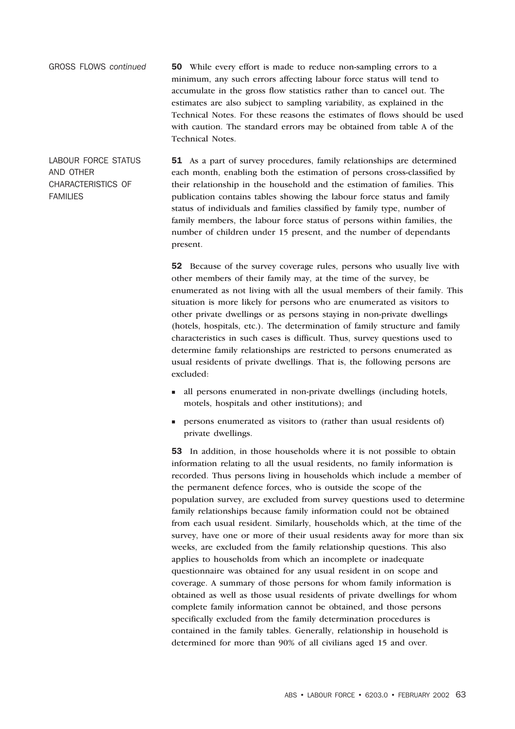GROSS FLOWS *continued*

**50** While every effort is made to reduce non-sampling errors to a minimum, any such errors affecting labour force status will tend to accumulate in the gross flow statistics rather than to cancel out. The estimates are also subject to sampling variability, as explained in the Technical Notes. For these reasons the estimates of flows should be used with caution. The standard errors may be obtained from table A of the Technical Notes.

## LABOUR FORCE STATUS AND OTHER CHARACTERISTICS OF FAMILIES

**51** As a part of survey procedures, family relationships are determined each month, enabling both the estimation of persons cross-classified by their relationship in the household and the estimation of families. This publication contains tables showing the labour force status and family status of individuals and families classified by family type, number of family members, the labour force status of persons within families, the number of children under 15 present, and the number of dependants present.

**52** Because of the survey coverage rules, persons who usually live with other members of their family may, at the time of the survey, be enumerated as not living with all the usual members of their family. This situation is more likely for persons who are enumerated as visitors to other private dwellings or as persons staying in non-private dwellings (hotels, hospitals, etc.). The determination of family structure and family characteristics in such cases is difficult. Thus, survey questions used to determine family relationships are restricted to persons enumerated as usual residents of private dwellings. That is, the following persons are excluded:

- all persons enumerated in non-private dwellings (including hotels, motels, hospitals and other institutions); and
- persons enumerated as visitors to (rather than usual residents of) private dwellings.

**53** In addition, in those households where it is not possible to obtain information relating to all the usual residents, no family information is recorded. Thus persons living in households which include a member of the permanent defence forces, who is outside the scope of the population survey, are excluded from survey questions used to determine family relationships because family information could not be obtained from each usual resident. Similarly, households which, at the time of the survey, have one or more of their usual residents away for more than six weeks, are excluded from the family relationship questions. This also applies to households from which an incomplete or inadequate questionnaire was obtained for any usual resident in on scope and coverage. A summary of those persons for whom family information is obtained as well as those usual residents of private dwellings for whom complete family information cannot be obtained, and those persons specifically excluded from the family determination procedures is contained in the family tables. Generally, relationship in household is determined for more than 90% of all civilians aged 15 and over.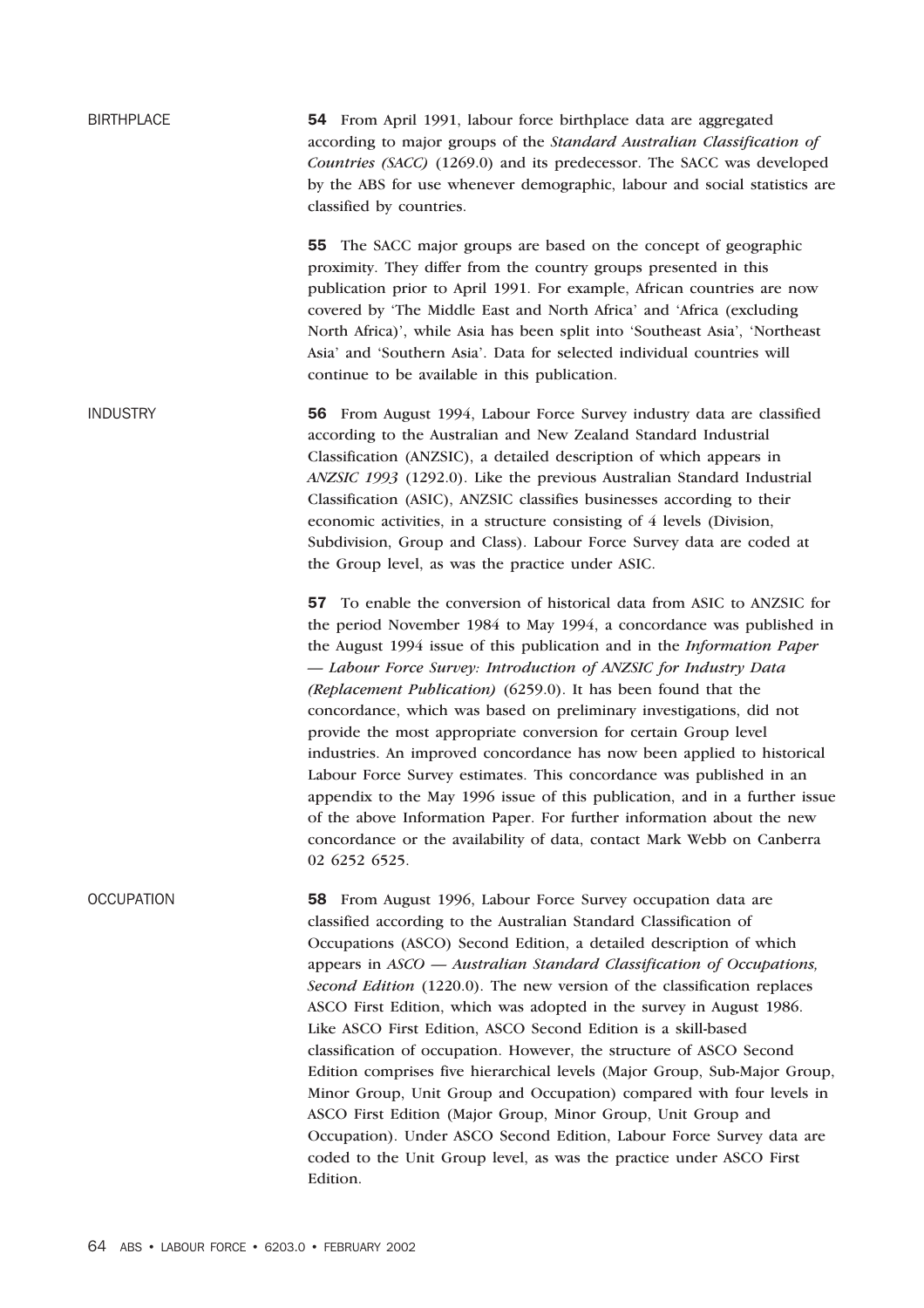## BIRTHPLACE

**54** From April 1991, labour force birthplace data are aggregated according to major groups of the *Standard Australian Classification of Countries (SACC)* (1269.0) and its predecessor. The SACC was developed by the ABS for use whenever demographic, labour and social statistics are classified by countries.

**55** The SACC major groups are based on the concept of geographic proximity. They differ from the country groups presented in this publication prior to April 1991. For example, African countries are now covered by 'The Middle East and North Africa' and 'Africa (excluding North Africa)', while Asia has been split into 'Southeast Asia', 'Northeast Asia' and 'Southern Asia'. Data for selected individual countries will continue to be available in this publication.

## INDUSTRY

**56** From August 1994, Labour Force Survey industry data are classified according to the Australian and New Zealand Standard Industrial Classification (ANZSIC), a detailed description of which appears in *ANZSIC 1993* (1292.0). Like the previous Australian Standard Industrial Classification (ASIC), ANZSIC classifies businesses according to their economic activities, in a structure consisting of 4 levels (Division, Subdivision, Group and Class). Labour Force Survey data are coded at the Group level, as was the practice under ASIC.

**57** To enable the conversion of historical data from ASIC to ANZSIC for the period November 1984 to May 1994, a concordance was published in the August 1994 issue of this publication and in the *Information Paper — Labour Force Survey: Introduction of ANZSIC for Industry Data (Replacement Publication)* (6259.0). It has been found that the concordance, which was based on preliminary investigations, did not provide the most appropriate conversion for certain Group level industries. An improved concordance has now been applied to historical Labour Force Survey estimates. This concordance was published in an appendix to the May 1996 issue of this publication, and in a further issue of the above Information Paper. For further information about the new concordance or the availability of data, contact Mark Webb on Canberra 02 6252 6525.

## OCCUPATION

**58** From August 1996, Labour Force Survey occupation data are classified according to the Australian Standard Classification of Occupations (ASCO) Second Edition, a detailed description of which appears in *ASCO — Australian Standard Classification of Occupations, Second Edition* (1220.0). The new version of the classification replaces ASCO First Edition, which was adopted in the survey in August 1986. Like ASCO First Edition, ASCO Second Edition is a skill-based classification of occupation. However, the structure of ASCO Second Edition comprises five hierarchical levels (Major Group, Sub-Major Group, Minor Group, Unit Group and Occupation) compared with four levels in ASCO First Edition (Major Group, Minor Group, Unit Group and Occupation). Under ASCO Second Edition, Labour Force Survey data are coded to the Unit Group level, as was the practice under ASCO First Edition.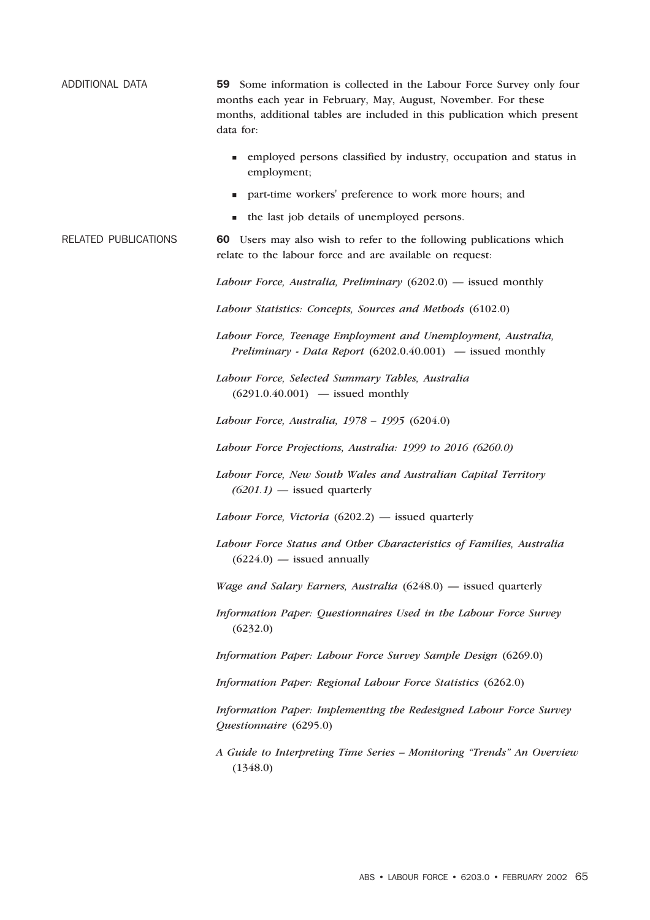## ADDITIONAL DATA

**59** Some information is collected in the Labour Force Survey only four months each year in February, May, August, November. For these months, additional tables are included in this publication which present data for:

- employed persons classified by industry, occupation and status in employment;
- part-time workers' preference to work more hours; and
- the last job details of unemployed persons.

## RELATED PUBLICATIONS

**60** Users may also wish to refer to the following publications which relate to the labour force and are available on request:

*Labour Force, Australia, Preliminary* (6202.0) — issued monthly

*Labour Statistics: Concepts, Sources and Methods* (6102.0)

*Labour Force, Teenage Employment and Unemployment, Australia, Preliminary - Data Report* (6202.0.40.001) — issued monthly

*Labour Force, Selected Summary Tables, Australia* (6291.0.40.001) — issued monthly

*Labour Force, Australia, 1978 – 1995* (6204.0)

*Labour Force Projections, Australia: 1999 to 2016 (6260.0)*

*Labour Force, New South Wales and Australian Capital Territory (6201.1)* — issued quarterly

*Labour Force, Victoria* (6202.2) — issued quarterly

*Labour Force Status and Other Characteristics of Families, Australia* (6224.0) — issued annually

*Wage and Salary Earners, Australia* (6248.0) — issued quarterly

*Information Paper: Questionnaires Used in the Labour Force Survey* (6232.0)

*Information Paper: Labour Force Survey Sample Design* (6269.0)

*Information Paper: Regional Labour Force Statistics* (6262.0)

*Information Paper: Implementing the Redesigned Labour Force Survey Questionnaire* (6295.0)

*A Guide to Interpreting Time Series – Monitoring "Trends" An Overview* (1348.0)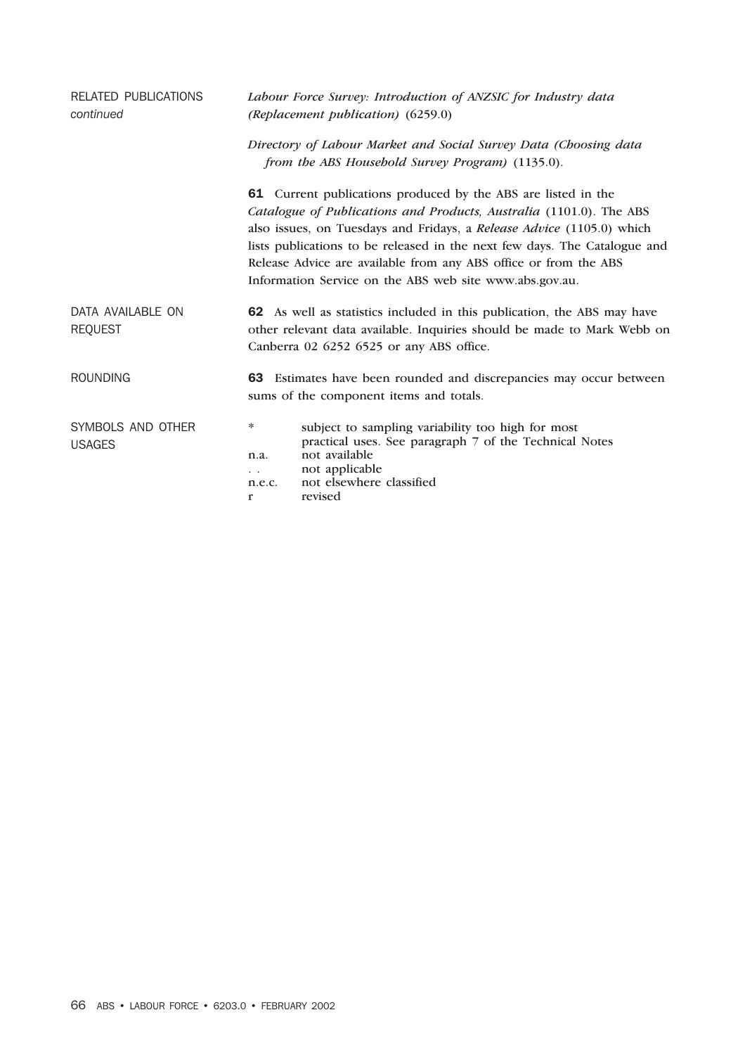## RELATED PUBLICATIONS *continued*

*Labour Force Survey: Introduction of ANZSIC for Industry data (Replacement publication)* (6259.0)

*Directory of Labour Market and Social Survey Data (Choosing data from the ABS Household Survey Program)* (1135.0).

**61** Current publications produced by the ABS are listed in the *Catalogue of Publications and Products, Australia* (1101.0). The ABS also issues, on Tuesdays and Fridays, a *Release Advice* (1105.0) which lists publications to be released in the next few days. The Catalogue and Release Advice are available from any ABS office or from the ABS Information Service on the ABS web site www.abs.gov.au.

## DATA AVAILABLE ON REQUEST

**62** As well as statistics included in this publication, the ABS may have other relevant data available. Inquiries should be made to Mark Webb on Canberra 02 6252 6525 or any ABS office.

## ROUNDING

**63** Estimates have been rounded and discrepancies may occur between sums of the component items and totals.

## SYMBOLS AND OTHER USAGES

| | |
|---|---|
| * | subject to sampling variability too high for most practical uses. See paragraph 7 of the Technical Notes |
| n.a. | not available |
| . . | not applicable |
| n.e.c. | not elsewhere classified |
| r | revised |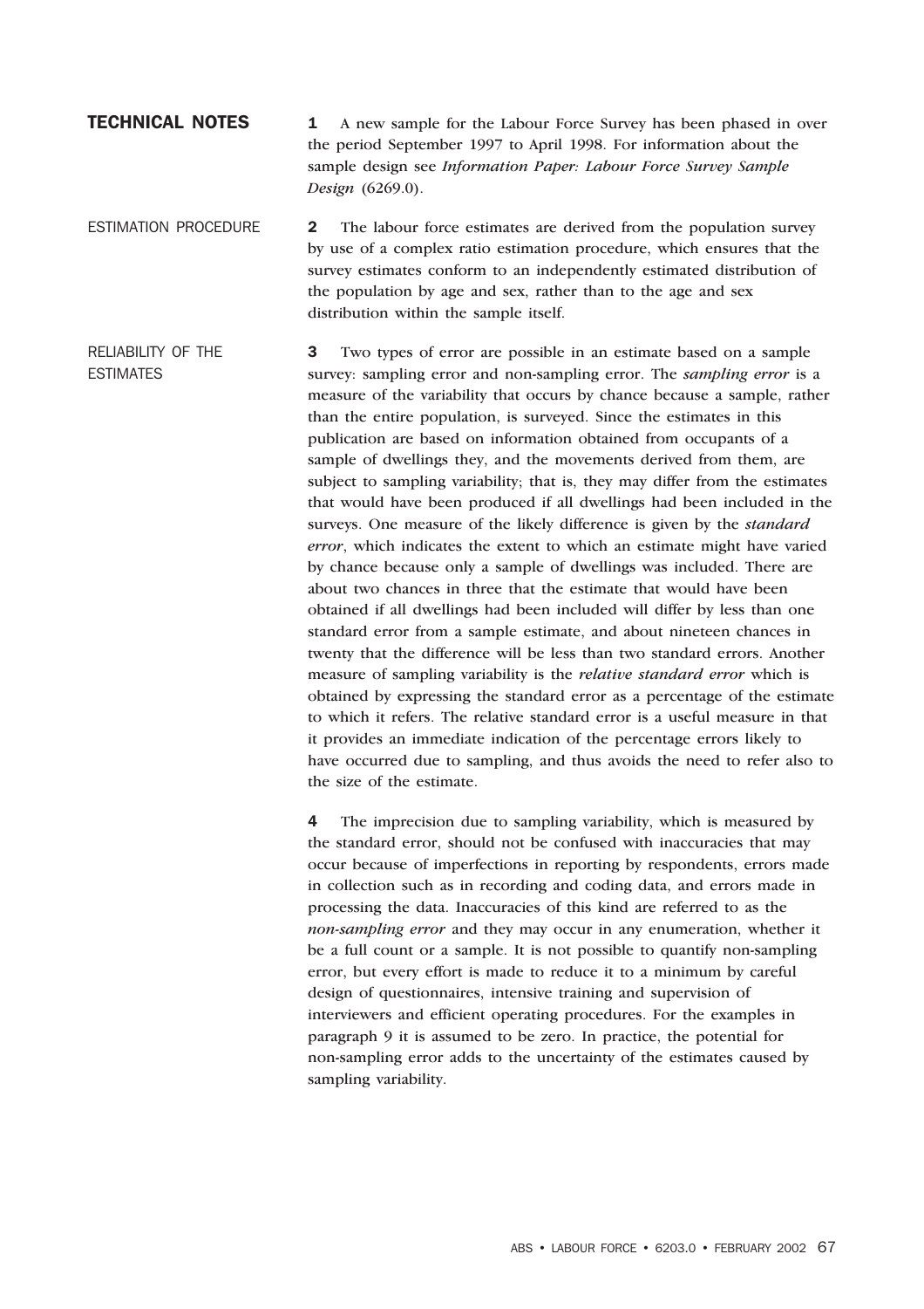## TECHNICAL NOTES

**1** A new sample for the Labour Force Survey has been phased in over the period September 1997 to April 1998. For information about the sample design see *Information Paper: Labour Force Survey Sample Design* (6269.0).

### ESTIMATION PROCEDURE

**2** The labour force estimates are derived from the population survey by use of a complex ratio estimation procedure, which ensures that the survey estimates conform to an independently estimated distribution of the population by age and sex, rather than to the age and sex distribution within the sample itself.

### RELIABILITY OF THE ESTIMATES

**3** Two types of error are possible in an estimate based on a sample survey: sampling error and non-sampling error. The *sampling error* is a measure of the variability that occurs by chance because a sample, rather than the entire population, is surveyed. Since the estimates in this publication are based on information obtained from occupants of a sample of dwellings they, and the movements derived from them, are subject to sampling variability; that is, they may differ from the estimates that would have been produced if all dwellings had been included in the surveys. One measure of the likely difference is given by the *standard error*, which indicates the extent to which an estimate might have varied by chance because only a sample of dwellings was included. There are about two chances in three that the estimate that would have been obtained if all dwellings had been included will differ by less than one standard error from a sample estimate, and about nineteen chances in twenty that the difference will be less than two standard errors. Another measure of sampling variability is the *relative standard error* which is obtained by expressing the standard error as a percentage of the estimate to which it refers. The relative standard error is a useful measure in that it provides an immediate indication of the percentage errors likely to have occurred due to sampling, and thus avoids the need to refer also to the size of the estimate.

**4** The imprecision due to sampling variability, which is measured by the standard error, should not be confused with inaccuracies that may occur because of imperfections in reporting by respondents, errors made in collection such as in recording and coding data, and errors made in processing the data. Inaccuracies of this kind are referred to as the *non-sampling error* and they may occur in any enumeration, whether it be a full count or a sample. It is not possible to quantify non-sampling error, but every effort is made to reduce it to a minimum by careful design of questionnaires, intensive training and supervision of interviewers and efficient operating procedures. For the examples in paragraph 9 it is assumed to be zero. In practice, the potential for non-sampling error adds to the uncertainty of the estimates caused by sampling variability.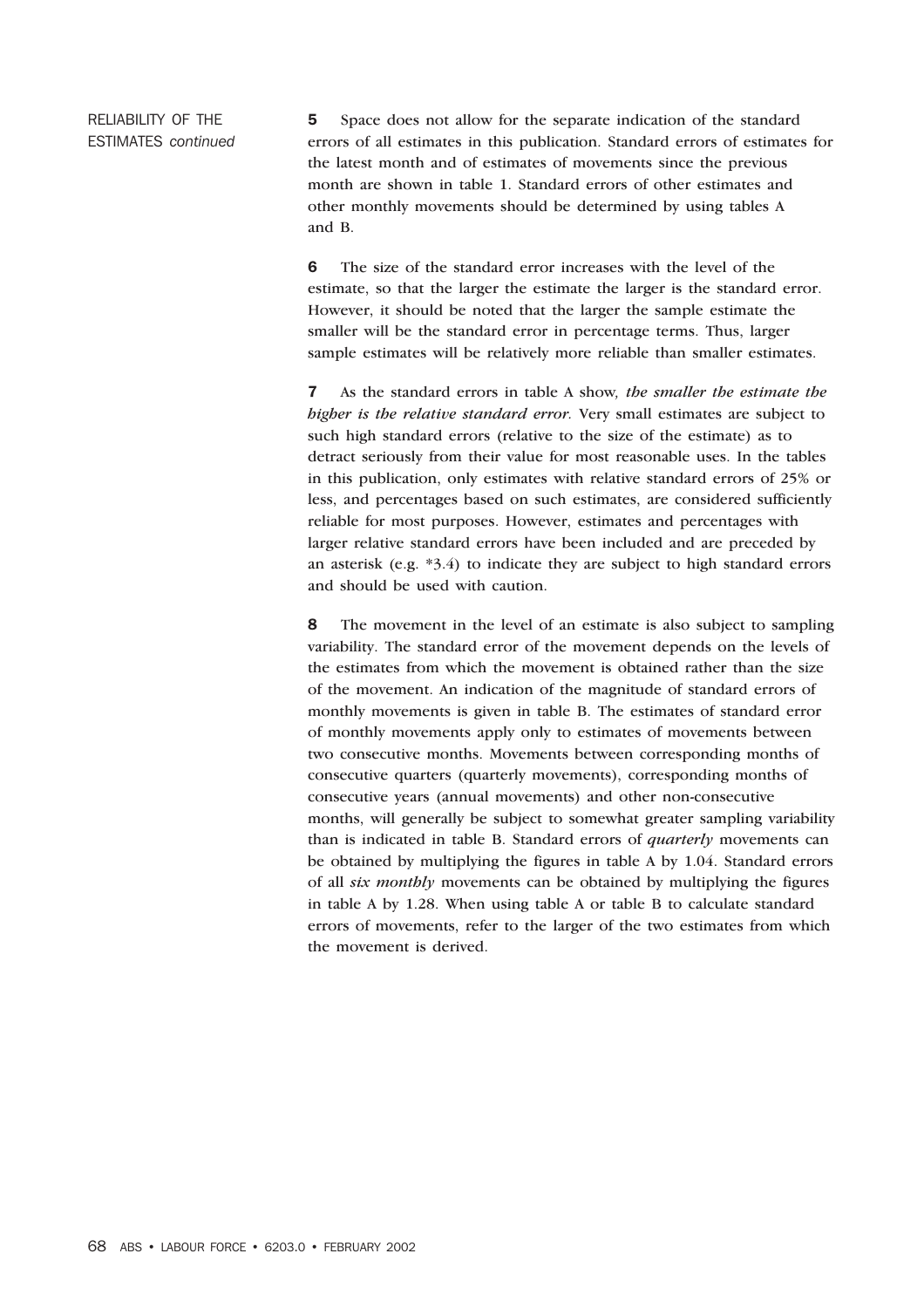RELIABILITY OF THE ESTIMATES *continued*

**5** Space does not allow for the separate indication of the standard errors of all estimates in this publication. Standard errors of estimates for the latest month and of estimates of movements since the previous month are shown in table 1. Standard errors of other estimates and other monthly movements should be determined by using tables A and B.

**6** The size of the standard error increases with the level of the estimate, so that the larger the estimate the larger is the standard error. However, it should be noted that the larger the sample estimate the smaller will be the standard error in percentage terms. Thus, larger sample estimates will be relatively more reliable than smaller estimates.

**7** As the standard errors in table A show, ***the smaller the estimate the higher is the relative standard error***. Very small estimates are subject to such high standard errors (relative to the size of the estimate) as to detract seriously from their value for most reasonable uses. In the tables in this publication, only estimates with relative standard errors of 25% or less, and percentages based on such estimates, are considered sufficiently reliable for most purposes. However, estimates and percentages with larger relative standard errors have been included and are preceded by an asterisk (e.g. *3.4) to indicate they are subject to high standard errors and should be used with caution.

**8** The movement in the level of an estimate is also subject to sampling variability. The standard error of the movement depends on the levels of the estimates from which the movement is obtained rather than the size of the movement. An indication of the magnitude of standard errors of monthly movements is given in table B. The estimates of standard error of monthly movements apply only to estimates of movements between two consecutive months. Movements between corresponding months of consecutive quarters (quarterly movements), corresponding months of consecutive years (annual movements) and other non-consecutive months, will generally be subject to somewhat greater sampling variability than is indicated in table B. Standard errors of ***quarterly*** movements can be obtained by multiplying the figures in table A by 1.04. Standard errors of all ***six monthly*** movements can be obtained by multiplying the figures in table A by 1.28. When using table A or table B to calculate standard errors of movements, refer to the larger of the two estimates from which the movement is derived.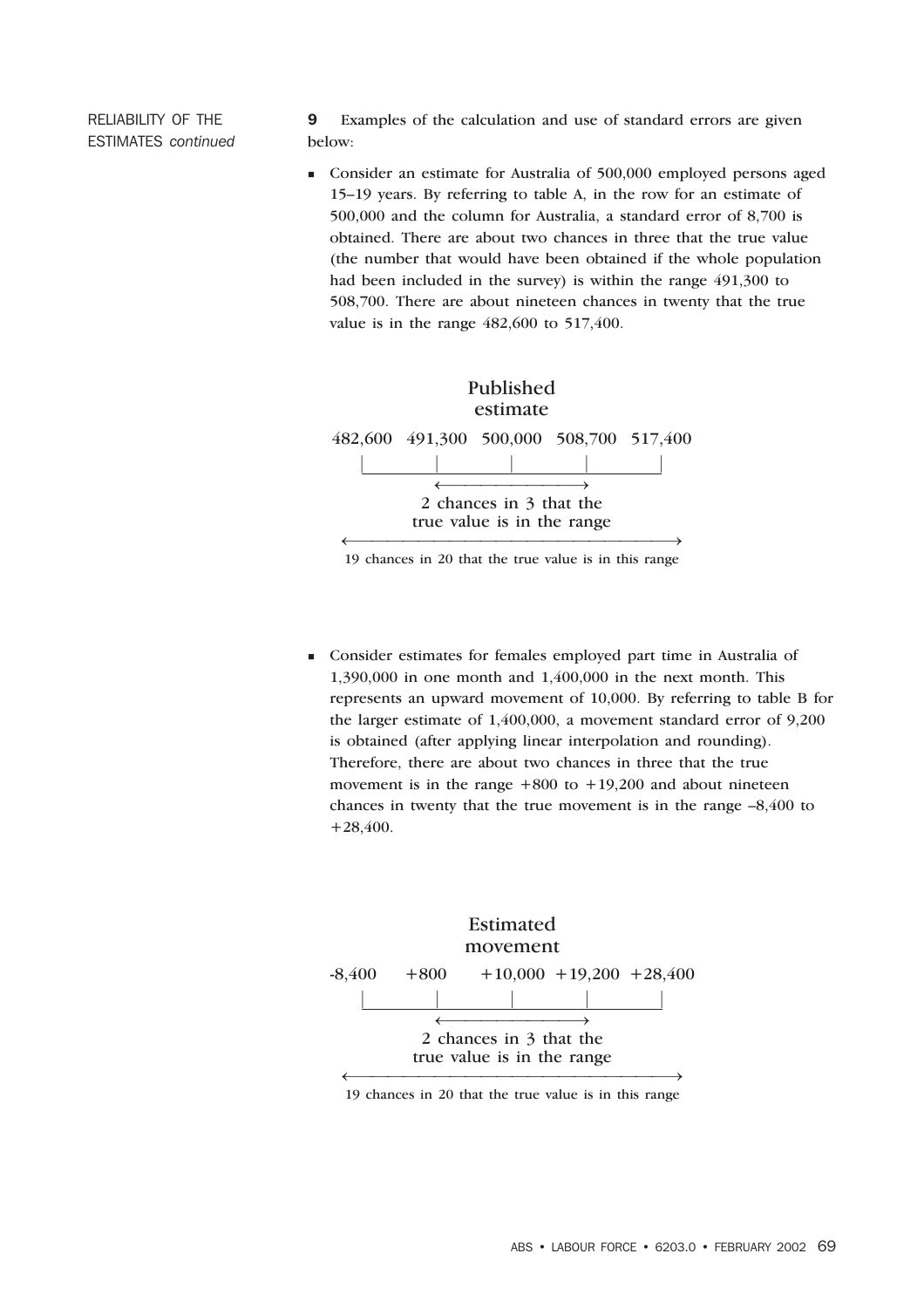RELIABILITY OF THE ESTIMATES *continued*

**9** Examples of the calculation and use of standard errors are given below:

- Consider an estimate for Australia of 500,000 employed persons aged 15–19 years. By referring to table A, in the row for an estimate of 500,000 and the column for Australia, a standard error of 8,700 is obtained. There are about two chances in three that the true value (the number that would have been obtained if the whole population had been included in the survey) is within the range 491,300 to 508,700. There are about nineteen chances in twenty that the true value is in the range 482,600 to 517,400.

Published estimate

482,600 491,300 500,000 508,700 517,400

2 chances in 3 that the true value is in the range

19 chances in 20 that the true value is in this range

- Consider estimates for females employed part time in Australia of 1,390,000 in one month and 1,400,000 in the next month. This represents an upward movement of 10,000. By referring to table B for the larger estimate of 1,400,000, a movement standard error of 9,200 is obtained (after applying linear interpolation and rounding). Therefore, there are about two chances in three that the true movement is in the range +800 to +19,200 and about nineteen chances in twenty that the true movement is in the range –8,400 to +28,400.

Estimated movement

-8,400 +800 +10,000 +19,200 +28,400

2 chances in 3 that the true value is in the range

19 chances in 20 that the true value is in this range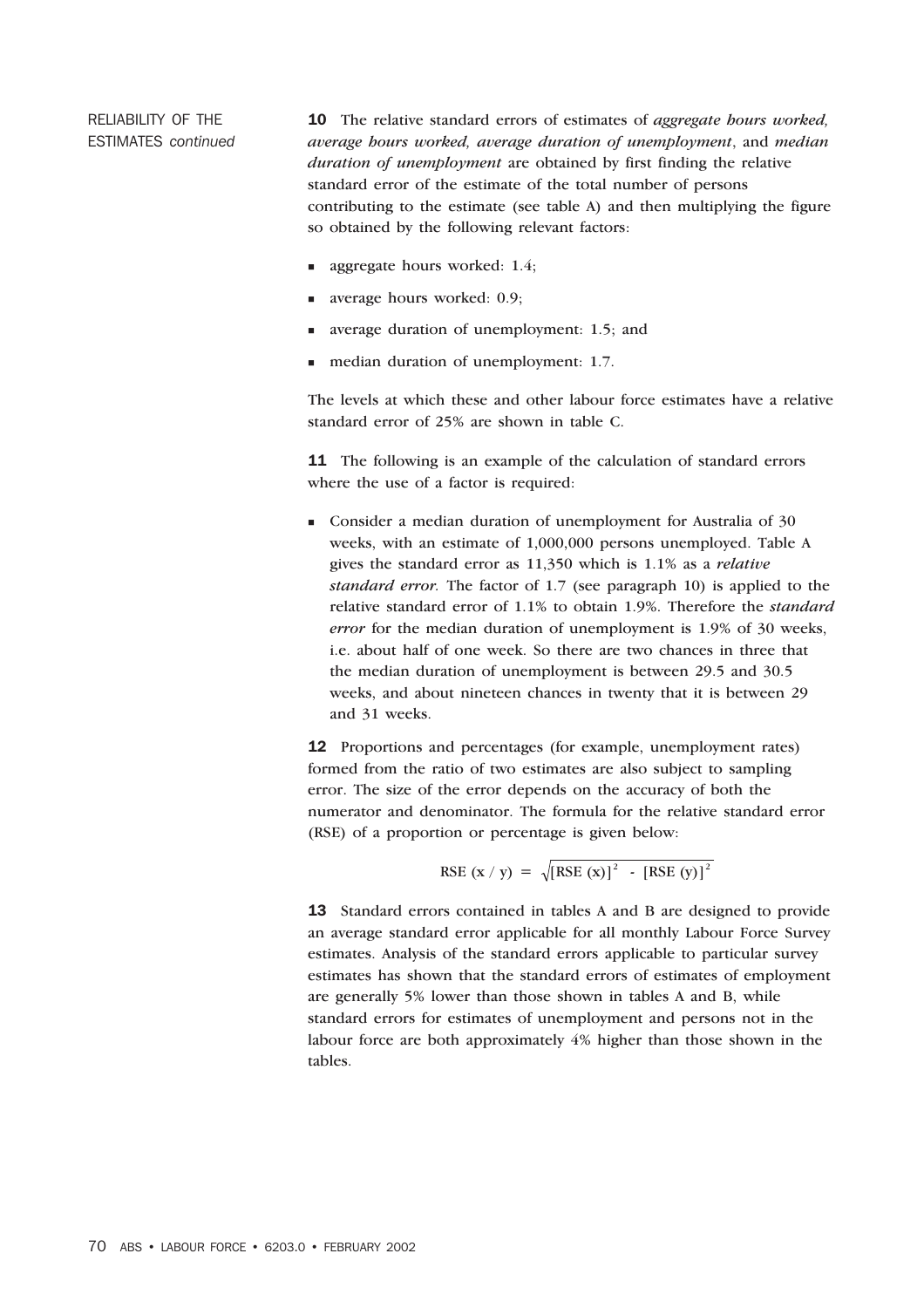RELIABILITY OF THE ESTIMATES *continued*

**10** The relative standard errors of estimates of *aggregate hours worked, average hours worked, average duration of unemployment*, and *median duration of unemployment* are obtained by first finding the relative standard error of the estimate of the total number of persons contributing to the estimate (see table A) and then multiplying the figure so obtained by the following relevant factors:

- aggregate hours worked: 1.4;
- average hours worked: 0.9;
- average duration of unemployment: 1.5; and
- median duration of unemployment: 1.7.

The levels at which these and other labour force estimates have a relative standard error of 25% are shown in table C.

**11** The following is an example of the calculation of standard errors where the use of a factor is required:

- Consider a median duration of unemployment for Australia of 30 weeks, with an estimate of 1,000,000 persons unemployed. Table A gives the standard error as 11,350 which is 1.1% as a *relative standard error.* The factor of 1.7 (see paragraph 10) is applied to the relative standard error of 1.1% to obtain 1.9%. Therefore the *standard error* for the median duration of unemployment is 1.9% of 30 weeks, i.e. about half of one week. So there are two chances in three that the median duration of unemployment is between 29.5 and 30.5 weeks, and about nineteen chances in twenty that it is between 29 and 31 weeks.

**12** Proportions and percentages (for example, unemployment rates) formed from the ratio of two estimates are also subject to sampling error. The size of the error depends on the accuracy of both the numerator and denominator. The formula for the relative standard error (RSE) of a proportion or percentage is given below:

$$\text{RSE}\ (x / y) = \sqrt{[\text{RSE}\ (x)]^2 - [\text{RSE}\ (y)]^2}$$

**13** Standard errors contained in tables A and B are designed to provide an average standard error applicable for all monthly Labour Force Survey estimates. Analysis of the standard errors applicable to particular survey estimates has shown that the standard errors of estimates of employment are generally 5% lower than those shown in tables A and B, while standard errors for estimates of unemployment and persons not in the labour force are both approximately 4% higher than those shown in the tables.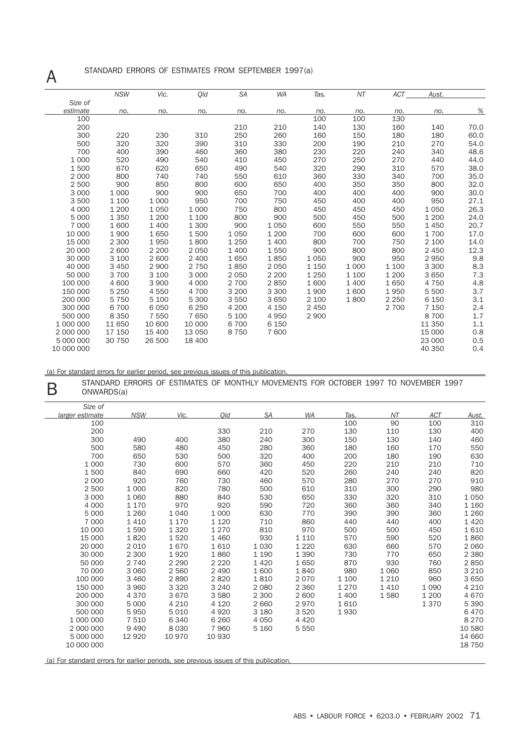## A STANDARD ERRORS OF ESTIMATES FROM SEPTEMBER 1997(a)

| Size of estimate | NSW | Vic. | Qld | SA | WA | Tas. | NT | ACT | Aust. | |
|---|---|---|---|---|---|---|---|---|---|---|
| | no. | no. | no. | no. | no. | no. | no. | no. | no. | % |
| 100 | | | | | | 100 | 100 | 130 | | |
| 200 | | | | 210 | 210 | 140 | 130 | 160 | 140 | 70.0 |
| 300 | 220 | 230 | 310 | 250 | 260 | 160 | 150 | 180 | 180 | 60.0 |
| 500 | 320 | 320 | 390 | 310 | 330 | 200 | 190 | 210 | 270 | 54.0 |
| 700 | 400 | 390 | 460 | 360 | 380 | 230 | 220 | 240 | 340 | 48.6 |
| 1 000 | 520 | 490 | 540 | 410 | 450 | 270 | 250 | 270 | 440 | 44.0 |
| 1 500 | 670 | 620 | 650 | 490 | 540 | 320 | 290 | 310 | 570 | 38.0 |
| 2 000 | 800 | 740 | 740 | 550 | 610 | 360 | 330 | 340 | 700 | 35.0 |
| 2 500 | 900 | 850 | 800 | 600 | 650 | 400 | 350 | 350 | 800 | 32.0 |
| 3 000 | 1 000 | 900 | 900 | 650 | 700 | 400 | 400 | 400 | 900 | 30.0 |
| 3 500 | 1 100 | 1 000 | 950 | 700 | 750 | 450 | 400 | 400 | 950 | 27.1 |
| 4 000 | 1 200 | 1 050 | 1 000 | 750 | 800 | 450 | 450 | 450 | 1 050 | 26.3 |
| 5 000 | 1 350 | 1 200 | 1 100 | 800 | 900 | 500 | 450 | 500 | 1 200 | 24.0 |
| 7 000 | 1 600 | 1 400 | 1 300 | 900 | 1 050 | 600 | 550 | 550 | 1 450 | 20.7 |
| 10 000 | 1 900 | 1 650 | 1 500 | 1 050 | 1 200 | 700 | 600 | 600 | 1 700 | 17.0 |
| 15 000 | 2 300 | 1 950 | 1 800 | 1 250 | 1 400 | 800 | 700 | 750 | 2 100 | 14.0 |
| 20 000 | 2 600 | 2 200 | 2 050 | 1 400 | 1 550 | 900 | 800 | 800 | 2 450 | 12.3 |
| 30 000 | 3 100 | 2 600 | 2 400 | 1 650 | 1 850 | 1 050 | 900 | 950 | 2 950 | 9.8 |
| 40 000 | 3 450 | 2 900 | 2 750 | 1 850 | 2 050 | 1 150 | 1 000 | 1 100 | 3 300 | 8.3 |
| 50 000 | 3 700 | 3 100 | 3 000 | 2 050 | 2 200 | 1 250 | 1 100 | 1 200 | 3 650 | 7.3 |
| 100 000 | 4 600 | 3 900 | 4 000 | 2 700 | 2 850 | 1 600 | 1 400 | 1 650 | 4 750 | 4.8 |
| 150 000 | 5 250 | 4 550 | 4 700 | 3 200 | 3 300 | 1 900 | 1 600 | 1 950 | 5 500 | 3.7 |
| 200 000 | 5 750 | 5 100 | 5 300 | 3 550 | 3 650 | 2 100 | 1 800 | 2 250 | 6 150 | 3.1 |
| 300 000 | 6 700 | 6 050 | 6 250 | 4 200 | 4 150 | 2 450 | | 2 700 | 7 150 | 2.4 |
| 500 000 | 8 350 | 7 550 | 7 650 | 5 100 | 4 950 | 2 900 | | | 8 700 | 1.7 |
| 1 000 000 | 11 650 | 10 600 | 10 000 | 6 700 | 6 150 | | | | 11 350 | 1.1 |
| 2 000 000 | 17 150 | 15 400 | 13 050 | 8 750 | 7 600 | | | | 15 000 | 0.8 |
| 5 000 000 | 30 750 | 26 500 | 18 400 | | | | | | 23 000 | 0.5 |
| 10 000 000 | | | | | | | | | 40 350 | 0.4 |

(a) For standard errors for earlier period, see previous issues of this publication.

## B STANDARD ERRORS OF ESTIMATES OF MONTHLY MOVEMENTS FOR OCTOBER 1997 TO NOVEMBER 1997 ONWARDS(a)

| Size of larger estimate | NSW | Vic. | Qld | SA | WA | Tas. | NT | ACT | Aust. |
|---|---|---|---|---|---|---|---|---|---|
| 100 | | | | | | 100 | 90 | 100 | 310 |
| 200 | | | 330 | 210 | 270 | 130 | 110 | 130 | 400 |
| 300 | 490 | 400 | 380 | 240 | 300 | 150 | 130 | 140 | 460 |
| 500 | 580 | 480 | 450 | 280 | 360 | 180 | 160 | 170 | 550 |
| 700 | 650 | 530 | 500 | 320 | 400 | 200 | 180 | 190 | 630 |
| 1 000 | 730 | 600 | 570 | 360 | 450 | 220 | 210 | 210 | 710 |
| 1 500 | 840 | 690 | 660 | 420 | 520 | 260 | 240 | 240 | 820 |
| 2 000 | 920 | 760 | 730 | 460 | 570 | 280 | 270 | 270 | 910 |
| 2 500 | 1 000 | 820 | 780 | 500 | 610 | 310 | 300 | 290 | 980 |
| 3 000 | 1 060 | 880 | 840 | 530 | 650 | 330 | 320 | 310 | 1 050 |
| 4 000 | 1 170 | 970 | 920 | 590 | 720 | 360 | 360 | 340 | 1 160 |
| 5 000 | 1 260 | 1 040 | 1 000 | 630 | 770 | 390 | 390 | 360 | 1 260 |
| 7 000 | 1 410 | 1 170 | 1 120 | 710 | 860 | 440 | 440 | 400 | 1 420 |
| 10 000 | 1 590 | 1 320 | 1 270 | 810 | 970 | 500 | 500 | 450 | 1 610 |
| 15 000 | 1 820 | 1 520 | 1 460 | 930 | 1 110 | 570 | 590 | 520 | 1 860 |
| 20 000 | 2 010 | 1 670 | 1 610 | 1 030 | 1 220 | 630 | 660 | 570 | 2 060 |
| 30 000 | 2 300 | 1 920 | 1 860 | 1 190 | 1 390 | 730 | 770 | 650 | 2 380 |
| 50 000 | 2 740 | 2 290 | 2 220 | 1 420 | 1 650 | 870 | 930 | 760 | 2 850 |
| 70 000 | 3 060 | 2 560 | 2 490 | 1 600 | 1 840 | 980 | 1 060 | 850 | 3 210 |
| 100 000 | 3 460 | 2 890 | 2 820 | 1 810 | 2 070 | 1 100 | 1 210 | 960 | 3 650 |
| 150 000 | 3 960 | 3 320 | 3 240 | 2 080 | 2 360 | 1 270 | 1 410 | 1 090 | 4 210 |
| 200 000 | 4 370 | 3 670 | 3 580 | 2 300 | 2 600 | 1 400 | 1 580 | 1 200 | 4 670 |
| 300 000 | 5 000 | 4 210 | 4 120 | 2 660 | 2 970 | 1 610 | | 1 370 | 5 390 |
| 500 000 | 5 950 | 5 010 | 4 920 | 3 180 | 3 520 | 1 930 | | | 6 470 |
| 1 000 000 | 7 510 | 6 340 | 6 260 | 4 050 | 4 420 | | | | 8 270 |
| 2 000 000 | 9 490 | 8 030 | 7 960 | 5 160 | 5 550 | | | | 10 580 |
| 5 000 000 | 12 920 | 10 970 | 10 930 | | | | | | 14 660 |
| 10 000 000 | | | | | | | | | 18 750 |

(a) For standard errors for earlier periods, see previous issues of this publication.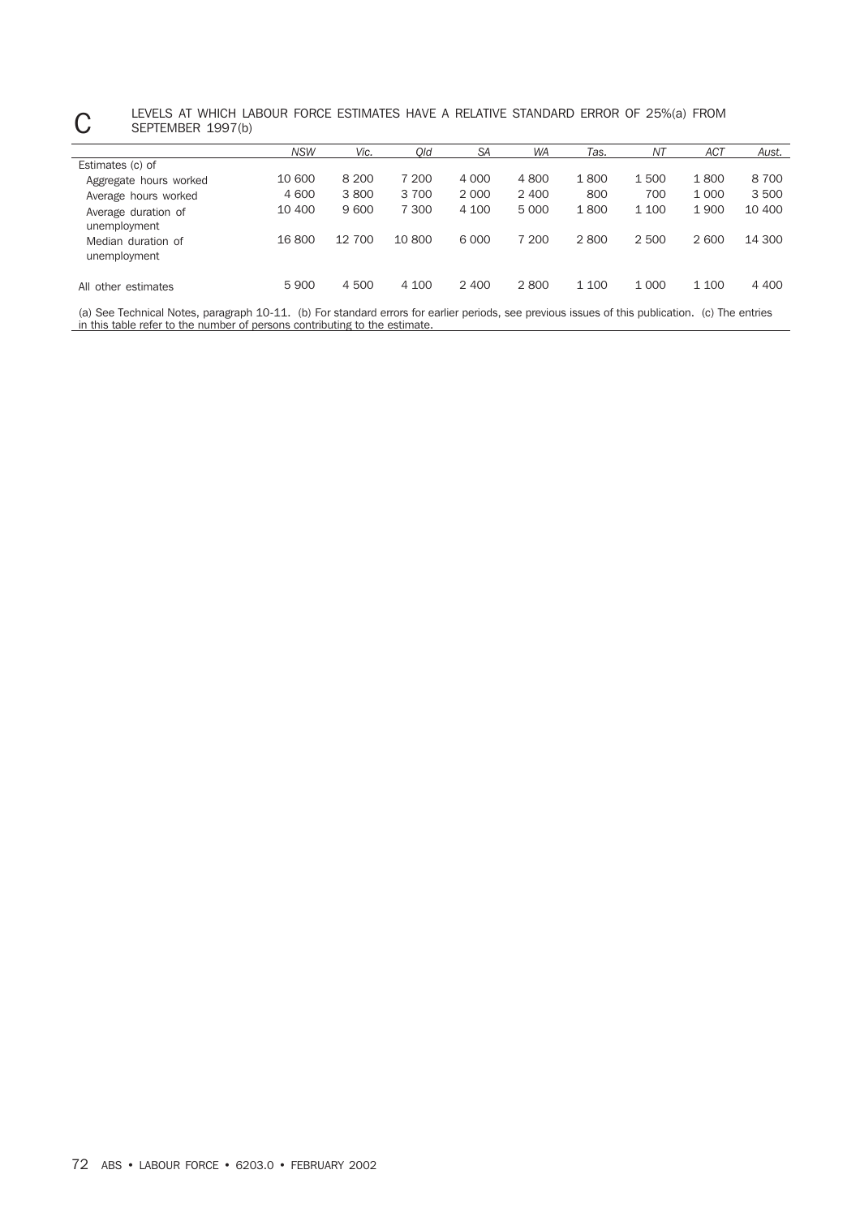## C LEVELS AT WHICH LABOUR FORCE ESTIMATES HAVE A RELATIVE STANDARD ERROR OF 25%(a) FROM SEPTEMBER 1997(b)

| | *NSW* | *Vic.* | *Qld* | *SA* | *WA* | *Tas.* | *NT* | *ACT* | *Aust.* |
|---|---|---|---|---|---|---|---|---|---|
| Estimates (c) of | | | | | | | | | |
| Aggregate hours worked | 10 600 | 8 200 | 7 200 | 4 000 | 4 800 | 1 800 | 1 500 | 1 800 | 8 700 |
| Average hours worked | 4 600 | 3 800 | 3 700 | 2 000 | 2 400 | 800 | 700 | 1 000 | 3 500 |
| Average duration of unemployment | 10 400 | 9 600 | 7 300 | 4 100 | 5 000 | 1 800 | 1 100 | 1 900 | 10 400 |
| Median duration of unemployment | 16 800 | 12 700 | 10 800 | 6 000 | 7 200 | 2 800 | 2 500 | 2 600 | 14 300 |
| All other estimates | 5 900 | 4 500 | 4 100 | 2 400 | 2 800 | 1 100 | 1 000 | 1 100 | 4 400 |

(a) See Technical Notes, paragraph 10-11. (b) For standard errors for earlier periods, see previous issues of this publication. (c) The entries in this table refer to the number of persons contributing to the estimate.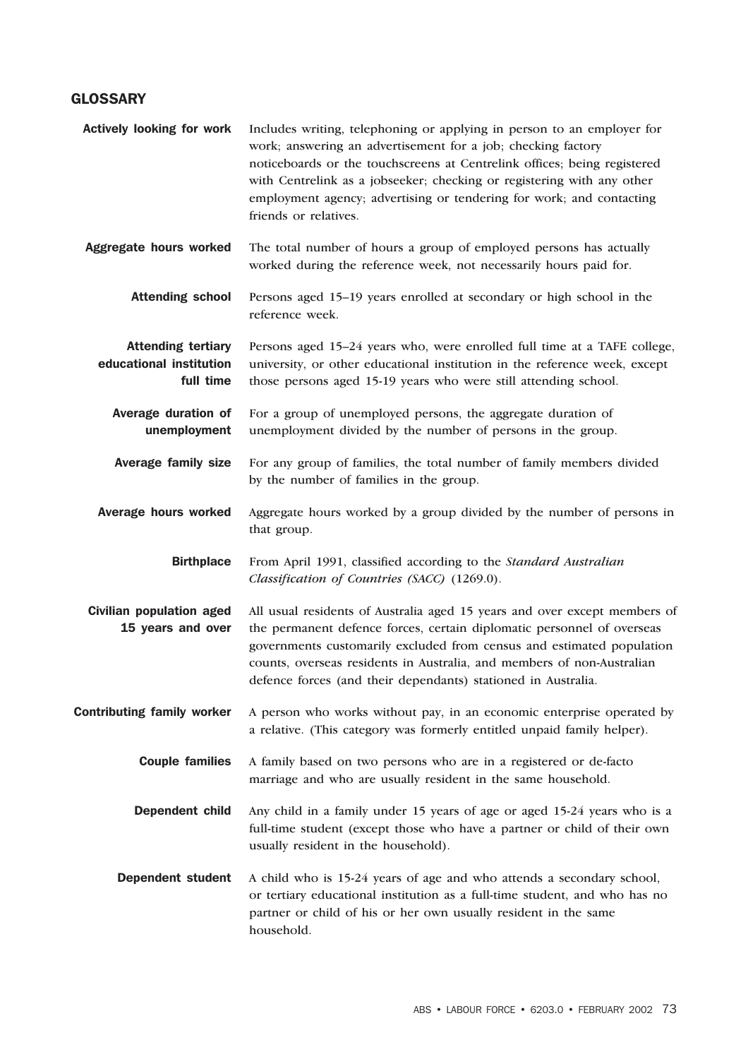## GLOSSARY

**Actively looking for work**
Includes writing, telephoning or applying in person to an employer for work; answering an advertisement for a job; checking factory noticeboards or the touchscreens at Centrelink offices; being registered with Centrelink as a jobseeker; checking or registering with any other employment agency; advertising or tendering for work; and contacting friends or relatives.

**Aggregate hours worked**
The total number of hours a group of employed persons has actually worked during the reference week, not necessarily hours paid for.

**Attending school**
Persons aged 15–19 years enrolled at secondary or high school in the reference week.

**Attending tertiary educational institution full time**
Persons aged 15–24 years who, were enrolled full time at a TAFE college, university, or other educational institution in the reference week, except those persons aged 15-19 years who were still attending school.

**Average duration of unemployment**
For a group of unemployed persons, the aggregate duration of unemployment divided by the number of persons in the group.

**Average family size**
For any group of families, the total number of family members divided by the number of families in the group.

**Average hours worked**
Aggregate hours worked by a group divided by the number of persons in that group.

**Birthplace**
From April 1991, classified according to the *Standard Australian Classification of Countries (SACC)* (1269.0).

**Civilian population aged 15 years and over**
All usual residents of Australia aged 15 years and over except members of the permanent defence forces, certain diplomatic personnel of overseas governments customarily excluded from census and estimated population counts, overseas residents in Australia, and members of non-Australian defence forces (and their dependants) stationed in Australia.

**Contributing family worker**
A person who works without pay, in an economic enterprise operated by a relative. (This category was formerly entitled unpaid family helper).

**Couple families**
A family based on two persons who are in a registered or de-facto marriage and who are usually resident in the same household.

**Dependent child**
Any child in a family under 15 years of age or aged 15-24 years who is a full-time student (except those who have a partner or child of their own usually resident in the household).

**Dependent student**
A child who is 15-24 years of age and who attends a secondary school, or tertiary educational institution as a full-time student, and who has no partner or child of his or her own usually resident in the same household.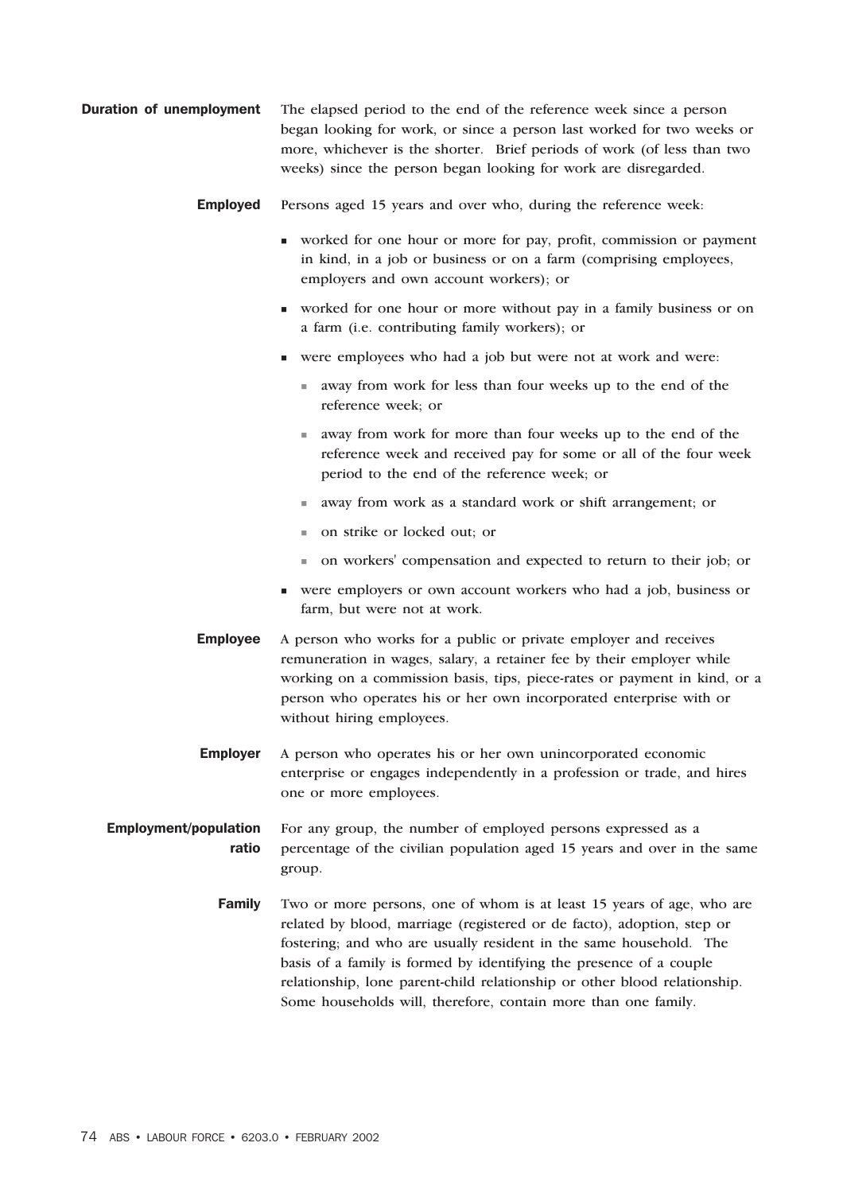**Duration of unemployment** The elapsed period to the end of the reference week since a person began looking for work, or since a person last worked for two weeks or more, whichever is the shorter. Brief periods of work (of less than two weeks) since the person began looking for work are disregarded.

**Employed** Persons aged 15 years and over who, during the reference week:

- worked for one hour or more for pay, profit, commission or payment in kind, in a job or business or on a farm (comprising employees, employers and own account workers); or
- worked for one hour or more without pay in a family business or on a farm (i.e. contributing family workers); or
- were employees who had a job but were not at work and were:
  - away from work for less than four weeks up to the end of the reference week; or
  - away from work for more than four weeks up to the end of the reference week and received pay for some or all of the four week period to the end of the reference week; or
  - away from work as a standard work or shift arrangement; or
  - on strike or locked out; or
  - on workers' compensation and expected to return to their job; or
- were employers or own account workers who had a job, business or farm, but were not at work.

**Employee** A person who works for a public or private employer and receives remuneration in wages, salary, a retainer fee by their employer while working on a commission basis, tips, piece-rates or payment in kind, or a person who operates his or her own incorporated enterprise with or without hiring employees.

**Employer** A person who operates his or her own unincorporated economic enterprise or engages independently in a profession or trade, and hires one or more employees.

**Employment/population ratio** For any group, the number of employed persons expressed as a percentage of the civilian population aged 15 years and over in the same group.

**Family** Two or more persons, one of whom is at least 15 years of age, who are related by blood, marriage (registered or de facto), adoption, step or fostering; and who are usually resident in the same household. The basis of a family is formed by identifying the presence of a couple relationship, lone parent-child relationship or other blood relationship. Some households will, therefore, contain more than one family.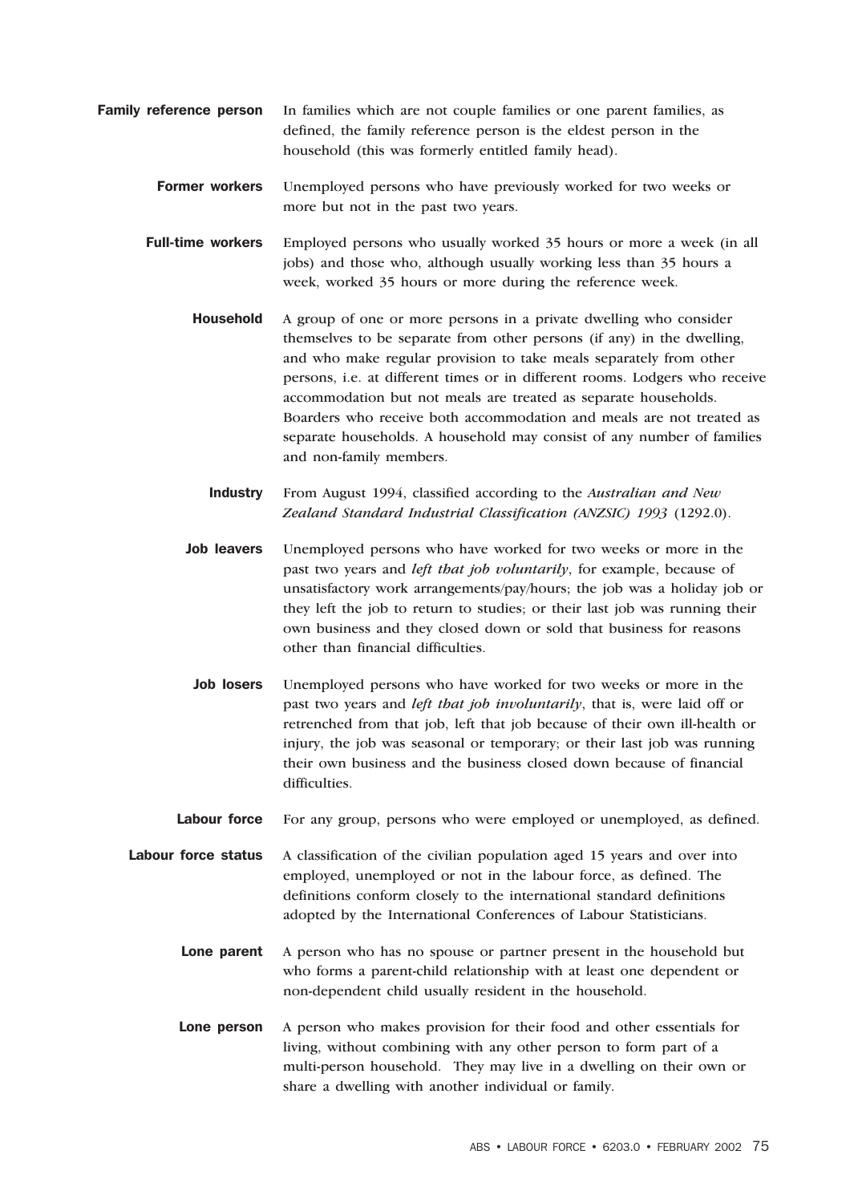**Family reference person** In families which are not couple families or one parent families, as defined, the family reference person is the eldest person in the household (this was formerly entitled family head).

**Former workers** Unemployed persons who have previously worked for two weeks or more but not in the past two years.

**Full-time workers** Employed persons who usually worked 35 hours or more a week (in all jobs) and those who, although usually working less than 35 hours a week, worked 35 hours or more during the reference week.

**Household** A group of one or more persons in a private dwelling who consider themselves to be separate from other persons (if any) in the dwelling, and who make regular provision to take meals separately from other persons, i.e. at different times or in different rooms. Lodgers who receive accommodation but not meals are treated as separate households. Boarders who receive both accommodation and meals are not treated as separate households. A household may consist of any number of families and non-family members.

**Industry** From August 1994, classified according to the *Australian and New Zealand Standard Industrial Classification (ANZSIC) 1993* (1292.0).

**Job leavers** Unemployed persons who have worked for two weeks or more in the past two years and *left that job voluntarily*, for example, because of unsatisfactory work arrangements/pay/hours; the job was a holiday job or they left the job to return to studies; or their last job was running their own business and they closed down or sold that business for reasons other than financial difficulties.

**Job losers** Unemployed persons who have worked for two weeks or more in the past two years and *left that job involuntarily*, that is, were laid off or retrenched from that job, left that job because of their own ill-health or injury, the job was seasonal or temporary; or their last job was running their own business and the business closed down because of financial difficulties.

**Labour force** For any group, persons who were employed or unemployed, as defined.

**Labour force status** A classification of the civilian population aged 15 years and over into employed, unemployed or not in the labour force, as defined. The definitions conform closely to the international standard definitions adopted by the International Conferences of Labour Statisticians.

**Lone parent** A person who has no spouse or partner present in the household but who forms a parent-child relationship with at least one dependent or non-dependent child usually resident in the household.

**Lone person** A person who makes provision for their food and other essentials for living, without combining with any other person to form part of a multi-person household. They may live in a dwelling on their own or share a dwelling with another individual or family.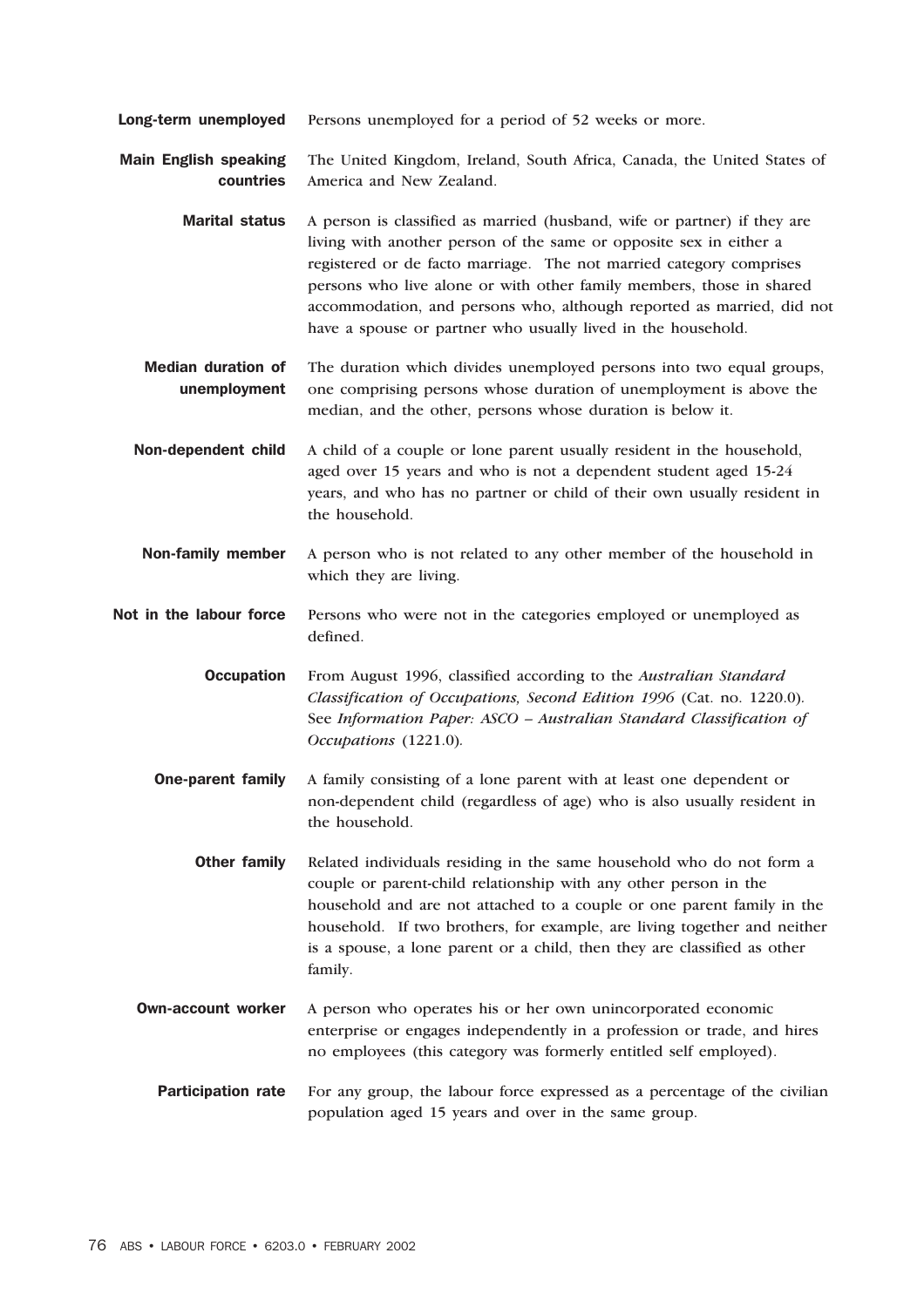**Long-term unemployed** Persons unemployed for a period of 52 weeks or more.

**Main English speaking countries** The United Kingdom, Ireland, South Africa, Canada, the United States of America and New Zealand.

**Marital status** A person is classified as married (husband, wife or partner) if they are living with another person of the same or opposite sex in either a registered or de facto marriage. The not married category comprises persons who live alone or with other family members, those in shared accommodation, and persons who, although reported as married, did not have a spouse or partner who usually lived in the household.

**Median duration of unemployment** The duration which divides unemployed persons into two equal groups, one comprising persons whose duration of unemployment is above the median, and the other, persons whose duration is below it.

**Non-dependent child** A child of a couple or lone parent usually resident in the household, aged over 15 years and who is not a dependent student aged 15-24 years, and who has no partner or child of their own usually resident in the household.

**Non-family member** A person who is not related to any other member of the household in which they are living.

**Not in the labour force** Persons who were not in the categories employed or unemployed as defined.

**Occupation** From August 1996, classified according to the *Australian Standard Classification of Occupations, Second Edition 1996* (Cat. no. 1220.0). See *Information Paper: ASCO – Australian Standard Classification of Occupations* (1221.0).

**One-parent family** A family consisting of a lone parent with at least one dependent or non-dependent child (regardless of age) who is also usually resident in the household.

**Other family** Related individuals residing in the same household who do not form a couple or parent-child relationship with any other person in the household and are not attached to a couple or one parent family in the household. If two brothers, for example, are living together and neither is a spouse, a lone parent or a child, then they are classified as other family.

**Own-account worker** A person who operates his or her own unincorporated economic enterprise or engages independently in a profession or trade, and hires no employees (this category was formerly entitled self employed).

**Participation rate** For any group, the labour force expressed as a percentage of the civilian population aged 15 years and over in the same group.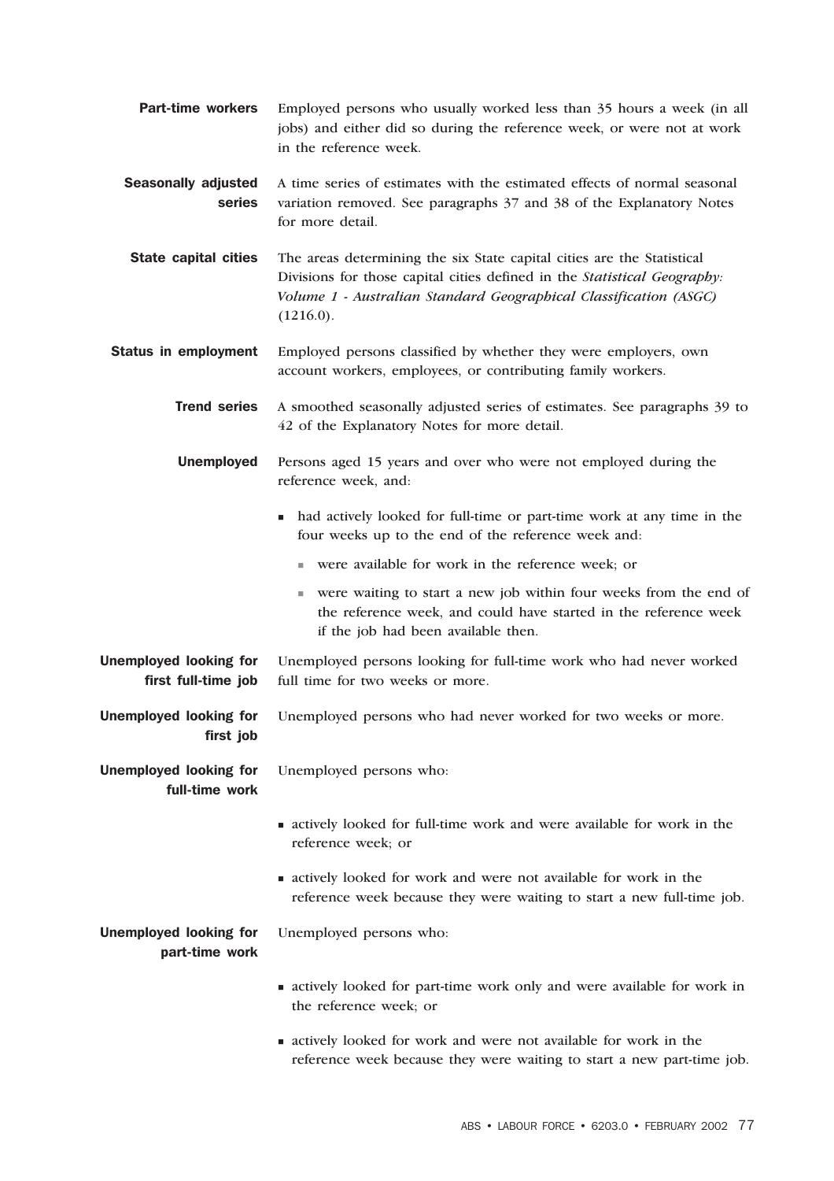**Part-time workers** Employed persons who usually worked less than 35 hours a week (in all jobs) and either did so during the reference week, or were not at work in the reference week.

**Seasonally adjusted series** A time series of estimates with the estimated effects of normal seasonal variation removed. See paragraphs 37 and 38 of the Explanatory Notes for more detail.

**State capital cities** The areas determining the six State capital cities are the Statistical Divisions for those capital cities defined in the *Statistical Geography: Volume 1 - Australian Standard Geographical Classification (ASGC)* (1216.0).

**Status in employment** Employed persons classified by whether they were employers, own account workers, employees, or contributing family workers.

**Trend series** A smoothed seasonally adjusted series of estimates. See paragraphs 39 to 42 of the Explanatory Notes for more detail.

**Unemployed** Persons aged 15 years and over who were not employed during the reference week, and:

- had actively looked for full-time or part-time work at any time in the four weeks up to the end of the reference week and:
  - were available for work in the reference week; or
  - were waiting to start a new job within four weeks from the end of the reference week, and could have started in the reference week if the job had been available then.

**Unemployed looking for first full-time job** Unemployed persons looking for full-time work who had never worked full time for two weeks or more.

**Unemployed looking for first job** Unemployed persons who had never worked for two weeks or more.

**Unemployed looking for full-time work** Unemployed persons who:

- actively looked for full-time work and were available for work in the reference week; or
- actively looked for work and were not available for work in the reference week because they were waiting to start a new full-time job.

**Unemployed looking for part-time work** Unemployed persons who:

- actively looked for part-time work only and were available for work in the reference week; or
- actively looked for work and were not available for work in the reference week because they were waiting to start a new part-time job.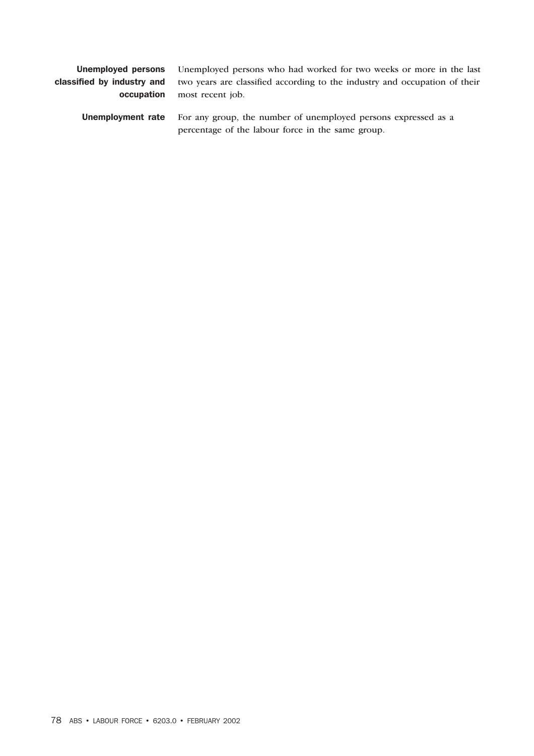**Unemployed persons classified by industry and occupation** Unemployed persons who had worked for two weeks or more in the last two years are classified according to the industry and occupation of their most recent job.

**Unemployment rate** For any group, the number of unemployed persons expressed as a percentage of the labour force in the same group.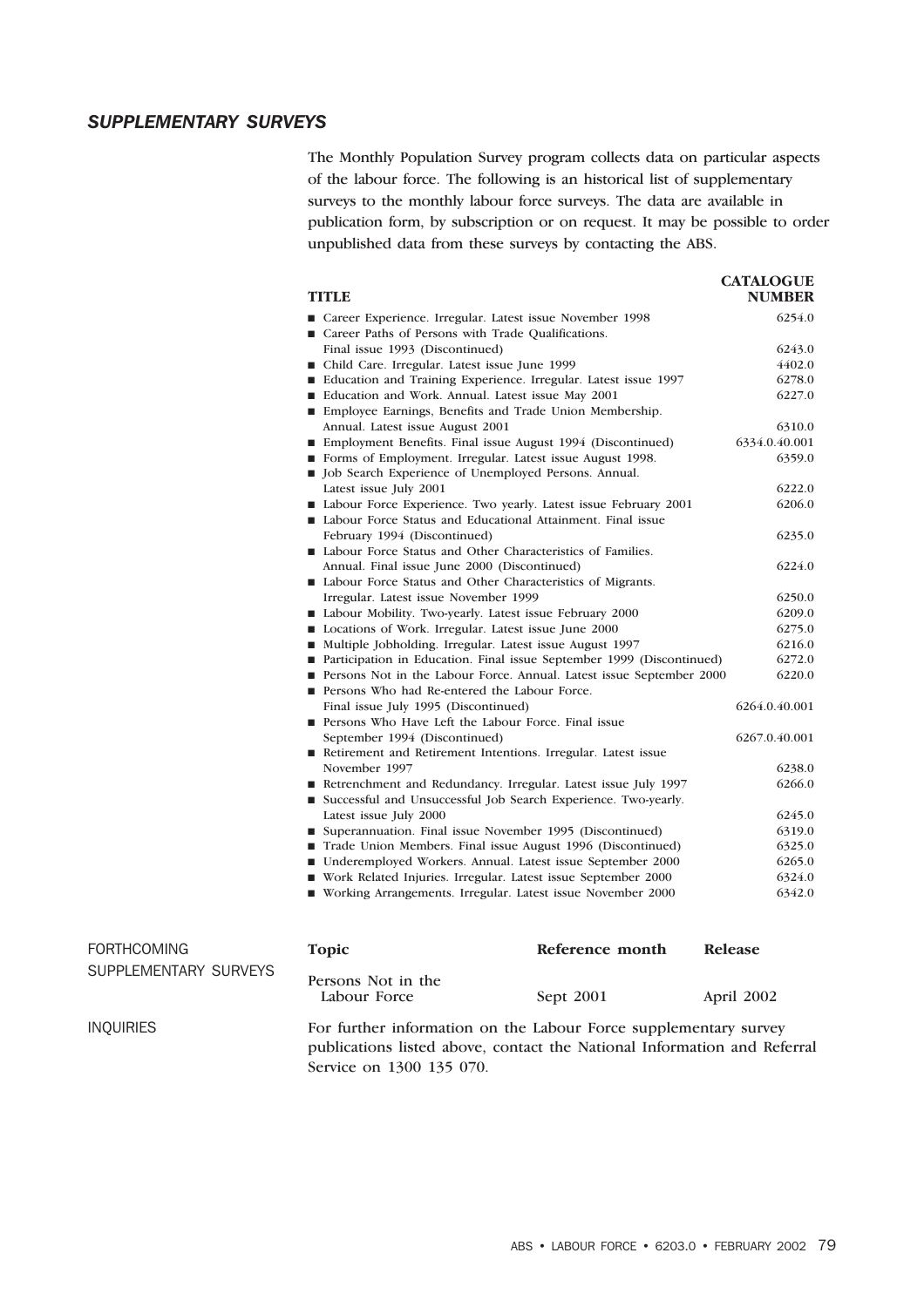## *SUPPLEMENTARY SURVEYS*

The Monthly Population Survey program collects data on particular aspects of the labour force. The following is an historical list of supplementary surveys to the monthly labour force surveys. The data are available in publication form, by subscription or on request. It may be possible to order unpublished data from these surveys by contacting the ABS.

| TITLE | CATALOGUE NUMBER |
|---|---|
| ■ Career Experience. Irregular. Latest issue November 1998 | 6254.0 |
| ■ Career Paths of Persons with Trade Qualifications. Final issue 1993 (Discontinued) | 6243.0 |
| ■ Child Care. Irregular. Latest issue June 1999 | 4402.0 |
| ■ Education and Training Experience. Irregular. Latest issue 1997 | 6278.0 |
| ■ Education and Work. Annual. Latest issue May 2001 | 6227.0 |
| ■ Employee Earnings, Benefits and Trade Union Membership. Annual. Latest issue August 2001 | 6310.0 |
| ■ Employment Benefits. Final issue August 1994 (Discontinued) | 6334.0.40.001 |
| ■ Forms of Employment. Irregular. Latest issue August 1998. | 6359.0 |
| ■ Job Search Experience of Unemployed Persons. Annual. Latest issue July 2001 | 6222.0 |
| ■ Labour Force Experience. Two yearly. Latest issue February 2001 | 6206.0 |
| ■ Labour Force Status and Educational Attainment. Final issue February 1994 (Discontinued) | 6235.0 |
| ■ Labour Force Status and Other Characteristics of Families. Annual. Final issue June 2000 (Discontinued) | 6224.0 |
| ■ Labour Force Status and Other Characteristics of Migrants. Irregular. Latest issue November 1999 | 6250.0 |
| ■ Labour Mobility. Two-yearly. Latest issue February 2000 | 6209.0 |
| ■ Locations of Work. Irregular. Latest issue June 2000 | 6275.0 |
| ■ Multiple Jobholding. Irregular. Latest issue August 1997 | 6216.0 |
| ■ Participation in Education. Final issue September 1999 (Discontinued) | 6272.0 |
| ■ Persons Not in the Labour Force. Annual. Latest issue September 2000 | 6220.0 |
| ■ Persons Who had Re-entered the Labour Force. Final issue July 1995 (Discontinued) | 6264.0.40.001 |
| ■ Persons Who Have Left the Labour Force. Final issue September 1994 (Discontinued) | 6267.0.40.001 |
| ■ Retirement and Retirement Intentions. Irregular. Latest issue November 1997 | 6238.0 |
| ■ Retrenchment and Redundancy. Irregular. Latest issue July 1997 | 6266.0 |
| ■ Successful and Unsuccessful Job Search Experience. Two-yearly. Latest issue July 2000 | 6245.0 |
| ■ Superannuation. Final issue November 1995 (Discontinued) | 6319.0 |
| ■ Trade Union Members. Final issue August 1996 (Discontinued) | 6325.0 |
| ■ Underemployed Workers. Annual. Latest issue September 2000 | 6265.0 |
| ■ Work Related Injuries. Irregular. Latest issue September 2000 | 6324.0 |
| ■ Working Arrangements. Irregular. Latest issue November 2000 | 6342.0 |

### FORTHCOMING SUPPLEMENTARY SURVEYS

| Topic | Reference month | Release |
|---|---|---|
| Persons Not in the Labour Force | Sept 2001 | April 2002 |

### INQUIRIES

For further information on the Labour Force supplementary survey publications listed above, contact the National Information and Referral Service on 1300 135 070.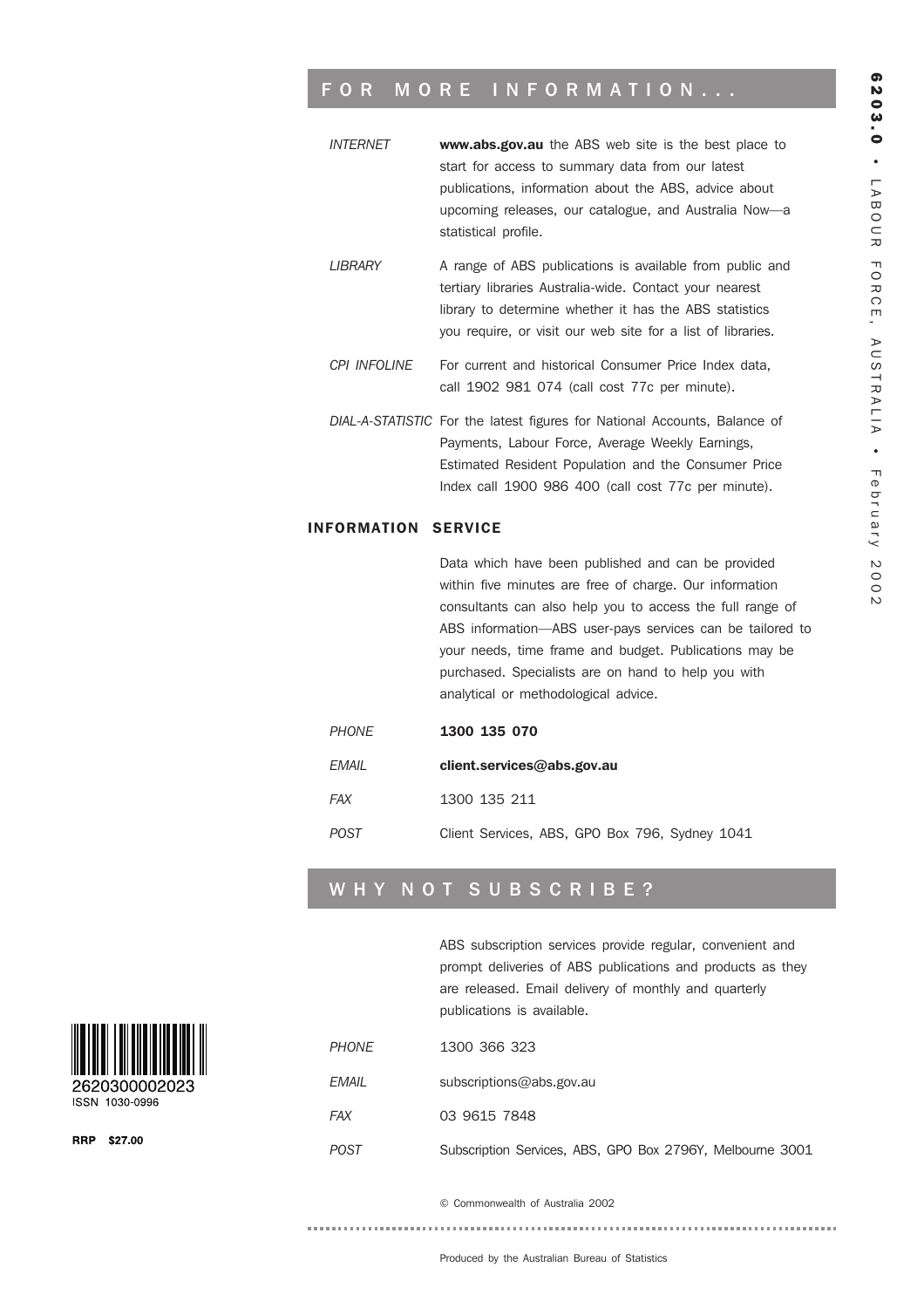## FOR MORE INFORMATION...

*INTERNET* **www.abs.gov.au** the ABS web site is the best place to start for access to summary data from our latest publications, information about the ABS, advice about upcoming releases, our catalogue, and Australia Now—a statistical profile.

*LIBRARY* A range of ABS publications is available from public and tertiary libraries Australia-wide. Contact your nearest library to determine whether it has the ABS statistics you require, or visit our web site for a list of libraries.

*CPI INFOLINE* For current and historical Consumer Price Index data, call 1902 981 074 (call cost 77c per minute).

*DIAL-A-STATISTIC* For the latest figures for National Accounts, Balance of Payments, Labour Force, Average Weekly Earnings, Estimated Resident Population and the Consumer Price Index call 1900 986 400 (call cost 77c per minute).

### INFORMATION SERVICE

Data which have been published and can be provided within five minutes are free of charge. Our information consultants can also help you to access the full range of ABS information—ABS user-pays services can be tailored to your needs, time frame and budget. Publications may be purchased. Specialists are on hand to help you with analytical or methodological advice.

*PHONE* **1300 135 070**

*EMAIL* **client.services@abs.gov.au**

*FAX* 1300 135 211

*POST* Client Services, ABS, GPO Box 796, Sydney 1041

## WHY NOT SUBSCRIBE?

ABS subscription services provide regular, convenient and prompt deliveries of ABS publications and products as they are released. Email delivery of monthly and quarterly publications is available.

*PHONE* 1300 366 323

*EMAIL* subscriptions@abs.gov.au

*FAX* 03 9615 7848

*POST* Subscription Services, ABS, GPO Box 2796Y, Melbourne 3001

2620300002023

ISSN 1030-0996

**RRP $27.00**

© Commonwealth of Australia 2002

Produced by the Australian Bureau of Statistics